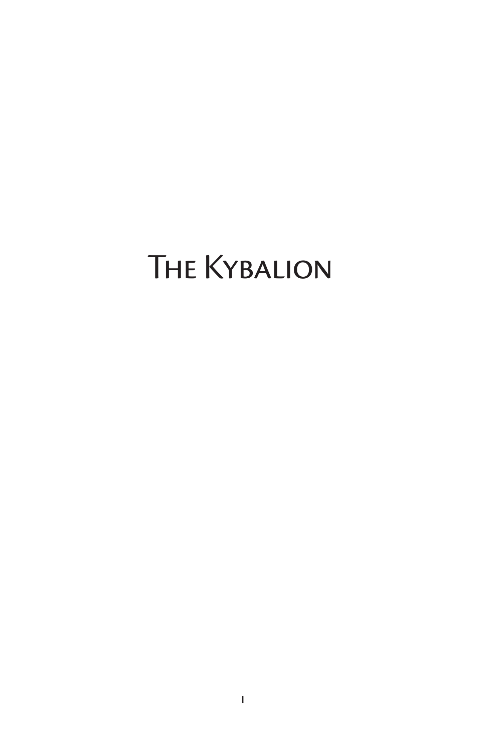# The Kybalion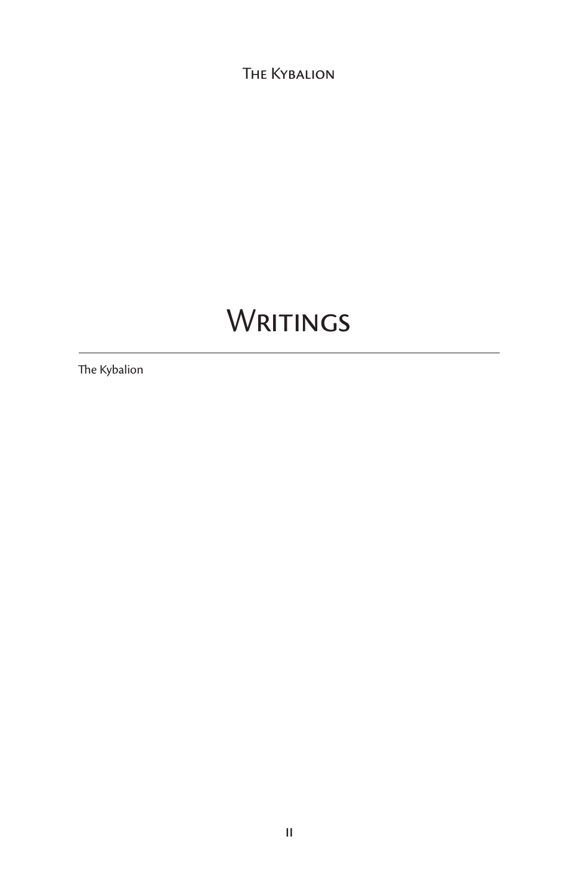# Writings

The Kybalion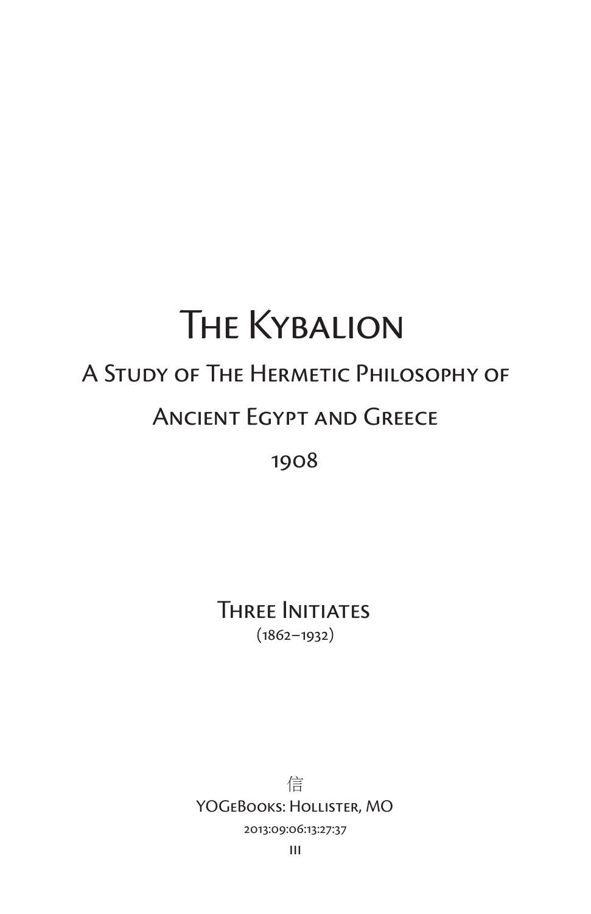# The Kybalion

## A Study of The Hermetic Philosophy of Ancient Egypt and Greece

1908

Three Initiates
(1862–1932)

信
YOGeBooks: Hollister, MO
2013:09:06:13:27:37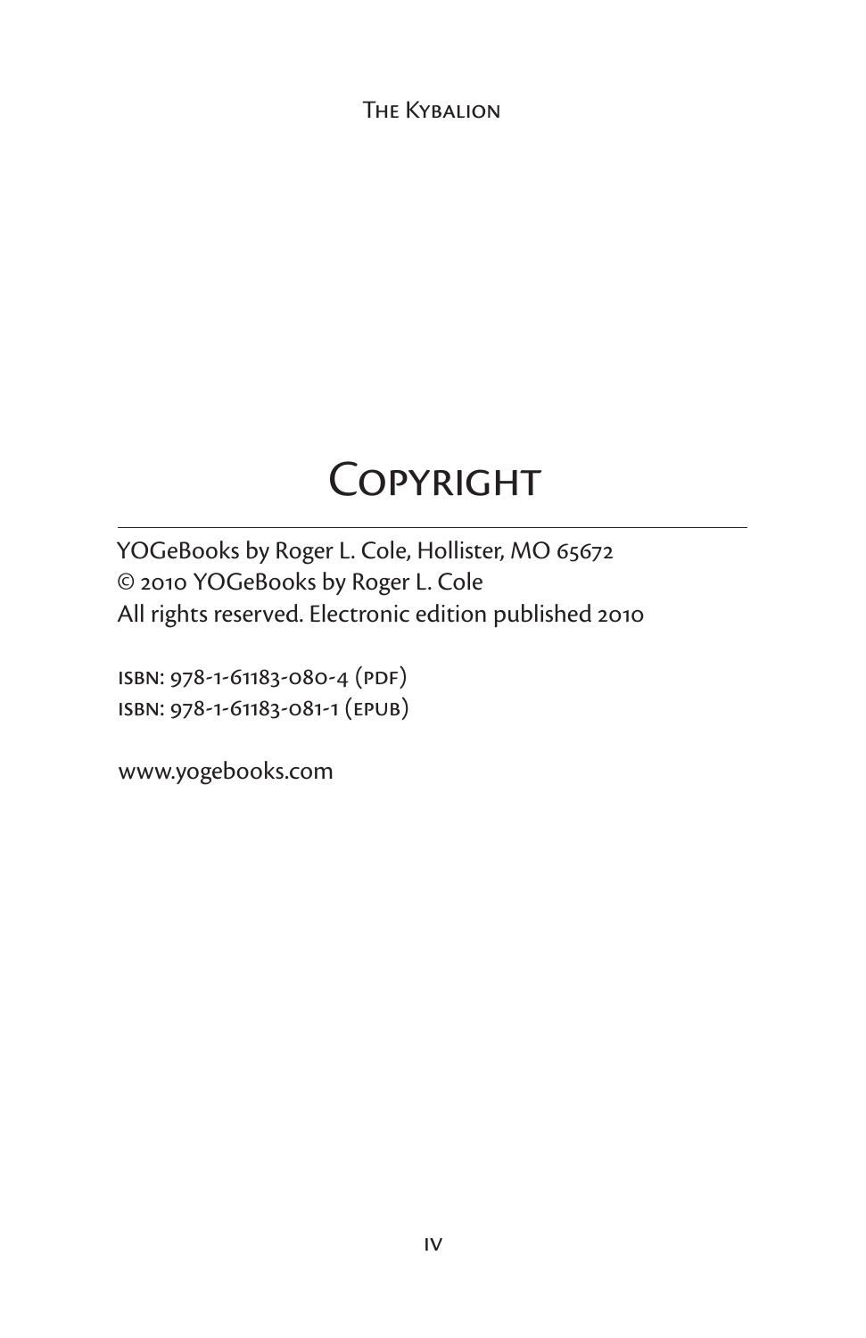# Copyright

YOGeBooks by Roger L. Cole, Hollister, MO 65672
© 2010 YOGeBooks by Roger L. Cole
All rights reserved. Electronic edition published 2010

isbn: 978-1-61183-080-4 (pdf)
isbn: 978-1-61183-081-1 (epub)

www.yogebooks.com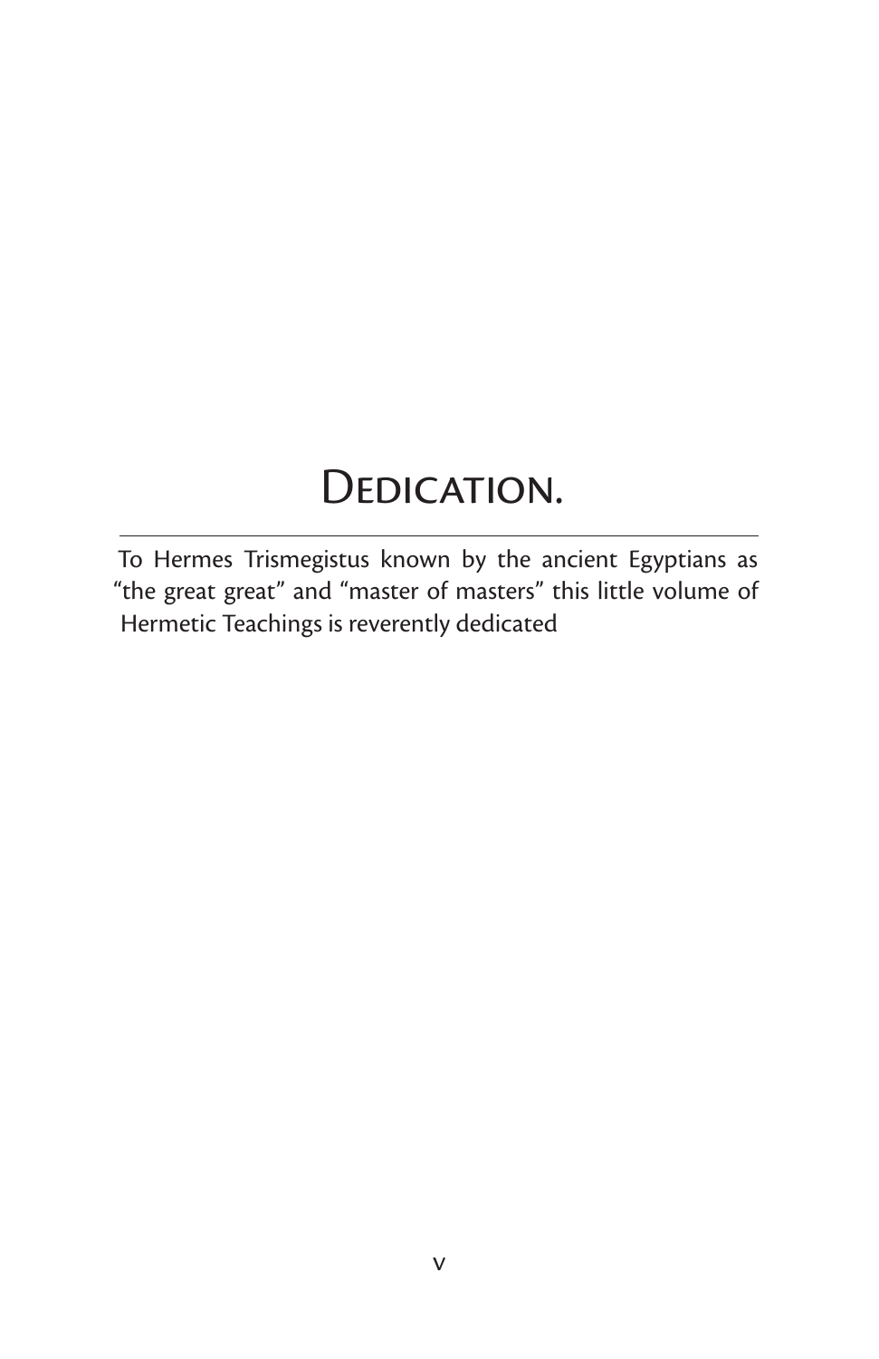# Dedication.

To Hermes Trismegistus known by the ancient Egyptians as "the great great" and "master of masters" this little volume of Hermetic Teachings is reverently dedicated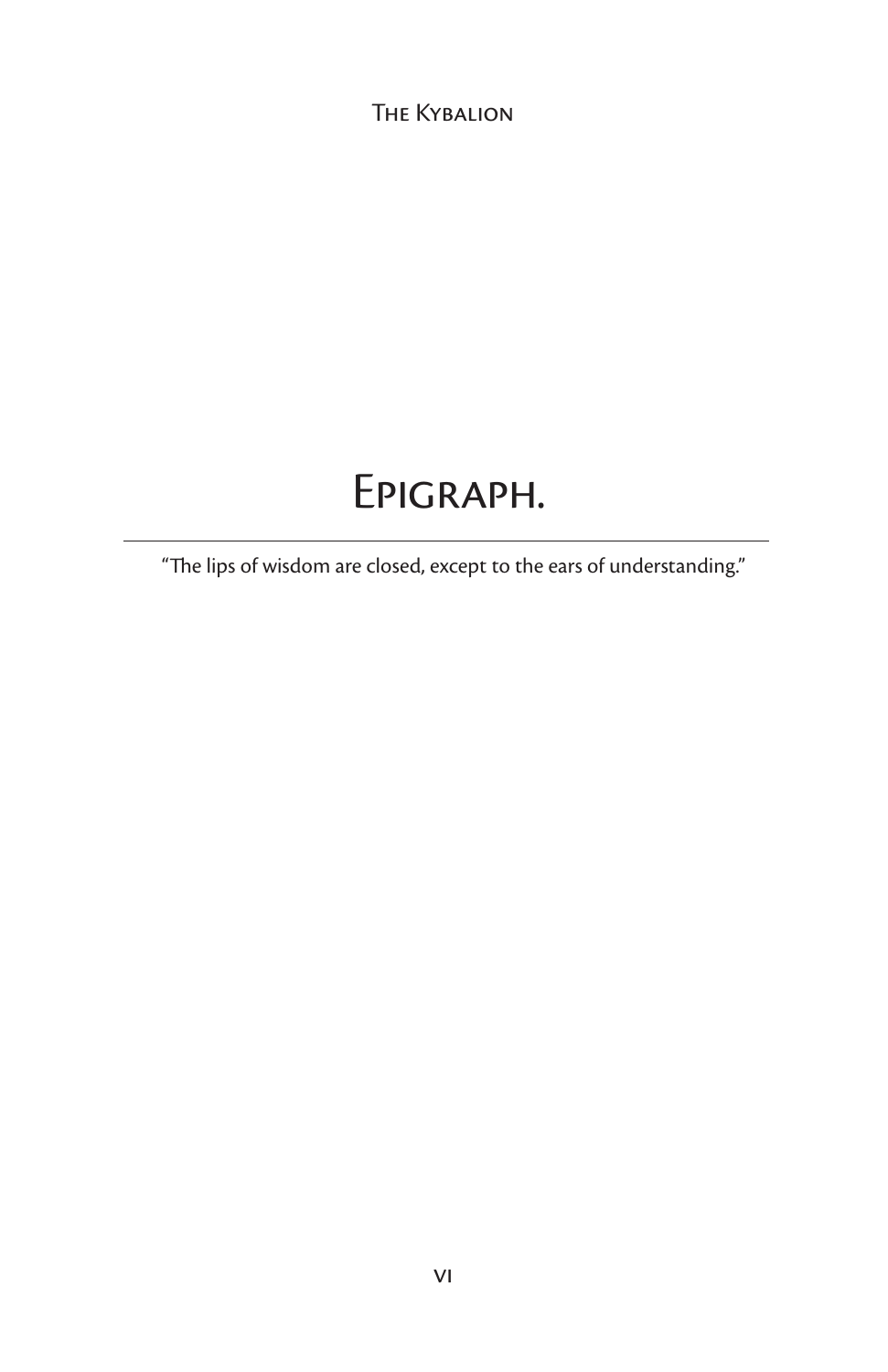# Epigraph.

---

"The lips of wisdom are closed, except to the ears of understanding."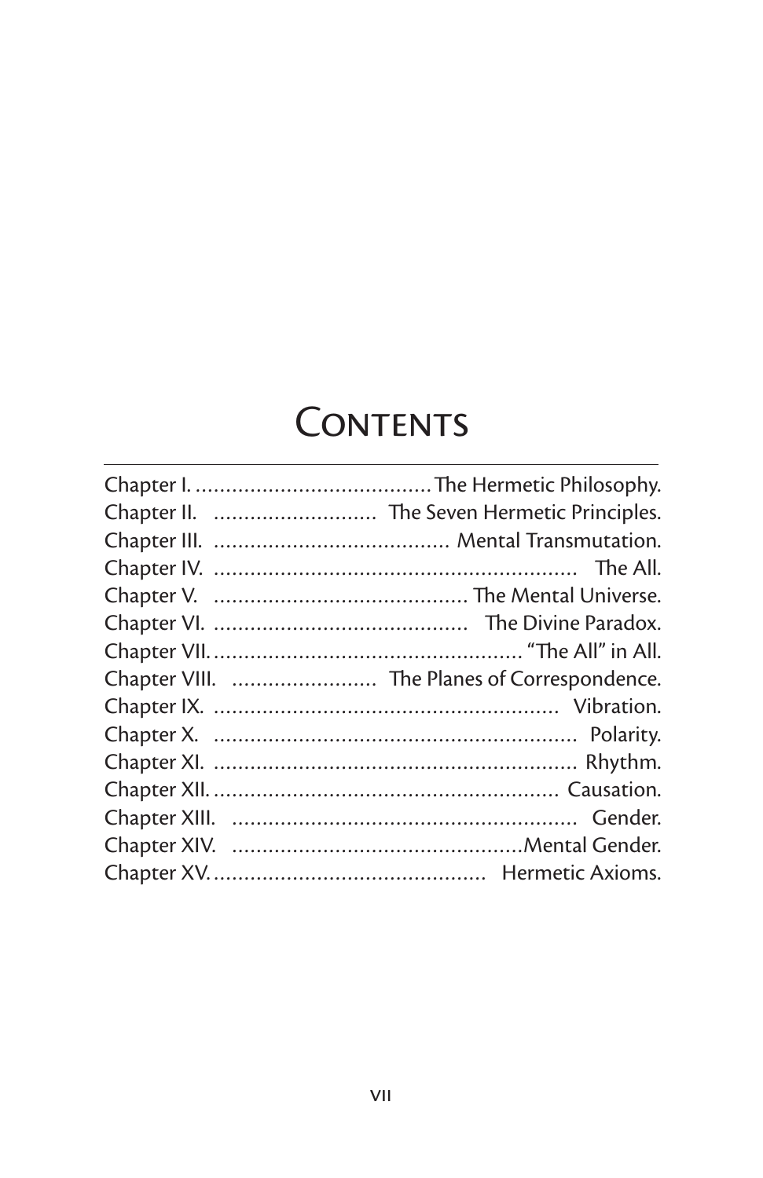# Contents

- Chapter I. The Hermetic Philosophy.
- Chapter II. The Seven Hermetic Principles.
- Chapter III. Mental Transmutation.
- Chapter IV. The All.
- Chapter V. The Mental Universe.
- Chapter VI. The Divine Paradox.
- Chapter VII. "The All" in All.
- Chapter VIII. The Planes of Correspondence.
- Chapter IX. Vibration.
- Chapter X. Polarity.
- Chapter XI. Rhythm.
- Chapter XII. Causation.
- Chapter XIII. Gender.
- Chapter XIV. Mental Gender.
- Chapter XV. Hermetic Axioms.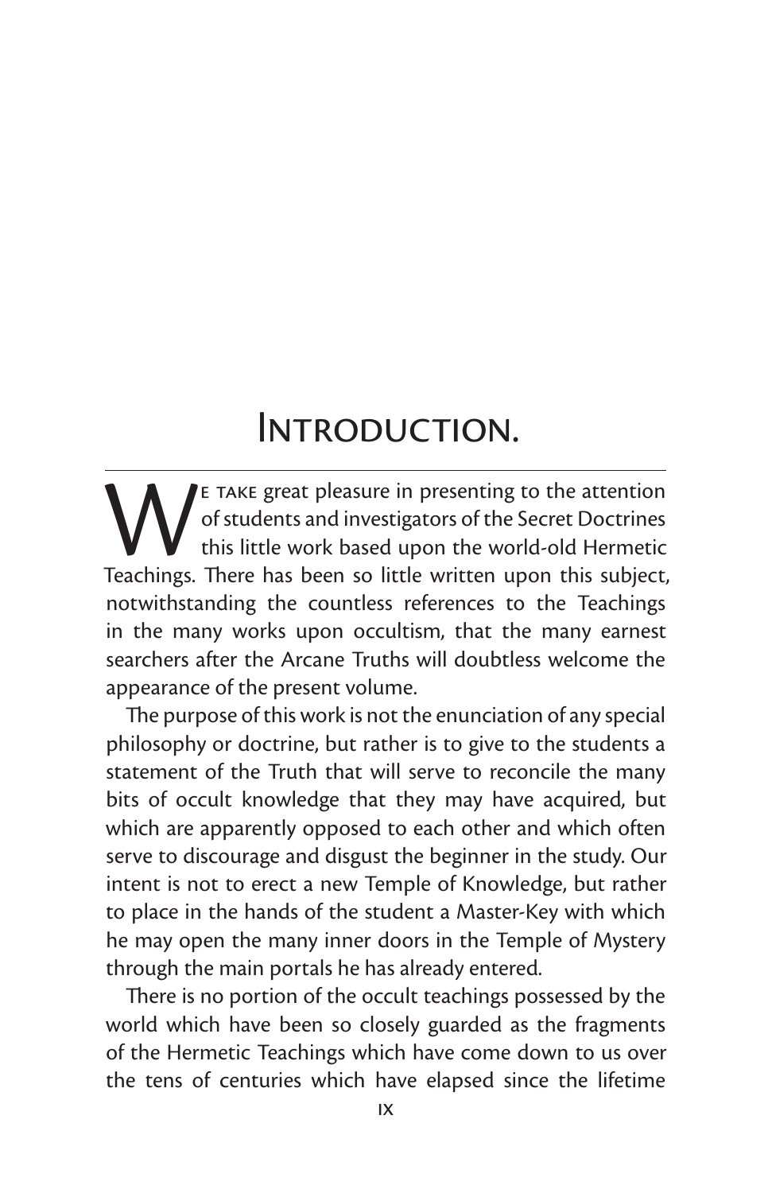# Introduction.

We take great pleasure in presenting to the attention of students and investigators of the Secret Doctrines this little work based upon the world-old Hermetic Teachings. There has been so little written upon this subject, notwithstanding the countless references to the Teachings in the many works upon occultism, that the many earnest searchers after the Arcane Truths will doubtless welcome the appearance of the present volume.

The purpose of this work is not the enunciation of any special philosophy or doctrine, but rather is to give to the students a statement of the Truth that will serve to reconcile the many bits of occult knowledge that they may have acquired, but which are apparently opposed to each other and which often serve to discourage and disgust the beginner in the study. Our intent is not to erect a new Temple of Knowledge, but rather to place in the hands of the student a Master-Key with which he may open the many inner doors in the Temple of Mystery through the main portals he has already entered.

There is no portion of the occult teachings possessed by the world which have been so closely guarded as the fragments of the Hermetic Teachings which have come down to us over the tens of centuries which have elapsed since the lifetime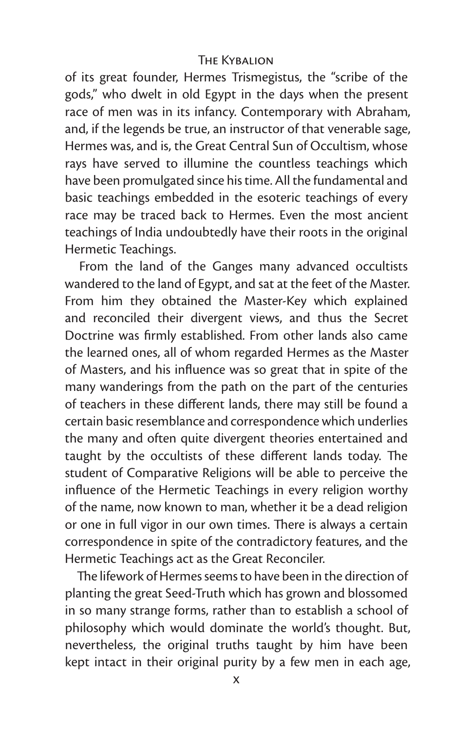of its great founder, Hermes Trismegistus, the "scribe of the gods," who dwelt in old Egypt in the days when the present race of men was in its infancy. Contemporary with Abraham, and, if the legends be true, an instructor of that venerable sage, Hermes was, and is, the Great Central Sun of Occultism, whose rays have served to illumine the countless teachings which have been promulgated since his time. All the fundamental and basic teachings embedded in the esoteric teachings of every race may be traced back to Hermes. Even the most ancient teachings of India undoubtedly have their roots in the original Hermetic Teachings.

From the land of the Ganges many advanced occultists wandered to the land of Egypt, and sat at the feet of the Master. From him they obtained the Master-Key which explained and reconciled their divergent views, and thus the Secret Doctrine was firmly established. From other lands also came the learned ones, all of whom regarded Hermes as the Master of Masters, and his influence was so great that in spite of the many wanderings from the path on the part of the centuries of teachers in these different lands, there may still be found a certain basic resemblance and correspondence which underlies the many and often quite divergent theories entertained and taught by the occultists of these different lands today. The student of Comparative Religions will be able to perceive the influence of the Hermetic Teachings in every religion worthy of the name, now known to man, whether it be a dead religion or one in full vigor in our own times. There is always a certain correspondence in spite of the contradictory features, and the Hermetic Teachings act as the Great Reconciler.

The lifework of Hermes seems to have been in the direction of planting the great Seed-Truth which has grown and blossomed in so many strange forms, rather than to establish a school of philosophy which would dominate the world's thought. But, nevertheless, the original truths taught by him have been kept intact in their original purity by a few men in each age,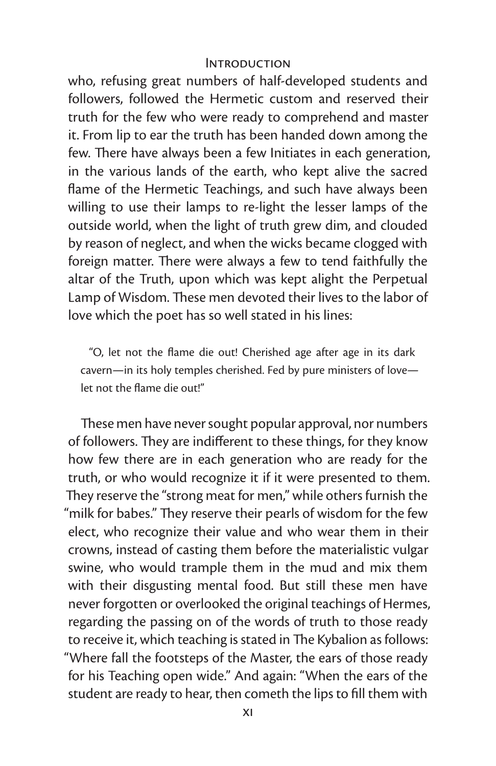who, refusing great numbers of half-developed students and followers, followed the Hermetic custom and reserved their truth for the few who were ready to comprehend and master it. From lip to ear the truth has been handed down among the few. There have always been a few Initiates in each generation, in the various lands of the earth, who kept alive the sacred flame of the Hermetic Teachings, and such have always been willing to use their lamps to re-light the lesser lamps of the outside world, when the light of truth grew dim, and clouded by reason of neglect, and when the wicks became clogged with foreign matter. There were always a few to tend faithfully the altar of the Truth, upon which was kept alight the Perpetual Lamp of Wisdom. These men devoted their lives to the labor of love which the poet has so well stated in his lines:

> "O, let not the flame die out! Cherished age after age in its dark cavern—in its holy temples cherished. Fed by pure ministers of love—let not the flame die out!"

These men have never sought popular approval, nor numbers of followers. They are indifferent to these things, for they know how few there are in each generation who are ready for the truth, or who would recognize it if it were presented to them. They reserve the "strong meat for men," while others furnish the "milk for babes." They reserve their pearls of wisdom for the few elect, who recognize their value and who wear them in their crowns, instead of casting them before the materialistic vulgar swine, who would trample them in the mud and mix them with their disgusting mental food. But still these men have never forgotten or overlooked the original teachings of Hermes, regarding the passing on of the words of truth to those ready to receive it, which teaching is stated in The Kybalion as follows: "Where fall the footsteps of the Master, the ears of those ready for his Teaching open wide." And again: "When the ears of the student are ready to hear, then cometh the lips to fill them with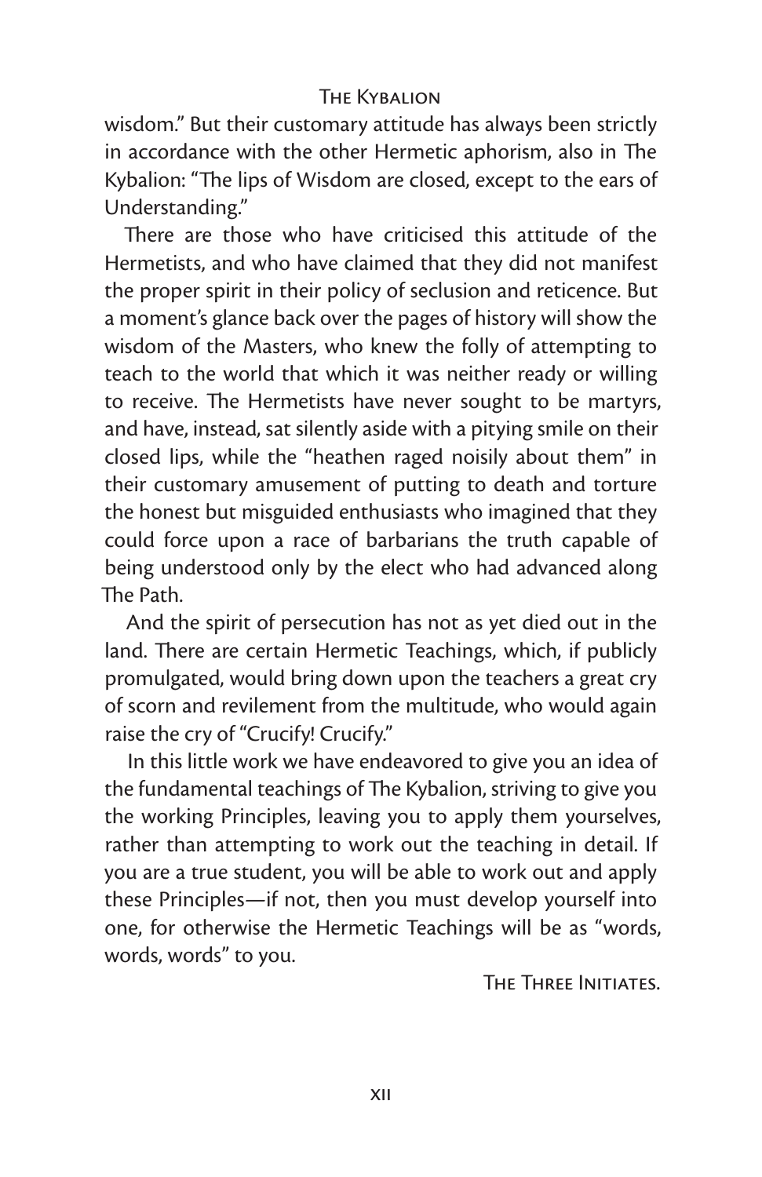wisdom." But their customary attitude has always been strictly in accordance with the other Hermetic aphorism, also in The Kybalion: "The lips of Wisdom are closed, except to the ears of Understanding."

There are those who have criticised this attitude of the Hermetists, and who have claimed that they did not manifest the proper spirit in their policy of seclusion and reticence. But a moment's glance back over the pages of history will show the wisdom of the Masters, who knew the folly of attempting to teach to the world that which it was neither ready or willing to receive. The Hermetists have never sought to be martyrs, and have, instead, sat silently aside with a pitying smile on their closed lips, while the "heathen raged noisily about them" in their customary amusement of putting to death and torture the honest but misguided enthusiasts who imagined that they could force upon a race of barbarians the truth capable of being understood only by the elect who had advanced along The Path.

And the spirit of persecution has not as yet died out in the land. There are certain Hermetic Teachings, which, if publicly promulgated, would bring down upon the teachers a great cry of scorn and revilement from the multitude, who would again raise the cry of "Crucify! Crucify."

In this little work we have endeavored to give you an idea of the fundamental teachings of The Kybalion, striving to give you the working Principles, leaving you to apply them yourselves, rather than attempting to work out the teaching in detail. If you are a true student, you will be able to work out and apply these Principles—if not, then you must develop yourself into one, for otherwise the Hermetic Teachings will be as "words, words, words" to you.

The Three Initiates.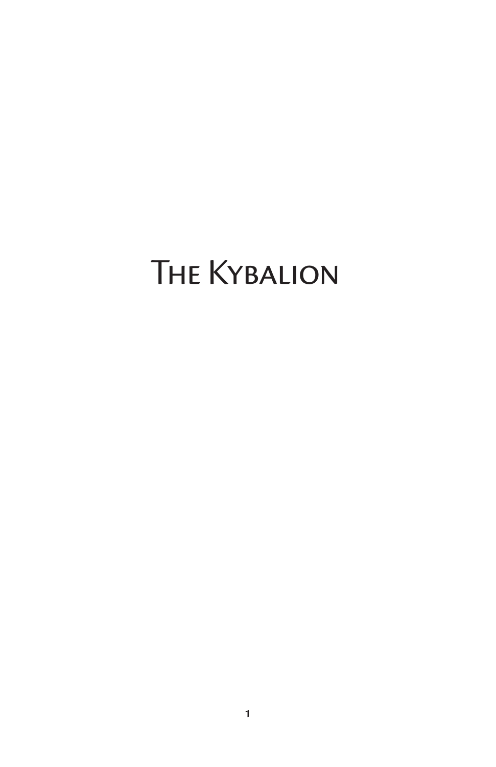# The Kybalion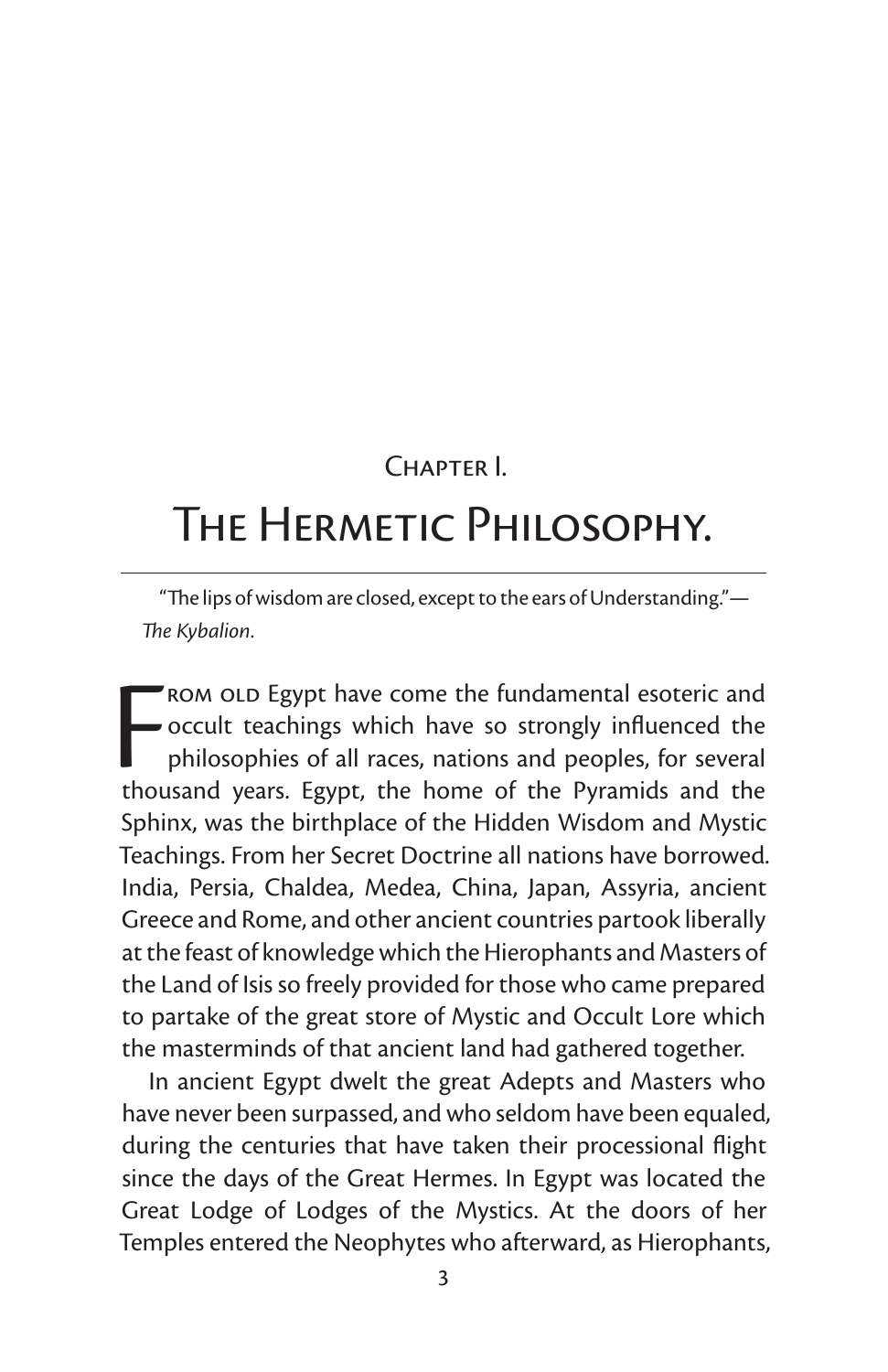## Chapter I.

# The Hermetic Philosophy.

"The lips of wisdom are closed, except to the ears of Understanding."—*The Kybalion*.

From old Egypt have come the fundamental esoteric and occult teachings which have so strongly influenced the philosophies of all races, nations and peoples, for several thousand years. Egypt, the home of the Pyramids and the Sphinx, was the birthplace of the Hidden Wisdom and Mystic Teachings. From her Secret Doctrine all nations have borrowed. India, Persia, Chaldea, Medea, China, Japan, Assyria, ancient Greece and Rome, and other ancient countries partook liberally at the feast of knowledge which the Hierophants and Masters of the Land of Isis so freely provided for those who came prepared to partake of the great store of Mystic and Occult Lore which the masterminds of that ancient land had gathered together.

In ancient Egypt dwelt the great Adepts and Masters who have never been surpassed, and who seldom have been equaled, during the centuries that have taken their processional flight since the days of the Great Hermes. In Egypt was located the Great Lodge of Lodges of the Mystics. At the doors of her Temples entered the Neophytes who afterward, as Hierophants,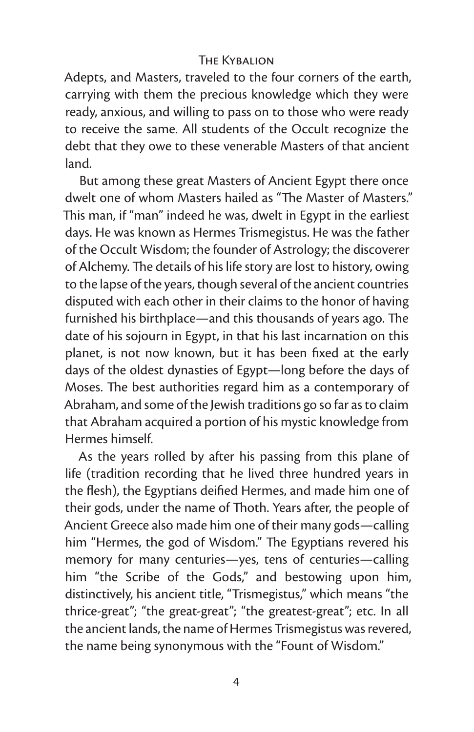Adepts, and Masters, traveled to the four corners of the earth, carrying with them the precious knowledge which they were ready, anxious, and willing to pass on to those who were ready to receive the same. All students of the Occult recognize the debt that they owe to these venerable Masters of that ancient land.

But among these great Masters of Ancient Egypt there once dwelt one of whom Masters hailed as "The Master of Masters." This man, if "man" indeed he was, dwelt in Egypt in the earliest days. He was known as Hermes Trismegistus. He was the father of the Occult Wisdom; the founder of Astrology; the discoverer of Alchemy. The details of his life story are lost to history, owing to the lapse of the years, though several of the ancient countries disputed with each other in their claims to the honor of having furnished his birthplace—and this thousands of years ago. The date of his sojourn in Egypt, in that his last incarnation on this planet, is not now known, but it has been fixed at the early days of the oldest dynasties of Egypt—long before the days of Moses. The best authorities regard him as a contemporary of Abraham, and some of the Jewish traditions go so far as to claim that Abraham acquired a portion of his mystic knowledge from Hermes himself.

As the years rolled by after his passing from this plane of life (tradition recording that he lived three hundred years in the flesh), the Egyptians deified Hermes, and made him one of their gods, under the name of Thoth. Years after, the people of Ancient Greece also made him one of their many gods—calling him "Hermes, the god of Wisdom." The Egyptians revered his memory for many centuries—yes, tens of centuries—calling him "the Scribe of the Gods," and bestowing upon him, distinctively, his ancient title, "Trismegistus," which means "the thrice-great"; "the great-great"; "the greatest-great"; etc. In all the ancient lands, the name of Hermes Trismegistus was revered, the name being synonymous with the "Fount of Wisdom."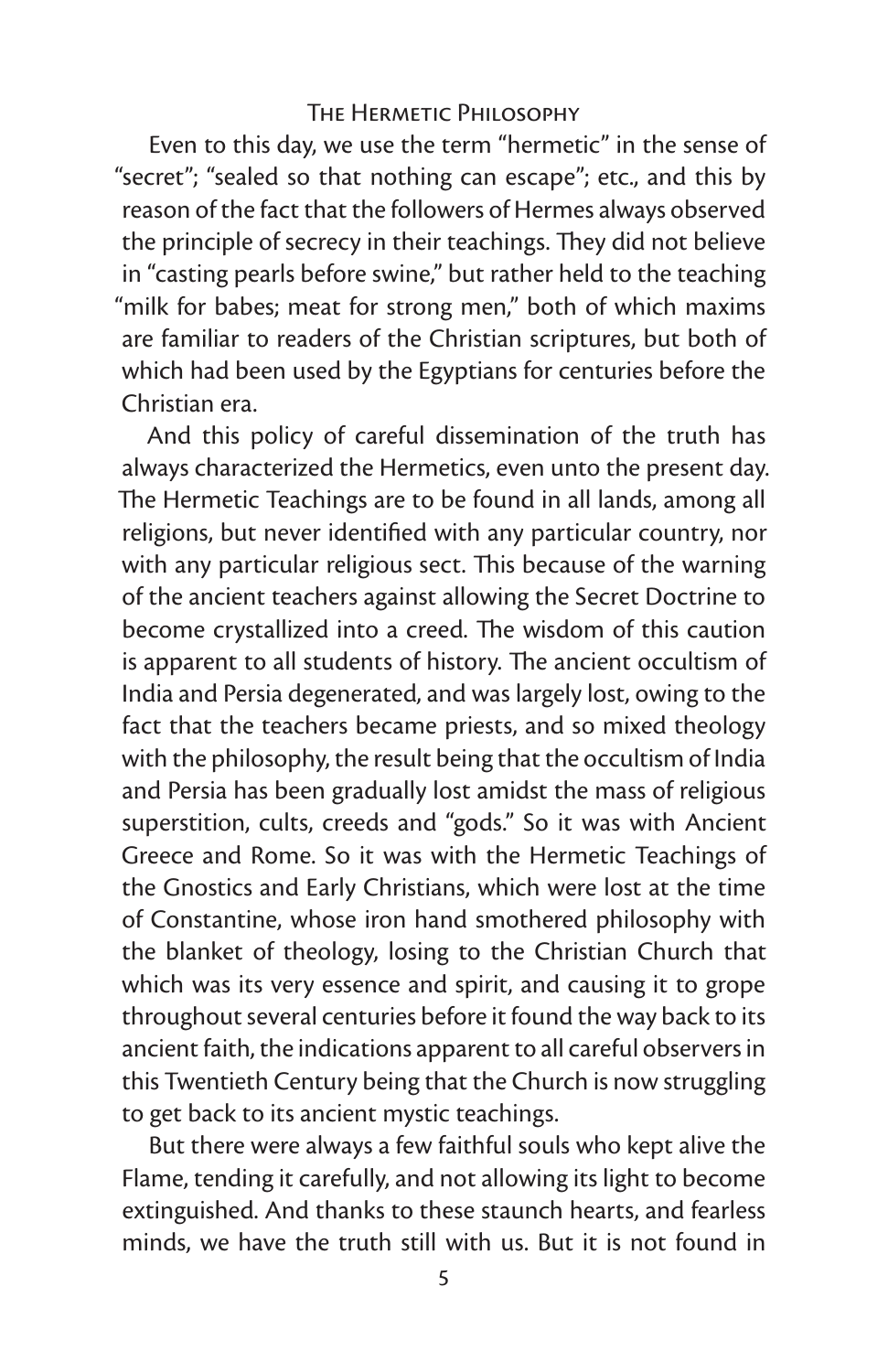Even to this day, we use the term "hermetic" in the sense of "secret"; "sealed so that nothing can escape"; etc., and this by reason of the fact that the followers of Hermes always observed the principle of secrecy in their teachings. They did not believe in "casting pearls before swine," but rather held to the teaching "milk for babes; meat for strong men," both of which maxims are familiar to readers of the Christian scriptures, but both of which had been used by the Egyptians for centuries before the Christian era.

And this policy of careful dissemination of the truth has always characterized the Hermetics, even unto the present day. The Hermetic Teachings are to be found in all lands, among all religions, but never identified with any particular country, nor with any particular religious sect. This because of the warning of the ancient teachers against allowing the Secret Doctrine to become crystallized into a creed. The wisdom of this caution is apparent to all students of history. The ancient occultism of India and Persia degenerated, and was largely lost, owing to the fact that the teachers became priests, and so mixed theology with the philosophy, the result being that the occultism of India and Persia has been gradually lost amidst the mass of religious superstition, cults, creeds and "gods." So it was with Ancient Greece and Rome. So it was with the Hermetic Teachings of the Gnostics and Early Christians, which were lost at the time of Constantine, whose iron hand smothered philosophy with the blanket of theology, losing to the Christian Church that which was its very essence and spirit, and causing it to grope throughout several centuries before it found the way back to its ancient faith, the indications apparent to all careful observers in this Twentieth Century being that the Church is now struggling to get back to its ancient mystic teachings.

But there were always a few faithful souls who kept alive the Flame, tending it carefully, and not allowing its light to become extinguished. And thanks to these staunch hearts, and fearless minds, we have the truth still with us. But it is not found in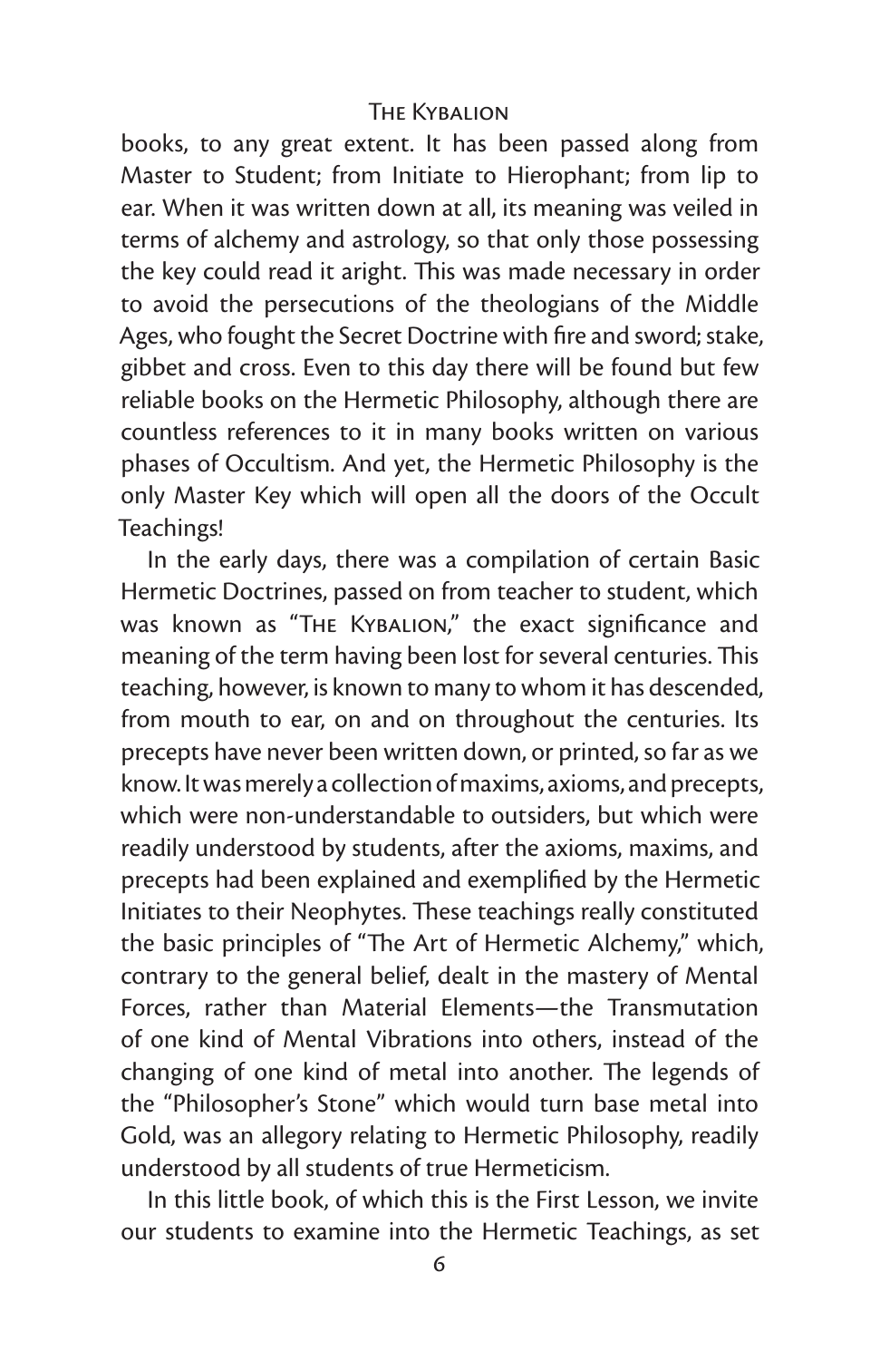books, to any great extent. It has been passed along from Master to Student; from Initiate to Hierophant; from lip to ear. When it was written down at all, its meaning was veiled in terms of alchemy and astrology, so that only those possessing the key could read it aright. This was made necessary in order to avoid the persecutions of the theologians of the Middle Ages, who fought the Secret Doctrine with fire and sword; stake, gibbet and cross. Even to this day there will be found but few reliable books on the Hermetic Philosophy, although there are countless references to it in many books written on various phases of Occultism. And yet, the Hermetic Philosophy is the only Master Key which will open all the doors of the Occult Teachings!

In the early days, there was a compilation of certain Basic Hermetic Doctrines, passed on from teacher to student, which was known as "The Kybalion," the exact significance and meaning of the term having been lost for several centuries. This teaching, however, is known to many to whom it has descended, from mouth to ear, on and on throughout the centuries. Its precepts have never been written down, or printed, so far as we know. It was merely a collection of maxims, axioms, and precepts, which were non-understandable to outsiders, but which were readily understood by students, after the axioms, maxims, and precepts had been explained and exemplified by the Hermetic Initiates to their Neophytes. These teachings really constituted the basic principles of "The Art of Hermetic Alchemy," which, contrary to the general belief, dealt in the mastery of Mental Forces, rather than Material Elements—the Transmutation of one kind of Mental Vibrations into others, instead of the changing of one kind of metal into another. The legends of the "Philosopher's Stone" which would turn base metal into Gold, was an allegory relating to Hermetic Philosophy, readily understood by all students of true Hermeticism.

In this little book, of which this is the First Lesson, we invite our students to examine into the Hermetic Teachings, as set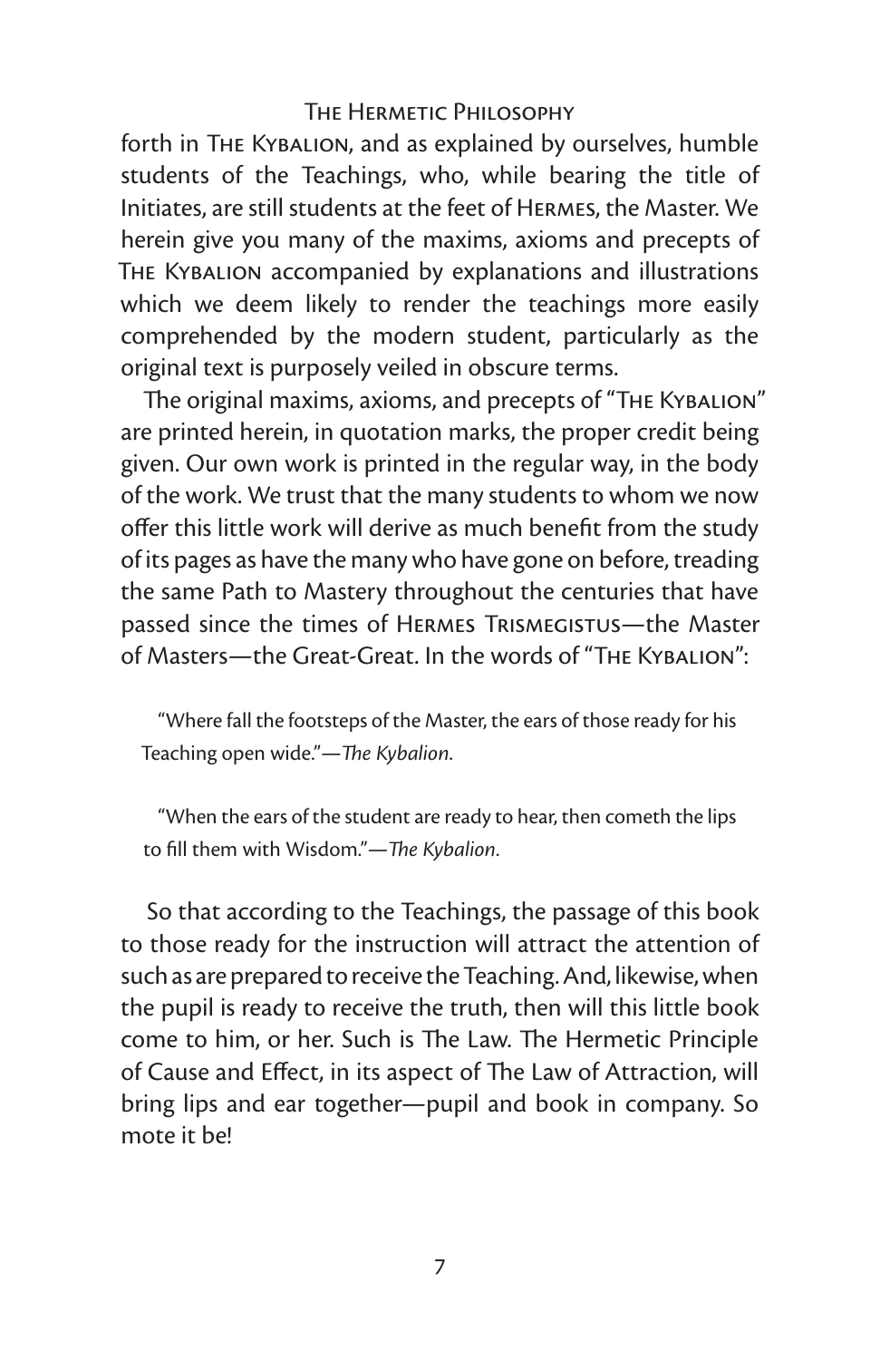forth in The Kybalion, and as explained by ourselves, humble students of the Teachings, who, while bearing the title of Initiates, are still students at the feet of Hermes, the Master. We herein give you many of the maxims, axioms and precepts of The Kybalion accompanied by explanations and illustrations which we deem likely to render the teachings more easily comprehended by the modern student, particularly as the original text is purposely veiled in obscure terms.

The original maxims, axioms, and precepts of "The Kybalion" are printed herein, in quotation marks, the proper credit being given. Our own work is printed in the regular way, in the body of the work. We trust that the many students to whom we now offer this little work will derive as much benefit from the study of its pages as have the many who have gone on before, treading the same Path to Mastery throughout the centuries that have passed since the times of Hermes Trismegistus—the Master of Masters—the Great-Great. In the words of "The Kybalion":

> "Where fall the footsteps of the Master, the ears of those ready for his Teaching open wide."—*The Kybalion*.

> "When the ears of the student are ready to hear, then cometh the lips to fill them with Wisdom."—*The Kybalion*.

So that according to the Teachings, the passage of this book to those ready for the instruction will attract the attention of such as are prepared to receive the Teaching. And, likewise, when the pupil is ready to receive the truth, then will this little book come to him, or her. Such is The Law. The Hermetic Principle of Cause and Effect, in its aspect of The Law of Attraction, will bring lips and ear together—pupil and book in company. So mote it be!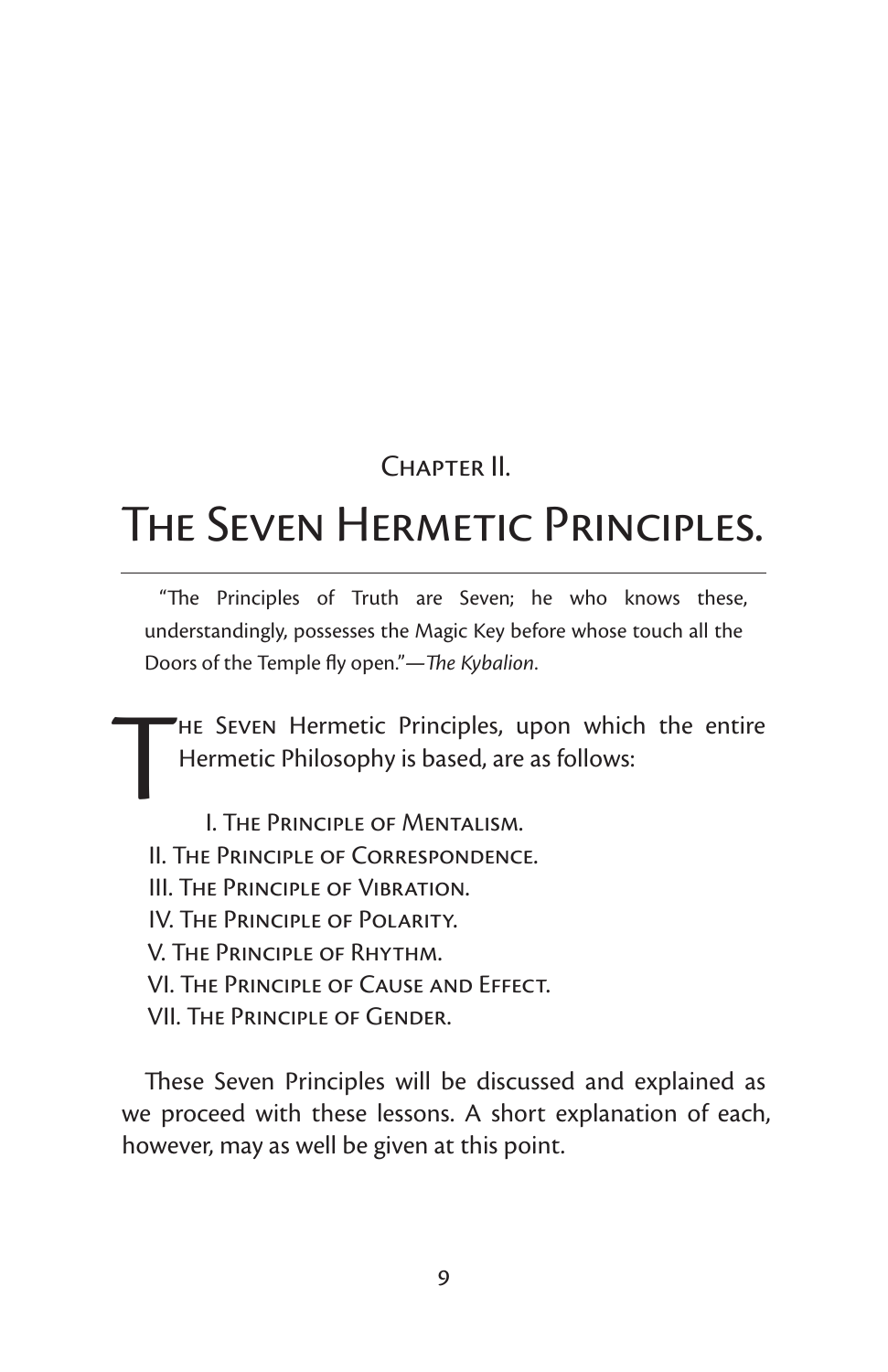## Chapter II.

# The Seven Hermetic Principles.

"The Principles of Truth are Seven; he who knows these, understandingly, possesses the Magic Key before whose touch all the Doors of the Temple fly open."—*The Kybalion*.

The Seven Hermetic Principles, upon which the entire Hermetic Philosophy is based, are as follows:

I. The Principle of Mentalism.
II. The Principle of Correspondence.
III. The Principle of Vibration.
IV. The Principle of Polarity.
V. The Principle of Rhythm.
VI. The Principle of Cause and Effect.
VII. The Principle of Gender.

These Seven Principles will be discussed and explained as we proceed with these lessons. A short explanation of each, however, may as well be given at this point.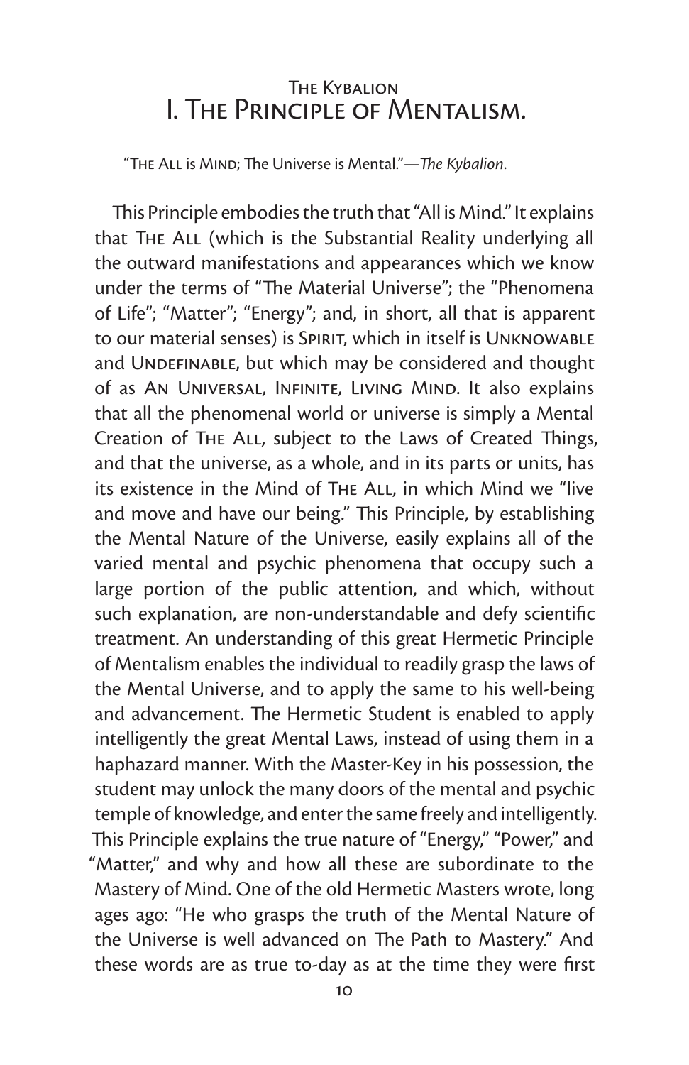## I. The Principle of Mentalism.

"The All is Mind; The Universe is Mental."—*The Kybalion*.

This Principle embodies the truth that "All is Mind." It explains that The All (which is the Substantial Reality underlying all the outward manifestations and appearances which we know under the terms of "The Material Universe"; the "Phenomena of Life"; "Matter"; "Energy"; and, in short, all that is apparent to our material senses) is Spirit, which in itself is Unknowable and Undefinable, but which may be considered and thought of as An Universal, Infinite, Living Mind. It also explains that all the phenomenal world or universe is simply a Mental Creation of The All, subject to the Laws of Created Things, and that the universe, as a whole, and in its parts or units, has its existence in the Mind of The All, in which Mind we "live and move and have our being." This Principle, by establishing the Mental Nature of the Universe, easily explains all of the varied mental and psychic phenomena that occupy such a large portion of the public attention, and which, without such explanation, are non-understandable and defy scientific treatment. An understanding of this great Hermetic Principle of Mentalism enables the individual to readily grasp the laws of the Mental Universe, and to apply the same to his well-being and advancement. The Hermetic Student is enabled to apply intelligently the great Mental Laws, instead of using them in a haphazard manner. With the Master-Key in his possession, the student may unlock the many doors of the mental and psychic temple of knowledge, and enter the same freely and intelligently. This Principle explains the true nature of "Energy," "Power," and "Matter," and why and how all these are subordinate to the Mastery of Mind. One of the old Hermetic Masters wrote, long ages ago: "He who grasps the truth of the Mental Nature of the Universe is well advanced on The Path to Mastery." And these words are as true to-day as at the time they were first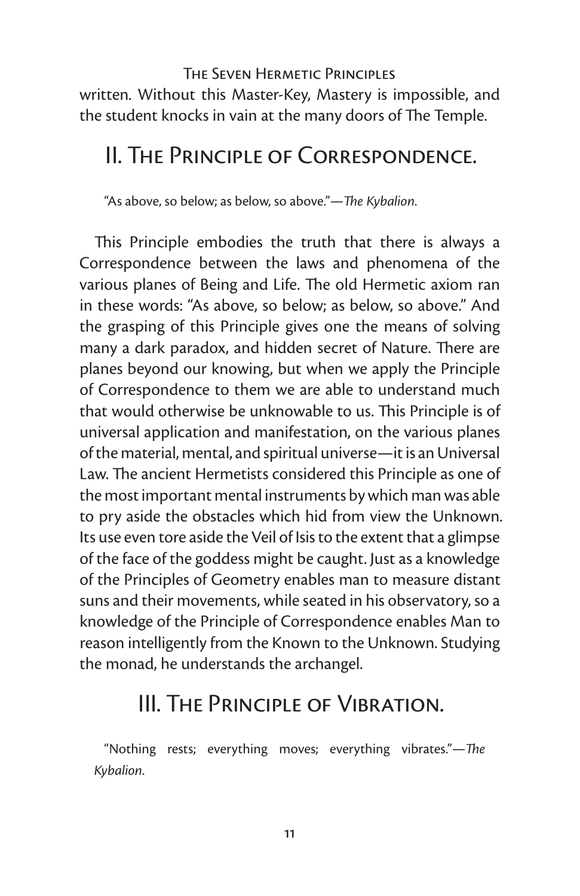written. Without this Master-Key, Mastery is impossible, and the student knocks in vain at the many doors of The Temple.

## II. The Principle of Correspondence.

"As above, so below; as below, so above."—*The Kybalion*.

This Principle embodies the truth that there is always a Correspondence between the laws and phenomena of the various planes of Being and Life. The old Hermetic axiom ran in these words: "As above, so below; as below, so above." And the grasping of this Principle gives one the means of solving many a dark paradox, and hidden secret of Nature. There are planes beyond our knowing, but when we apply the Principle of Correspondence to them we are able to understand much that would otherwise be unknowable to us. This Principle is of universal application and manifestation, on the various planes of the material, mental, and spiritual universe—it is an Universal Law. The ancient Hermetists considered this Principle as one of the most important mental instruments by which man was able to pry aside the obstacles which hid from view the Unknown. Its use even tore aside the Veil of Isis to the extent that a glimpse of the face of the goddess might be caught. Just as a knowledge of the Principles of Geometry enables man to measure distant suns and their movements, while seated in his observatory, so a knowledge of the Principle of Correspondence enables Man to reason intelligently from the Known to the Unknown. Studying the monad, he understands the archangel.

## III. The Principle of Vibration.

"Nothing rests; everything moves; everything vibrates."—*The Kybalion*.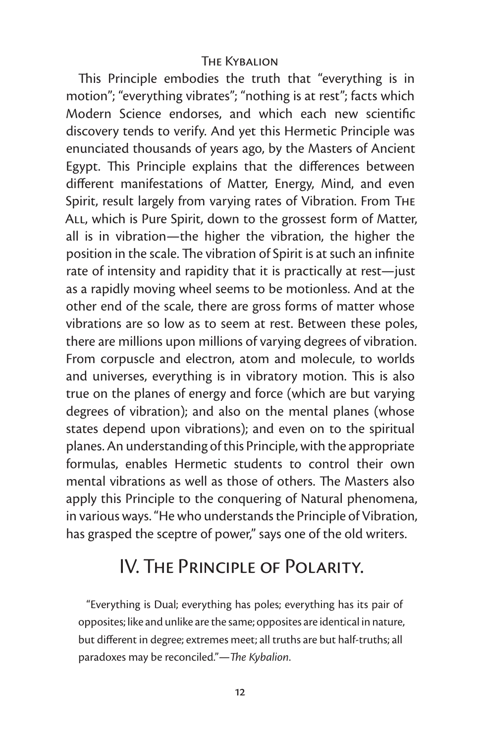This Principle embodies the truth that "everything is in motion"; "everything vibrates"; "nothing is at rest"; facts which Modern Science endorses, and which each new scientific discovery tends to verify. And yet this Hermetic Principle was enunciated thousands of years ago, by the Masters of Ancient Egypt. This Principle explains that the differences between different manifestations of Matter, Energy, Mind, and even Spirit, result largely from varying rates of Vibration. From The All, which is Pure Spirit, down to the grossest form of Matter, all is in vibration—the higher the vibration, the higher the position in the scale. The vibration of Spirit is at such an infinite rate of intensity and rapidity that it is practically at rest—just as a rapidly moving wheel seems to be motionless. And at the other end of the scale, there are gross forms of matter whose vibrations are so low as to seem at rest. Between these poles, there are millions upon millions of varying degrees of vibration. From corpuscle and electron, atom and molecule, to worlds and universes, everything is in vibratory motion. This is also true on the planes of energy and force (which are but varying degrees of vibration); and also on the mental planes (whose states depend upon vibrations); and even on to the spiritual planes. An understanding of this Principle, with the appropriate formulas, enables Hermetic students to control their own mental vibrations as well as those of others. The Masters also apply this Principle to the conquering of Natural phenomena, in various ways. "He who understands the Principle of Vibration, has grasped the sceptre of power," says one of the old writers.

## IV. The Principle of Polarity.

"Everything is Dual; everything has poles; everything has its pair of opposites; like and unlike are the same; opposites are identical in nature, but different in degree; extremes meet; all truths are but half-truths; all paradoxes may be reconciled."—*The Kybalion*.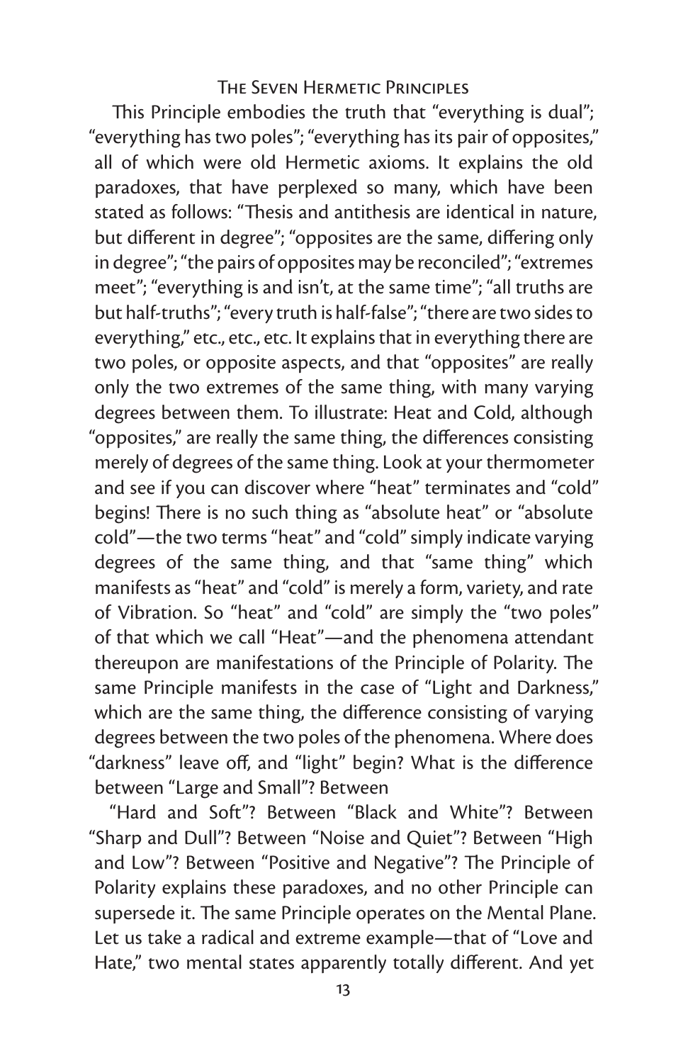This Principle embodies the truth that "everything is dual"; "everything has two poles"; "everything has its pair of opposites," all of which were old Hermetic axioms. It explains the old paradoxes, that have perplexed so many, which have been stated as follows: "Thesis and antithesis are identical in nature, but different in degree"; "opposites are the same, differing only in degree"; "the pairs of opposites may be reconciled"; "extremes meet"; "everything is and isn't, at the same time"; "all truths are but half-truths"; "every truth is half-false"; "there are two sides to everything," etc., etc., etc. It explains that in everything there are two poles, or opposite aspects, and that "opposites" are really only the two extremes of the same thing, with many varying degrees between them. To illustrate: Heat and Cold, although "opposites," are really the same thing, the differences consisting merely of degrees of the same thing. Look at your thermometer and see if you can discover where "heat" terminates and "cold" begins! There is no such thing as "absolute heat" or "absolute cold"—the two terms "heat" and "cold" simply indicate varying degrees of the same thing, and that "same thing" which manifests as "heat" and "cold" is merely a form, variety, and rate of Vibration. So "heat" and "cold" are simply the "two poles" of that which we call "Heat"—and the phenomena attendant thereupon are manifestations of the Principle of Polarity. The same Principle manifests in the case of "Light and Darkness," which are the same thing, the difference consisting of varying degrees between the two poles of the phenomena. Where does "darkness" leave off, and "light" begin? What is the difference between "Large and Small"? Between "Hard and Soft"? Between "Black and White"? Between "Sharp and Dull"? Between "Noise and Quiet"? Between "High and Low"? Between "Positive and Negative"? The Principle of Polarity explains these paradoxes, and no other Principle can supersede it. The same Principle operates on the Mental Plane. Let us take a radical and extreme example—that of "Love and Hate," two mental states apparently totally different. And yet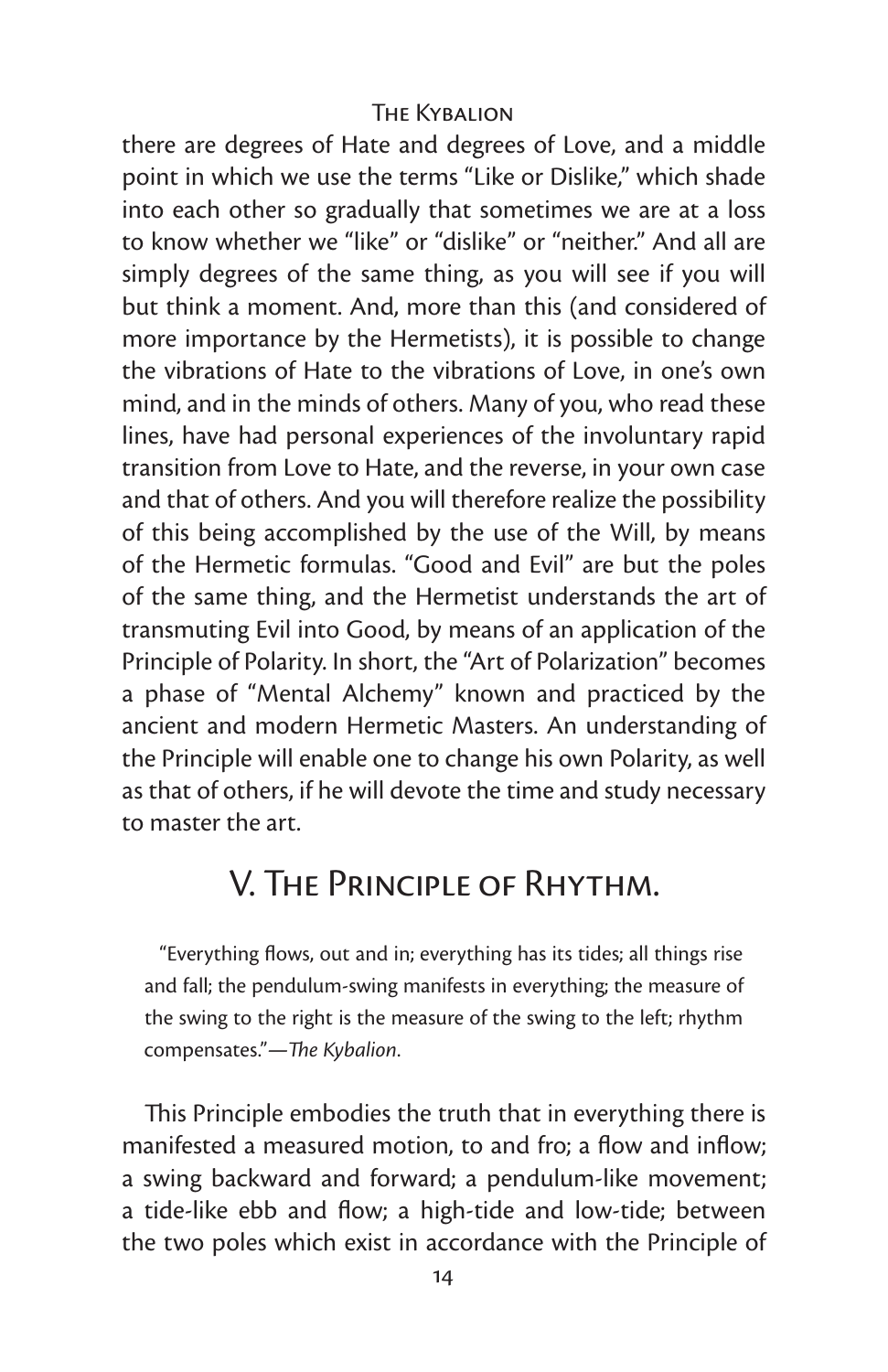there are degrees of Hate and degrees of Love, and a middle point in which we use the terms "Like or Dislike," which shade into each other so gradually that sometimes we are at a loss to know whether we "like" or "dislike" or "neither." And all are simply degrees of the same thing, as you will see if you will but think a moment. And, more than this (and considered of more importance by the Hermetists), it is possible to change the vibrations of Hate to the vibrations of Love, in one's own mind, and in the minds of others. Many of you, who read these lines, have had personal experiences of the involuntary rapid transition from Love to Hate, and the reverse, in your own case and that of others. And you will therefore realize the possibility of this being accomplished by the use of the Will, by means of the Hermetic formulas. "Good and Evil" are but the poles of the same thing, and the Hermetist understands the art of transmuting Evil into Good, by means of an application of the Principle of Polarity. In short, the "Art of Polarization" becomes a phase of "Mental Alchemy" known and practiced by the ancient and modern Hermetic Masters. An understanding of the Principle will enable one to change his own Polarity, as well as that of others, if he will devote the time and study necessary to master the art.

## V. The Principle of Rhythm.

> "Everything flows, out and in; everything has its tides; all things rise and fall; the pendulum-swing manifests in everything; the measure of the swing to the right is the measure of the swing to the left; rhythm compensates."—*The Kybalion*.

This Principle embodies the truth that in everything there is manifested a measured motion, to and fro; a flow and inflow; a swing backward and forward; a pendulum-like movement; a tide-like ebb and flow; a high-tide and low-tide; between the two poles which exist in accordance with the Principle of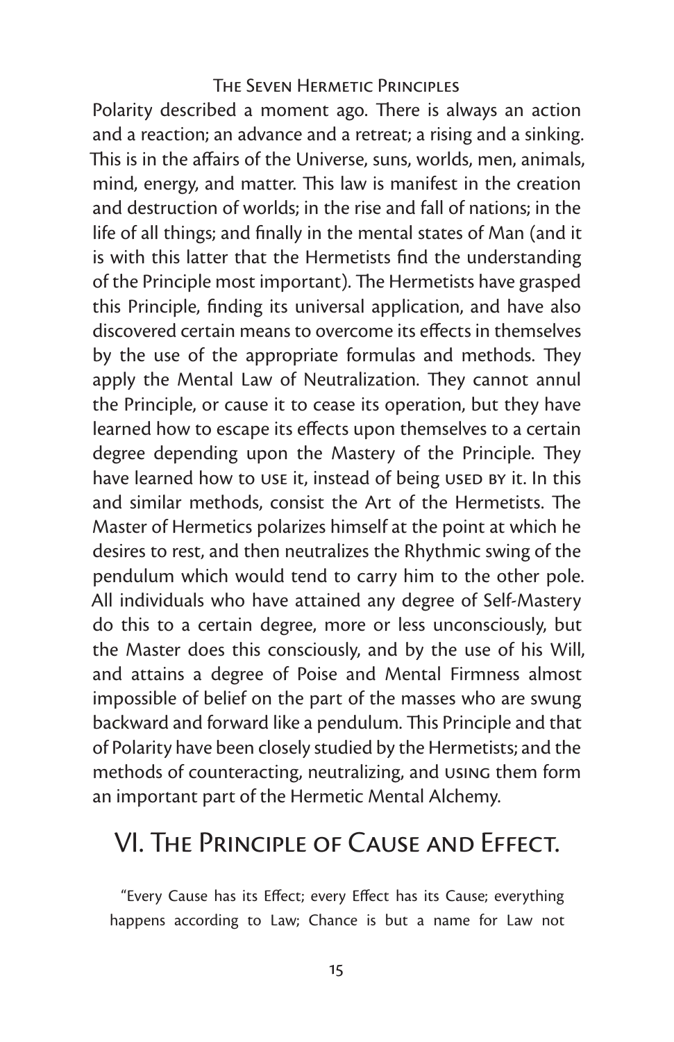Polarity described a moment ago. There is always an action and a reaction; an advance and a retreat; a rising and a sinking. This is in the affairs of the Universe, suns, worlds, men, animals, mind, energy, and matter. This law is manifest in the creation and destruction of worlds; in the rise and fall of nations; in the life of all things; and finally in the mental states of Man (and it is with this latter that the Hermetists find the understanding of the Principle most important). The Hermetists have grasped this Principle, finding its universal application, and have also discovered certain means to overcome its effects in themselves by the use of the appropriate formulas and methods. They apply the Mental Law of Neutralization. They cannot annul the Principle, or cause it to cease its operation, but they have learned how to escape its effects upon themselves to a certain degree depending upon the Mastery of the Principle. They have learned how to USE it, instead of being USED BY it. In this and similar methods, consist the Art of the Hermetists. The Master of Hermetics polarizes himself at the point at which he desires to rest, and then neutralizes the Rhythmic swing of the pendulum which would tend to carry him to the other pole. All individuals who have attained any degree of Self-Mastery do this to a certain degree, more or less unconsciously, but the Master does this consciously, and by the use of his Will, and attains a degree of Poise and Mental Firmness almost impossible of belief on the part of the masses who are swung backward and forward like a pendulum. This Principle and that of Polarity have been closely studied by the Hermetists; and the methods of counteracting, neutralizing, and USING them form an important part of the Hermetic Mental Alchemy.

## VI. The Principle of Cause and Effect.

"Every Cause has its Effect; every Effect has its Cause; everything happens according to Law; Chance is but a name for Law not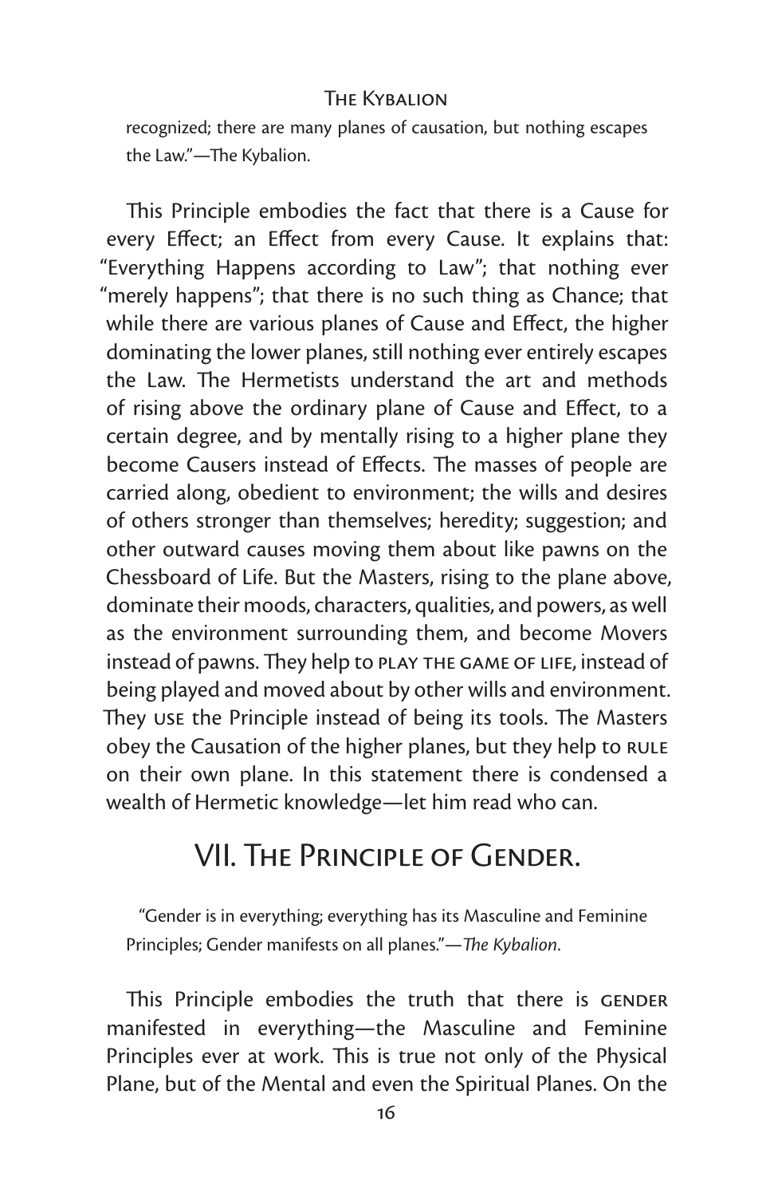recognized; there are many planes of causation, but nothing escapes the Law."—The Kybalion.

This Principle embodies the fact that there is a Cause for every Effect; an Effect from every Cause. It explains that: "Everything Happens according to Law"; that nothing ever "merely happens"; that there is no such thing as Chance; that while there are various planes of Cause and Effect, the higher dominating the lower planes, still nothing ever entirely escapes the Law. The Hermetists understand the art and methods of rising above the ordinary plane of Cause and Effect, to a certain degree, and by mentally rising to a higher plane they become Causers instead of Effects. The masses of people are carried along, obedient to environment; the wills and desires of others stronger than themselves; heredity; suggestion; and other outward causes moving them about like pawns on the Chessboard of Life. But the Masters, rising to the plane above, dominate their moods, characters, qualities, and powers, as well as the environment surrounding them, and become Movers instead of pawns. They help to PLAY THE GAME OF LIFE, instead of being played and moved about by other wills and environment. They USE the Principle instead of being its tools. The Masters obey the Causation of the higher planes, but they help to RULE on their own plane. In this statement there is condensed a wealth of Hermetic knowledge—let him read who can.

## VII. The Principle of Gender.

"Gender is in everything; everything has its Masculine and Feminine Principles; Gender manifests on all planes."—*The Kybalion*.

This Principle embodies the truth that there is GENDER manifested in everything—the Masculine and Feminine Principles ever at work. This is true not only of the Physical Plane, but of the Mental and even the Spiritual Planes. On the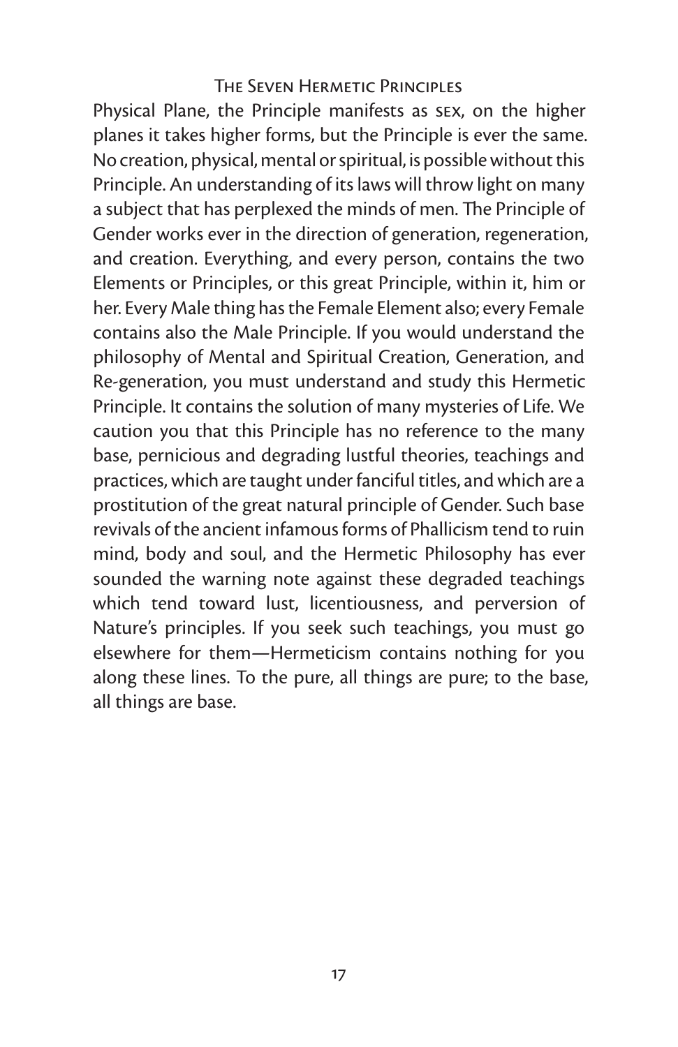Physical Plane, the Principle manifests as SEX, on the higher planes it takes higher forms, but the Principle is ever the same. No creation, physical, mental or spiritual, is possible without this Principle. An understanding of its laws will throw light on many a subject that has perplexed the minds of men. The Principle of Gender works ever in the direction of generation, regeneration, and creation. Everything, and every person, contains the two Elements or Principles, or this great Principle, within it, him or her. Every Male thing has the Female Element also; every Female contains also the Male Principle. If you would understand the philosophy of Mental and Spiritual Creation, Generation, and Re-generation, you must understand and study this Hermetic Principle. It contains the solution of many mysteries of Life. We caution you that this Principle has no reference to the many base, pernicious and degrading lustful theories, teachings and practices, which are taught under fanciful titles, and which are a prostitution of the great natural principle of Gender. Such base revivals of the ancient infamous forms of Phallicism tend to ruin mind, body and soul, and the Hermetic Philosophy has ever sounded the warning note against these degraded teachings which tend toward lust, licentiousness, and perversion of Nature's principles. If you seek such teachings, you must go elsewhere for them—Hermeticism contains nothing for you along these lines. To the pure, all things are pure; to the base, all things are base.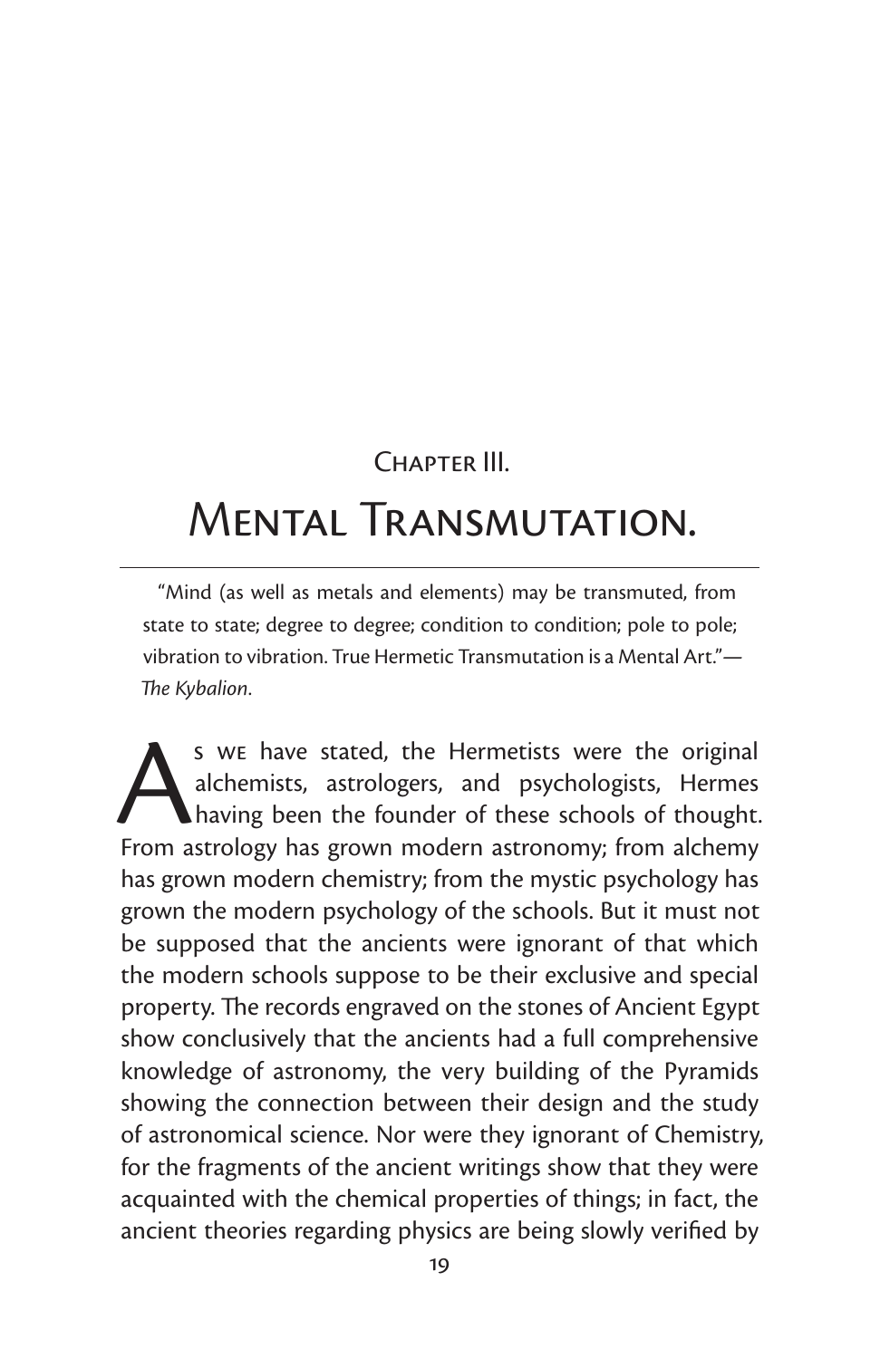## Chapter III.

# Mental Transmutation.

> "Mind (as well as metals and elements) may be transmuted, from state to state; degree to degree; condition to condition; pole to pole; vibration to vibration. True Hermetic Transmutation is a Mental Art."—*The Kybalion*.

As we have stated, the Hermetists were the original alchemists, astrologers, and psychologists, Hermes having been the founder of these schools of thought. From astrology has grown modern astronomy; from alchemy has grown modern chemistry; from the mystic psychology has grown the modern psychology of the schools. But it must not be supposed that the ancients were ignorant of that which the modern schools suppose to be their exclusive and special property. The records engraved on the stones of Ancient Egypt show conclusively that the ancients had a full comprehensive knowledge of astronomy, the very building of the Pyramids showing the connection between their design and the study of astronomical science. Nor were they ignorant of Chemistry, for the fragments of the ancient writings show that they were acquainted with the chemical properties of things; in fact, the ancient theories regarding physics are being slowly verified by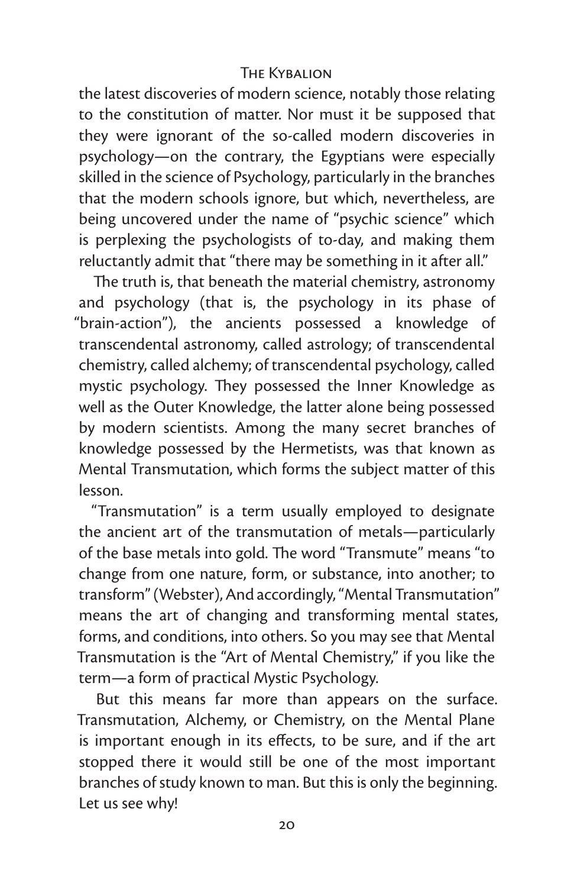the latest discoveries of modern science, notably those relating to the constitution of matter. Nor must it be supposed that they were ignorant of the so-called modern discoveries in psychology—on the contrary, the Egyptians were especially skilled in the science of Psychology, particularly in the branches that the modern schools ignore, but which, nevertheless, are being uncovered under the name of "psychic science" which is perplexing the psychologists of to-day, and making them reluctantly admit that "there may be something in it after all."

The truth is, that beneath the material chemistry, astronomy and psychology (that is, the psychology in its phase of "brain-action"), the ancients possessed a knowledge of transcendental astronomy, called astrology; of transcendental chemistry, called alchemy; of transcendental psychology, called mystic psychology. They possessed the Inner Knowledge as well as the Outer Knowledge, the latter alone being possessed by modern scientists. Among the many secret branches of knowledge possessed by the Hermetists, was that known as Mental Transmutation, which forms the subject matter of this lesson.

"Transmutation" is a term usually employed to designate the ancient art of the transmutation of metals—particularly of the base metals into gold. The word "Transmute" means "to change from one nature, form, or substance, into another; to transform" (Webster), And accordingly, "Mental Transmutation" means the art of changing and transforming mental states, forms, and conditions, into others. So you may see that Mental Transmutation is the "Art of Mental Chemistry," if you like the term—a form of practical Mystic Psychology.

But this means far more than appears on the surface. Transmutation, Alchemy, or Chemistry, on the Mental Plane is important enough in its effects, to be sure, and if the art stopped there it would still be one of the most important branches of study known to man. But this is only the beginning. Let us see why!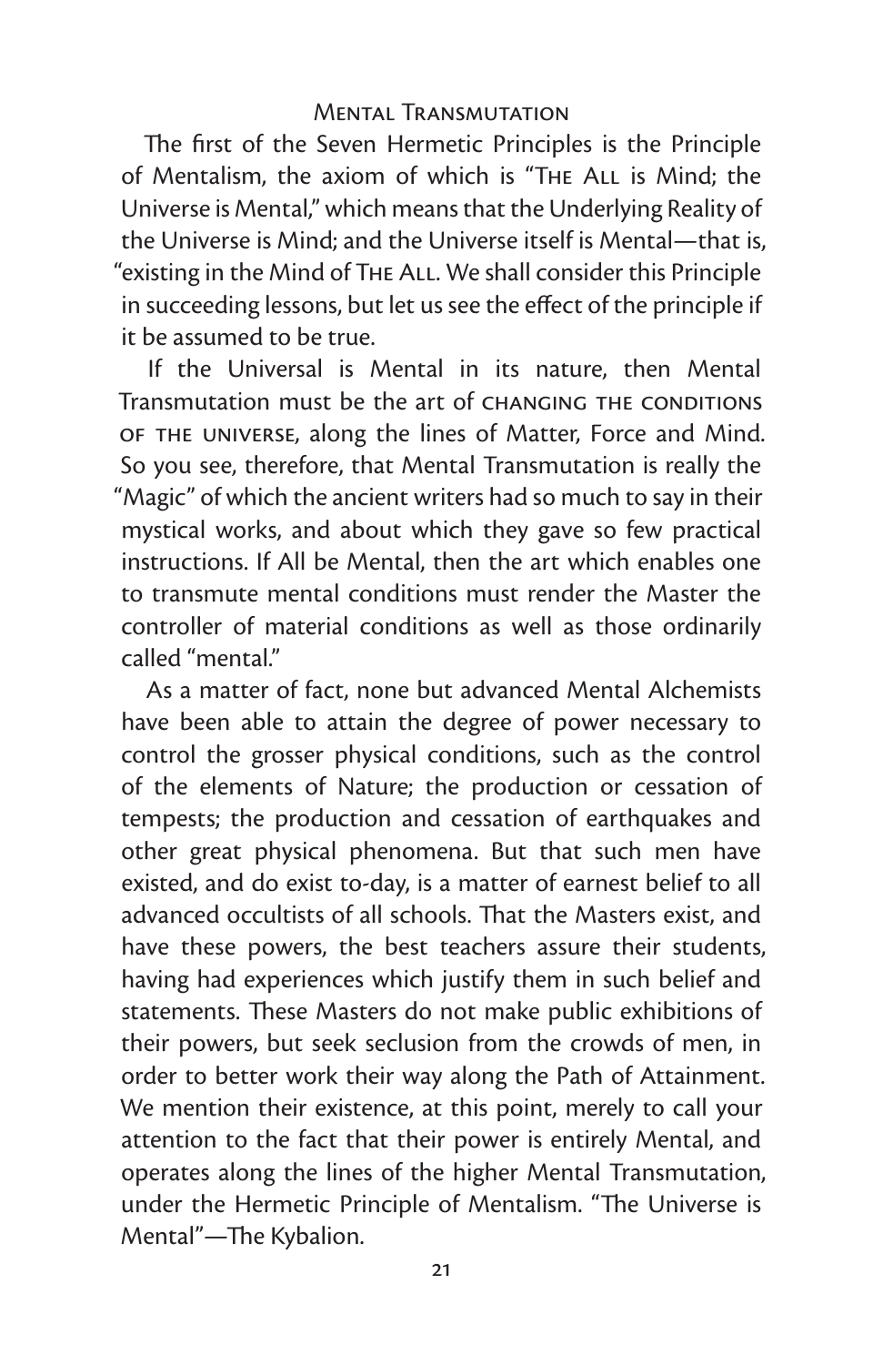## Mental Transmutation

The first of the Seven Hermetic Principles is the Principle of Mentalism, the axiom of which is "The All is Mind; the Universe is Mental," which means that the Underlying Reality of the Universe is Mind; and the Universe itself is Mental—that is, "existing in the Mind of The All. We shall consider this Principle in succeeding lessons, but let us see the effect of the principle if it be assumed to be true.

If the Universal is Mental in its nature, then Mental Transmutation must be the art of changing the conditions of the universe, along the lines of Matter, Force and Mind. So you see, therefore, that Mental Transmutation is really the "Magic" of which the ancient writers had so much to say in their mystical works, and about which they gave so few practical instructions. If All be Mental, then the art which enables one to transmute mental conditions must render the Master the controller of material conditions as well as those ordinarily called "mental."

As a matter of fact, none but advanced Mental Alchemists have been able to attain the degree of power necessary to control the grosser physical conditions, such as the control of the elements of Nature; the production or cessation of tempests; the production and cessation of earthquakes and other great physical phenomena. But that such men have existed, and do exist to-day, is a matter of earnest belief to all advanced occultists of all schools. That the Masters exist, and have these powers, the best teachers assure their students, having had experiences which justify them in such belief and statements. These Masters do not make public exhibitions of their powers, but seek seclusion from the crowds of men, in order to better work their way along the Path of Attainment. We mention their existence, at this point, merely to call your attention to the fact that their power is entirely Mental, and operates along the lines of the higher Mental Transmutation, under the Hermetic Principle of Mentalism. "The Universe is Mental"—The Kybalion.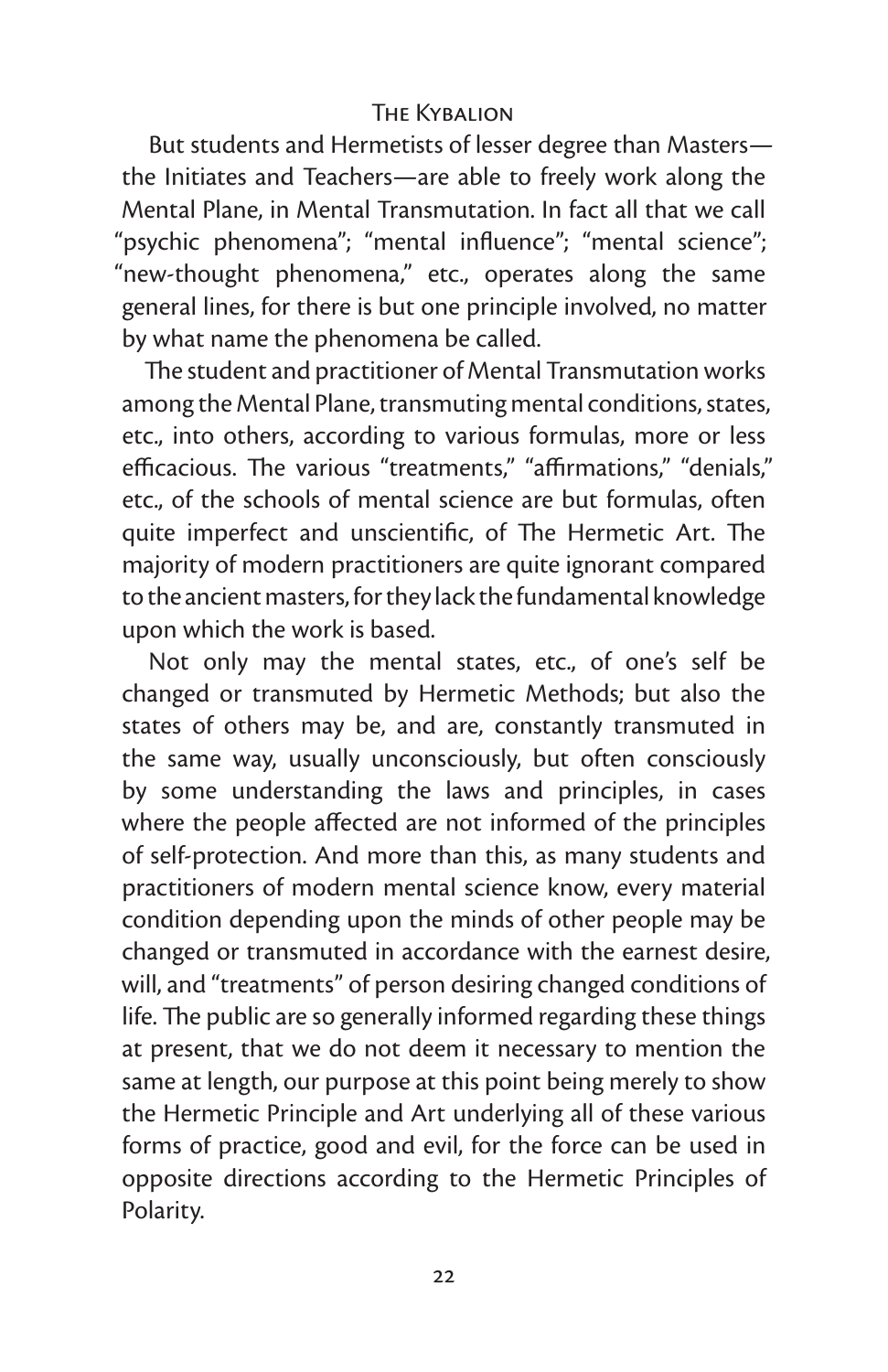But students and Hermetists of lesser degree than Masters—the Initiates and Teachers—are able to freely work along the Mental Plane, in Mental Transmutation. In fact all that we call "psychic phenomena"; "mental influence"; "mental science"; "new-thought phenomena," etc., operates along the same general lines, for there is but one principle involved, no matter by what name the phenomena be called.

The student and practitioner of Mental Transmutation works among the Mental Plane, transmuting mental conditions, states, etc., into others, according to various formulas, more or less efficacious. The various "treatments," "affirmations," "denials," etc., of the schools of mental science are but formulas, often quite imperfect and unscientific, of The Hermetic Art. The majority of modern practitioners are quite ignorant compared to the ancient masters, for they lack the fundamental knowledge upon which the work is based.

Not only may the mental states, etc., of one's self be changed or transmuted by Hermetic Methods; but also the states of others may be, and are, constantly transmuted in the same way, usually unconsciously, but often consciously by some understanding the laws and principles, in cases where the people affected are not informed of the principles of self-protection. And more than this, as many students and practitioners of modern mental science know, every material condition depending upon the minds of other people may be changed or transmuted in accordance with the earnest desire, will, and "treatments" of person desiring changed conditions of life. The public are so generally informed regarding these things at present, that we do not deem it necessary to mention the same at length, our purpose at this point being merely to show the Hermetic Principle and Art underlying all of these various forms of practice, good and evil, for the force can be used in opposite directions according to the Hermetic Principles of Polarity.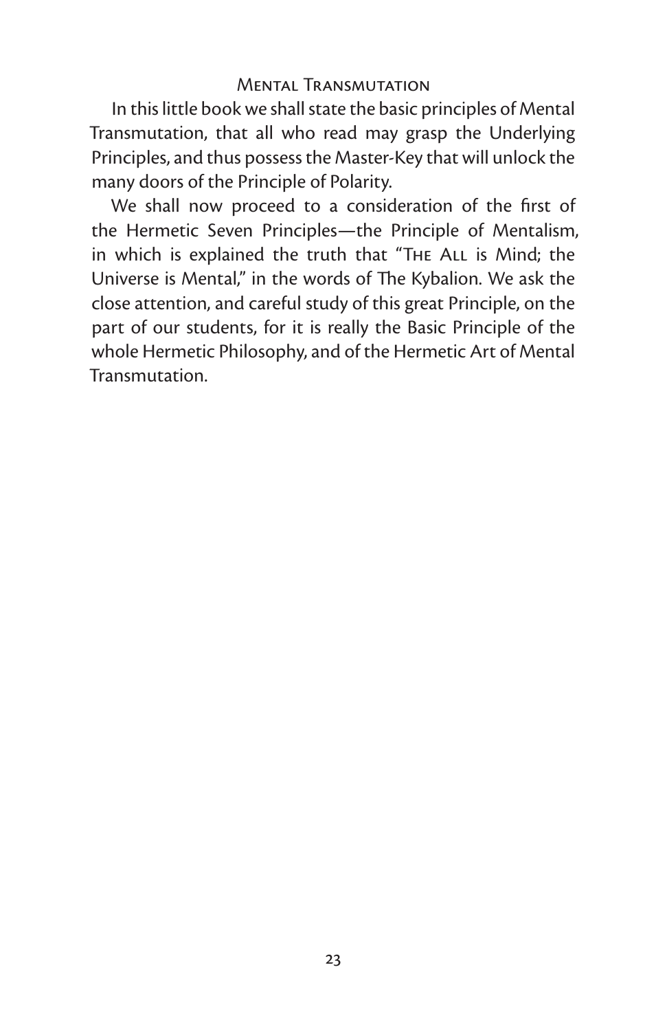## Mental Transmutation

In this little book we shall state the basic principles of Mental Transmutation, that all who read may grasp the Underlying Principles, and thus possess the Master-Key that will unlock the many doors of the Principle of Polarity.

We shall now proceed to a consideration of the first of the Hermetic Seven Principles—the Principle of Mentalism, in which is explained the truth that "The All is Mind; the Universe is Mental," in the words of The Kybalion. We ask the close attention, and careful study of this great Principle, on the part of our students, for it is really the Basic Principle of the whole Hermetic Philosophy, and of the Hermetic Art of Mental Transmutation.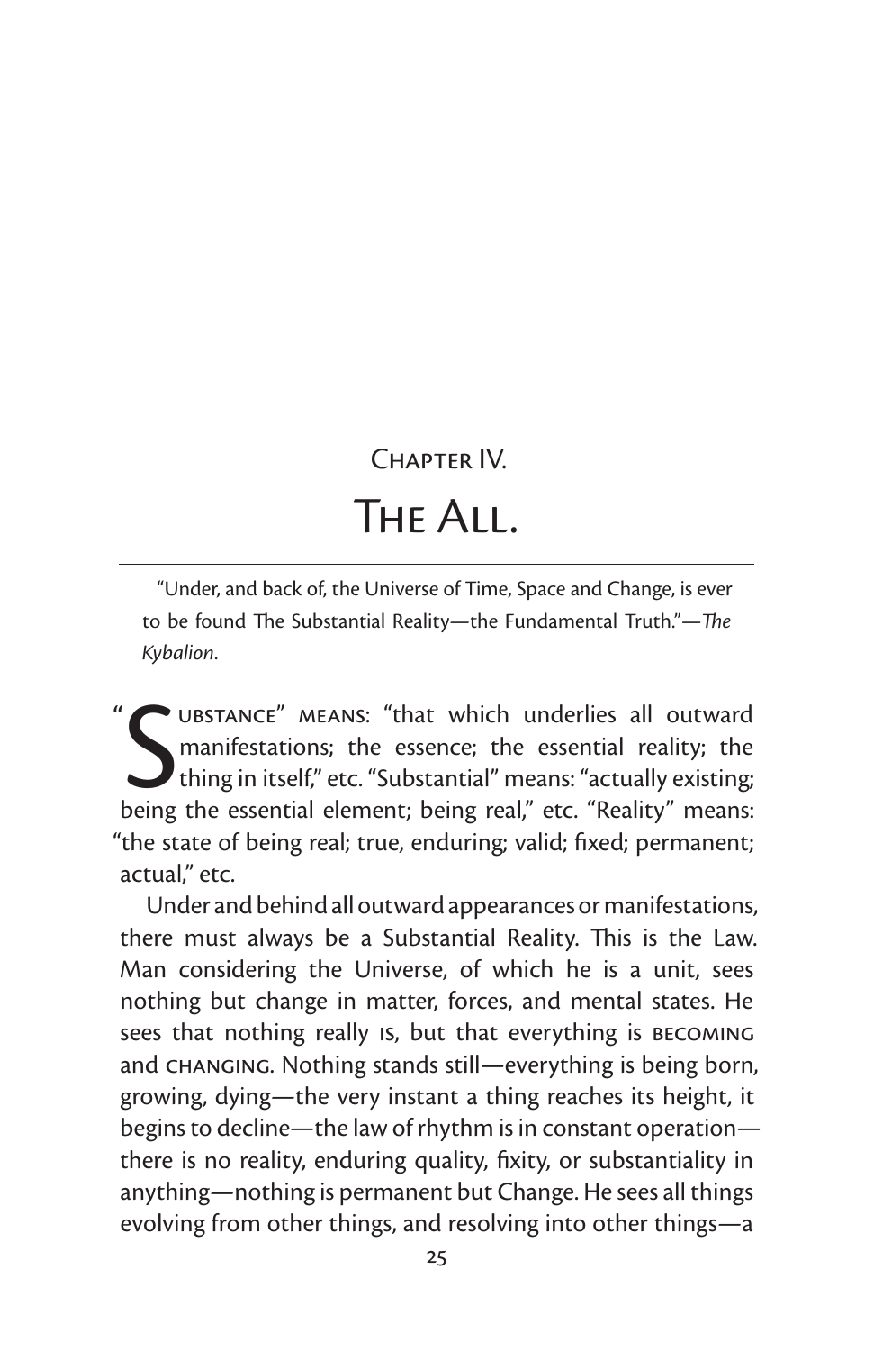## Chapter IV.

# The All.

"Under, and back of, the Universe of Time, Space and Change, is ever to be found The Substantial Reality—the Fundamental Truth."—*The Kybalion*.

"Substance" means: "that which underlies all outward manifestations; the essence; the essential reality; the thing in itself," etc. "Substantial" means: "actually existing; being the essential element; being real," etc. "Reality" means: "the state of being real; true, enduring; valid; fixed; permanent; actual," etc.

Under and behind all outward appearances or manifestations, there must always be a Substantial Reality. This is the Law. Man considering the Universe, of which he is a unit, sees nothing but change in matter, forces, and mental states. He sees that nothing really IS, but that everything is BECOMING and CHANGING. Nothing stands still—everything is being born, growing, dying—the very instant a thing reaches its height, it begins to decline—the law of rhythm is in constant operation—there is no reality, enduring quality, fixity, or substantiality in anything—nothing is permanent but Change. He sees all things evolving from other things, and resolving into other things—a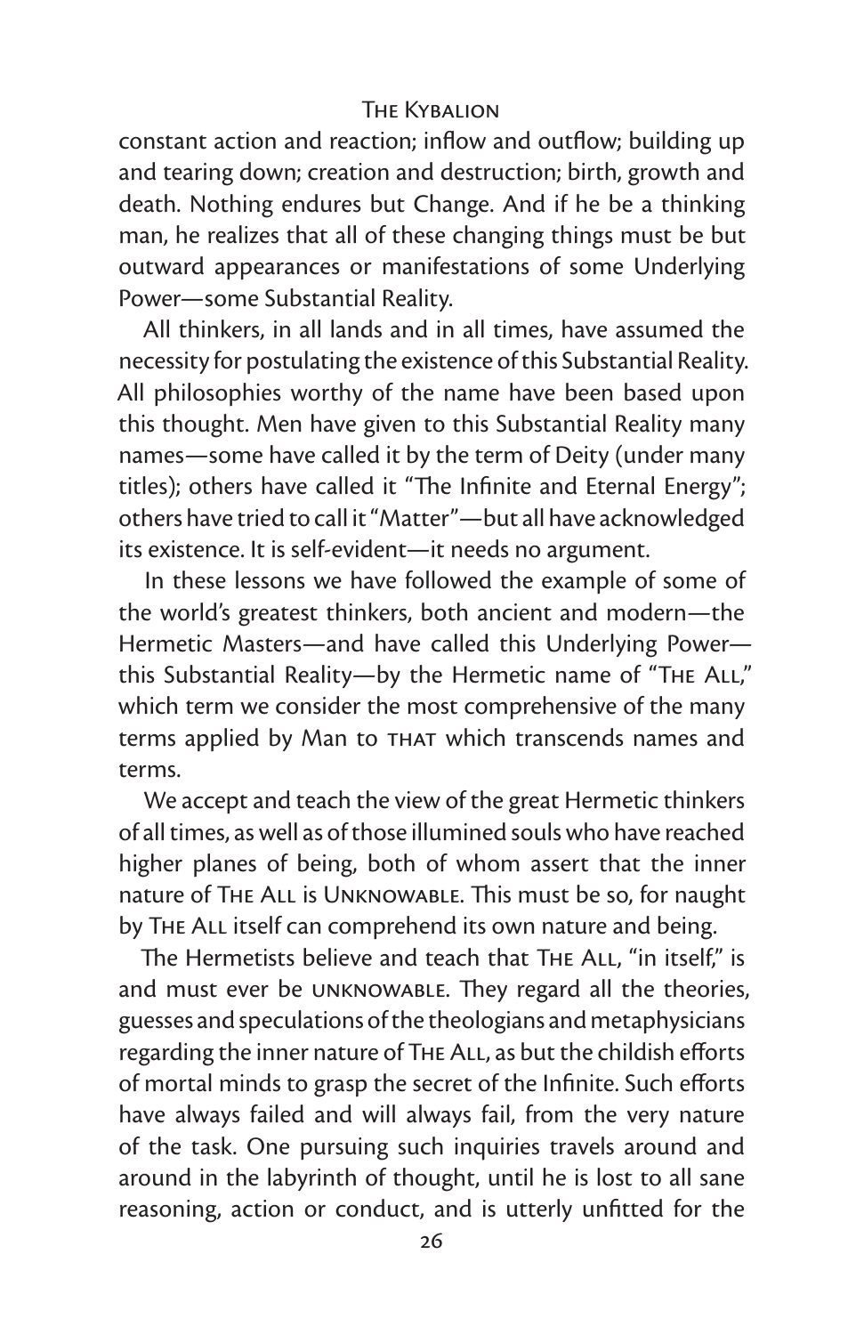constant action and reaction; inflow and outflow; building up and tearing down; creation and destruction; birth, growth and death. Nothing endures but Change. And if he be a thinking man, he realizes that all of these changing things must be but outward appearances or manifestations of some Underlying Power—some Substantial Reality.

All thinkers, in all lands and in all times, have assumed the necessity for postulating the existence of this Substantial Reality. All philosophies worthy of the name have been based upon this thought. Men have given to this Substantial Reality many names—some have called it by the term of Deity (under many titles); others have called it "The Infinite and Eternal Energy"; others have tried to call it "Matter"—but all have acknowledged its existence. It is self-evident—it needs no argument.

In these lessons we have followed the example of some of the world's greatest thinkers, both ancient and modern—the Hermetic Masters—and have called this Underlying Power—this Substantial Reality—by the Hermetic name of "The All," which term we consider the most comprehensive of the many terms applied by Man to THAT which transcends names and terms.

We accept and teach the view of the great Hermetic thinkers of all times, as well as of those illumined souls who have reached higher planes of being, both of whom assert that the inner nature of The All is Unknowable. This must be so, for naught by The All itself can comprehend its own nature and being.

The Hermetists believe and teach that The All, "in itself," is and must ever be UNKNOWABLE. They regard all the theories, guesses and speculations of the theologians and metaphysicians regarding the inner nature of The All, as but the childish efforts of mortal minds to grasp the secret of the Infinite. Such efforts have always failed and will always fail, from the very nature of the task. One pursuing such inquiries travels around and around in the labyrinth of thought, until he is lost to all sane reasoning, action or conduct, and is utterly unfitted for the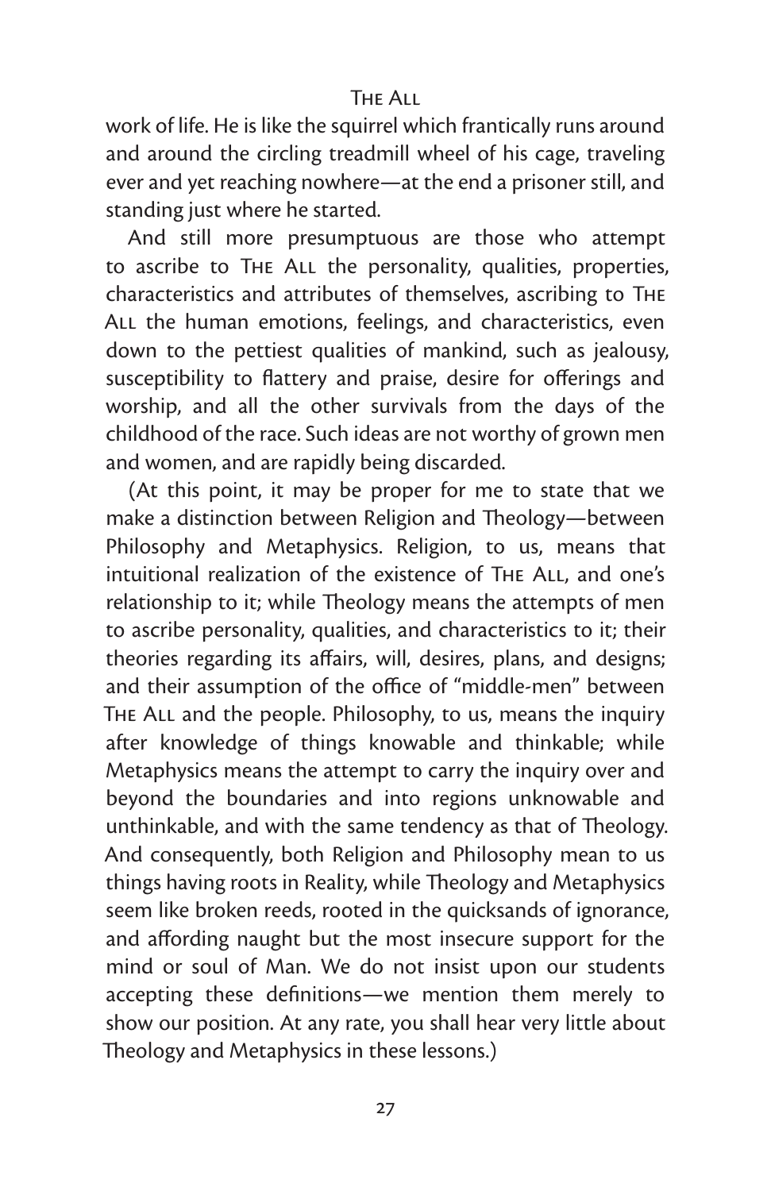work of life. He is like the squirrel which frantically runs around and around the circling treadmill wheel of his cage, traveling ever and yet reaching nowhere—at the end a prisoner still, and standing just where he started.

And still more presumptuous are those who attempt to ascribe to The All the personality, qualities, properties, characteristics and attributes of themselves, ascribing to The All the human emotions, feelings, and characteristics, even down to the pettiest qualities of mankind, such as jealousy, susceptibility to flattery and praise, desire for offerings and worship, and all the other survivals from the days of the childhood of the race. Such ideas are not worthy of grown men and women, and are rapidly being discarded.

(At this point, it may be proper for me to state that we make a distinction between Religion and Theology—between Philosophy and Metaphysics. Religion, to us, means that intuitional realization of the existence of The All, and one's relationship to it; while Theology means the attempts of men to ascribe personality, qualities, and characteristics to it; their theories regarding its affairs, will, desires, plans, and designs; and their assumption of the office of "middle-men" between The All and the people. Philosophy, to us, means the inquiry after knowledge of things knowable and thinkable; while Metaphysics means the attempt to carry the inquiry over and beyond the boundaries and into regions unknowable and unthinkable, and with the same tendency as that of Theology. And consequently, both Religion and Philosophy mean to us things having roots in Reality, while Theology and Metaphysics seem like broken reeds, rooted in the quicksands of ignorance, and affording naught but the most insecure support for the mind or soul of Man. We do not insist upon our students accepting these definitions—we mention them merely to show our position. At any rate, you shall hear very little about Theology and Metaphysics in these lessons.)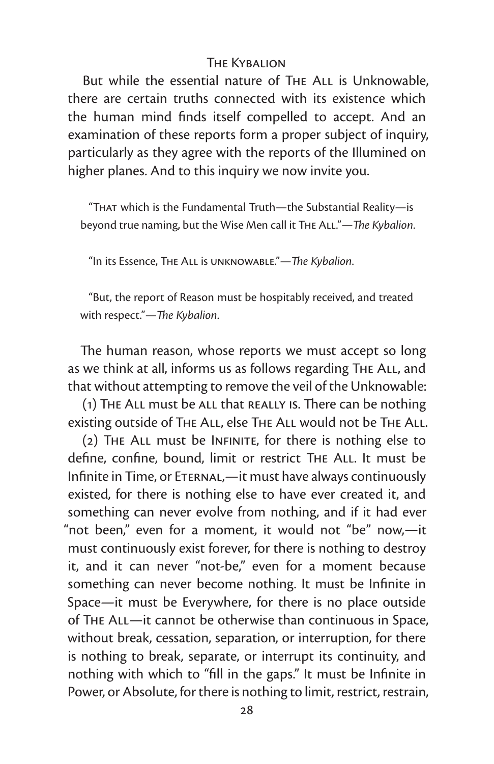But while the essential nature of THE ALL is Unknowable, there are certain truths connected with its existence which the human mind finds itself compelled to accept. And an examination of these reports form a proper subject of inquiry, particularly as they agree with the reports of the Illumined on higher planes. And to this inquiry we now invite you.

> "THAT which is the Fundamental Truth—the Substantial Reality—is beyond true naming, but the Wise Men call it THE ALL."—*The Kybalion*.

> "In its Essence, THE ALL is UNKNOWABLE."—*The Kybalion*.

> "But, the report of Reason must be hospitably received, and treated with respect."—*The Kybalion*.

The human reason, whose reports we must accept so long as we think at all, informs us as follows regarding THE ALL, and that without attempting to remove the veil of the Unknowable:

(1) THE ALL must be ALL that REALLY IS. There can be nothing existing outside of THE ALL, else THE ALL would not be THE ALL.

(2) THE ALL must be INFINITE, for there is nothing else to define, confine, bound, limit or restrict THE ALL. It must be Infinite in Time, or ETERNAL,—it must have always continuously existed, for there is nothing else to have ever created it, and something can never evolve from nothing, and if it had ever "not been," even for a moment, it would not "be" now,—it must continuously exist forever, for there is nothing to destroy it, and it can never "not-be," even for a moment because something can never become nothing. It must be Infinite in Space—it must be Everywhere, for there is no place outside of THE ALL—it cannot be otherwise than continuous in Space, without break, cessation, separation, or interruption, for there is nothing to break, separate, or interrupt its continuity, and nothing with which to "fill in the gaps." It must be Infinite in Power, or Absolute, for there is nothing to limit, restrict, restrain,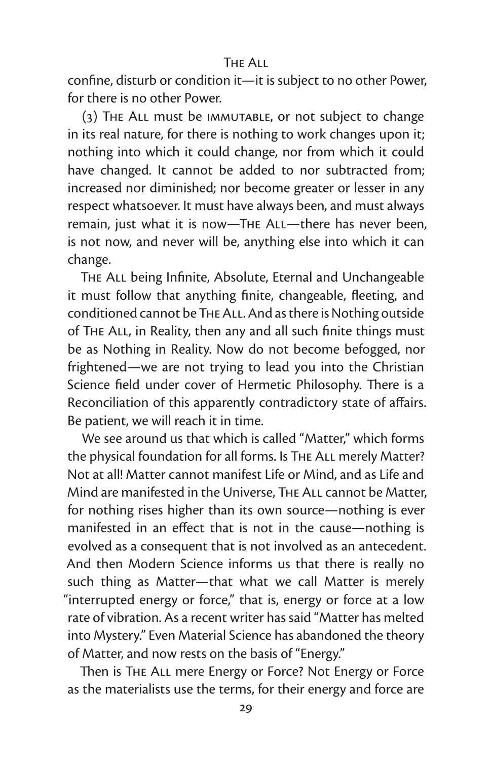confine, disturb or condition it—it is subject to no other Power, for there is no other Power.

(3) The All must be immutable, or not subject to change in its real nature, for there is nothing to work changes upon it; nothing into which it could change, nor from which it could have changed. It cannot be added to nor subtracted from; increased nor diminished; nor become greater or lesser in any respect whatsoever. It must have always been, and must always remain, just what it is now—The All—there has never been, is not now, and never will be, anything else into which it can change.

The All being Infinite, Absolute, Eternal and Unchangeable it must follow that anything finite, changeable, fleeting, and conditioned cannot be The All. And as there is Nothing outside of The All, in Reality, then any and all such finite things must be as Nothing in Reality. Now do not become befogged, nor frightened—we are not trying to lead you into the Christian Science field under cover of Hermetic Philosophy. There is a Reconciliation of this apparently contradictory state of affairs. Be patient, we will reach it in time.

We see around us that which is called "Matter," which forms the physical foundation for all forms. Is The All merely Matter? Not at all! Matter cannot manifest Life or Mind, and as Life and Mind are manifested in the Universe, The All cannot be Matter, for nothing rises higher than its own source—nothing is ever manifested in an effect that is not in the cause—nothing is evolved as a consequent that is not involved as an antecedent. And then Modern Science informs us that there is really no such thing as Matter—that what we call Matter is merely "interrupted energy or force," that is, energy or force at a low rate of vibration. As a recent writer has said "Matter has melted into Mystery." Even Material Science has abandoned the theory of Matter, and now rests on the basis of "Energy."

Then is The All mere Energy or Force? Not Energy or Force as the materialists use the terms, for their energy and force are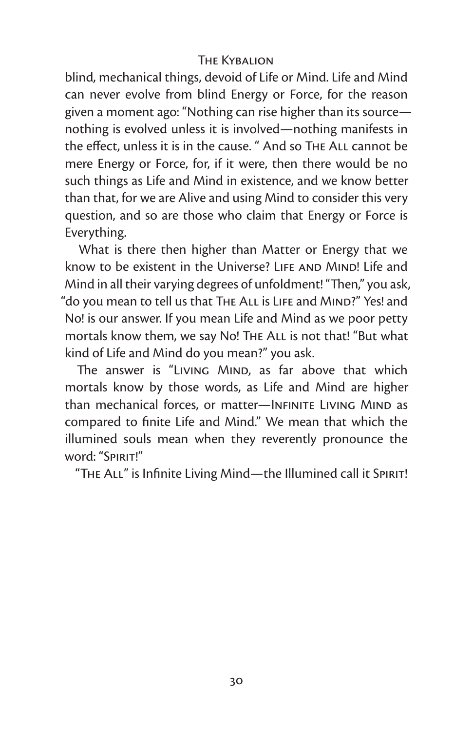blind, mechanical things, devoid of Life or Mind. Life and Mind can never evolve from blind Energy or Force, for the reason given a moment ago: "Nothing can rise higher than its source—nothing is evolved unless it is involved—nothing manifests in the effect, unless it is in the cause. " And so The All cannot be mere Energy or Force, for, if it were, then there would be no such things as Life and Mind in existence, and we know better than that, for we are Alive and using Mind to consider this very question, and so are those who claim that Energy or Force is Everything.

What is there then higher than Matter or Energy that we know to be existent in the Universe? Life and Mind! Life and Mind in all their varying degrees of unfoldment! "Then," you ask, "do you mean to tell us that The All is Life and Mind?" Yes! and No! is our answer. If you mean Life and Mind as we poor petty mortals know them, we say No! The All is not that! "But what kind of Life and Mind do you mean?" you ask.

The answer is "Living Mind, as far above that which mortals know by those words, as Life and Mind are higher than mechanical forces, or matter—Infinite Living Mind as compared to finite Life and Mind." We mean that which the illumined souls mean when they reverently pronounce the word: "Spirit!"

"The All" is Infinite Living Mind—the Illumined call it Spirit!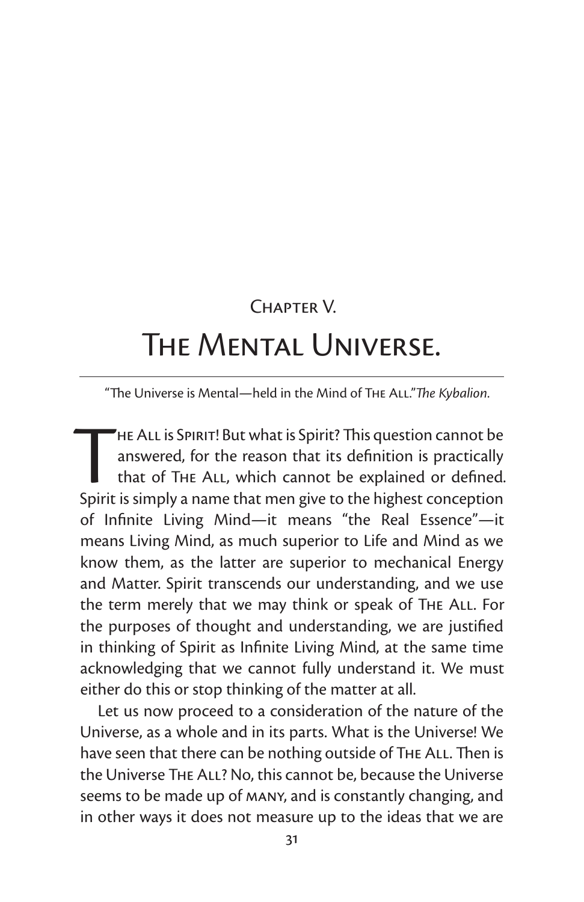## Chapter V.

# The Mental Universe.

"The Universe is Mental—held in the Mind of The All."*The Kybalion*.

The All is Spirit! But what is Spirit? This question cannot be answered, for the reason that its definition is practically that of The All, which cannot be explained or defined. Spirit is simply a name that men give to the highest conception of Infinite Living Mind—it means "the Real Essence"—it means Living Mind, as much superior to Life and Mind as we know them, as the latter are superior to mechanical Energy and Matter. Spirit transcends our understanding, and we use the term merely that we may think or speak of The All. For the purposes of thought and understanding, we are justified in thinking of Spirit as Infinite Living Mind, at the same time acknowledging that we cannot fully understand it. We must either do this or stop thinking of the matter at all.

Let us now proceed to a consideration of the nature of the Universe, as a whole and in its parts. What is the Universe! We have seen that there can be nothing outside of The All. Then is the Universe The All? No, this cannot be, because the Universe seems to be made up of many, and is constantly changing, and in other ways it does not measure up to the ideas that we are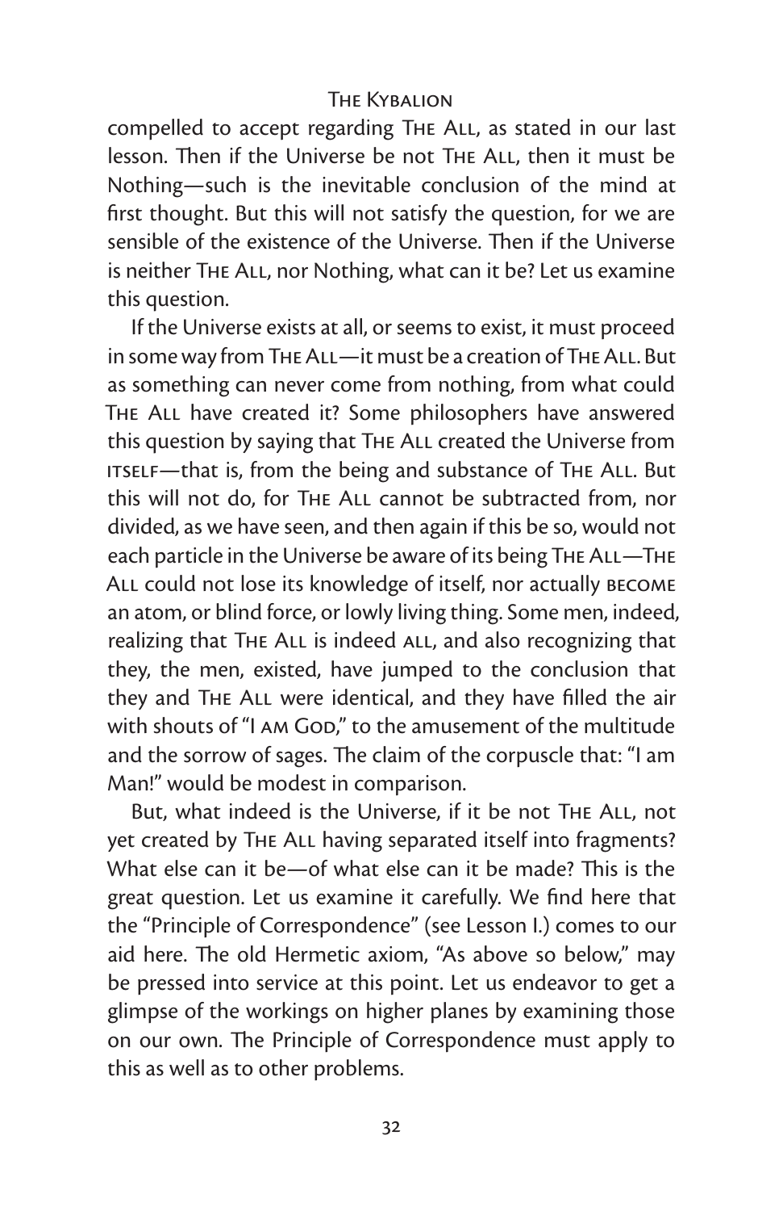compelled to accept regarding The All, as stated in our last lesson. Then if the Universe be not The All, then it must be Nothing—such is the inevitable conclusion of the mind at first thought. But this will not satisfy the question, for we are sensible of the existence of the Universe. Then if the Universe is neither The All, nor Nothing, what can it be? Let us examine this question.

If the Universe exists at all, or seems to exist, it must proceed in some way from The All—it must be a creation of The All. But as something can never come from nothing, from what could The All have created it? Some philosophers have answered this question by saying that The All created the Universe from itself—that is, from the being and substance of The All. But this will not do, for The All cannot be subtracted from, nor divided, as we have seen, and then again if this be so, would not each particle in the Universe be aware of its being The All—The All could not lose its knowledge of itself, nor actually become an atom, or blind force, or lowly living thing. Some men, indeed, realizing that The All is indeed all, and also recognizing that they, the men, existed, have jumped to the conclusion that they and The All were identical, and they have filled the air with shouts of "I am God," to the amusement of the multitude and the sorrow of sages. The claim of the corpuscle that: "I am Man!" would be modest in comparison.

But, what indeed is the Universe, if it be not The All, not yet created by The All having separated itself into fragments? What else can it be—of what else can it be made? This is the great question. Let us examine it carefully. We find here that the "Principle of Correspondence" (see Lesson I.) comes to our aid here. The old Hermetic axiom, "As above so below," may be pressed into service at this point. Let us endeavor to get a glimpse of the workings on higher planes by examining those on our own. The Principle of Correspondence must apply to this as well as to other problems.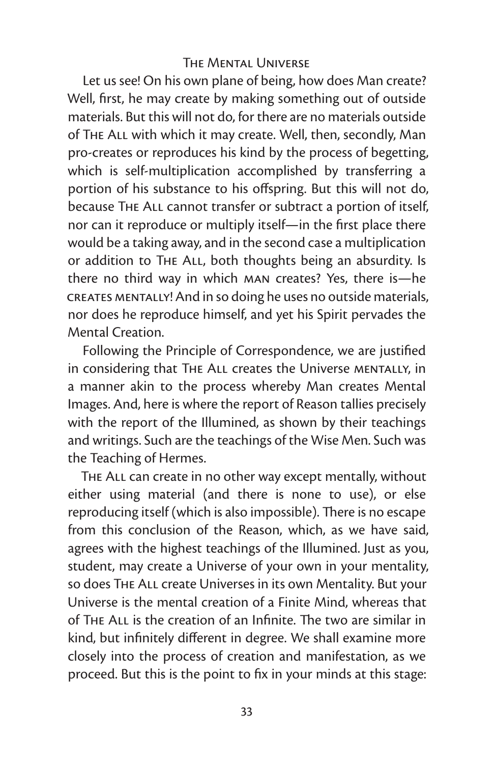Let us see! On his own plane of being, how does Man create? Well, first, he may create by making something out of outside materials. But this will not do, for there are no materials outside of The All with which it may create. Well, then, secondly, Man pro-creates or reproduces his kind by the process of begetting, which is self-multiplication accomplished by transferring a portion of his substance to his offspring. But this will not do, because The All cannot transfer or subtract a portion of itself, nor can it reproduce or multiply itself—in the first place there would be a taking away, and in the second case a multiplication or addition to The All, both thoughts being an absurdity. Is there no third way in which MAN creates? Yes, there is—he CREATES MENTALLY! And in so doing he uses no outside materials, nor does he reproduce himself, and yet his Spirit pervades the Mental Creation.

Following the Principle of Correspondence, we are justified in considering that The All creates the Universe MENTALLY, in a manner akin to the process whereby Man creates Mental Images. And, here is where the report of Reason tallies precisely with the report of the Illumined, as shown by their teachings and writings. Such are the teachings of the Wise Men. Such was the Teaching of Hermes.

The All can create in no other way except mentally, without either using material (and there is none to use), or else reproducing itself (which is also impossible). There is no escape from this conclusion of the Reason, which, as we have said, agrees with the highest teachings of the Illumined. Just as you, student, may create a Universe of your own in your mentality, so does The All create Universes in its own Mentality. But your Universe is the mental creation of a Finite Mind, whereas that of The All is the creation of an Infinite. The two are similar in kind, but infinitely different in degree. We shall examine more closely into the process of creation and manifestation, as we proceed. But this is the point to fix in your minds at this stage: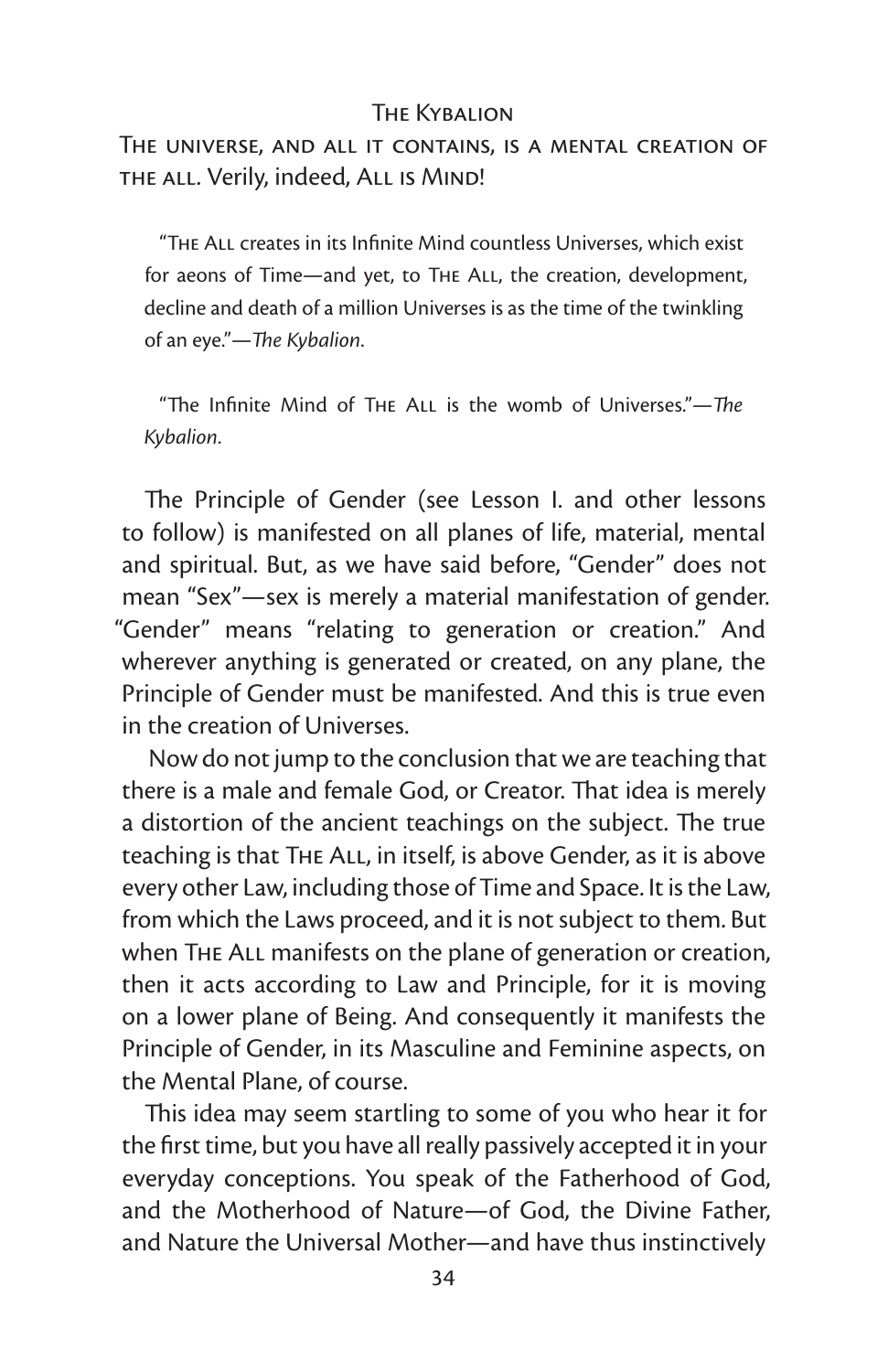THE KYBALION

THE UNIVERSE, AND ALL IT CONTAINS, IS A MENTAL CREATION OF THE ALL. Verily, indeed, ALL IS MIND!

> "THE ALL creates in its Infinite Mind countless Universes, which exist for aeons of Time—and yet, to THE ALL, the creation, development, decline and death of a million Universes is as the time of the twinkling of an eye."—*The Kybalion*.

> "The Infinite Mind of THE ALL is the womb of Universes."—*The Kybalion*.

The Principle of Gender (see Lesson I. and other lessons to follow) is manifested on all planes of life, material, mental and spiritual. But, as we have said before, "Gender" does not mean "Sex"—sex is merely a material manifestation of gender. "Gender" means "relating to generation or creation." And wherever anything is generated or created, on any plane, the Principle of Gender must be manifested. And this is true even in the creation of Universes.

Now do not jump to the conclusion that we are teaching that there is a male and female God, or Creator. That idea is merely a distortion of the ancient teachings on the subject. The true teaching is that THE ALL, in itself, is above Gender, as it is above every other Law, including those of Time and Space. It is the Law, from which the Laws proceed, and it is not subject to them. But when THE ALL manifests on the plane of generation or creation, then it acts according to Law and Principle, for it is moving on a lower plane of Being. And consequently it manifests the Principle of Gender, in its Masculine and Feminine aspects, on the Mental Plane, of course.

This idea may seem startling to some of you who hear it for the first time, but you have all really passively accepted it in your everyday conceptions. You speak of the Fatherhood of God, and the Motherhood of Nature—of God, the Divine Father, and Nature the Universal Mother—and have thus instinctively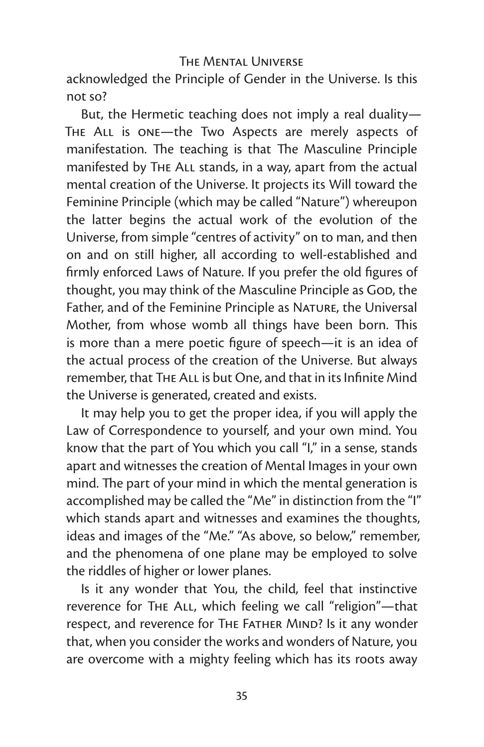acknowledged the Principle of Gender in the Universe. Is this not so?

But, the Hermetic teaching does not imply a real duality—The All is one—the Two Aspects are merely aspects of manifestation. The teaching is that The Masculine Principle manifested by The All stands, in a way, apart from the actual mental creation of the Universe. It projects its Will toward the Feminine Principle (which may be called "Nature") whereupon the latter begins the actual work of the evolution of the Universe, from simple "centres of activity" on to man, and then on and on still higher, all according to well-established and firmly enforced Laws of Nature. If you prefer the old figures of thought, you may think of the Masculine Principle as God, the Father, and of the Feminine Principle as Nature, the Universal Mother, from whose womb all things have been born. This is more than a mere poetic figure of speech—it is an idea of the actual process of the creation of the Universe. But always remember, that The All is but One, and that in its Infinite Mind the Universe is generated, created and exists.

It may help you to get the proper idea, if you will apply the Law of Correspondence to yourself, and your own mind. You know that the part of You which you call "I," in a sense, stands apart and witnesses the creation of Mental Images in your own mind. The part of your mind in which the mental generation is accomplished may be called the "Me" in distinction from the "I" which stands apart and witnesses and examines the thoughts, ideas and images of the "Me." "As above, so below," remember, and the phenomena of one plane may be employed to solve the riddles of higher or lower planes.

Is it any wonder that You, the child, feel that instinctive reverence for The All, which feeling we call "religion"—that respect, and reverence for The Father Mind? Is it any wonder that, when you consider the works and wonders of Nature, you are overcome with a mighty feeling which has its roots away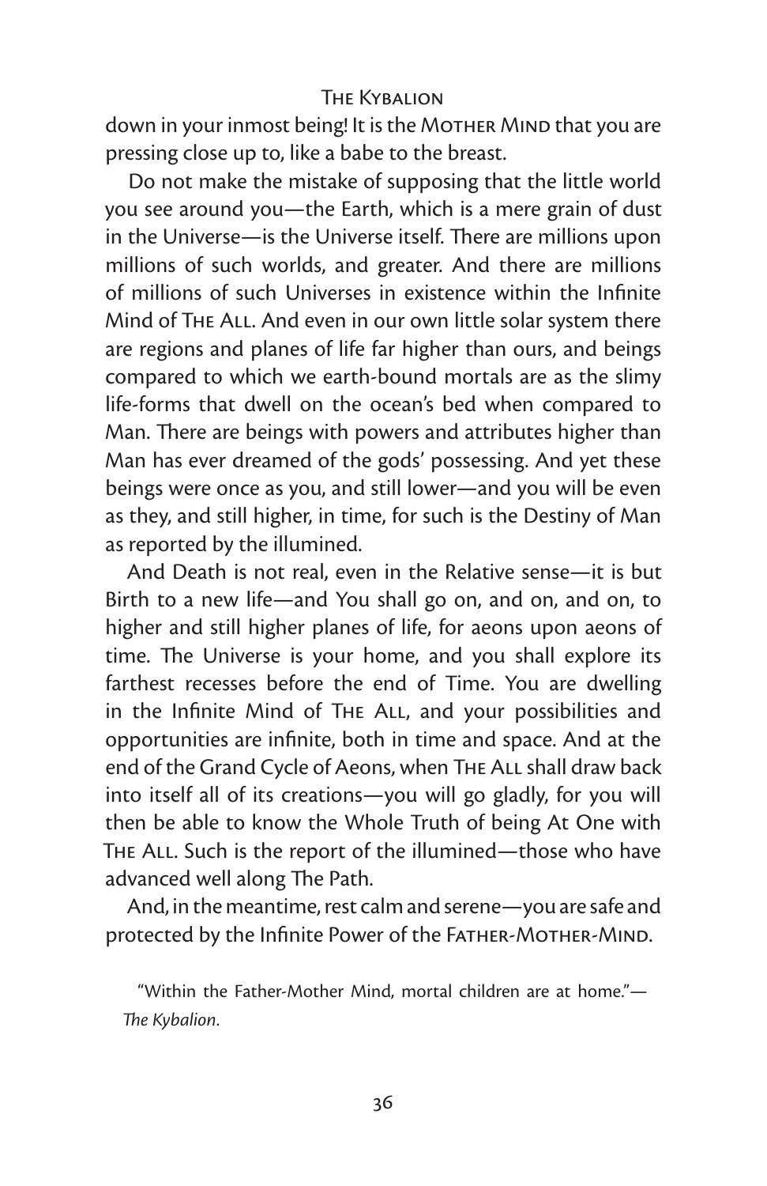down in your inmost being! It is the Mother Mind that you are pressing close up to, like a babe to the breast.

Do not make the mistake of supposing that the little world you see around you—the Earth, which is a mere grain of dust in the Universe—is the Universe itself. There are millions upon millions of such worlds, and greater. And there are millions of millions of such Universes in existence within the Infinite Mind of The All. And even in our own little solar system there are regions and planes of life far higher than ours, and beings compared to which we earth-bound mortals are as the slimy life-forms that dwell on the ocean's bed when compared to Man. There are beings with powers and attributes higher than Man has ever dreamed of the gods' possessing. And yet these beings were once as you, and still lower—and you will be even as they, and still higher, in time, for such is the Destiny of Man as reported by the illumined.

And Death is not real, even in the Relative sense—it is but Birth to a new life—and You shall go on, and on, and on, to higher and still higher planes of life, for aeons upon aeons of time. The Universe is your home, and you shall explore its farthest recesses before the end of Time. You are dwelling in the Infinite Mind of The All, and your possibilities and opportunities are infinite, both in time and space. And at the end of the Grand Cycle of Aeons, when The All shall draw back into itself all of its creations—you will go gladly, for you will then be able to know the Whole Truth of being At One with The All. Such is the report of the illumined—those who have advanced well along The Path.

And, in the meantime, rest calm and serene—you are safe and protected by the Infinite Power of the Father-Mother-Mind.

"Within the Father-Mother Mind, mortal children are at home."—*The Kybalion*.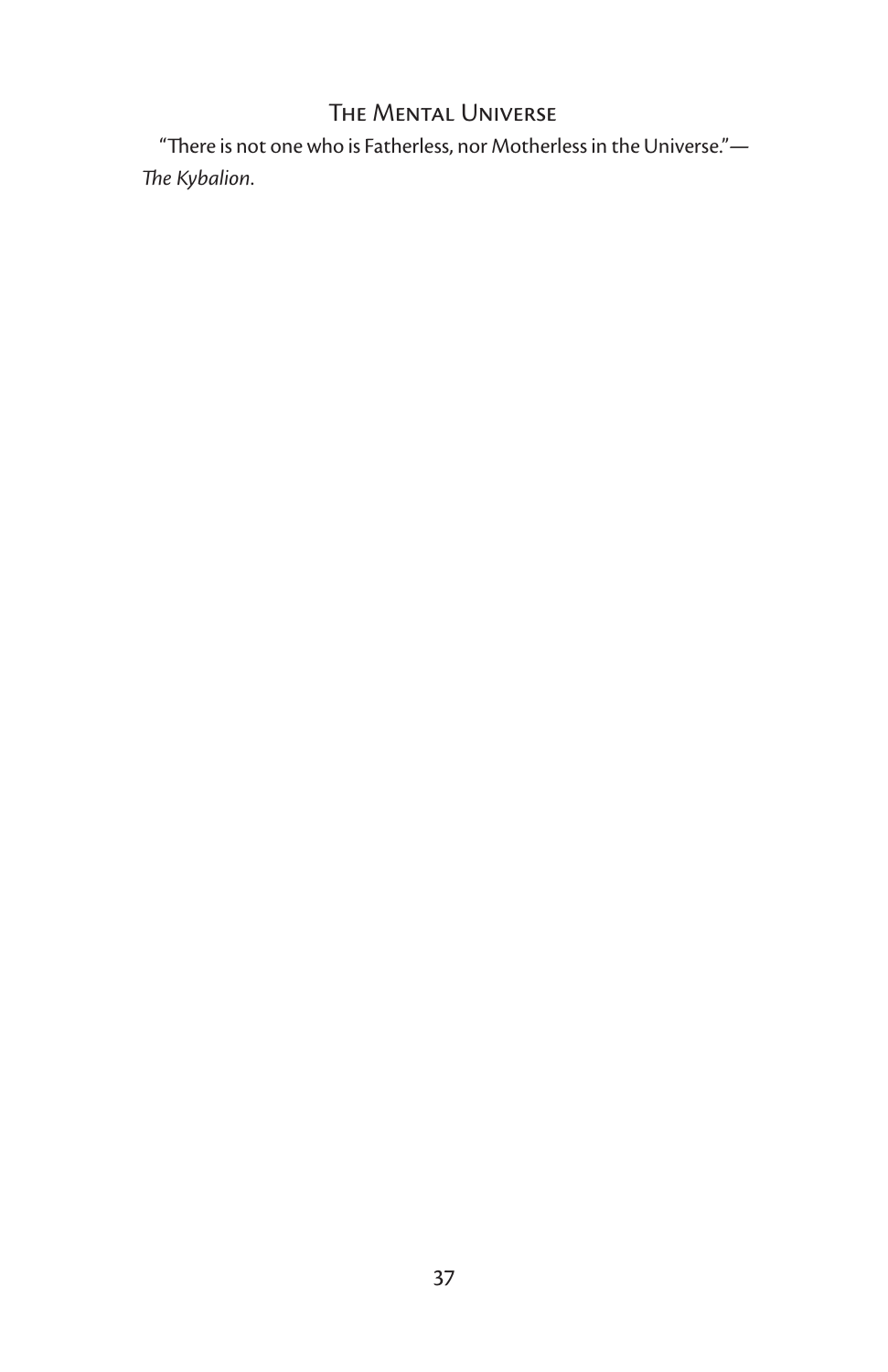## The Mental Universe

"There is not one who is Fatherless, nor Motherless in the Universe."—*The Kybalion*.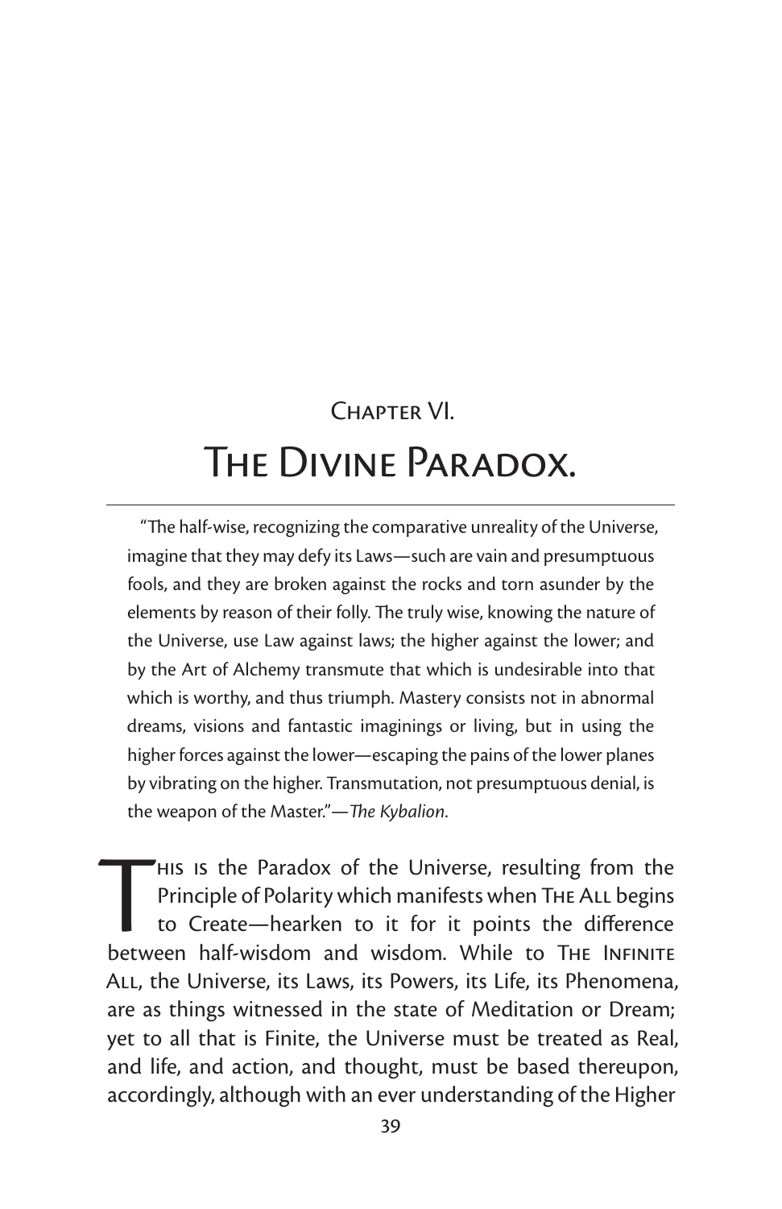## Chapter VI.

# The Divine Paradox.

"The half-wise, recognizing the comparative unreality of the Universe, imagine that they may defy its Laws—such are vain and presumptuous fools, and they are broken against the rocks and torn asunder by the elements by reason of their folly. The truly wise, knowing the nature of the Universe, use Law against laws; the higher against the lower; and by the Art of Alchemy transmute that which is undesirable into that which is worthy, and thus triumph. Mastery consists not in abnormal dreams, visions and fantastic imaginings or living, but in using the higher forces against the lower—escaping the pains of the lower planes by vibrating on the higher. Transmutation, not presumptuous denial, is the weapon of the Master."—*The Kybalion*.

This is the Paradox of the Universe, resulting from the Principle of Polarity which manifests when The All begins to Create—hearken to it for it points the difference between half-wisdom and wisdom. While to The Infinite All, the Universe, its Laws, its Powers, its Life, its Phenomena, are as things witnessed in the state of Meditation or Dream; yet to all that is Finite, the Universe must be treated as Real, and life, and action, and thought, must be based thereupon, accordingly, although with an ever understanding of the Higher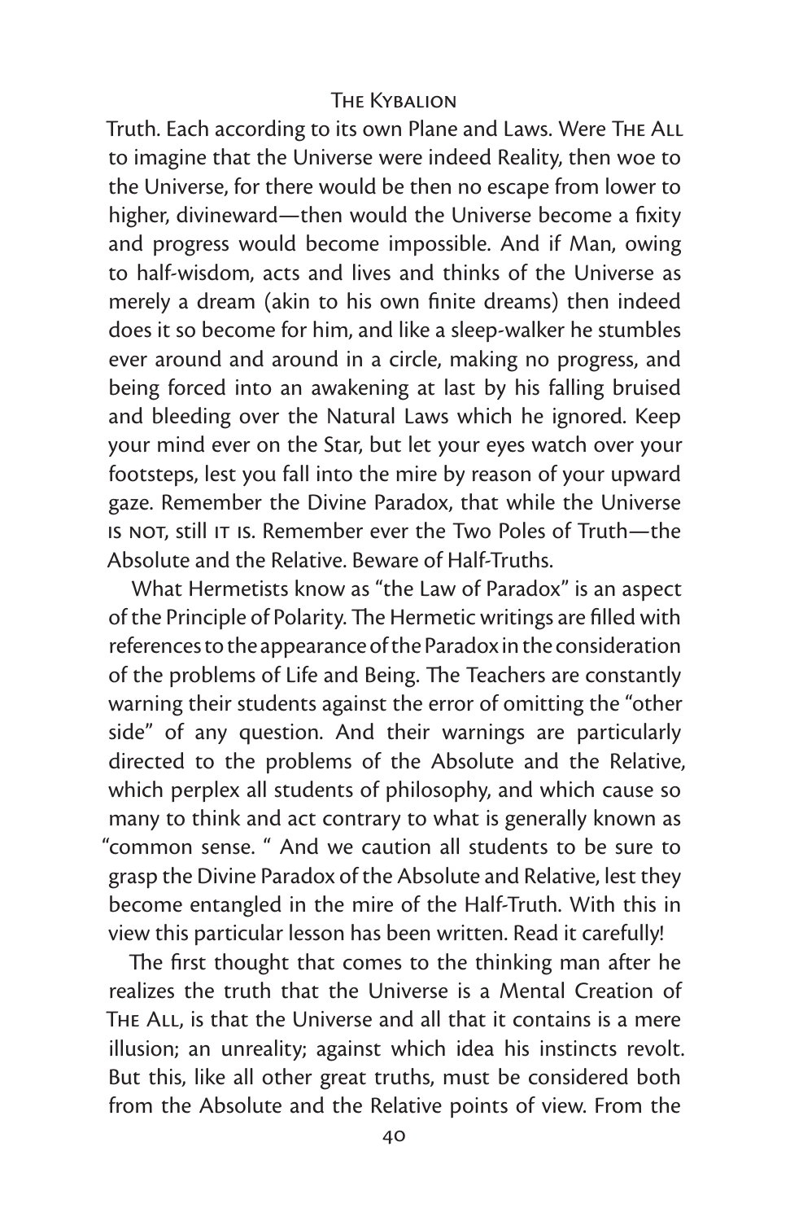Truth. Each according to its own Plane and Laws. Were The All to imagine that the Universe were indeed Reality, then woe to the Universe, for there would be then no escape from lower to higher, divineward—then would the Universe become a fixity and progress would become impossible. And if Man, owing to half-wisdom, acts and lives and thinks of the Universe as merely a dream (akin to his own finite dreams) then indeed does it so become for him, and like a sleep-walker he stumbles ever around and around in a circle, making no progress, and being forced into an awakening at last by his falling bruised and bleeding over the Natural Laws which he ignored. Keep your mind ever on the Star, but let your eyes watch over your footsteps, lest you fall into the mire by reason of your upward gaze. Remember the Divine Paradox, that while the Universe is not, still it is. Remember ever the Two Poles of Truth—the Absolute and the Relative. Beware of Half-Truths.

What Hermetists know as "the Law of Paradox" is an aspect of the Principle of Polarity. The Hermetic writings are filled with references to the appearance of the Paradox in the consideration of the problems of Life and Being. The Teachers are constantly warning their students against the error of omitting the "other side" of any question. And their warnings are particularly directed to the problems of the Absolute and the Relative, which perplex all students of philosophy, and which cause so many to think and act contrary to what is generally known as "common sense. " And we caution all students to be sure to grasp the Divine Paradox of the Absolute and Relative, lest they become entangled in the mire of the Half-Truth. With this in view this particular lesson has been written. Read it carefully!

The first thought that comes to the thinking man after he realizes the truth that the Universe is a Mental Creation of The All, is that the Universe and all that it contains is a mere illusion; an unreality; against which idea his instincts revolt. But this, like all other great truths, must be considered both from the Absolute and the Relative points of view. From the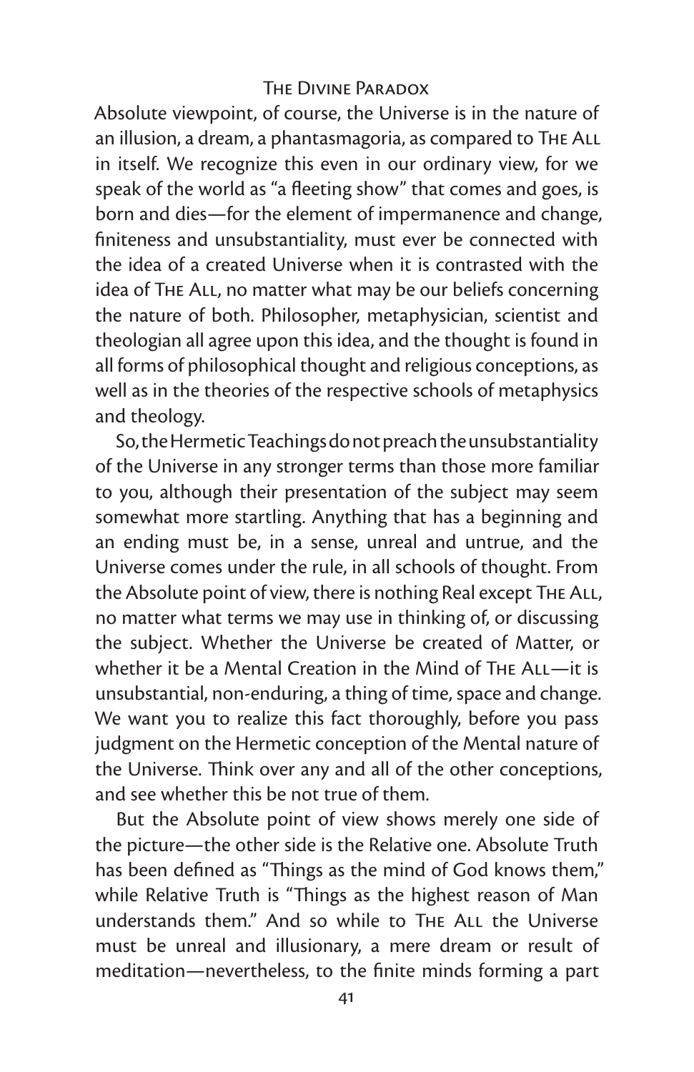Absolute viewpoint, of course, the Universe is in the nature of an illusion, a dream, a phantasmagoria, as compared to The All in itself. We recognize this even in our ordinary view, for we speak of the world as "a fleeting show" that comes and goes, is born and dies—for the element of impermanence and change, finiteness and unsubstantiality, must ever be connected with the idea of a created Universe when it is contrasted with the idea of The All, no matter what may be our beliefs concerning the nature of both. Philosopher, metaphysician, scientist and theologian all agree upon this idea, and the thought is found in all forms of philosophical thought and religious conceptions, as well as in the theories of the respective schools of metaphysics and theology.

So, the Hermetic Teachings do not preach the unsubstantiality of the Universe in any stronger terms than those more familiar to you, although their presentation of the subject may seem somewhat more startling. Anything that has a beginning and an ending must be, in a sense, unreal and untrue, and the Universe comes under the rule, in all schools of thought. From the Absolute point of view, there is nothing Real except The All, no matter what terms we may use in thinking of, or discussing the subject. Whether the Universe be created of Matter, or whether it be a Mental Creation in the Mind of The All—it is unsubstantial, non-enduring, a thing of time, space and change. We want you to realize this fact thoroughly, before you pass judgment on the Hermetic conception of the Mental nature of the Universe. Think over any and all of the other conceptions, and see whether this be not true of them.

But the Absolute point of view shows merely one side of the picture—the other side is the Relative one. Absolute Truth has been defined as "Things as the mind of God knows them," while Relative Truth is "Things as the highest reason of Man understands them." And so while to The All the Universe must be unreal and illusionary, a mere dream or result of meditation—nevertheless, to the finite minds forming a part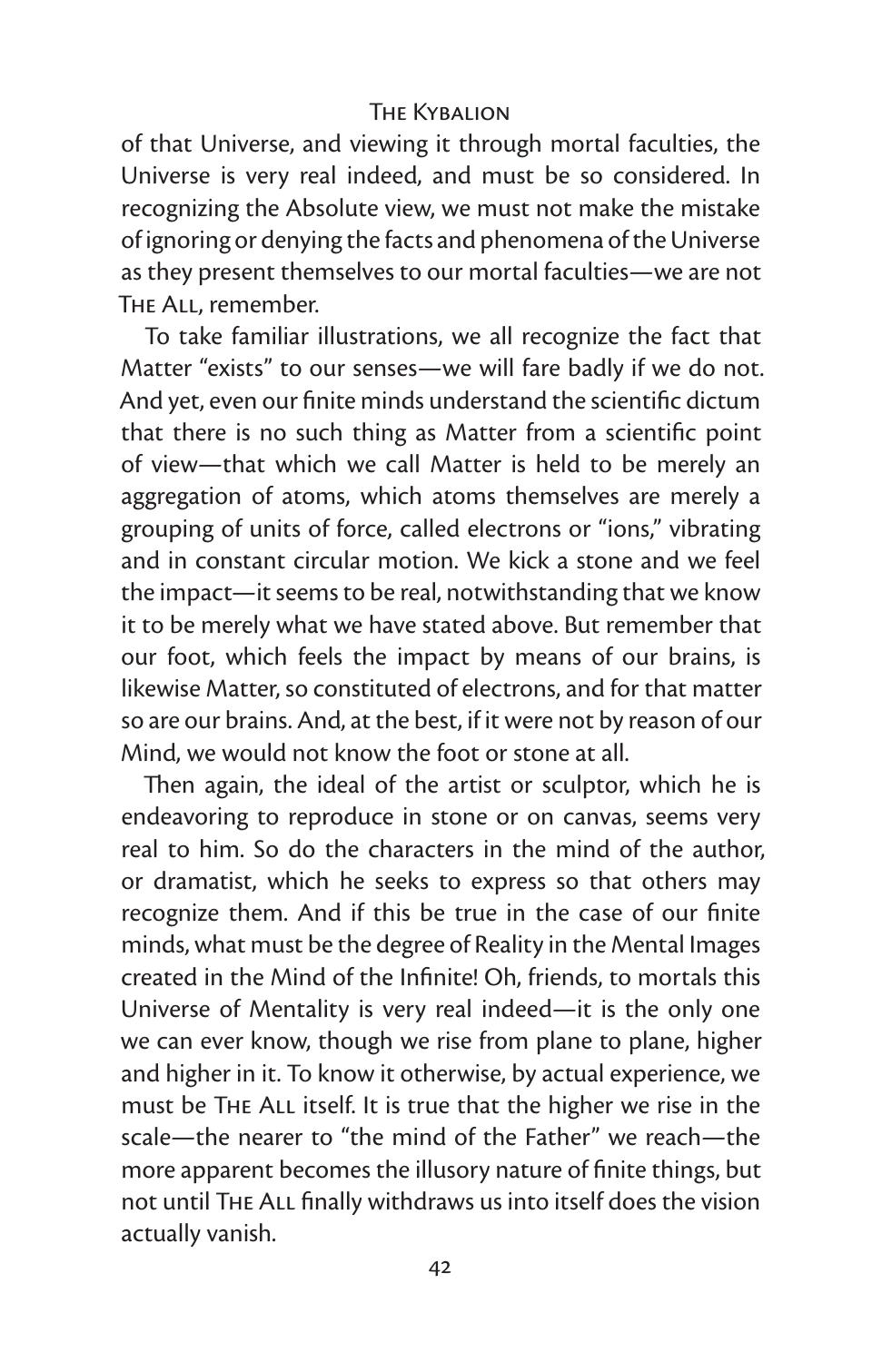of that Universe, and viewing it through mortal faculties, the Universe is very real indeed, and must be so considered. In recognizing the Absolute view, we must not make the mistake of ignoring or denying the facts and phenomena of the Universe as they present themselves to our mortal faculties—we are not The All, remember.

To take familiar illustrations, we all recognize the fact that Matter "exists" to our senses—we will fare badly if we do not. And yet, even our finite minds understand the scientific dictum that there is no such thing as Matter from a scientific point of view—that which we call Matter is held to be merely an aggregation of atoms, which atoms themselves are merely a grouping of units of force, called electrons or "ions," vibrating and in constant circular motion. We kick a stone and we feel the impact—it seems to be real, notwithstanding that we know it to be merely what we have stated above. But remember that our foot, which feels the impact by means of our brains, is likewise Matter, so constituted of electrons, and for that matter so are our brains. And, at the best, if it were not by reason of our Mind, we would not know the foot or stone at all.

Then again, the ideal of the artist or sculptor, which he is endeavoring to reproduce in stone or on canvas, seems very real to him. So do the characters in the mind of the author, or dramatist, which he seeks to express so that others may recognize them. And if this be true in the case of our finite minds, what must be the degree of Reality in the Mental Images created in the Mind of the Infinite! Oh, friends, to mortals this Universe of Mentality is very real indeed—it is the only one we can ever know, though we rise from plane to plane, higher and higher in it. To know it otherwise, by actual experience, we must be The All itself. It is true that the higher we rise in the scale—the nearer to "the mind of the Father" we reach—the more apparent becomes the illusory nature of finite things, but not until The All finally withdraws us into itself does the vision actually vanish.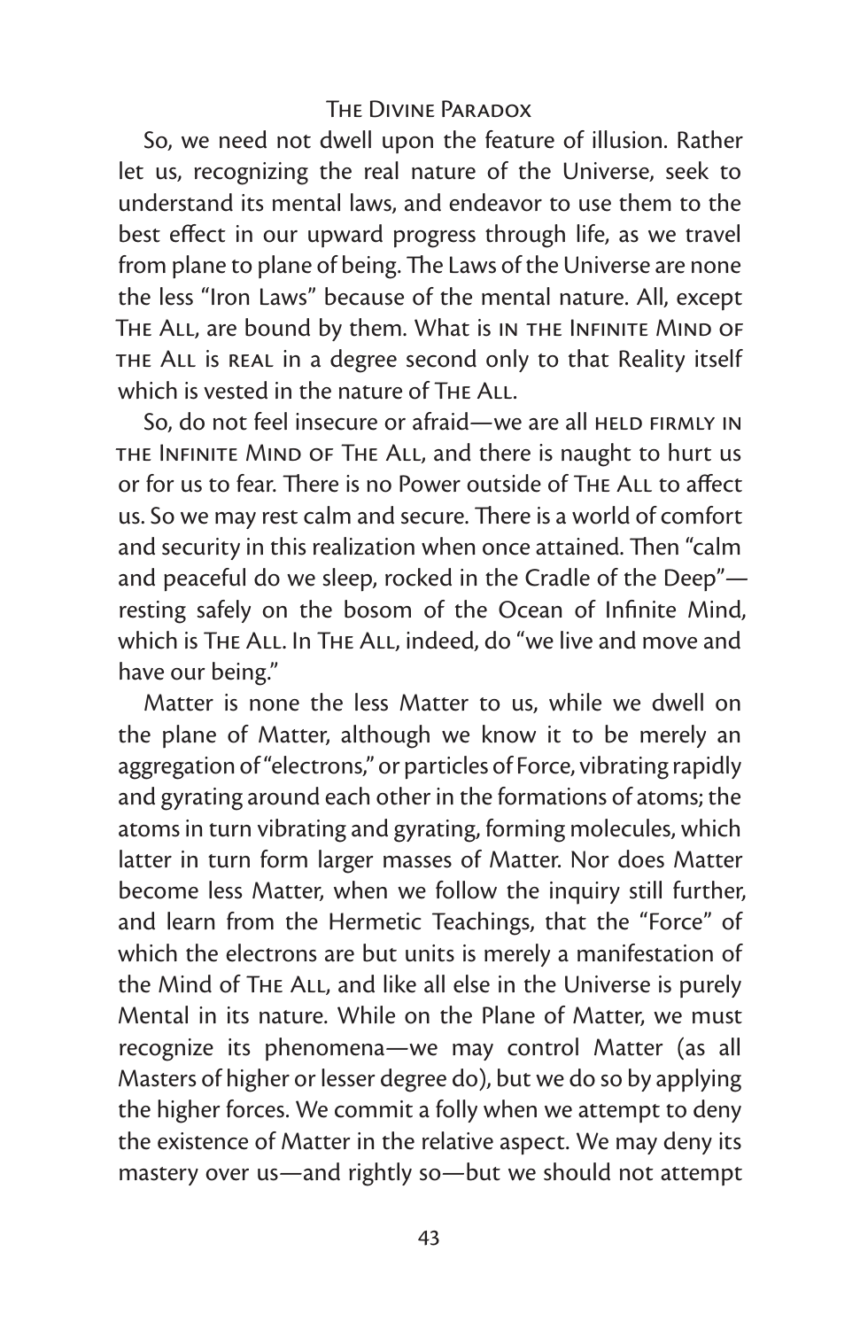So, we need not dwell upon the feature of illusion. Rather let us, recognizing the real nature of the Universe, seek to understand its mental laws, and endeavor to use them to the best effect in our upward progress through life, as we travel from plane to plane of being. The Laws of the Universe are none the less "Iron Laws" because of the mental nature. All, except The All, are bound by them. What is in the Infinite Mind of the All is real in a degree second only to that Reality itself which is vested in the nature of The All.

So, do not feel insecure or afraid—we are all held firmly in the Infinite Mind of The All, and there is naught to hurt us or for us to fear. There is no Power outside of The All to affect us. So we may rest calm and secure. There is a world of comfort and security in this realization when once attained. Then "calm and peaceful do we sleep, rocked in the Cradle of the Deep"—resting safely on the bosom of the Ocean of Infinite Mind, which is The All. In The All, indeed, do "we live and move and have our being."

Matter is none the less Matter to us, while we dwell on the plane of Matter, although we know it to be merely an aggregation of "electrons," or particles of Force, vibrating rapidly and gyrating around each other in the formations of atoms; the atoms in turn vibrating and gyrating, forming molecules, which latter in turn form larger masses of Matter. Nor does Matter become less Matter, when we follow the inquiry still further, and learn from the Hermetic Teachings, that the "Force" of which the electrons are but units is merely a manifestation of the Mind of The All, and like all else in the Universe is purely Mental in its nature. While on the Plane of Matter, we must recognize its phenomena—we may control Matter (as all Masters of higher or lesser degree do), but we do so by applying the higher forces. We commit a folly when we attempt to deny the existence of Matter in the relative aspect. We may deny its mastery over us—and rightly so—but we should not attempt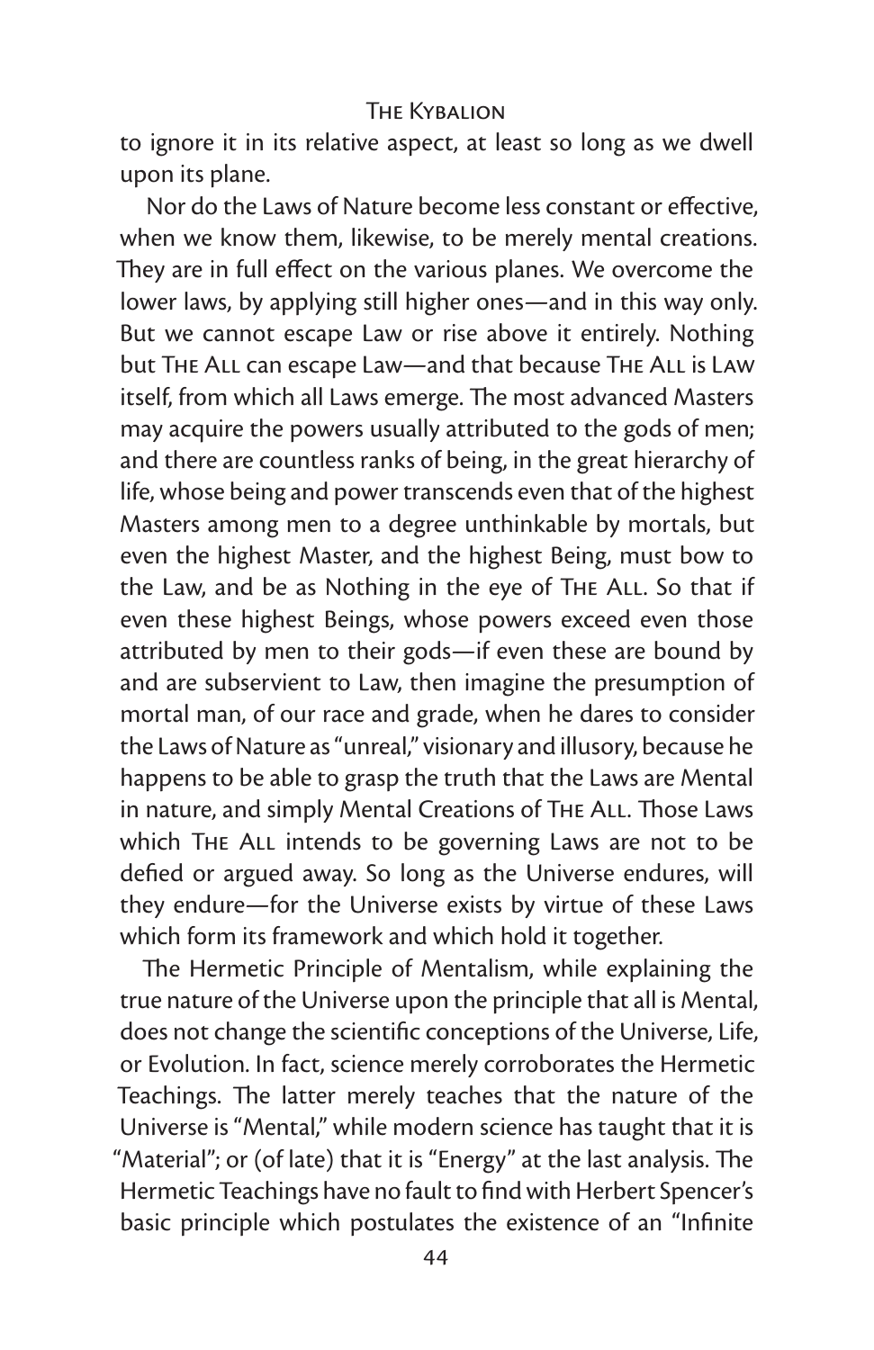to ignore it in its relative aspect, at least so long as we dwell upon its plane.

Nor do the Laws of Nature become less constant or effective, when we know them, likewise, to be merely mental creations. They are in full effect on the various planes. We overcome the lower laws, by applying still higher ones—and in this way only. But we cannot escape Law or rise above it entirely. Nothing but The All can escape Law—and that because The All is Law itself, from which all Laws emerge. The most advanced Masters may acquire the powers usually attributed to the gods of men; and there are countless ranks of being, in the great hierarchy of life, whose being and power transcends even that of the highest Masters among men to a degree unthinkable by mortals, but even the highest Master, and the highest Being, must bow to the Law, and be as Nothing in the eye of The All. So that if even these highest Beings, whose powers exceed even those attributed by men to their gods—if even these are bound by and are subservient to Law, then imagine the presumption of mortal man, of our race and grade, when he dares to consider the Laws of Nature as "unreal," visionary and illusory, because he happens to be able to grasp the truth that the Laws are Mental in nature, and simply Mental Creations of The All. Those Laws which The All intends to be governing Laws are not to be defied or argued away. So long as the Universe endures, will they endure—for the Universe exists by virtue of these Laws which form its framework and which hold it together.

The Hermetic Principle of Mentalism, while explaining the true nature of the Universe upon the principle that all is Mental, does not change the scientific conceptions of the Universe, Life, or Evolution. In fact, science merely corroborates the Hermetic Teachings. The latter merely teaches that the nature of the Universe is "Mental," while modern science has taught that it is "Material"; or (of late) that it is "Energy" at the last analysis. The Hermetic Teachings have no fault to find with Herbert Spencer's basic principle which postulates the existence of an "Infinite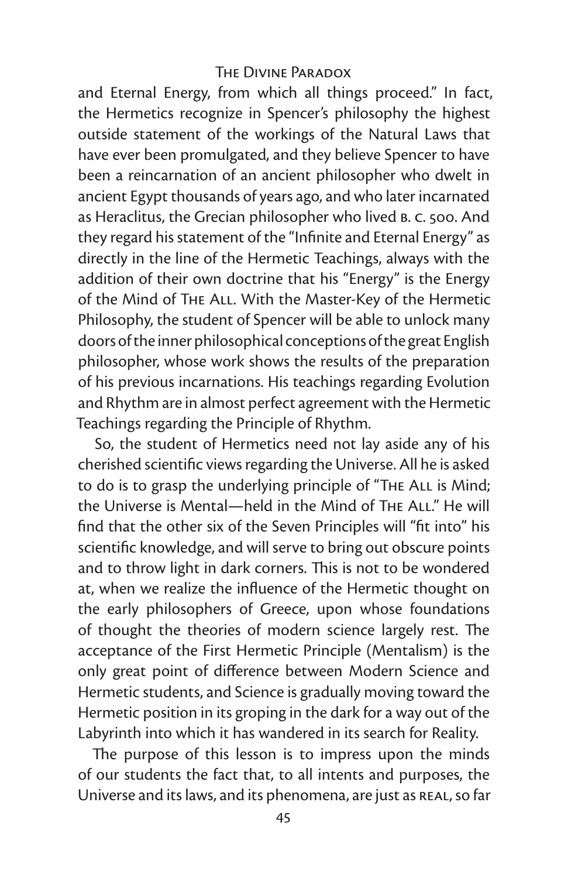and Eternal Energy, from which all things proceed." In fact, the Hermetics recognize in Spencer's philosophy the highest outside statement of the workings of the Natural Laws that have ever been promulgated, and they believe Spencer to have been a reincarnation of an ancient philosopher who dwelt in ancient Egypt thousands of years ago, and who later incarnated as Heraclitus, the Grecian philosopher who lived B. C. 500. And they regard his statement of the "Infinite and Eternal Energy" as directly in the line of the Hermetic Teachings, always with the addition of their own doctrine that his "Energy" is the Energy of the Mind of The All. With the Master-Key of the Hermetic Philosophy, the student of Spencer will be able to unlock many doors of the inner philosophical conceptions of the great English philosopher, whose work shows the results of the preparation of his previous incarnations. His teachings regarding Evolution and Rhythm are in almost perfect agreement with the Hermetic Teachings regarding the Principle of Rhythm.

So, the student of Hermetics need not lay aside any of his cherished scientific views regarding the Universe. All he is asked to do is to grasp the underlying principle of "The All is Mind; the Universe is Mental—held in the Mind of The All." He will find that the other six of the Seven Principles will "fit into" his scientific knowledge, and will serve to bring out obscure points and to throw light in dark corners. This is not to be wondered at, when we realize the influence of the Hermetic thought on the early philosophers of Greece, upon whose foundations of thought the theories of modern science largely rest. The acceptance of the First Hermetic Principle (Mentalism) is the only great point of difference between Modern Science and Hermetic students, and Science is gradually moving toward the Hermetic position in its groping in the dark for a way out of the Labyrinth into which it has wandered in its search for Reality.

The purpose of this lesson is to impress upon the minds of our students the fact that, to all intents and purposes, the Universe and its laws, and its phenomena, are just as REAL, so far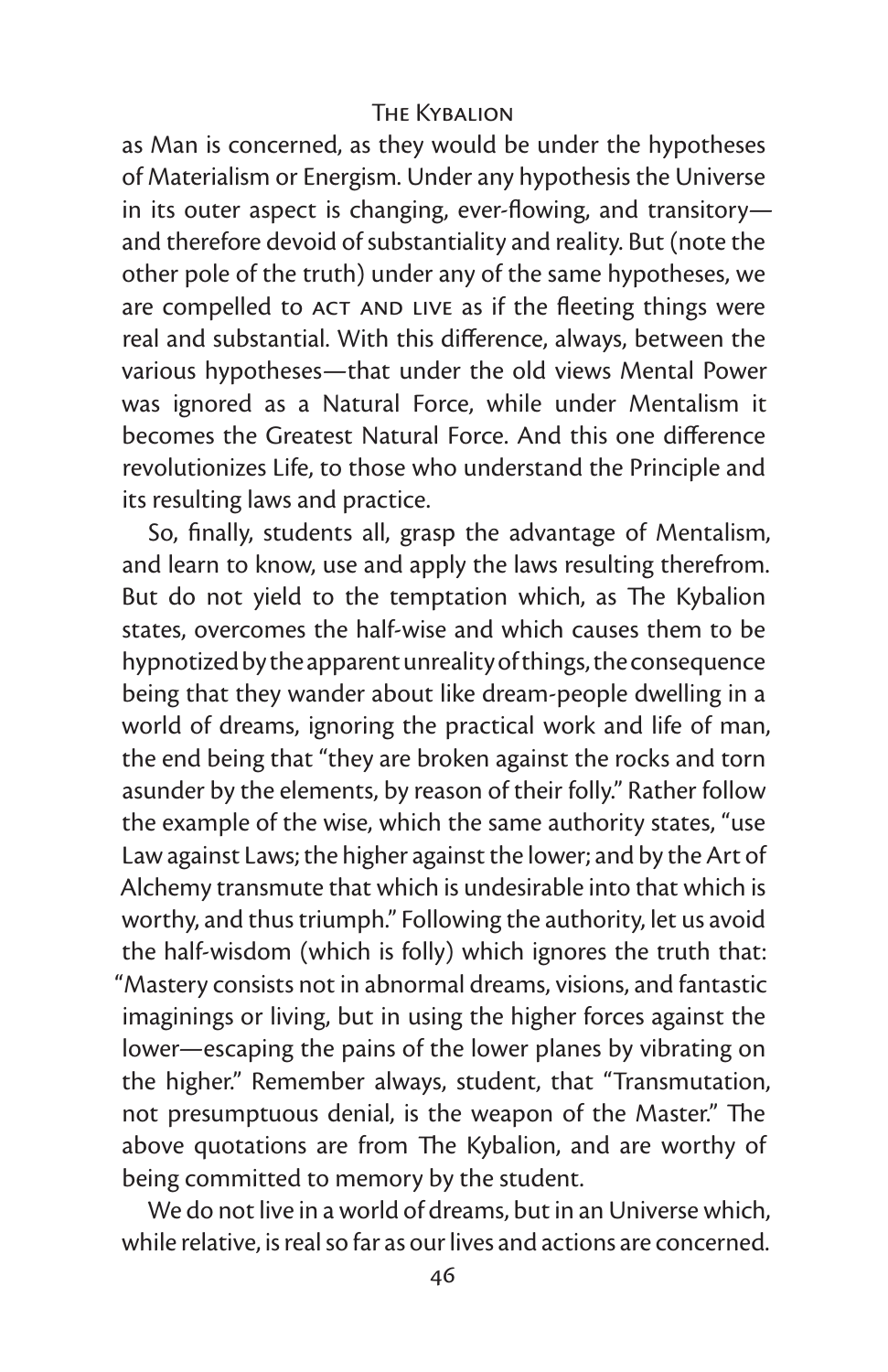as Man is concerned, as they would be under the hypotheses of Materialism or Energism. Under any hypothesis the Universe in its outer aspect is changing, ever-flowing, and transitory—and therefore devoid of substantiality and reality. But (note the other pole of the truth) under any of the same hypotheses, we are compelled to ACT AND LIVE as if the fleeting things were real and substantial. With this difference, always, between the various hypotheses—that under the old views Mental Power was ignored as a Natural Force, while under Mentalism it becomes the Greatest Natural Force. And this one difference revolutionizes Life, to those who understand the Principle and its resulting laws and practice.

So, finally, students all, grasp the advantage of Mentalism, and learn to know, use and apply the laws resulting therefrom. But do not yield to the temptation which, as The Kybalion states, overcomes the half-wise and which causes them to be hypnotized by the apparent unreality of things, the consequence being that they wander about like dream-people dwelling in a world of dreams, ignoring the practical work and life of man, the end being that "they are broken against the rocks and torn asunder by the elements, by reason of their folly." Rather follow the example of the wise, which the same authority states, "use Law against Laws; the higher against the lower; and by the Art of Alchemy transmute that which is undesirable into that which is worthy, and thus triumph." Following the authority, let us avoid the half-wisdom (which is folly) which ignores the truth that: "Mastery consists not in abnormal dreams, visions, and fantastic imaginings or living, but in using the higher forces against the lower—escaping the pains of the lower planes by vibrating on the higher." Remember always, student, that "Transmutation, not presumptuous denial, is the weapon of the Master." The above quotations are from The Kybalion, and are worthy of being committed to memory by the student.

We do not live in a world of dreams, but in an Universe which, while relative, is real so far as our lives and actions are concerned.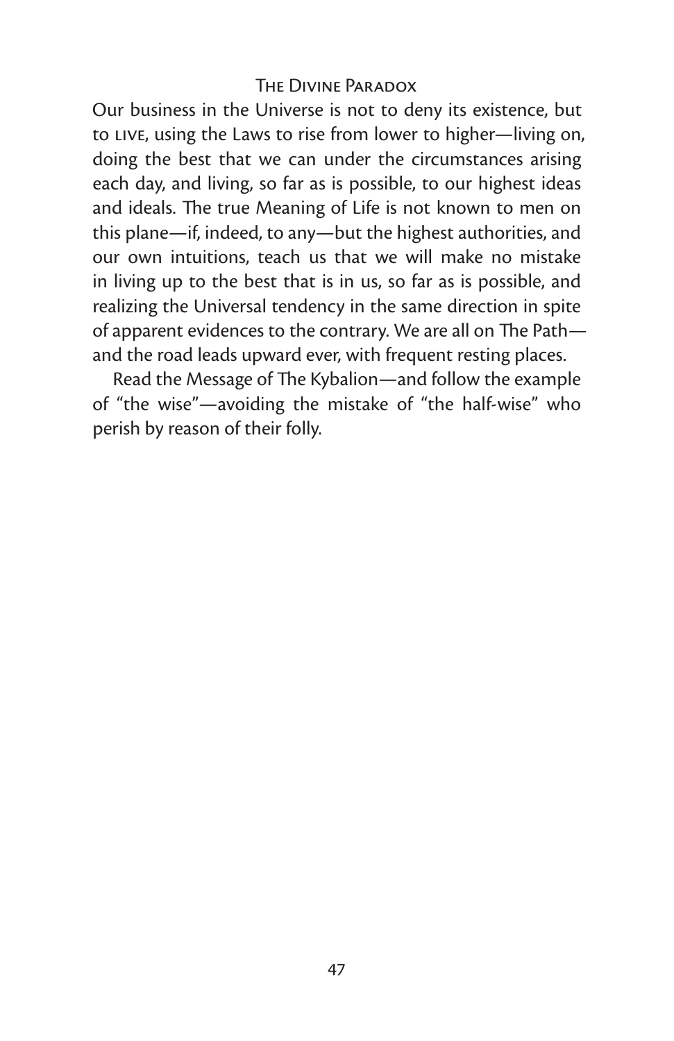Our business in the Universe is not to deny its existence, but to LIVE, using the Laws to rise from lower to higher—living on, doing the best that we can under the circumstances arising each day, and living, so far as is possible, to our highest ideas and ideals. The true Meaning of Life is not known to men on this plane—if, indeed, to any—but the highest authorities, and our own intuitions, teach us that we will make no mistake in living up to the best that is in us, so far as is possible, and realizing the Universal tendency in the same direction in spite of apparent evidences to the contrary. We are all on The Path—and the road leads upward ever, with frequent resting places.

Read the Message of The Kybalion—and follow the example of "the wise"—avoiding the mistake of "the half-wise" who perish by reason of their folly.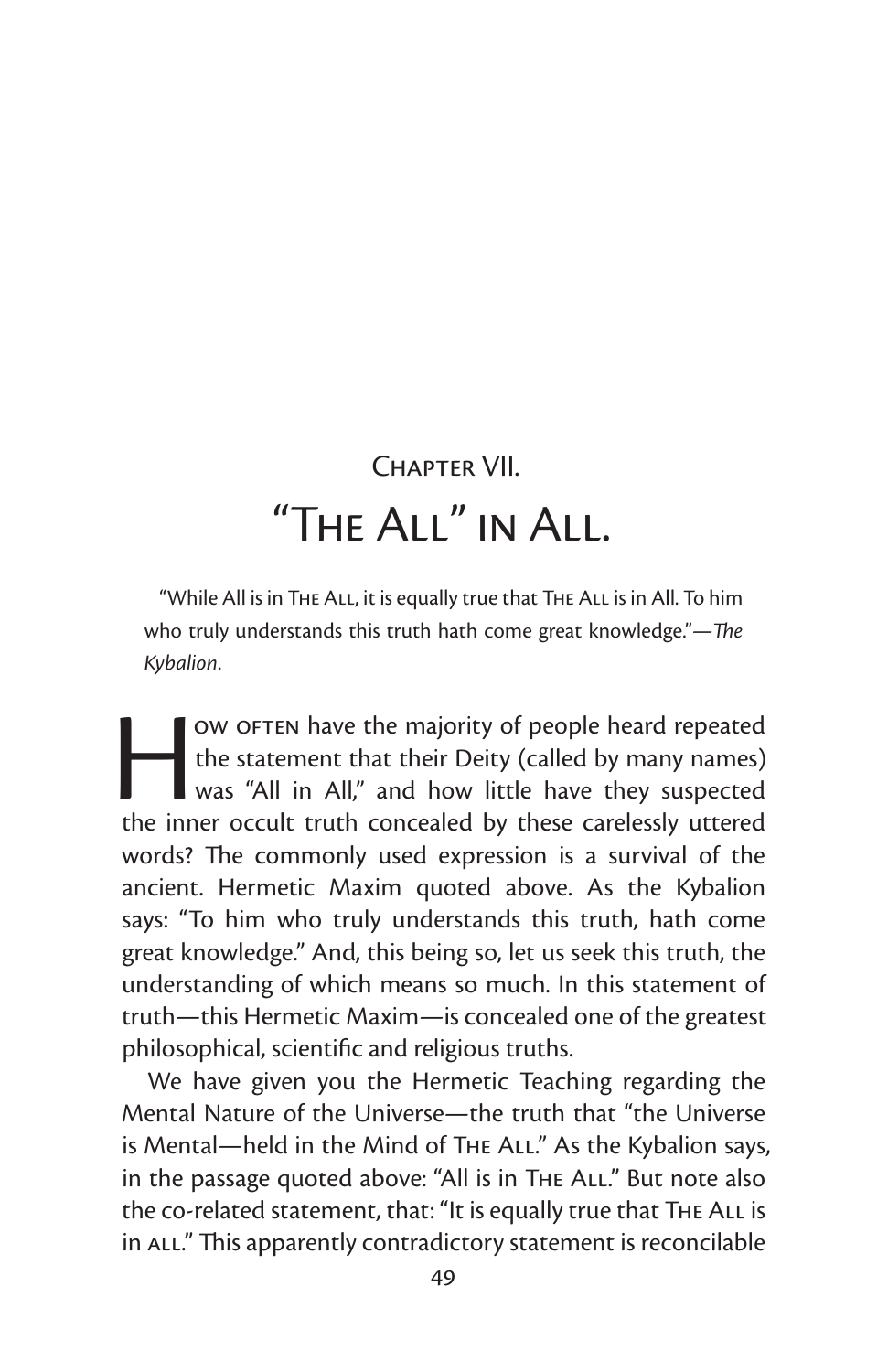## Chapter VII.

# "The All" in All.

"While All is in The All, it is equally true that The All is in All. To him who truly understands this truth hath come great knowledge."—*The Kybalion*.

How often have the majority of people heard repeated the statement that their Deity (called by many names) was "All in All," and how little have they suspected the inner occult truth concealed by these carelessly uttered words? The commonly used expression is a survival of the ancient. Hermetic Maxim quoted above. As the Kybalion says: "To him who truly understands this truth, hath come great knowledge." And, this being so, let us seek this truth, the understanding of which means so much. In this statement of truth—this Hermetic Maxim—is concealed one of the greatest philosophical, scientific and religious truths.

We have given you the Hermetic Teaching regarding the Mental Nature of the Universe—the truth that "the Universe is Mental—held in the Mind of The All." As the Kybalion says, in the passage quoted above: "All is in The All." But note also the co-related statement, that: "It is equally true that The All is in all." This apparently contradictory statement is reconcilable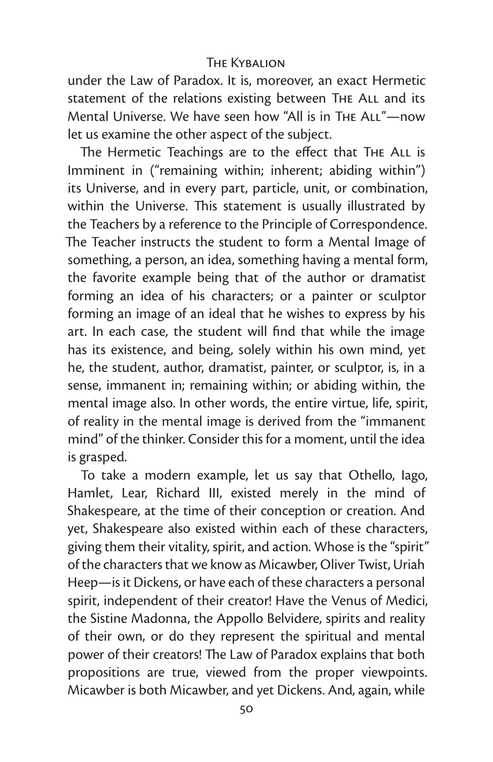under the Law of Paradox. It is, moreover, an exact Hermetic statement of the relations existing between The All and its Mental Universe. We have seen how "All is in The All"—now let us examine the other aspect of the subject.

The Hermetic Teachings are to the effect that The All is Imminent in ("remaining within; inherent; abiding within") its Universe, and in every part, particle, unit, or combination, within the Universe. This statement is usually illustrated by the Teachers by a reference to the Principle of Correspondence. The Teacher instructs the student to form a Mental Image of something, a person, an idea, something having a mental form, the favorite example being that of the author or dramatist forming an idea of his characters; or a painter or sculptor forming an image of an ideal that he wishes to express by his art. In each case, the student will find that while the image has its existence, and being, solely within his own mind, yet he, the student, author, dramatist, painter, or sculptor, is, in a sense, immanent in; remaining within; or abiding within, the mental image also. In other words, the entire virtue, life, spirit, of reality in the mental image is derived from the "immanent mind" of the thinker. Consider this for a moment, until the idea is grasped.

To take a modern example, let us say that Othello, Iago, Hamlet, Lear, Richard III, existed merely in the mind of Shakespeare, at the time of their conception or creation. And yet, Shakespeare also existed within each of these characters, giving them their vitality, spirit, and action. Whose is the "spirit" of the characters that we know as Micawber, Oliver Twist, Uriah Heep—is it Dickens, or have each of these characters a personal spirit, independent of their creator! Have the Venus of Medici, the Sistine Madonna, the Appollo Belvidere, spirits and reality of their own, or do they represent the spiritual and mental power of their creators! The Law of Paradox explains that both propositions are true, viewed from the proper viewpoints. Micawber is both Micawber, and yet Dickens. And, again, while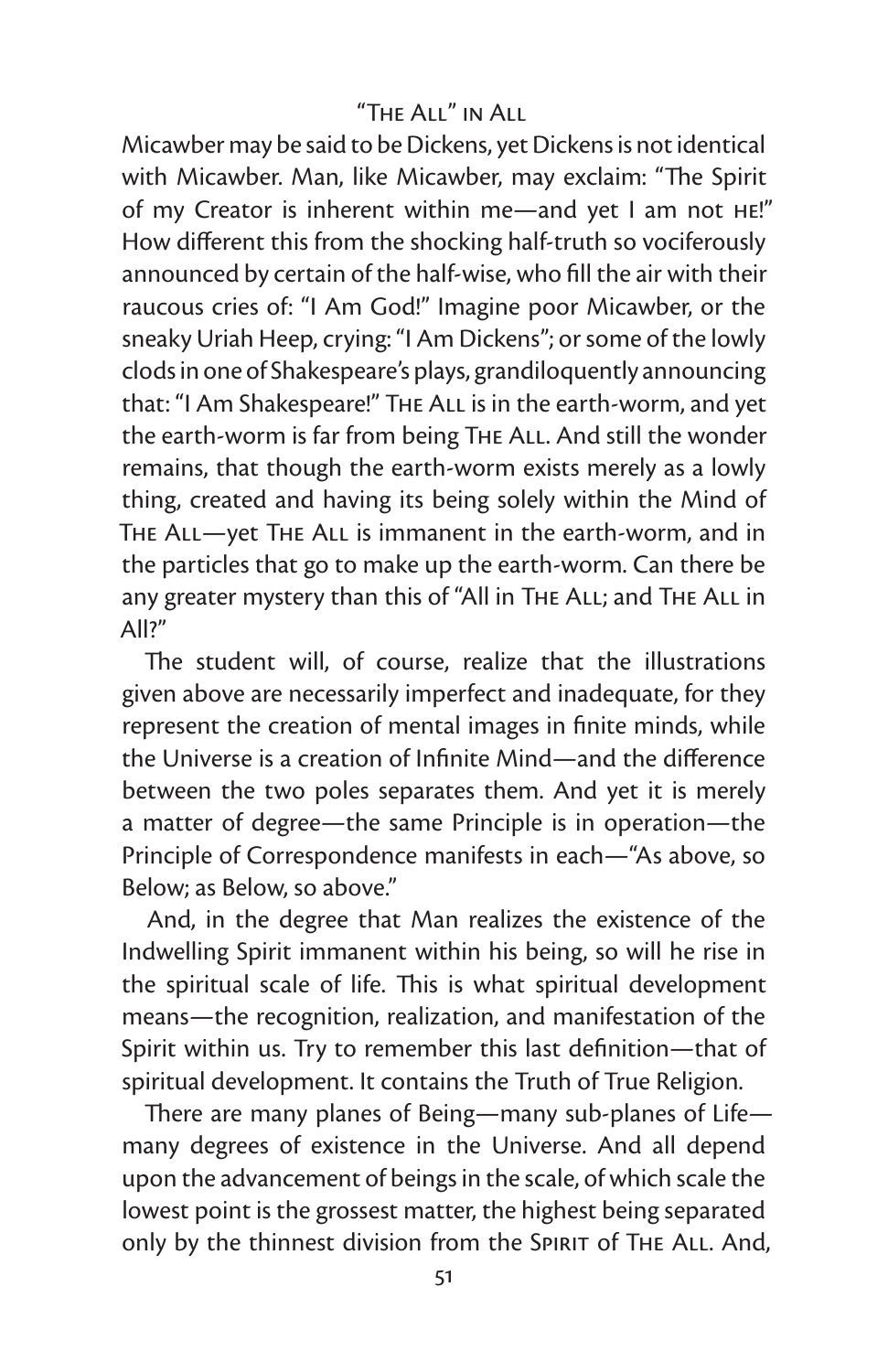Micawber may be said to be Dickens, yet Dickens is not identical with Micawber. Man, like Micawber, may exclaim: "The Spirit of my Creator is inherent within me—and yet I am not HE!" How different this from the shocking half-truth so vociferously announced by certain of the half-wise, who fill the air with their raucous cries of: "I Am God!" Imagine poor Micawber, or the sneaky Uriah Heep, crying: "I Am Dickens"; or some of the lowly clods in one of Shakespeare's plays, grandiloquently announcing that: "I Am Shakespeare!" THE ALL is in the earth-worm, and yet the earth-worm is far from being THE ALL. And still the wonder remains, that though the earth-worm exists merely as a lowly thing, created and having its being solely within the Mind of THE ALL—yet THE ALL is immanent in the earth-worm, and in the particles that go to make up the earth-worm. Can there be any greater mystery than this of "All in THE ALL; and THE ALL in All?"

The student will, of course, realize that the illustrations given above are necessarily imperfect and inadequate, for they represent the creation of mental images in finite minds, while the Universe is a creation of Infinite Mind—and the difference between the two poles separates them. And yet it is merely a matter of degree—the same Principle is in operation—the Principle of Correspondence manifests in each—"As above, so Below; as Below, so above."

And, in the degree that Man realizes the existence of the Indwelling Spirit immanent within his being, so will he rise in the spiritual scale of life. This is what spiritual development means—the recognition, realization, and manifestation of the Spirit within us. Try to remember this last definition—that of spiritual development. It contains the Truth of True Religion.

There are many planes of Being—many sub-planes of Life—many degrees of existence in the Universe. And all depend upon the advancement of beings in the scale, of which scale the lowest point is the grossest matter, the highest being separated only by the thinnest division from the SPIRIT of THE ALL. And,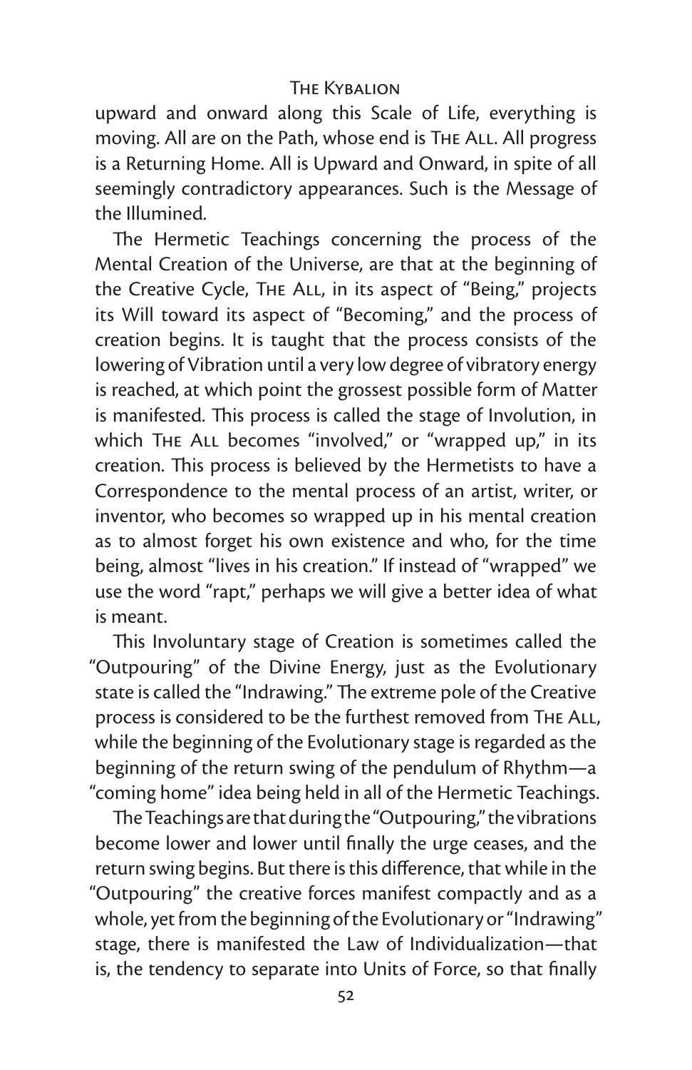upward and onward along this Scale of Life, everything is moving. All are on the Path, whose end is The All. All progress is a Returning Home. All is Upward and Onward, in spite of all seemingly contradictory appearances. Such is the Message of the Illumined.

The Hermetic Teachings concerning the process of the Mental Creation of the Universe, are that at the beginning of the Creative Cycle, The All, in its aspect of "Being," projects its Will toward its aspect of "Becoming," and the process of creation begins. It is taught that the process consists of the lowering of Vibration until a very low degree of vibratory energy is reached, at which point the grossest possible form of Matter is manifested. This process is called the stage of Involution, in which The All becomes "involved," or "wrapped up," in its creation. This process is believed by the Hermetists to have a Correspondence to the mental process of an artist, writer, or inventor, who becomes so wrapped up in his mental creation as to almost forget his own existence and who, for the time being, almost "lives in his creation." If instead of "wrapped" we use the word "rapt," perhaps we will give a better idea of what is meant.

This Involuntary stage of Creation is sometimes called the "Outpouring" of the Divine Energy, just as the Evolutionary state is called the "Indrawing." The extreme pole of the Creative process is considered to be the furthest removed from The All, while the beginning of the Evolutionary stage is regarded as the beginning of the return swing of the pendulum of Rhythm—a "coming home" idea being held in all of the Hermetic Teachings.

The Teachings are that during the "Outpouring," the vibrations become lower and lower until finally the urge ceases, and the return swing begins. But there is this difference, that while in the "Outpouring" the creative forces manifest compactly and as a whole, yet from the beginning of the Evolutionary or "Indrawing" stage, there is manifested the Law of Individualization—that is, the tendency to separate into Units of Force, so that finally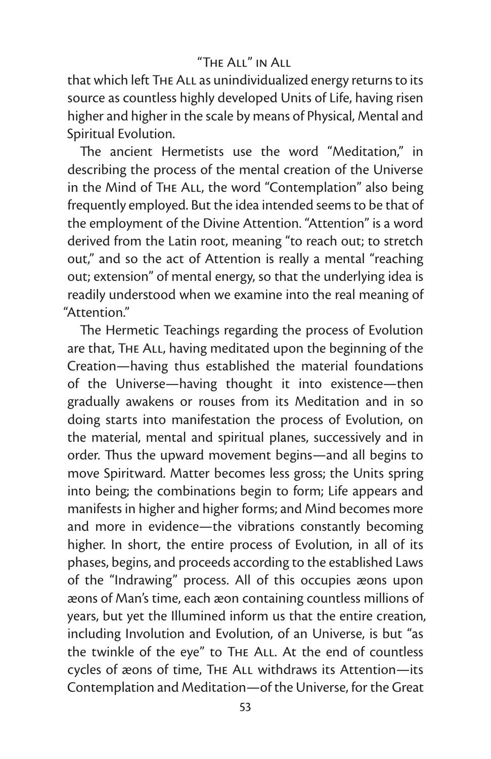that which left The All as unindividualized energy returns to its source as countless highly developed Units of Life, having risen higher and higher in the scale by means of Physical, Mental and Spiritual Evolution.

The ancient Hermetists use the word "Meditation," in describing the process of the mental creation of the Universe in the Mind of The All, the word "Contemplation" also being frequently employed. But the idea intended seems to be that of the employment of the Divine Attention. "Attention" is a word derived from the Latin root, meaning "to reach out; to stretch out," and so the act of Attention is really a mental "reaching out; extension" of mental energy, so that the underlying idea is readily understood when we examine into the real meaning of "Attention."

The Hermetic Teachings regarding the process of Evolution are that, The All, having meditated upon the beginning of the Creation—having thus established the material foundations of the Universe—having thought it into existence—then gradually awakens or rouses from its Meditation and in so doing starts into manifestation the process of Evolution, on the material, mental and spiritual planes, successively and in order. Thus the upward movement begins—and all begins to move Spiritward. Matter becomes less gross; the Units spring into being; the combinations begin to form; Life appears and manifests in higher and higher forms; and Mind becomes more and more in evidence—the vibrations constantly becoming higher. In short, the entire process of Evolution, in all of its phases, begins, and proceeds according to the established Laws of the "Indrawing" process. All of this occupies æons upon æons of Man's time, each æon containing countless millions of years, but yet the Illumined inform us that the entire creation, including Involution and Evolution, of an Universe, is but "as the twinkle of the eye" to The All. At the end of countless cycles of æons of time, The All withdraws its Attention—its Contemplation and Meditation—of the Universe, for the Great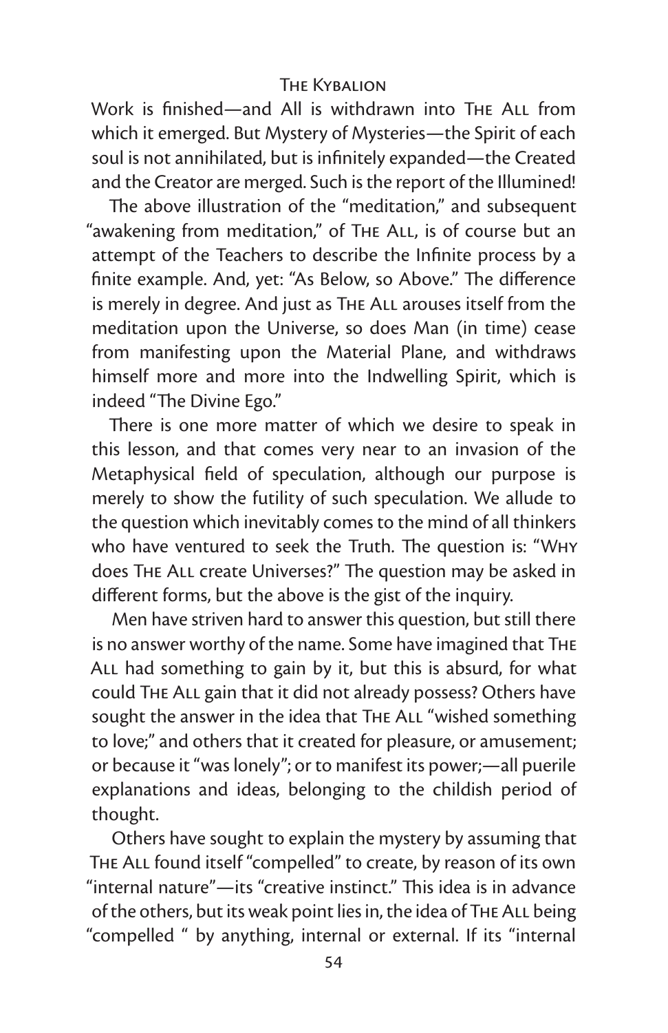Work is finished—and All is withdrawn into The All from which it emerged. But Mystery of Mysteries—the Spirit of each soul is not annihilated, but is infinitely expanded—the Created and the Creator are merged. Such is the report of the Illumined!

The above illustration of the "meditation," and subsequent "awakening from meditation," of The All, is of course but an attempt of the Teachers to describe the Infinite process by a finite example. And, yet: "As Below, so Above." The difference is merely in degree. And just as The All arouses itself from the meditation upon the Universe, so does Man (in time) cease from manifesting upon the Material Plane, and withdraws himself more and more into the Indwelling Spirit, which is indeed "The Divine Ego."

There is one more matter of which we desire to speak in this lesson, and that comes very near to an invasion of the Metaphysical field of speculation, although our purpose is merely to show the futility of such speculation. We allude to the question which inevitably comes to the mind of all thinkers who have ventured to seek the Truth. The question is: "Why does The All create Universes?" The question may be asked in different forms, but the above is the gist of the inquiry.

Men have striven hard to answer this question, but still there is no answer worthy of the name. Some have imagined that The All had something to gain by it, but this is absurd, for what could The All gain that it did not already possess? Others have sought the answer in the idea that The All "wished something to love;" and others that it created for pleasure, or amusement; or because it "was lonely"; or to manifest its power;—all puerile explanations and ideas, belonging to the childish period of thought.

Others have sought to explain the mystery by assuming that The All found itself "compelled" to create, by reason of its own "internal nature"—its "creative instinct." This idea is in advance of the others, but its weak point lies in, the idea of The All being "compelled " by anything, internal or external. If its "internal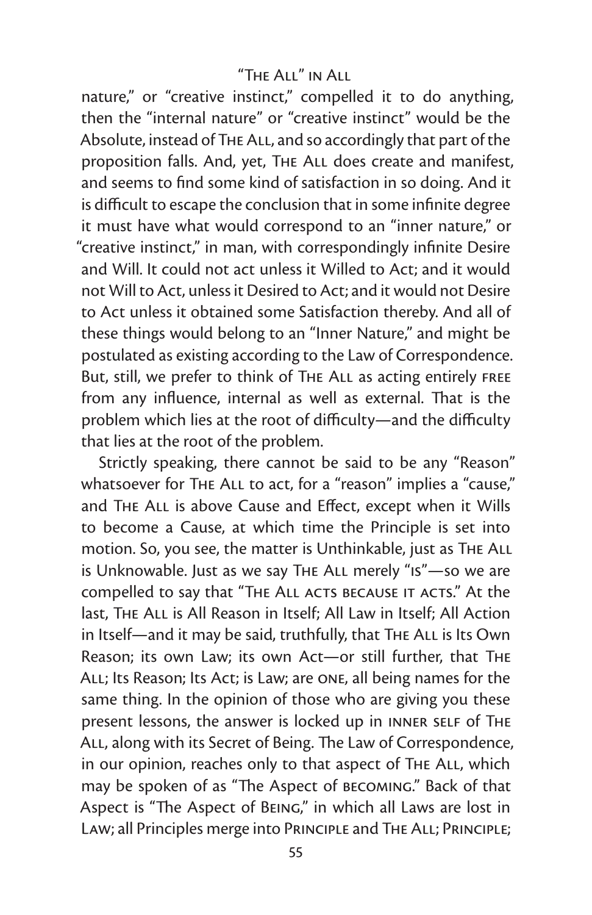nature," or "creative instinct," compelled it to do anything, then the "internal nature" or "creative instinct" would be the Absolute, instead of The All, and so accordingly that part of the proposition falls. And, yet, The All does create and manifest, and seems to find some kind of satisfaction in so doing. And it is difficult to escape the conclusion that in some infinite degree it must have what would correspond to an "inner nature," or "creative instinct," in man, with correspondingly infinite Desire and Will. It could not act unless it Willed to Act; and it would not Will to Act, unless it Desired to Act; and it would not Desire to Act unless it obtained some Satisfaction thereby. And all of these things would belong to an "Inner Nature," and might be postulated as existing according to the Law of Correspondence. But, still, we prefer to think of The All as acting entirely FREE from any influence, internal as well as external. That is the problem which lies at the root of difficulty—and the difficulty that lies at the root of the problem.

Strictly speaking, there cannot be said to be any "Reason" whatsoever for The All to act, for a "reason" implies a "cause," and The All is above Cause and Effect, except when it Wills to become a Cause, at which time the Principle is set into motion. So, you see, the matter is Unthinkable, just as The All is Unknowable. Just as we say The All merely "IS"—so we are compelled to say that "THE ALL ACTS BECAUSE IT ACTS." At the last, The All is All Reason in Itself; All Law in Itself; All Action in Itself—and it may be said, truthfully, that The All is Its Own Reason; its own Law; its own Act—or still further, that The All; Its Reason; Its Act; is Law; are ONE, all being names for the same thing. In the opinion of those who are giving you these present lessons, the answer is locked up in INNER SELF of The All, along with its Secret of Being. The Law of Correspondence, in our opinion, reaches only to that aspect of The All, which may be spoken of as "The Aspect of BECOMING." Back of that Aspect is "The Aspect of BEING," in which all Laws are lost in LAW; all Principles merge into PRINCIPLE and The All; PRINCIPLE;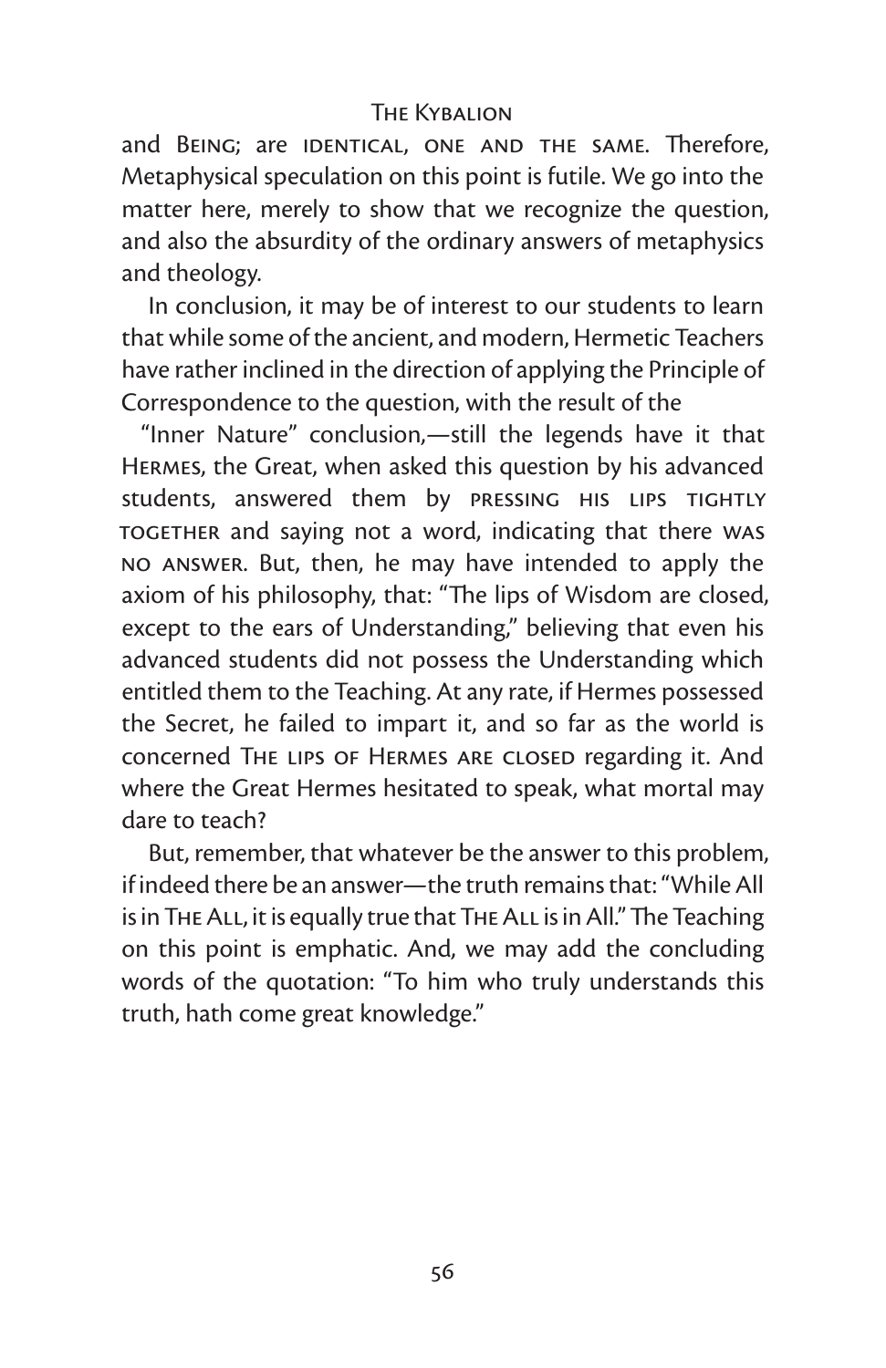and BEING; are IDENTICAL, ONE AND THE SAME. Therefore, Metaphysical speculation on this point is futile. We go into the matter here, merely to show that we recognize the question, and also the absurdity of the ordinary answers of metaphysics and theology.

In conclusion, it may be of interest to our students to learn that while some of the ancient, and modern, Hermetic Teachers have rather inclined in the direction of applying the Principle of Correspondence to the question, with the result of the "Inner Nature" conclusion,—still the legends have it that HERMES, the Great, when asked this question by his advanced students, answered them by PRESSING HIS LIPS TIGHTLY TOGETHER and saying not a word, indicating that there WAS NO ANSWER. But, then, he may have intended to apply the axiom of his philosophy, that: "The lips of Wisdom are closed, except to the ears of Understanding," believing that even his advanced students did not possess the Understanding which entitled them to the Teaching. At any rate, if Hermes possessed the Secret, he failed to impart it, and so far as the world is concerned THE LIPS OF HERMES ARE CLOSED regarding it. And where the Great Hermes hesitated to speak, what mortal may dare to teach?

But, remember, that whatever be the answer to this problem, if indeed there be an answer—the truth remains that: "While All is in THE ALL, it is equally true that THE ALL is in All." The Teaching on this point is emphatic. And, we may add the concluding words of the quotation: "To him who truly understands this truth, hath come great knowledge."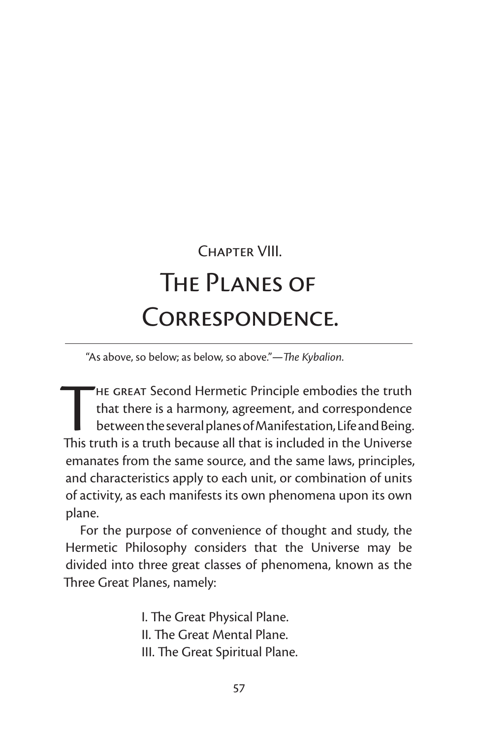## Chapter VIII.

# The Planes of Correspondence.

"As above, so below; as below, so above."—*The Kybalion*.

The great Second Hermetic Principle embodies the truth that there is a harmony, agreement, and correspondence between the several planes of Manifestation, Life and Being. This truth is a truth because all that is included in the Universe emanates from the same source, and the same laws, principles, and characteristics apply to each unit, or combination of units of activity, as each manifests its own phenomena upon its own plane.

For the purpose of convenience of thought and study, the Hermetic Philosophy considers that the Universe may be divided into three great classes of phenomena, known as the Three Great Planes, namely:

I. The Great Physical Plane.
II. The Great Mental Plane.
III. The Great Spiritual Plane.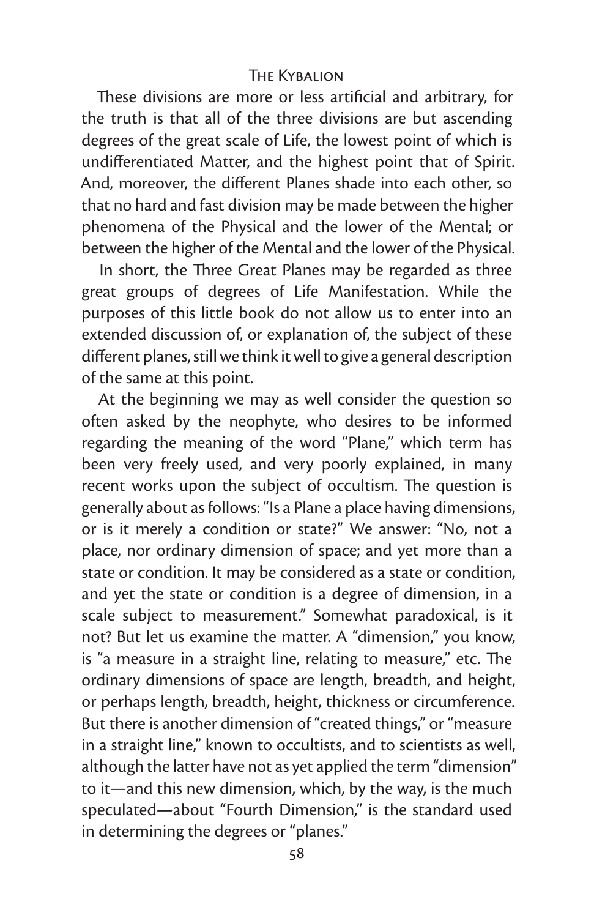These divisions are more or less artificial and arbitrary, for the truth is that all of the three divisions are but ascending degrees of the great scale of Life, the lowest point of which is undifferentiated Matter, and the highest point that of Spirit. And, moreover, the different Planes shade into each other, so that no hard and fast division may be made between the higher phenomena of the Physical and the lower of the Mental; or between the higher of the Mental and the lower of the Physical.

In short, the Three Great Planes may be regarded as three great groups of degrees of Life Manifestation. While the purposes of this little book do not allow us to enter into an extended discussion of, or explanation of, the subject of these different planes, still we think it well to give a general description of the same at this point.

At the beginning we may as well consider the question so often asked by the neophyte, who desires to be informed regarding the meaning of the word "Plane," which term has been very freely used, and very poorly explained, in many recent works upon the subject of occultism. The question is generally about as follows: "Is a Plane a place having dimensions, or is it merely a condition or state?" We answer: "No, not a place, nor ordinary dimension of space; and yet more than a state or condition. It may be considered as a state or condition, and yet the state or condition is a degree of dimension, in a scale subject to measurement." Somewhat paradoxical, is it not? But let us examine the matter. A "dimension," you know, is "a measure in a straight line, relating to measure," etc. The ordinary dimensions of space are length, breadth, and height, or perhaps length, breadth, height, thickness or circumference. But there is another dimension of "created things," or "measure in a straight line," known to occultists, and to scientists as well, although the latter have not as yet applied the term "dimension" to it—and this new dimension, which, by the way, is the much speculated—about "Fourth Dimension," is the standard used in determining the degrees or "planes."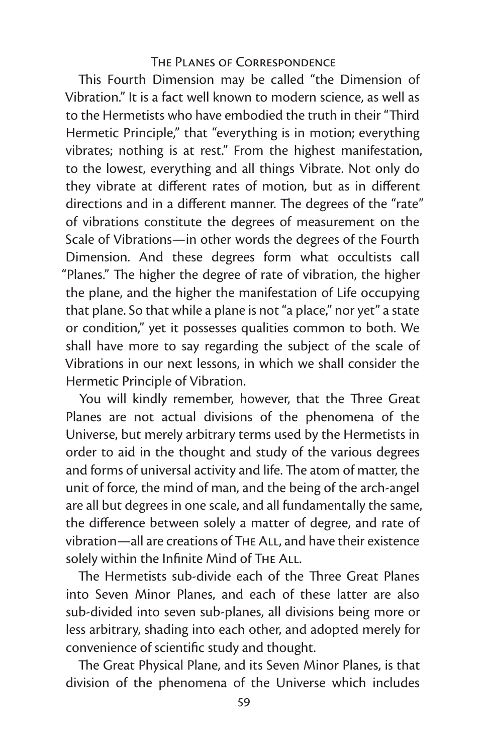This Fourth Dimension may be called "the Dimension of Vibration." It is a fact well known to modern science, as well as to the Hermetists who have embodied the truth in their "Third Hermetic Principle," that "everything is in motion; everything vibrates; nothing is at rest." From the highest manifestation, to the lowest, everything and all things Vibrate. Not only do they vibrate at different rates of motion, but as in different directions and in a different manner. The degrees of the "rate" of vibrations constitute the degrees of measurement on the Scale of Vibrations—in other words the degrees of the Fourth Dimension. And these degrees form what occultists call "Planes." The higher the degree of rate of vibration, the higher the plane, and the higher the manifestation of Life occupying that plane. So that while a plane is not "a place," nor yet" a state or condition," yet it possesses qualities common to both. We shall have more to say regarding the subject of the scale of Vibrations in our next lessons, in which we shall consider the Hermetic Principle of Vibration.

You will kindly remember, however, that the Three Great Planes are not actual divisions of the phenomena of the Universe, but merely arbitrary terms used by the Hermetists in order to aid in the thought and study of the various degrees and forms of universal activity and life. The atom of matter, the unit of force, the mind of man, and the being of the arch-angel are all but degrees in one scale, and all fundamentally the same, the difference between solely a matter of degree, and rate of vibration—all are creations of The All, and have their existence solely within the Infinite Mind of The All.

The Hermetists sub-divide each of the Three Great Planes into Seven Minor Planes, and each of these latter are also sub-divided into seven sub-planes, all divisions being more or less arbitrary, shading into each other, and adopted merely for convenience of scientific study and thought.

The Great Physical Plane, and its Seven Minor Planes, is that division of the phenomena of the Universe which includes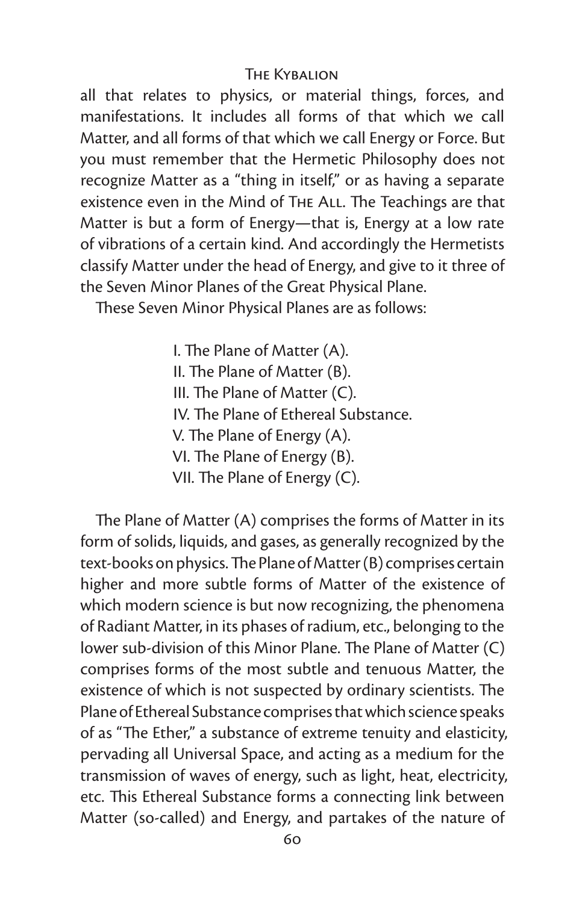all that relates to physics, or material things, forces, and manifestations. It includes all forms of that which we call Matter, and all forms of that which we call Energy or Force. But you must remember that the Hermetic Philosophy does not recognize Matter as a "thing in itself," or as having a separate existence even in the Mind of The All. The Teachings are that Matter is but a form of Energy—that is, Energy at a low rate of vibrations of a certain kind. And accordingly the Hermetists classify Matter under the head of Energy, and give to it three of the Seven Minor Planes of the Great Physical Plane.

These Seven Minor Physical Planes are as follows:

I. The Plane of Matter (A).
II. The Plane of Matter (B).
III. The Plane of Matter (C).
IV. The Plane of Ethereal Substance.
V. The Plane of Energy (A).
VI. The Plane of Energy (B).
VII. The Plane of Energy (C).

The Plane of Matter (A) comprises the forms of Matter in its form of solids, liquids, and gases, as generally recognized by the text-books on physics. The Plane of Matter (B) comprises certain higher and more subtle forms of Matter of the existence of which modern science is but now recognizing, the phenomena of Radiant Matter, in its phases of radium, etc., belonging to the lower sub-division of this Minor Plane. The Plane of Matter (C) comprises forms of the most subtle and tenuous Matter, the existence of which is not suspected by ordinary scientists. The Plane of Ethereal Substance comprises that which science speaks of as "The Ether," a substance of extreme tenuity and elasticity, pervading all Universal Space, and acting as a medium for the transmission of waves of energy, such as light, heat, electricity, etc. This Ethereal Substance forms a connecting link between Matter (so-called) and Energy, and partakes of the nature of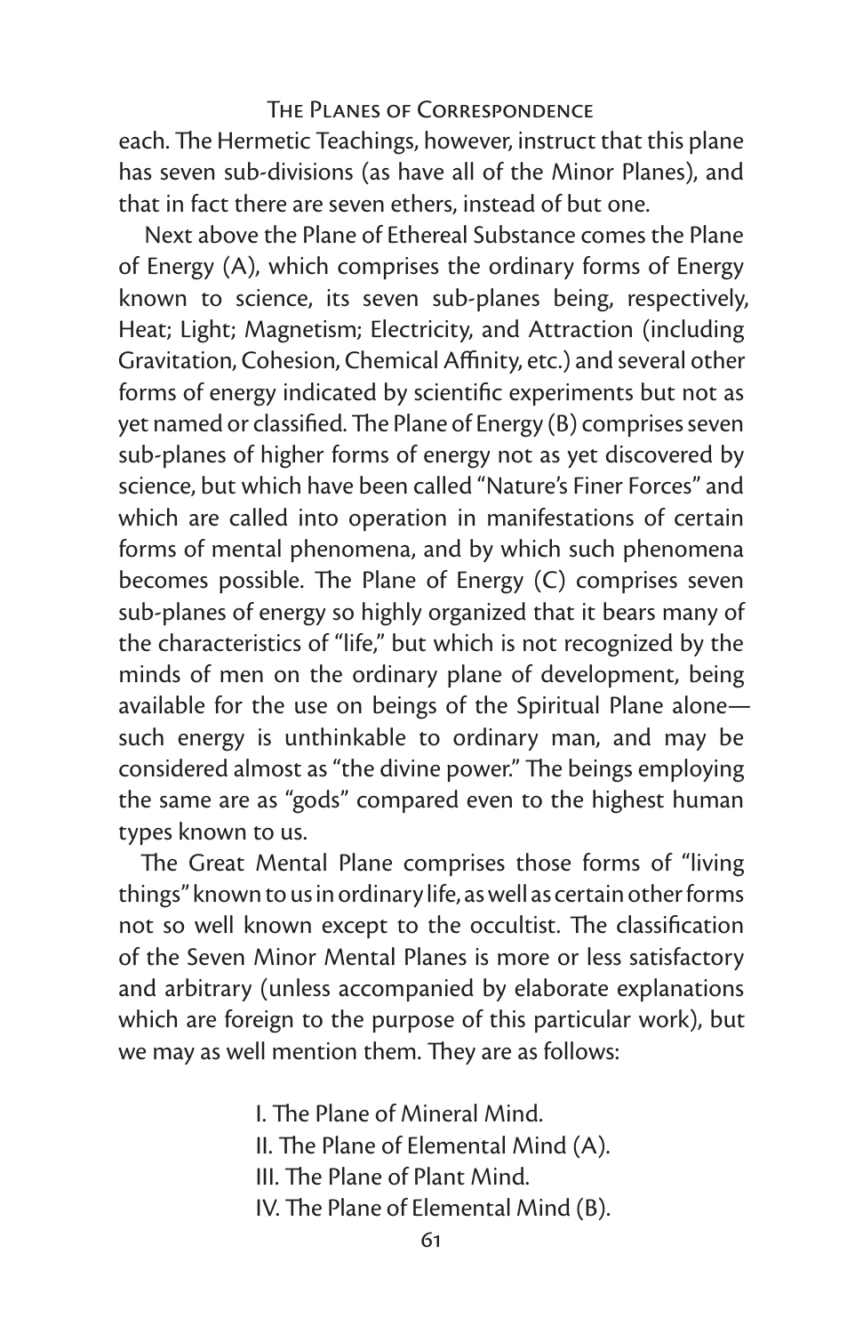each. The Hermetic Teachings, however, instruct that this plane has seven sub-divisions (as have all of the Minor Planes), and that in fact there are seven ethers, instead of but one.

Next above the Plane of Ethereal Substance comes the Plane of Energy (A), which comprises the ordinary forms of Energy known to science, its seven sub-planes being, respectively, Heat; Light; Magnetism; Electricity, and Attraction (including Gravitation, Cohesion, Chemical Affinity, etc.) and several other forms of energy indicated by scientific experiments but not as yet named or classified. The Plane of Energy (B) comprises seven sub-planes of higher forms of energy not as yet discovered by science, but which have been called "Nature's Finer Forces" and which are called into operation in manifestations of certain forms of mental phenomena, and by which such phenomena becomes possible. The Plane of Energy (C) comprises seven sub-planes of energy so highly organized that it bears many of the characteristics of "life," but which is not recognized by the minds of men on the ordinary plane of development, being available for the use on beings of the Spiritual Plane alone—such energy is unthinkable to ordinary man, and may be considered almost as "the divine power." The beings employing the same are as "gods" compared even to the highest human types known to us.

The Great Mental Plane comprises those forms of "living things" known to us in ordinary life, as well as certain other forms not so well known except to the occultist. The classification of the Seven Minor Mental Planes is more or less satisfactory and arbitrary (unless accompanied by elaborate explanations which are foreign to the purpose of this particular work), but we may as well mention them. They are as follows:

I. The Plane of Mineral Mind.
II. The Plane of Elemental Mind (A).
III. The Plane of Plant Mind.
IV. The Plane of Elemental Mind (B).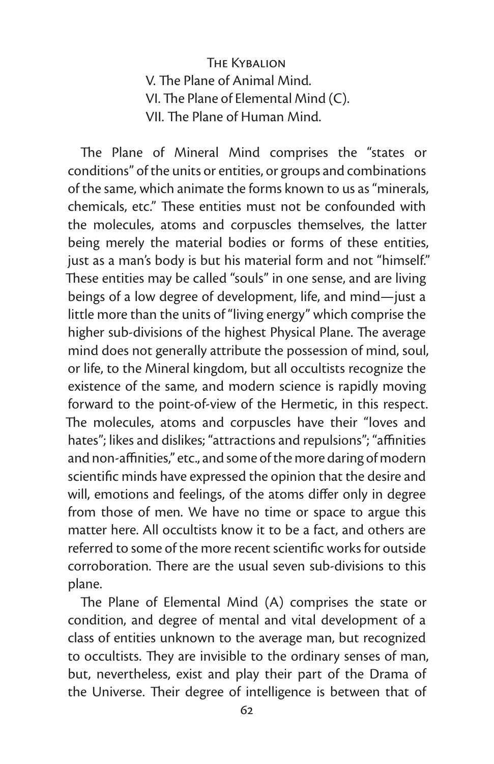V. The Plane of Animal Mind.
VI. The Plane of Elemental Mind (C).
VII. The Plane of Human Mind.

The Plane of Mineral Mind comprises the "states or conditions" of the units or entities, or groups and combinations of the same, which animate the forms known to us as "minerals, chemicals, etc." These entities must not be confounded with the molecules, atoms and corpuscles themselves, the latter being merely the material bodies or forms of these entities, just as a man's body is but his material form and not "himself." These entities may be called "souls" in one sense, and are living beings of a low degree of development, life, and mind—just a little more than the units of "living energy" which comprise the higher sub-divisions of the highest Physical Plane. The average mind does not generally attribute the possession of mind, soul, or life, to the Mineral kingdom, but all occultists recognize the existence of the same, and modern science is rapidly moving forward to the point-of-view of the Hermetic, in this respect. The molecules, atoms and corpuscles have their "loves and hates"; likes and dislikes; "attractions and repulsions"; "affinities and non-affinities," etc., and some of the more daring of modern scientific minds have expressed the opinion that the desire and will, emotions and feelings, of the atoms differ only in degree from those of men. We have no time or space to argue this matter here. All occultists know it to be a fact, and others are referred to some of the more recent scientific works for outside corroboration. There are the usual seven sub-divisions to this plane.

The Plane of Elemental Mind (A) comprises the state or condition, and degree of mental and vital development of a class of entities unknown to the average man, but recognized to occultists. They are invisible to the ordinary senses of man, but, nevertheless, exist and play their part of the Drama of the Universe. Their degree of intelligence is between that of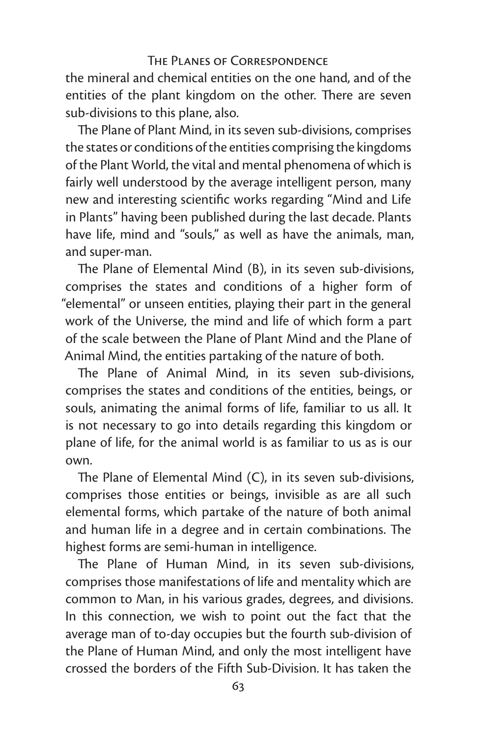the mineral and chemical entities on the one hand, and of the entities of the plant kingdom on the other. There are seven sub-divisions to this plane, also.

The Plane of Plant Mind, in its seven sub-divisions, comprises the states or conditions of the entities comprising the kingdoms of the Plant World, the vital and mental phenomena of which is fairly well understood by the average intelligent person, many new and interesting scientific works regarding "Mind and Life in Plants" having been published during the last decade. Plants have life, mind and "souls," as well as have the animals, man, and super-man.

The Plane of Elemental Mind (B), in its seven sub-divisions, comprises the states and conditions of a higher form of "elemental" or unseen entities, playing their part in the general work of the Universe, the mind and life of which form a part of the scale between the Plane of Plant Mind and the Plane of Animal Mind, the entities partaking of the nature of both.

The Plane of Animal Mind, in its seven sub-divisions, comprises the states and conditions of the entities, beings, or souls, animating the animal forms of life, familiar to us all. It is not necessary to go into details regarding this kingdom or plane of life, for the animal world is as familiar to us as is our own.

The Plane of Elemental Mind (C), in its seven sub-divisions, comprises those entities or beings, invisible as are all such elemental forms, which partake of the nature of both animal and human life in a degree and in certain combinations. The highest forms are semi-human in intelligence.

The Plane of Human Mind, in its seven sub-divisions, comprises those manifestations of life and mentality which are common to Man, in his various grades, degrees, and divisions. In this connection, we wish to point out the fact that the average man of to-day occupies but the fourth sub-division of the Plane of Human Mind, and only the most intelligent have crossed the borders of the Fifth Sub-Division. It has taken the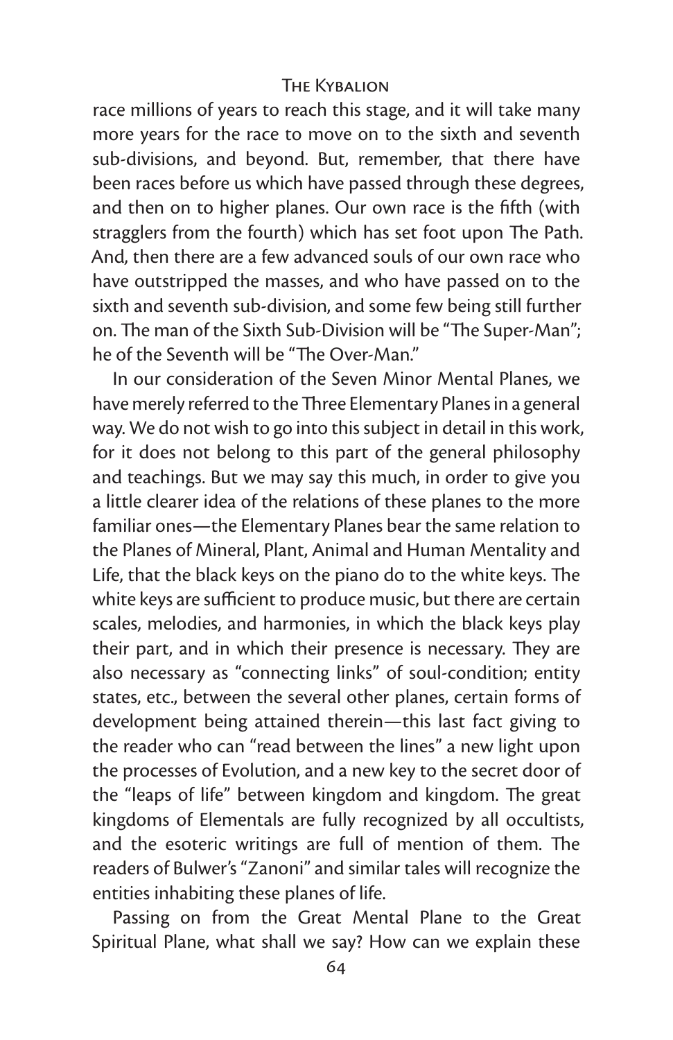race millions of years to reach this stage, and it will take many more years for the race to move on to the sixth and seventh sub-divisions, and beyond. But, remember, that there have been races before us which have passed through these degrees, and then on to higher planes. Our own race is the fifth (with stragglers from the fourth) which has set foot upon The Path. And, then there are a few advanced souls of our own race who have outstripped the masses, and who have passed on to the sixth and seventh sub-division, and some few being still further on. The man of the Sixth Sub-Division will be "The Super-Man"; he of the Seventh will be "The Over-Man."

In our consideration of the Seven Minor Mental Planes, we have merely referred to the Three Elementary Planes in a general way. We do not wish to go into this subject in detail in this work, for it does not belong to this part of the general philosophy and teachings. But we may say this much, in order to give you a little clearer idea of the relations of these planes to the more familiar ones—the Elementary Planes bear the same relation to the Planes of Mineral, Plant, Animal and Human Mentality and Life, that the black keys on the piano do to the white keys. The white keys are sufficient to produce music, but there are certain scales, melodies, and harmonies, in which the black keys play their part, and in which their presence is necessary. They are also necessary as "connecting links" of soul-condition; entity states, etc., between the several other planes, certain forms of development being attained therein—this last fact giving to the reader who can "read between the lines" a new light upon the processes of Evolution, and a new key to the secret door of the "leaps of life" between kingdom and kingdom. The great kingdoms of Elementals are fully recognized by all occultists, and the esoteric writings are full of mention of them. The readers of Bulwer's "Zanoni" and similar tales will recognize the entities inhabiting these planes of life.

Passing on from the Great Mental Plane to the Great Spiritual Plane, what shall we say? How can we explain these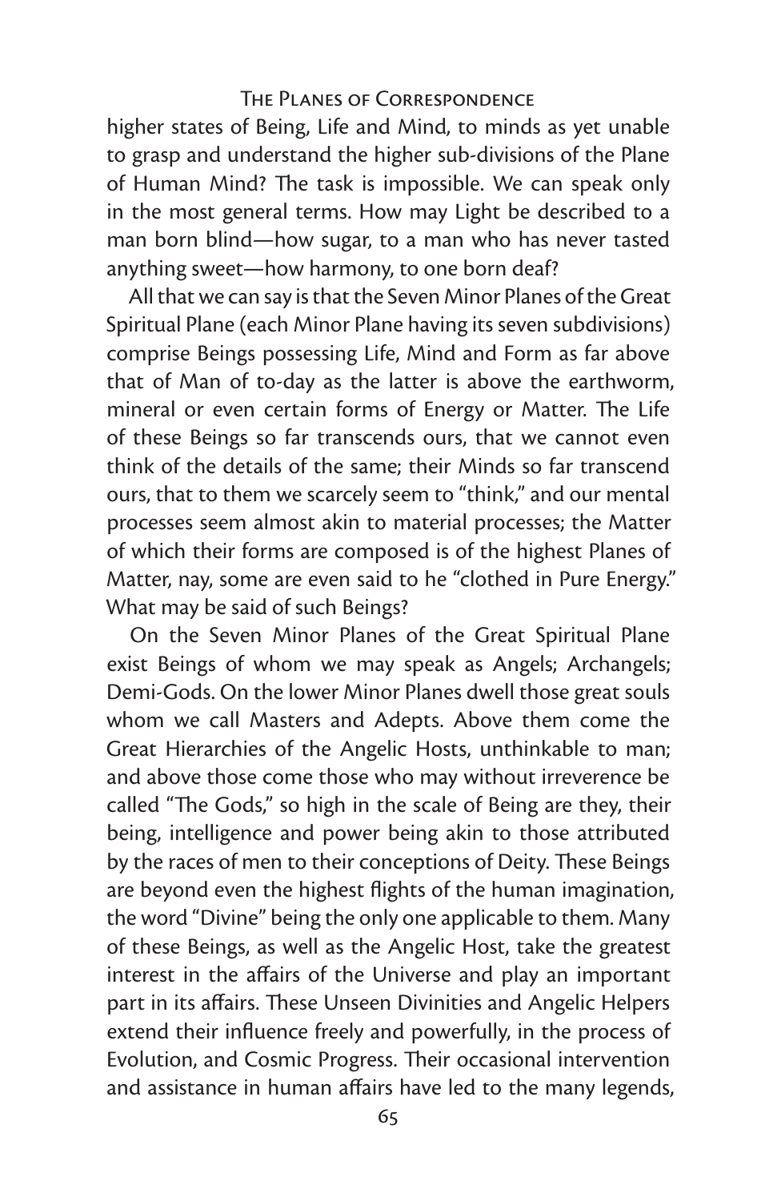higher states of Being, Life and Mind, to minds as yet unable to grasp and understand the higher sub-divisions of the Plane of Human Mind? The task is impossible. We can speak only in the most general terms. How may Light be described to a man born blind—how sugar, to a man who has never tasted anything sweet—how harmony, to one born deaf?

All that we can say is that the Seven Minor Planes of the Great Spiritual Plane (each Minor Plane having its seven subdivisions) comprise Beings possessing Life, Mind and Form as far above that of Man of to-day as the latter is above the earthworm, mineral or even certain forms of Energy or Matter. The Life of these Beings so far transcends ours, that we cannot even think of the details of the same; their Minds so far transcend ours, that to them we scarcely seem to "think," and our mental processes seem almost akin to material processes; the Matter of which their forms are composed is of the highest Planes of Matter, nay, some are even said to he "clothed in Pure Energy." What may be said of such Beings?

On the Seven Minor Planes of the Great Spiritual Plane exist Beings of whom we may speak as Angels; Archangels; Demi-Gods. On the lower Minor Planes dwell those great souls whom we call Masters and Adepts. Above them come the Great Hierarchies of the Angelic Hosts, unthinkable to man; and above those come those who may without irreverence be called "The Gods," so high in the scale of Being are they, their being, intelligence and power being akin to those attributed by the races of men to their conceptions of Deity. These Beings are beyond even the highest flights of the human imagination, the word "Divine" being the only one applicable to them. Many of these Beings, as well as the Angelic Host, take the greatest interest in the affairs of the Universe and play an important part in its affairs. These Unseen Divinities and Angelic Helpers extend their influence freely and powerfully, in the process of Evolution, and Cosmic Progress. Their occasional intervention and assistance in human affairs have led to the many legends,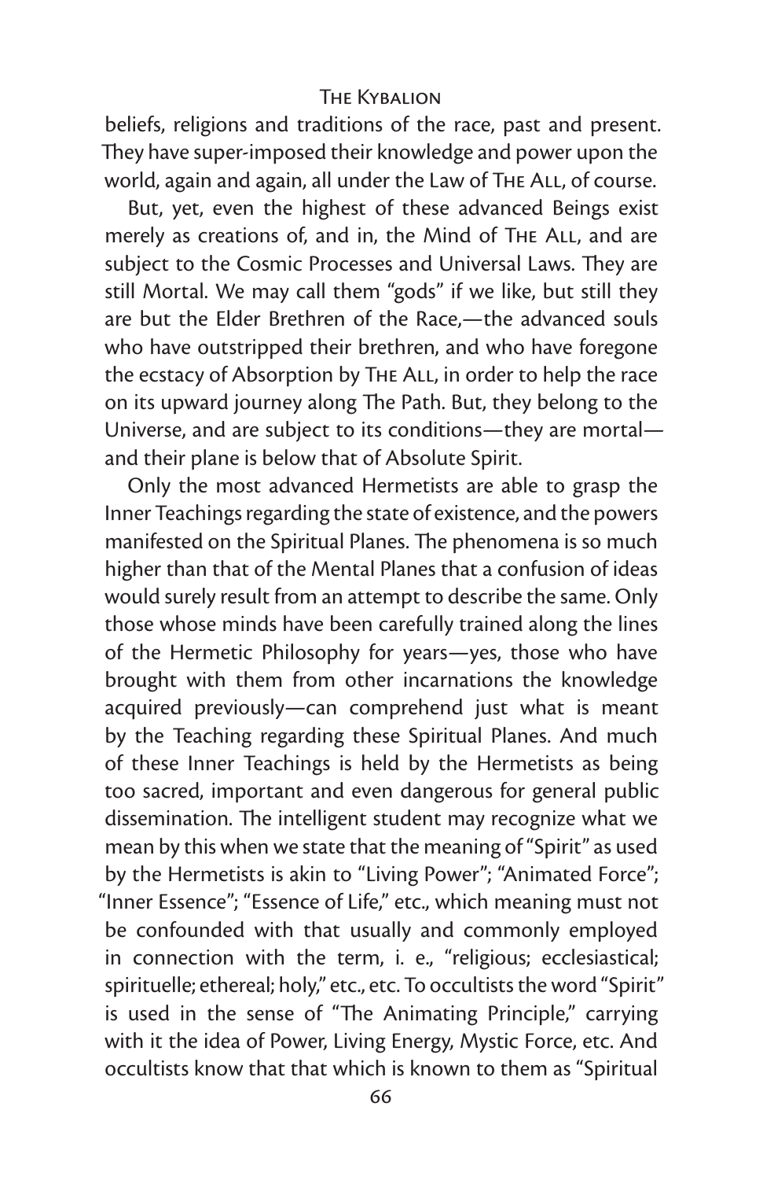beliefs, religions and traditions of the race, past and present. They have super-imposed their knowledge and power upon the world, again and again, all under the Law of The All, of course.

But, yet, even the highest of these advanced Beings exist merely as creations of, and in, the Mind of The All, and are subject to the Cosmic Processes and Universal Laws. They are still Mortal. We may call them "gods" if we like, but still they are but the Elder Brethren of the Race,—the advanced souls who have outstripped their brethren, and who have foregone the ecstacy of Absorption by The All, in order to help the race on its upward journey along The Path. But, they belong to the Universe, and are subject to its conditions—they are mortal—and their plane is below that of Absolute Spirit.

Only the most advanced Hermetists are able to grasp the Inner Teachings regarding the state of existence, and the powers manifested on the Spiritual Planes. The phenomena is so much higher than that of the Mental Planes that a confusion of ideas would surely result from an attempt to describe the same. Only those whose minds have been carefully trained along the lines of the Hermetic Philosophy for years—yes, those who have brought with them from other incarnations the knowledge acquired previously—can comprehend just what is meant by the Teaching regarding these Spiritual Planes. And much of these Inner Teachings is held by the Hermetists as being too sacred, important and even dangerous for general public dissemination. The intelligent student may recognize what we mean by this when we state that the meaning of "Spirit" as used by the Hermetists is akin to "Living Power"; "Animated Force"; "Inner Essence"; "Essence of Life," etc., which meaning must not be confounded with that usually and commonly employed in connection with the term, i. e., "religious; ecclesiastical; spirituelle; ethereal; holy," etc., etc. To occultists the word "Spirit" is used in the sense of "The Animating Principle," carrying with it the idea of Power, Living Energy, Mystic Force, etc. And occultists know that that which is known to them as "Spiritual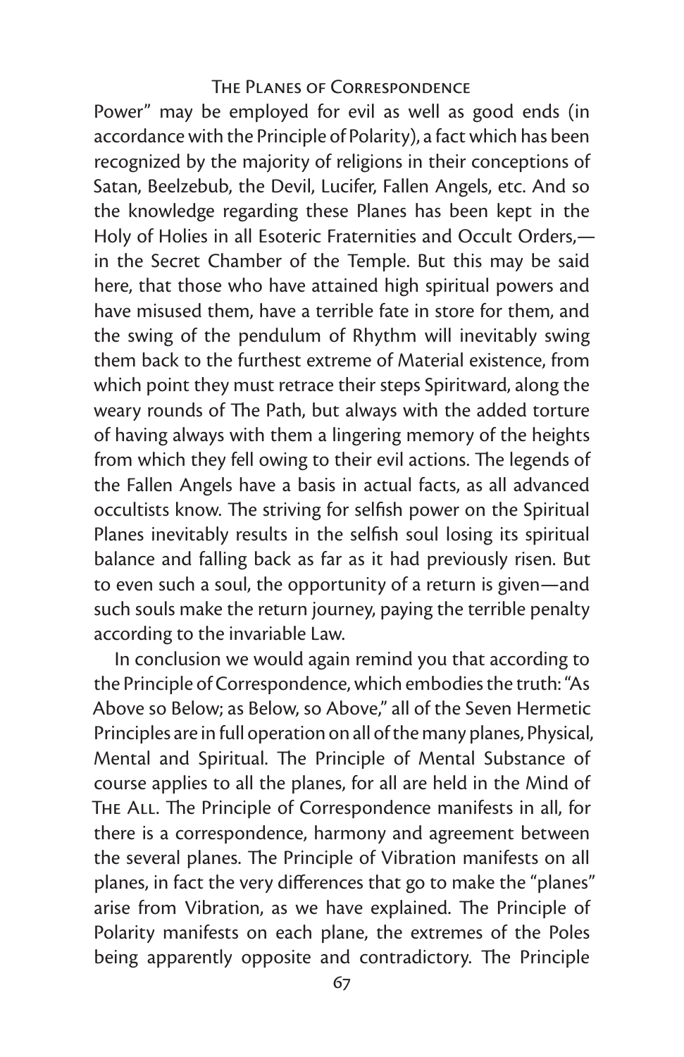Power" may be employed for evil as well as good ends (in accordance with the Principle of Polarity), a fact which has been recognized by the majority of religions in their conceptions of Satan, Beelzebub, the Devil, Lucifer, Fallen Angels, etc. And so the knowledge regarding these Planes has been kept in the Holy of Holies in all Esoteric Fraternities and Occult Orders,—in the Secret Chamber of the Temple. But this may be said here, that those who have attained high spiritual powers and have misused them, have a terrible fate in store for them, and the swing of the pendulum of Rhythm will inevitably swing them back to the furthest extreme of Material existence, from which point they must retrace their steps Spiritward, along the weary rounds of The Path, but always with the added torture of having always with them a lingering memory of the heights from which they fell owing to their evil actions. The legends of the Fallen Angels have a basis in actual facts, as all advanced occultists know. The striving for selfish power on the Spiritual Planes inevitably results in the selfish soul losing its spiritual balance and falling back as far as it had previously risen. But to even such a soul, the opportunity of a return is given—and such souls make the return journey, paying the terrible penalty according to the invariable Law.

In conclusion we would again remind you that according to the Principle of Correspondence, which embodies the truth: "As Above so Below; as Below, so Above," all of the Seven Hermetic Principles are in full operation on all of the many planes, Physical, Mental and Spiritual. The Principle of Mental Substance of course applies to all the planes, for all are held in the Mind of The All. The Principle of Correspondence manifests in all, for there is a correspondence, harmony and agreement between the several planes. The Principle of Vibration manifests on all planes, in fact the very differences that go to make the "planes" arise from Vibration, as we have explained. The Principle of Polarity manifests on each plane, the extremes of the Poles being apparently opposite and contradictory. The Principle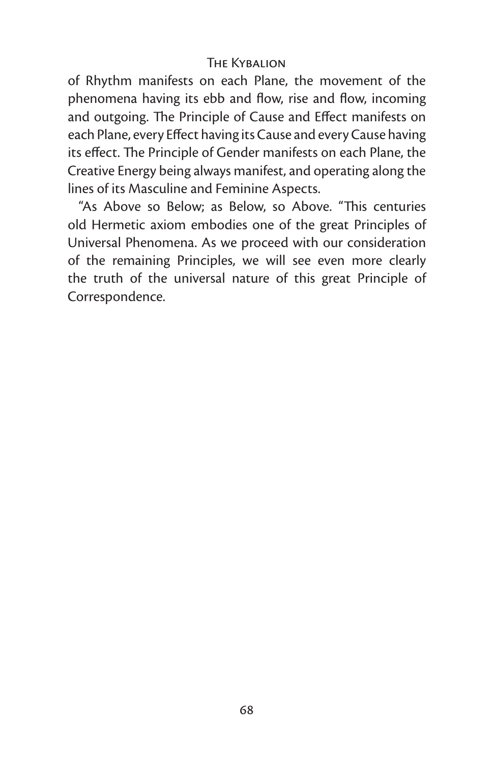of Rhythm manifests on each Plane, the movement of the phenomena having its ebb and flow, rise and flow, incoming and outgoing. The Principle of Cause and Effect manifests on each Plane, every Effect having its Cause and every Cause having its effect. The Principle of Gender manifests on each Plane, the Creative Energy being always manifest, and operating along the lines of its Masculine and Feminine Aspects.

"As Above so Below; as Below, so Above. "This centuries old Hermetic axiom embodies one of the great Principles of Universal Phenomena. As we proceed with our consideration of the remaining Principles, we will see even more clearly the truth of the universal nature of this great Principle of Correspondence.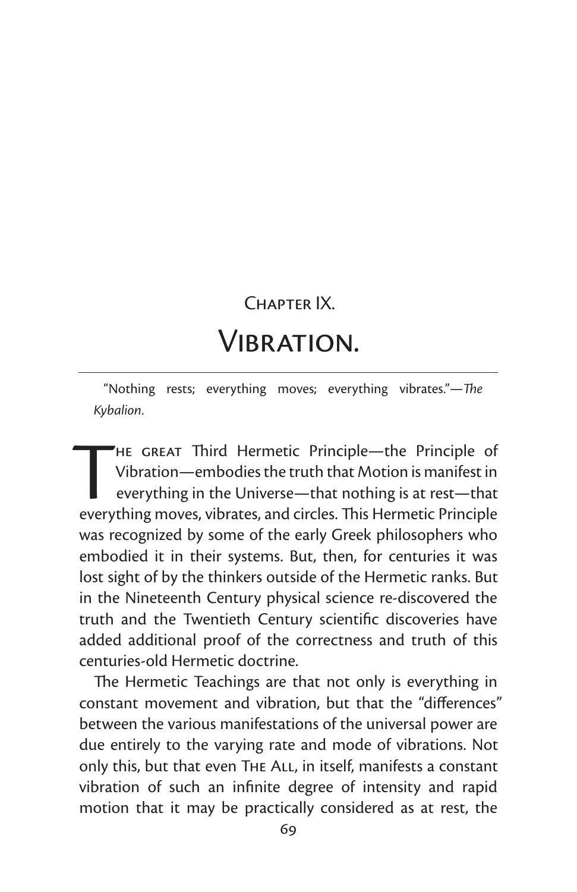# Chapter IX.

# Vibration.

"Nothing rests; everything moves; everything vibrates."—*The Kybalion*.

The great Third Hermetic Principle—the Principle of Vibration—embodies the truth that Motion is manifest in everything in the Universe—that nothing is at rest—that everything moves, vibrates, and circles. This Hermetic Principle was recognized by some of the early Greek philosophers who embodied it in their systems. But, then, for centuries it was lost sight of by the thinkers outside of the Hermetic ranks. But in the Nineteenth Century physical science re-discovered the truth and the Twentieth Century scientific discoveries have added additional proof of the correctness and truth of this centuries-old Hermetic doctrine.

The Hermetic Teachings are that not only is everything in constant movement and vibration, but that the "differences" between the various manifestations of the universal power are due entirely to the varying rate and mode of vibrations. Not only this, but that even The All, in itself, manifests a constant vibration of such an infinite degree of intensity and rapid motion that it may be practically considered as at rest, the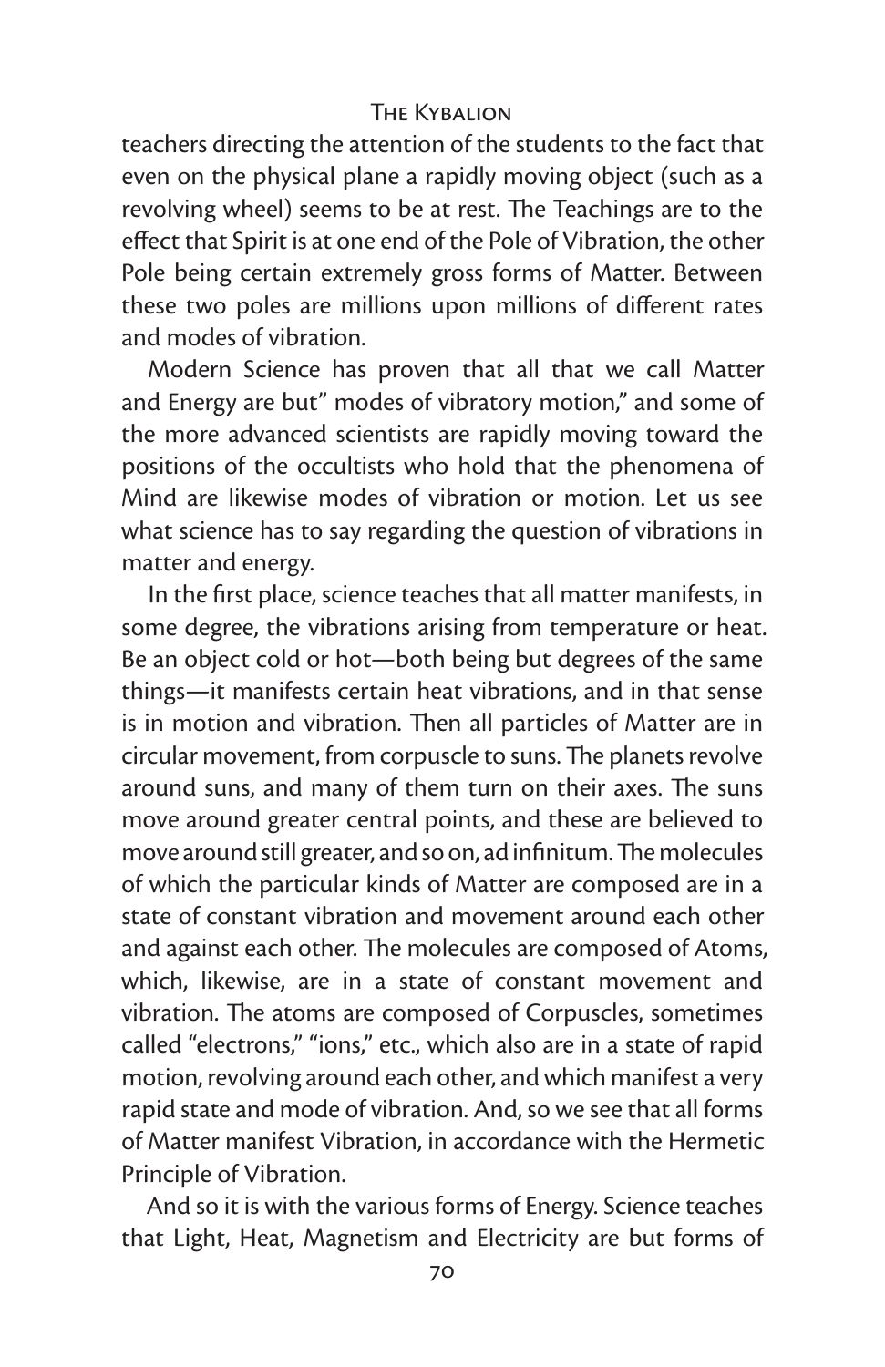teachers directing the attention of the students to the fact that even on the physical plane a rapidly moving object (such as a revolving wheel) seems to be at rest. The Teachings are to the effect that Spirit is at one end of the Pole of Vibration, the other Pole being certain extremely gross forms of Matter. Between these two poles are millions upon millions of different rates and modes of vibration.

Modern Science has proven that all that we call Matter and Energy are but" modes of vibratory motion," and some of the more advanced scientists are rapidly moving toward the positions of the occultists who hold that the phenomena of Mind are likewise modes of vibration or motion. Let us see what science has to say regarding the question of vibrations in matter and energy.

In the first place, science teaches that all matter manifests, in some degree, the vibrations arising from temperature or heat. Be an object cold or hot—both being but degrees of the same things—it manifests certain heat vibrations, and in that sense is in motion and vibration. Then all particles of Matter are in circular movement, from corpuscle to suns. The planets revolve around suns, and many of them turn on their axes. The suns move around greater central points, and these are believed to move around still greater, and so on, ad infinitum. The molecules of which the particular kinds of Matter are composed are in a state of constant vibration and movement around each other and against each other. The molecules are composed of Atoms, which, likewise, are in a state of constant movement and vibration. The atoms are composed of Corpuscles, sometimes called "electrons," "ions," etc., which also are in a state of rapid motion, revolving around each other, and which manifest a very rapid state and mode of vibration. And, so we see that all forms of Matter manifest Vibration, in accordance with the Hermetic Principle of Vibration.

And so it is with the various forms of Energy. Science teaches that Light, Heat, Magnetism and Electricity are but forms of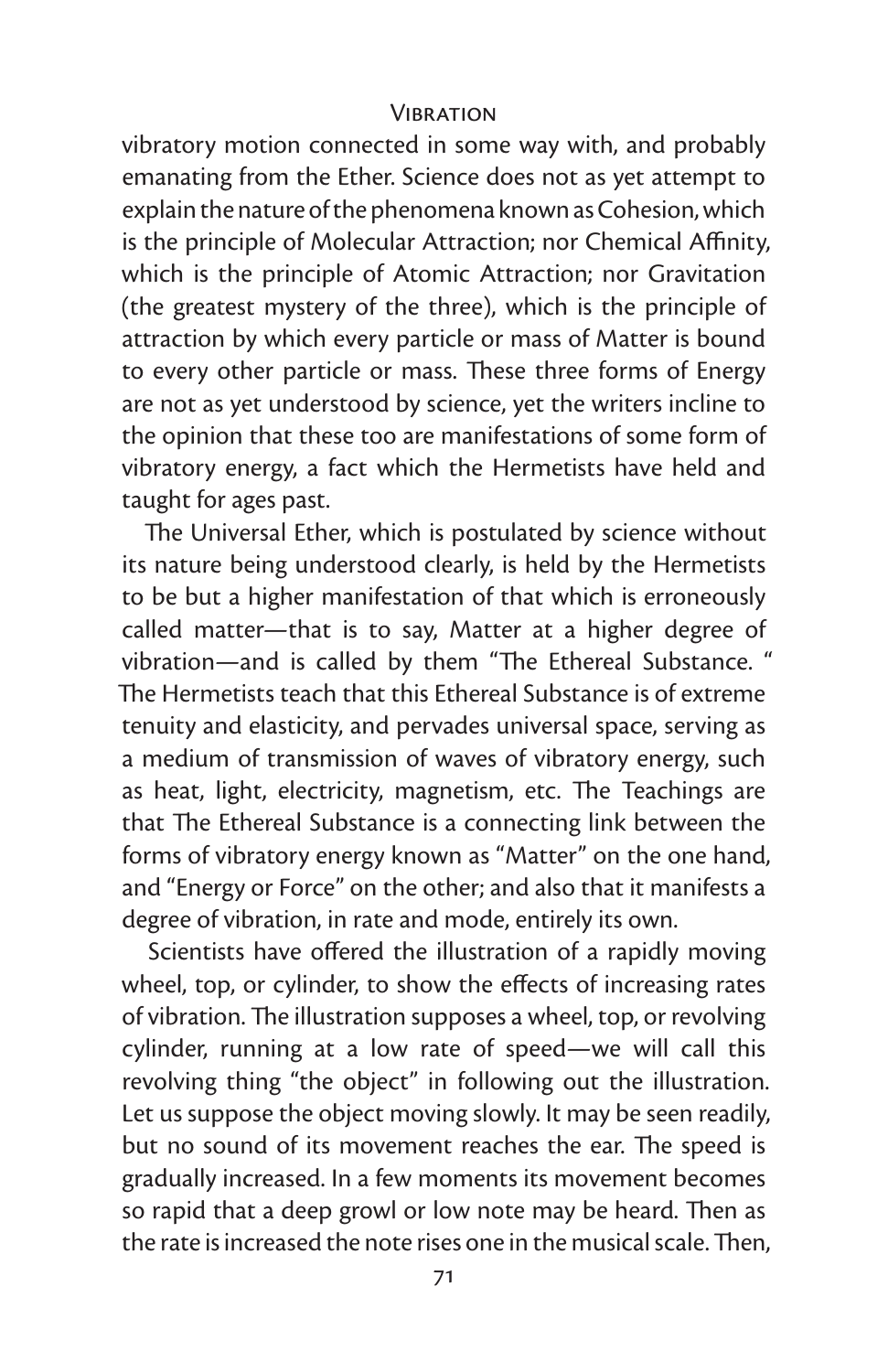vibratory motion connected in some way with, and probably emanating from the Ether. Science does not as yet attempt to explain the nature of the phenomena known as Cohesion, which is the principle of Molecular Attraction; nor Chemical Affinity, which is the principle of Atomic Attraction; nor Gravitation (the greatest mystery of the three), which is the principle of attraction by which every particle or mass of Matter is bound to every other particle or mass. These three forms of Energy are not as yet understood by science, yet the writers incline to the opinion that these too are manifestations of some form of vibratory energy, a fact which the Hermetists have held and taught for ages past.

The Universal Ether, which is postulated by science without its nature being understood clearly, is held by the Hermetists to be but a higher manifestation of that which is erroneously called matter—that is to say, Matter at a higher degree of vibration—and is called by them "The Ethereal Substance. " The Hermetists teach that this Ethereal Substance is of extreme tenuity and elasticity, and pervades universal space, serving as a medium of transmission of waves of vibratory energy, such as heat, light, electricity, magnetism, etc. The Teachings are that The Ethereal Substance is a connecting link between the forms of vibratory energy known as "Matter" on the one hand, and "Energy or Force" on the other; and also that it manifests a degree of vibration, in rate and mode, entirely its own.

Scientists have offered the illustration of a rapidly moving wheel, top, or cylinder, to show the effects of increasing rates of vibration. The illustration supposes a wheel, top, or revolving cylinder, running at a low rate of speed—we will call this revolving thing "the object" in following out the illustration. Let us suppose the object moving slowly. It may be seen readily, but no sound of its movement reaches the ear. The speed is gradually increased. In a few moments its movement becomes so rapid that a deep growl or low note may be heard. Then as the rate is increased the note rises one in the musical scale. Then,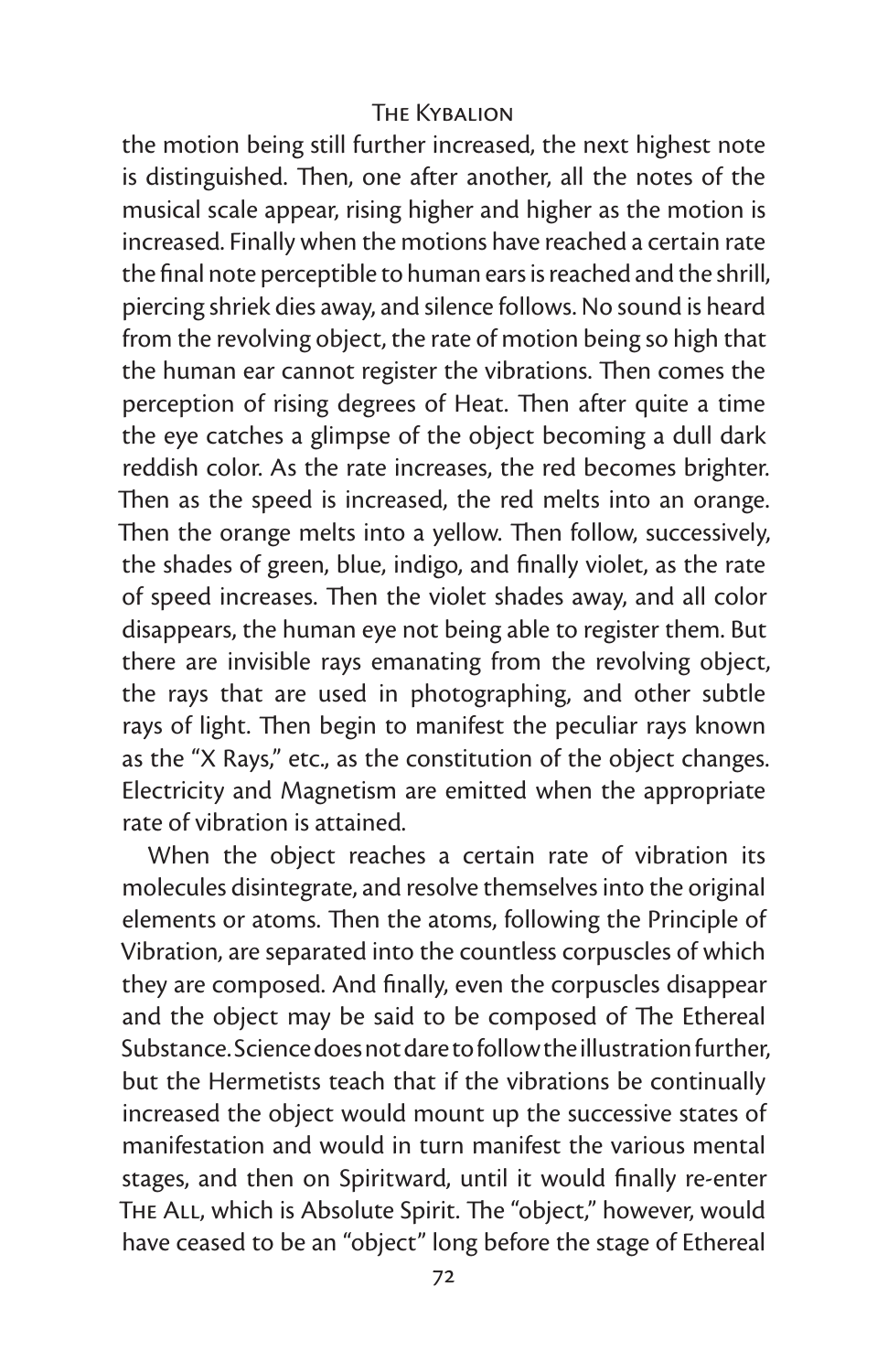the motion being still further increased, the next highest note is distinguished. Then, one after another, all the notes of the musical scale appear, rising higher and higher as the motion is increased. Finally when the motions have reached a certain rate the final note perceptible to human ears is reached and the shrill, piercing shriek dies away, and silence follows. No sound is heard from the revolving object, the rate of motion being so high that the human ear cannot register the vibrations. Then comes the perception of rising degrees of Heat. Then after quite a time the eye catches a glimpse of the object becoming a dull dark reddish color. As the rate increases, the red becomes brighter. Then as the speed is increased, the red melts into an orange. Then the orange melts into a yellow. Then follow, successively, the shades of green, blue, indigo, and finally violet, as the rate of speed increases. Then the violet shades away, and all color disappears, the human eye not being able to register them. But there are invisible rays emanating from the revolving object, the rays that are used in photographing, and other subtle rays of light. Then begin to manifest the peculiar rays known as the "X Rays," etc., as the constitution of the object changes. Electricity and Magnetism are emitted when the appropriate rate of vibration is attained.

When the object reaches a certain rate of vibration its molecules disintegrate, and resolve themselves into the original elements or atoms. Then the atoms, following the Principle of Vibration, are separated into the countless corpuscles of which they are composed. And finally, even the corpuscles disappear and the object may be said to be composed of The Ethereal Substance. Science does not dare to follow the illustration further, but the Hermetists teach that if the vibrations be continually increased the object would mount up the successive states of manifestation and would in turn manifest the various mental stages, and then on Spiritward, until it would finally re-enter The All, which is Absolute Spirit. The "object," however, would have ceased to be an "object" long before the stage of Ethereal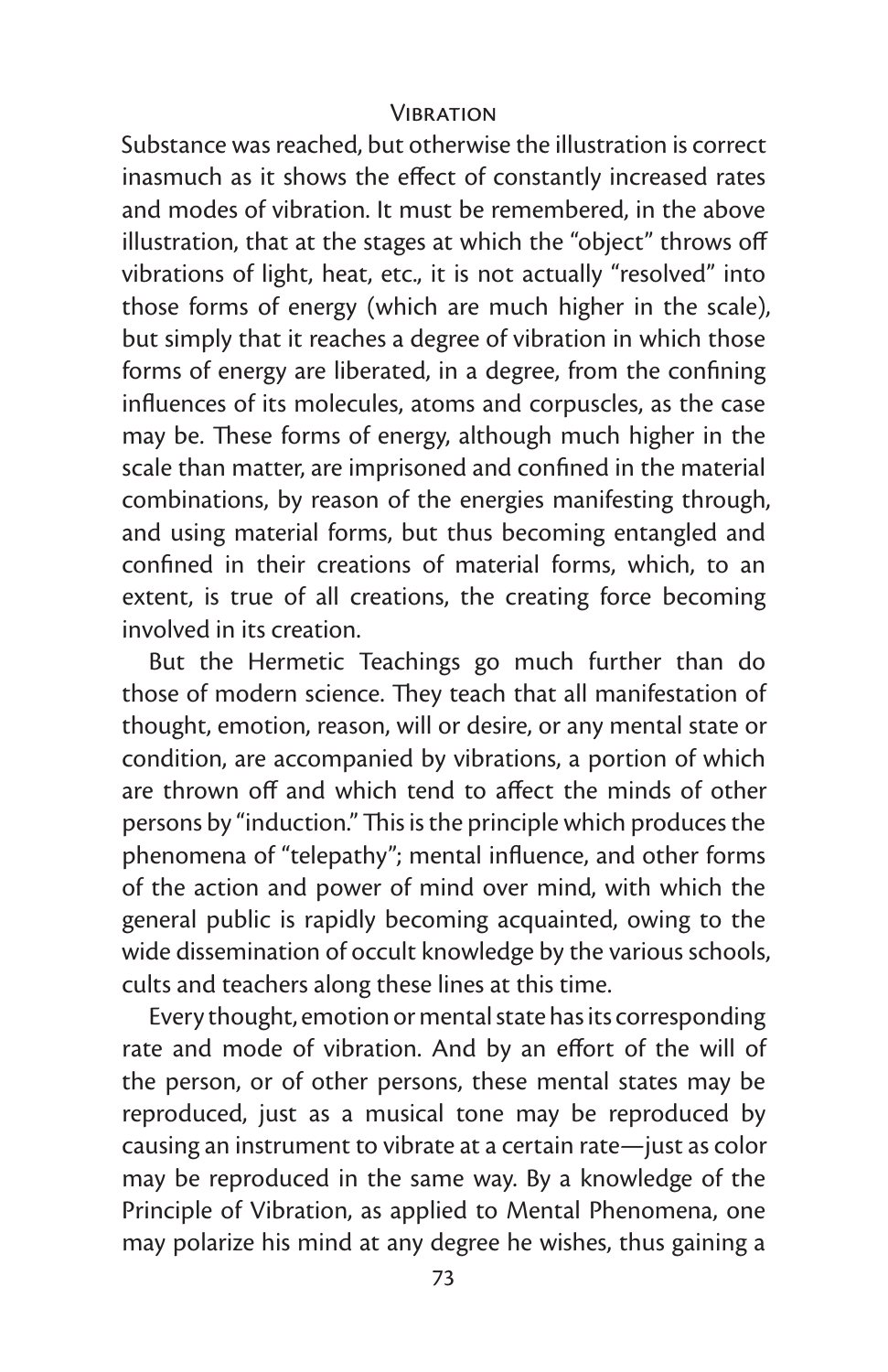Substance was reached, but otherwise the illustration is correct inasmuch as it shows the effect of constantly increased rates and modes of vibration. It must be remembered, in the above illustration, that at the stages at which the "object" throws off vibrations of light, heat, etc., it is not actually "resolved" into those forms of energy (which are much higher in the scale), but simply that it reaches a degree of vibration in which those forms of energy are liberated, in a degree, from the confining influences of its molecules, atoms and corpuscles, as the case may be. These forms of energy, although much higher in the scale than matter, are imprisoned and confined in the material combinations, by reason of the energies manifesting through, and using material forms, but thus becoming entangled and confined in their creations of material forms, which, to an extent, is true of all creations, the creating force becoming involved in its creation.

But the Hermetic Teachings go much further than do those of modern science. They teach that all manifestation of thought, emotion, reason, will or desire, or any mental state or condition, are accompanied by vibrations, a portion of which are thrown off and which tend to affect the minds of other persons by "induction." This is the principle which produces the phenomena of "telepathy"; mental influence, and other forms of the action and power of mind over mind, with which the general public is rapidly becoming acquainted, owing to the wide dissemination of occult knowledge by the various schools, cults and teachers along these lines at this time.

Every thought, emotion or mental state has its corresponding rate and mode of vibration. And by an effort of the will of the person, or of other persons, these mental states may be reproduced, just as a musical tone may be reproduced by causing an instrument to vibrate at a certain rate—just as color may be reproduced in the same way. By a knowledge of the Principle of Vibration, as applied to Mental Phenomena, one may polarize his mind at any degree he wishes, thus gaining a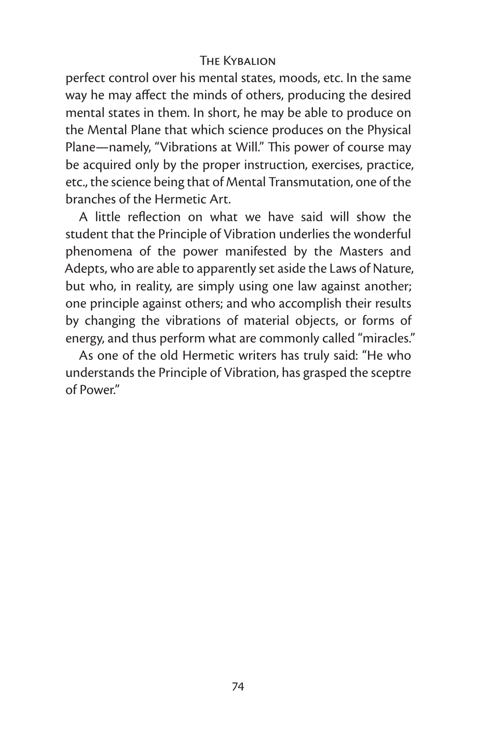perfect control over his mental states, moods, etc. In the same way he may affect the minds of others, producing the desired mental states in them. In short, he may be able to produce on the Mental Plane that which science produces on the Physical Plane—namely, "Vibrations at Will." This power of course may be acquired only by the proper instruction, exercises, practice, etc., the science being that of Mental Transmutation, one of the branches of the Hermetic Art.

A little reflection on what we have said will show the student that the Principle of Vibration underlies the wonderful phenomena of the power manifested by the Masters and Adepts, who are able to apparently set aside the Laws of Nature, but who, in reality, are simply using one law against another; one principle against others; and who accomplish their results by changing the vibrations of material objects, or forms of energy, and thus perform what are commonly called "miracles."

As one of the old Hermetic writers has truly said: "He who understands the Principle of Vibration, has grasped the sceptre of Power."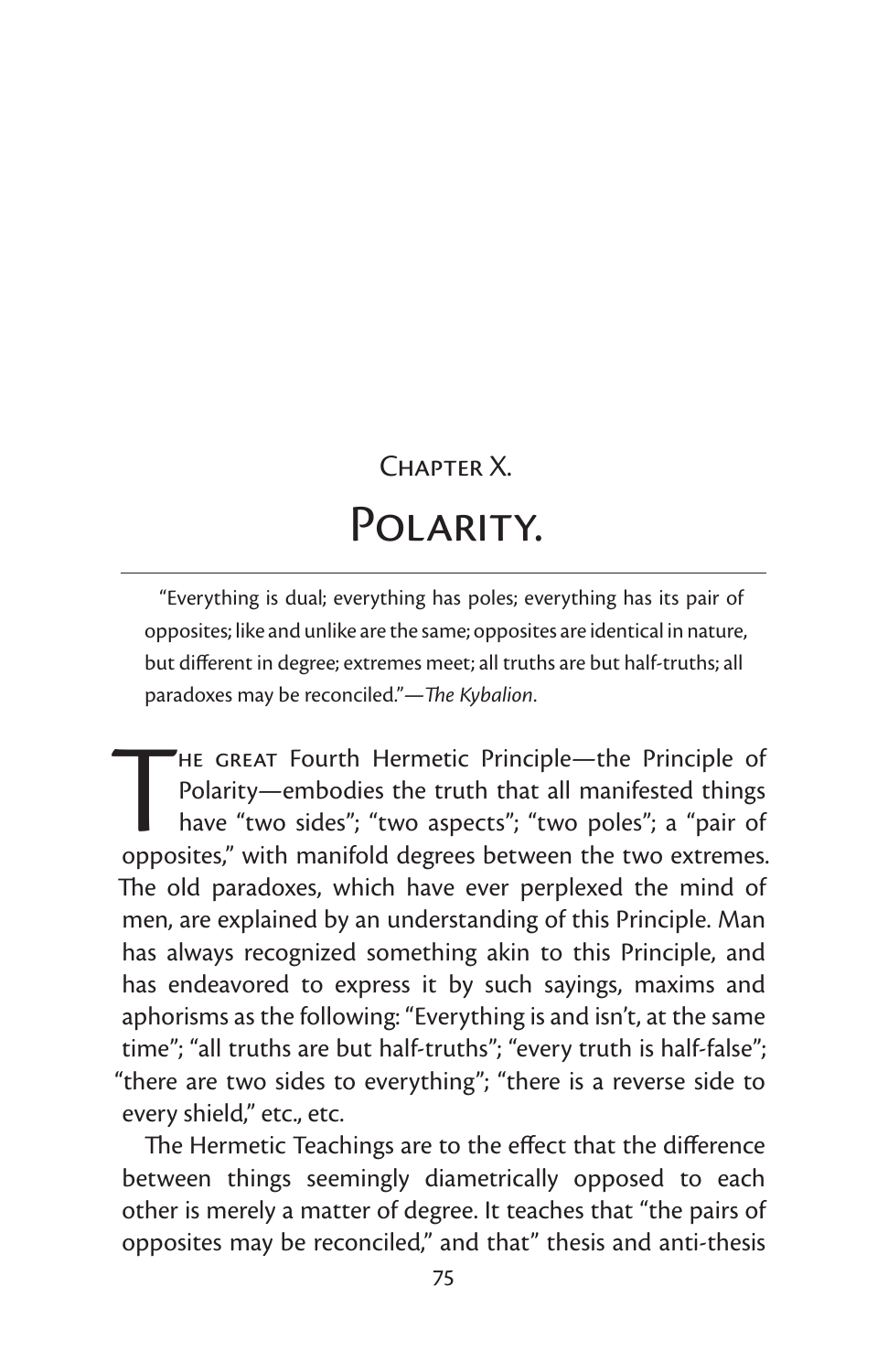## Chapter X.

# Polarity.

> "Everything is dual; everything has poles; everything has its pair of opposites; like and unlike are the same; opposites are identical in nature, but different in degree; extremes meet; all truths are but half-truths; all paradoxes may be reconciled."—*The Kybalion*.

The great Fourth Hermetic Principle—the Principle of Polarity—embodies the truth that all manifested things have "two sides"; "two aspects"; "two poles"; a "pair of opposites," with manifold degrees between the two extremes. The old paradoxes, which have ever perplexed the mind of men, are explained by an understanding of this Principle. Man has always recognized something akin to this Principle, and has endeavored to express it by such sayings, maxims and aphorisms as the following: "Everything is and isn't, at the same time"; "all truths are but half-truths"; "every truth is half-false"; "there are two sides to everything"; "there is a reverse side to every shield," etc., etc.

The Hermetic Teachings are to the effect that the difference between things seemingly diametrically opposed to each other is merely a matter of degree. It teaches that "the pairs of opposites may be reconciled," and that" thesis and anti-thesis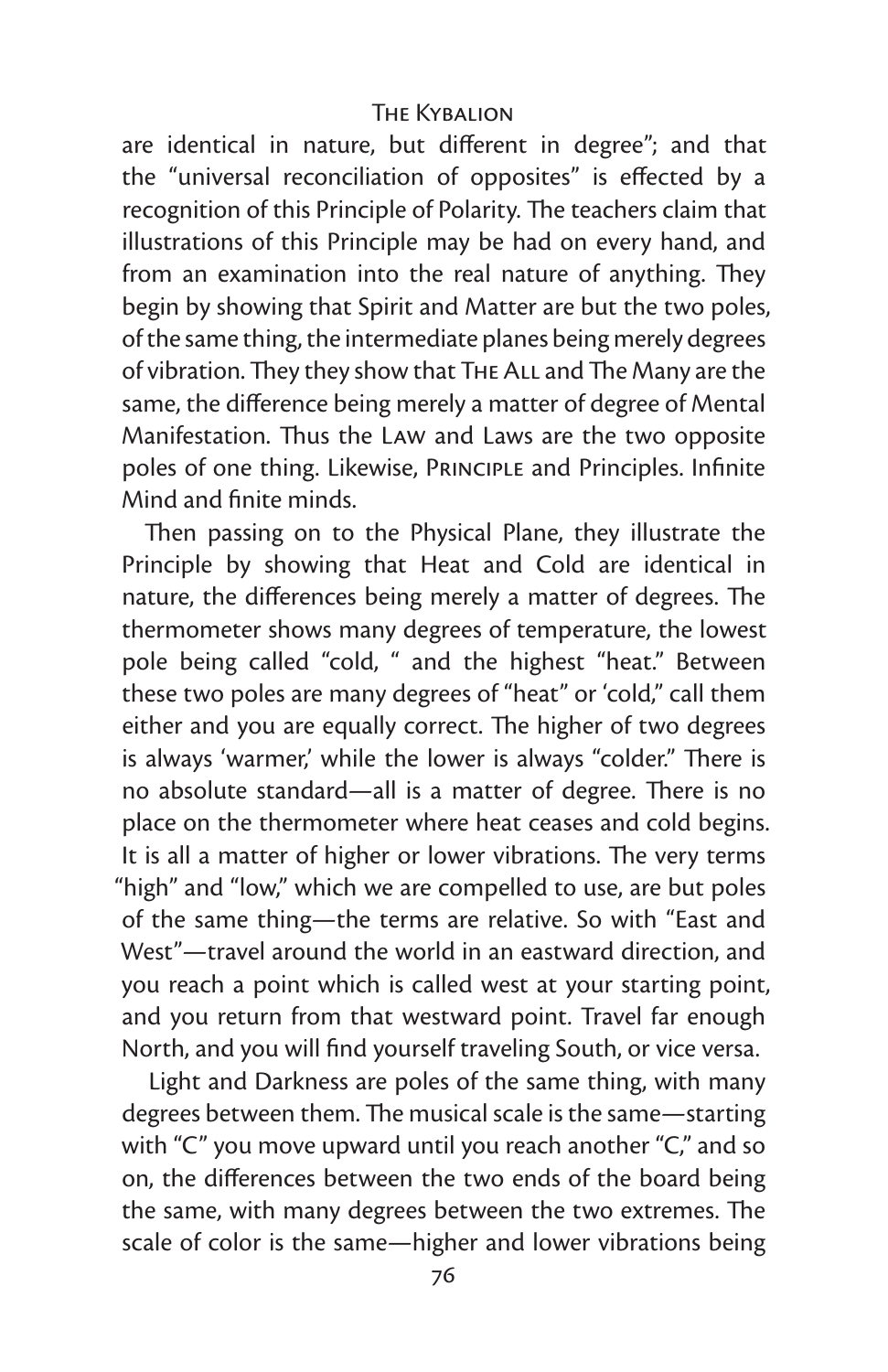are identical in nature, but different in degree"; and that the "universal reconciliation of opposites" is effected by a recognition of this Principle of Polarity. The teachers claim that illustrations of this Principle may be had on every hand, and from an examination into the real nature of anything. They begin by showing that Spirit and Matter are but the two poles, of the same thing, the intermediate planes being merely degrees of vibration. They they show that The All and The Many are the same, the difference being merely a matter of degree of Mental Manifestation. Thus the Law and Laws are the two opposite poles of one thing. Likewise, Principle and Principles. Infinite Mind and finite minds.

Then passing on to the Physical Plane, they illustrate the Principle by showing that Heat and Cold are identical in nature, the differences being merely a matter of degrees. The thermometer shows many degrees of temperature, the lowest pole being called "cold, " and the highest "heat." Between these two poles are many degrees of "heat" or 'cold," call them either and you are equally correct. The higher of two degrees is always 'warmer,' while the lower is always "colder." There is no absolute standard—all is a matter of degree. There is no place on the thermometer where heat ceases and cold begins. It is all a matter of higher or lower vibrations. The very terms "high" and "low," which we are compelled to use, are but poles of the same thing—the terms are relative. So with "East and West"—travel around the world in an eastward direction, and you reach a point which is called west at your starting point, and you return from that westward point. Travel far enough North, and you will find yourself traveling South, or vice versa.

Light and Darkness are poles of the same thing, with many degrees between them. The musical scale is the same—starting with "C" you move upward until you reach another "C," and so on, the differences between the two ends of the board being the same, with many degrees between the two extremes. The scale of color is the same—higher and lower vibrations being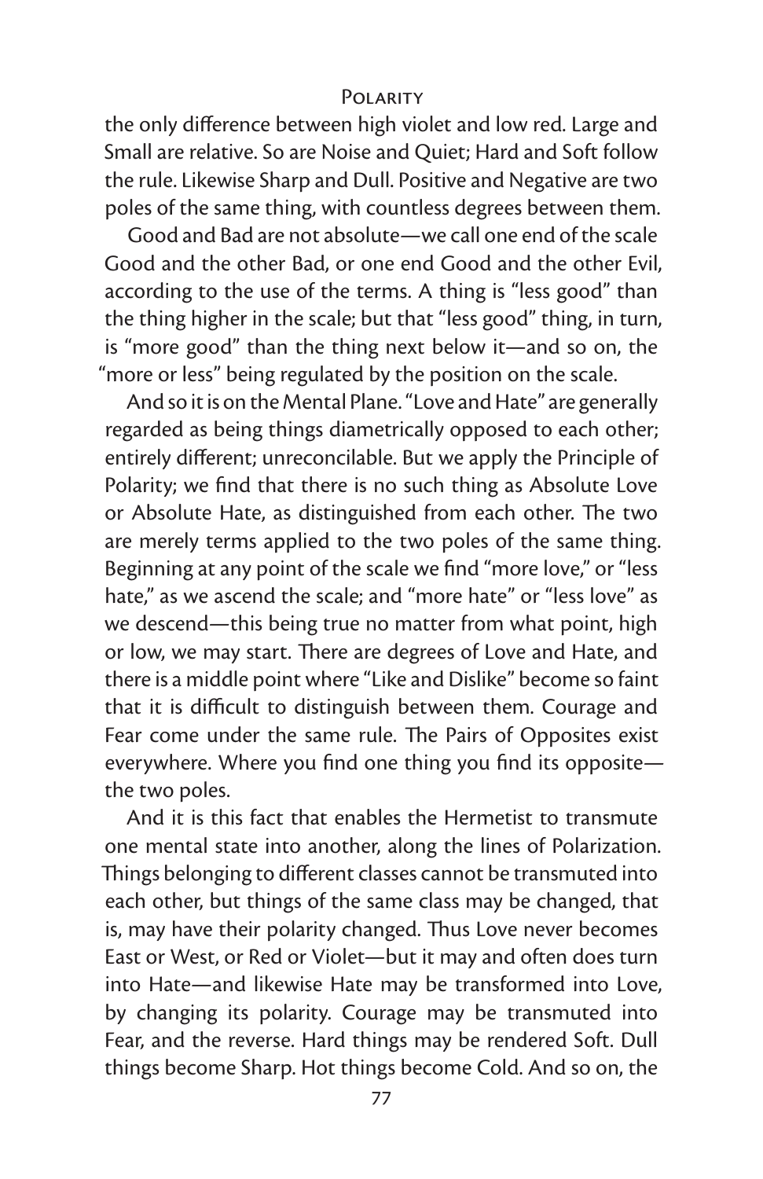the only difference between high violet and low red. Large and Small are relative. So are Noise and Quiet; Hard and Soft follow the rule. Likewise Sharp and Dull. Positive and Negative are two poles of the same thing, with countless degrees between them.

Good and Bad are not absolute—we call one end of the scale Good and the other Bad, or one end Good and the other Evil, according to the use of the terms. A thing is "less good" than the thing higher in the scale; but that "less good" thing, in turn, is "more good" than the thing next below it—and so on, the "more or less" being regulated by the position on the scale.

And so it is on the Mental Plane. "Love and Hate" are generally regarded as being things diametrically opposed to each other; entirely different; unreconcilable. But we apply the Principle of Polarity; we find that there is no such thing as Absolute Love or Absolute Hate, as distinguished from each other. The two are merely terms applied to the two poles of the same thing. Beginning at any point of the scale we find "more love," or "less hate," as we ascend the scale; and "more hate" or "less love" as we descend—this being true no matter from what point, high or low, we may start. There are degrees of Love and Hate, and there is a middle point where "Like and Dislike" become so faint that it is difficult to distinguish between them. Courage and Fear come under the same rule. The Pairs of Opposites exist everywhere. Where you find one thing you find its opposite—the two poles.

And it is this fact that enables the Hermetist to transmute one mental state into another, along the lines of Polarization. Things belonging to different classes cannot be transmuted into each other, but things of the same class may be changed, that is, may have their polarity changed. Thus Love never becomes East or West, or Red or Violet—but it may and often does turn into Hate—and likewise Hate may be transformed into Love, by changing its polarity. Courage may be transmuted into Fear, and the reverse. Hard things may be rendered Soft. Dull things become Sharp. Hot things become Cold. And so on, the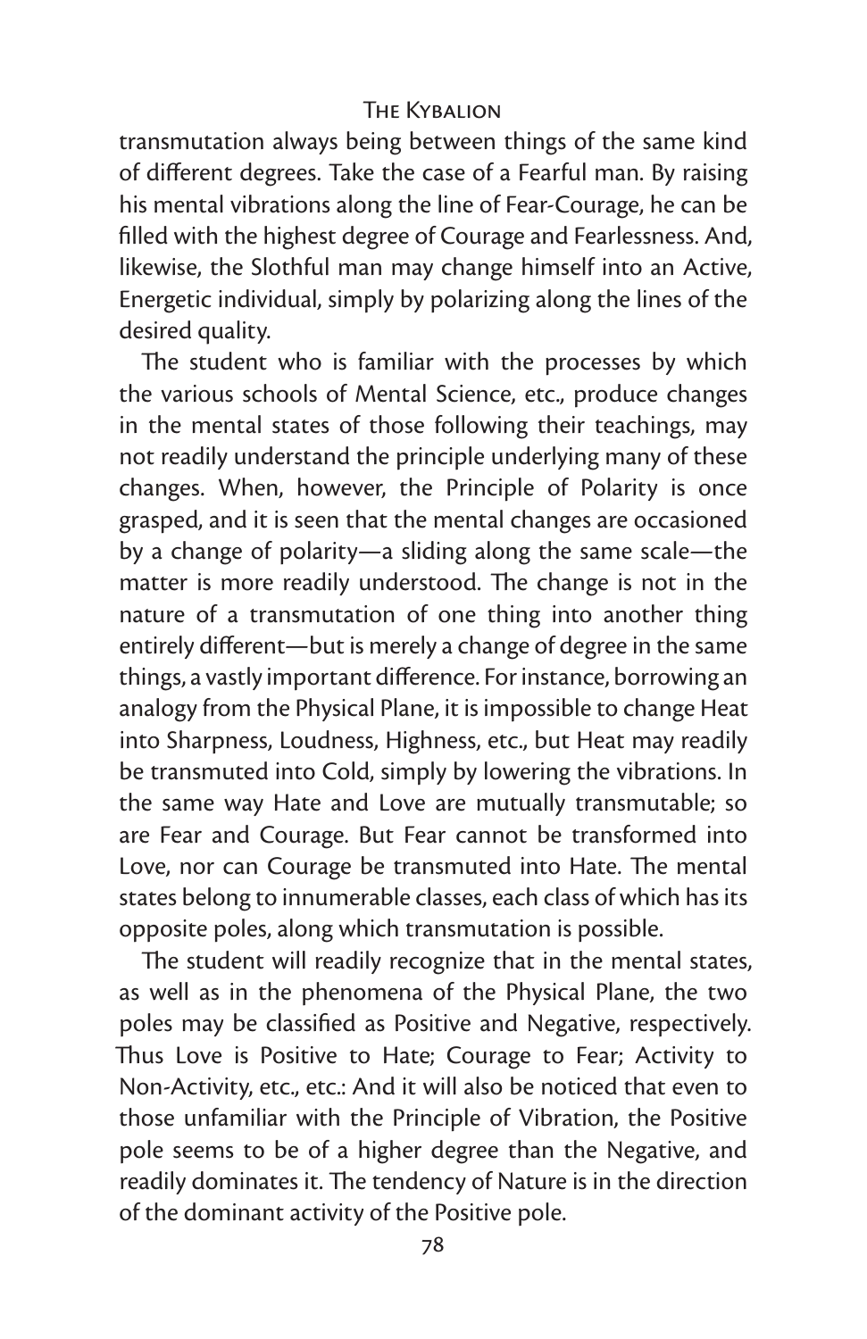transmutation always being between things of the same kind of different degrees. Take the case of a Fearful man. By raising his mental vibrations along the line of Fear-Courage, he can be filled with the highest degree of Courage and Fearlessness. And, likewise, the Slothful man may change himself into an Active, Energetic individual, simply by polarizing along the lines of the desired quality.

The student who is familiar with the processes by which the various schools of Mental Science, etc., produce changes in the mental states of those following their teachings, may not readily understand the principle underlying many of these changes. When, however, the Principle of Polarity is once grasped, and it is seen that the mental changes are occasioned by a change of polarity—a sliding along the same scale—the matter is more readily understood. The change is not in the nature of a transmutation of one thing into another thing entirely different—but is merely a change of degree in the same things, a vastly important difference. For instance, borrowing an analogy from the Physical Plane, it is impossible to change Heat into Sharpness, Loudness, Highness, etc., but Heat may readily be transmuted into Cold, simply by lowering the vibrations. In the same way Hate and Love are mutually transmutable; so are Fear and Courage. But Fear cannot be transformed into Love, nor can Courage be transmuted into Hate. The mental states belong to innumerable classes, each class of which has its opposite poles, along which transmutation is possible.

The student will readily recognize that in the mental states, as well as in the phenomena of the Physical Plane, the two poles may be classified as Positive and Negative, respectively. Thus Love is Positive to Hate; Courage to Fear; Activity to Non-Activity, etc., etc.: And it will also be noticed that even to those unfamiliar with the Principle of Vibration, the Positive pole seems to be of a higher degree than the Negative, and readily dominates it. The tendency of Nature is in the direction of the dominant activity of the Positive pole.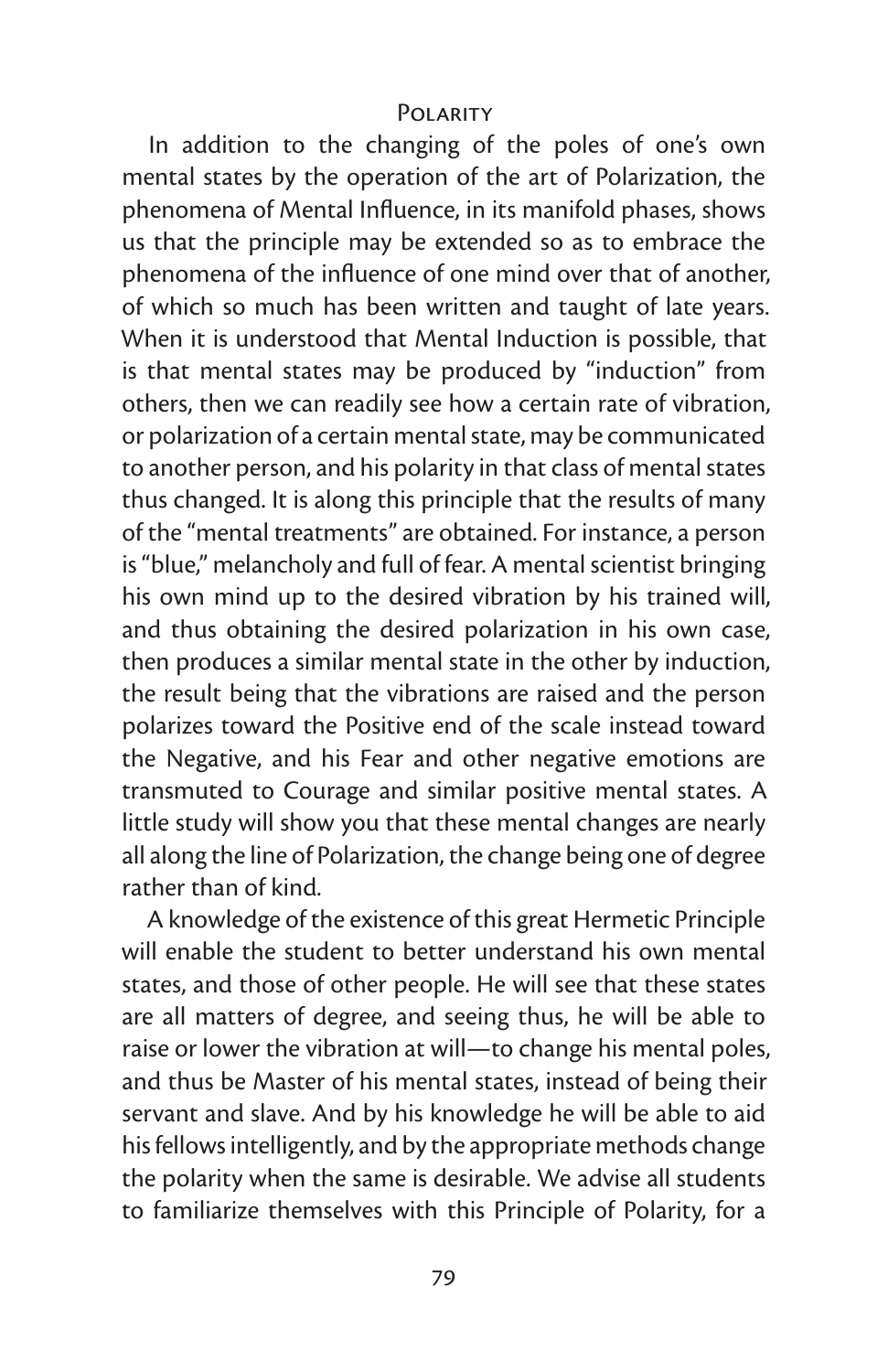In addition to the changing of the poles of one's own mental states by the operation of the art of Polarization, the phenomena of Mental Influence, in its manifold phases, shows us that the principle may be extended so as to embrace the phenomena of the influence of one mind over that of another, of which so much has been written and taught of late years. When it is understood that Mental Induction is possible, that is that mental states may be produced by "induction" from others, then we can readily see how a certain rate of vibration, or polarization of a certain mental state, may be communicated to another person, and his polarity in that class of mental states thus changed. It is along this principle that the results of many of the "mental treatments" are obtained. For instance, a person is "blue," melancholy and full of fear. A mental scientist bringing his own mind up to the desired vibration by his trained will, and thus obtaining the desired polarization in his own case, then produces a similar mental state in the other by induction, the result being that the vibrations are raised and the person polarizes toward the Positive end of the scale instead toward the Negative, and his Fear and other negative emotions are transmuted to Courage and similar positive mental states. A little study will show you that these mental changes are nearly all along the line of Polarization, the change being one of degree rather than of kind.

A knowledge of the existence of this great Hermetic Principle will enable the student to better understand his own mental states, and those of other people. He will see that these states are all matters of degree, and seeing thus, he will be able to raise or lower the vibration at will—to change his mental poles, and thus be Master of his mental states, instead of being their servant and slave. And by his knowledge he will be able to aid his fellows intelligently, and by the appropriate methods change the polarity when the same is desirable. We advise all students to familiarize themselves with this Principle of Polarity, for a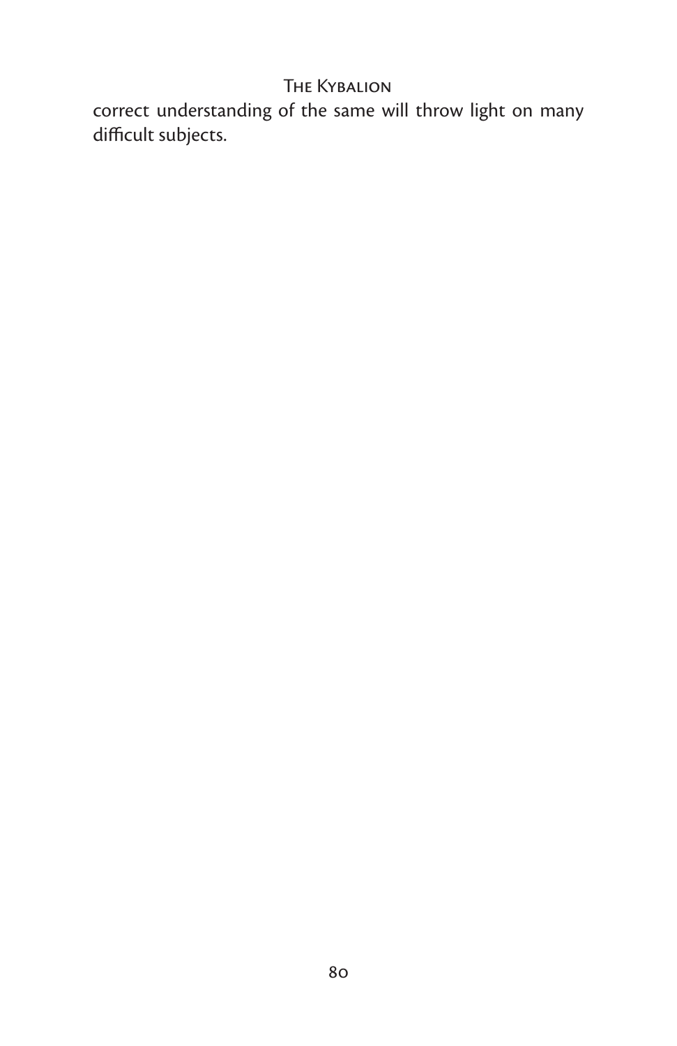correct understanding of the same will throw light on many difficult subjects.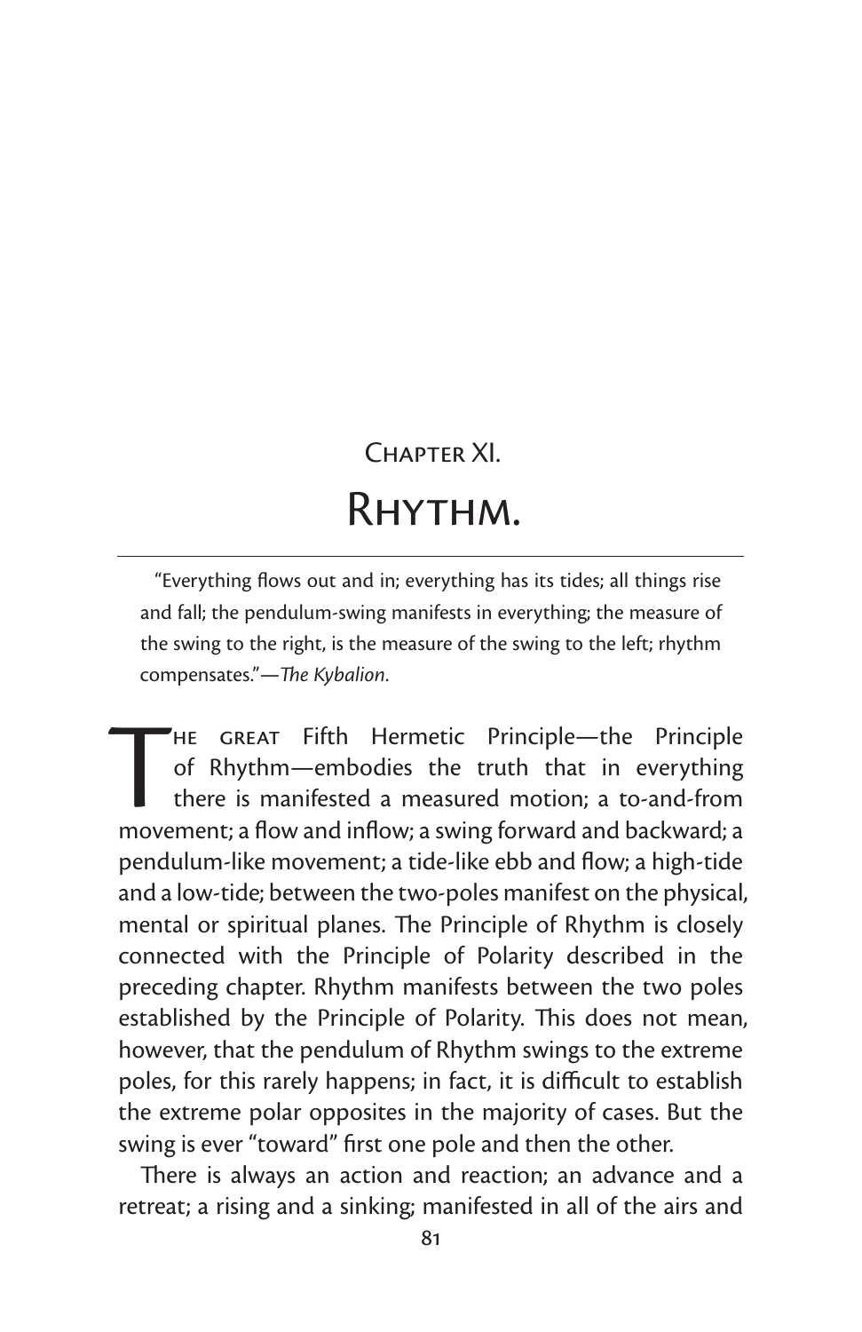## Chapter XI.

# Rhythm.

"Everything flows out and in; everything has its tides; all things rise and fall; the pendulum-swing manifests in everything; the measure of the swing to the right, is the measure of the swing to the left; rhythm compensates."—*The Kybalion*.

The great Fifth Hermetic Principle—the Principle of Rhythm—embodies the truth that in everything there is manifested a measured motion; a to-and-from movement; a flow and inflow; a swing forward and backward; a pendulum-like movement; a tide-like ebb and flow; a high-tide and a low-tide; between the two-poles manifest on the physical, mental or spiritual planes. The Principle of Rhythm is closely connected with the Principle of Polarity described in the preceding chapter. Rhythm manifests between the two poles established by the Principle of Polarity. This does not mean, however, that the pendulum of Rhythm swings to the extreme poles, for this rarely happens; in fact, it is difficult to establish the extreme polar opposites in the majority of cases. But the swing is ever "toward" first one pole and then the other.

There is always an action and reaction; an advance and a retreat; a rising and a sinking; manifested in all of the airs and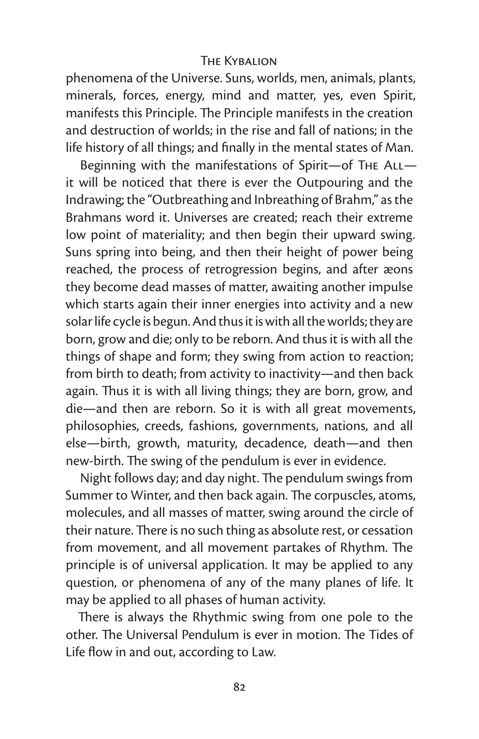phenomena of the Universe. Suns, worlds, men, animals, plants, minerals, forces, energy, mind and matter, yes, even Spirit, manifests this Principle. The Principle manifests in the creation and destruction of worlds; in the rise and fall of nations; in the life history of all things; and finally in the mental states of Man.

Beginning with the manifestations of Spirit—of The All—it will be noticed that there is ever the Outpouring and the Indrawing; the "Outbreathing and Inbreathing of Brahm," as the Brahmans word it. Universes are created; reach their extreme low point of materiality; and then begin their upward swing. Suns spring into being, and then their height of power being reached, the process of retrogression begins, and after æons they become dead masses of matter, awaiting another impulse which starts again their inner energies into activity and a new solar life cycle is begun. And thus it is with all the worlds; they are born, grow and die; only to be reborn. And thus it is with all the things of shape and form; they swing from action to reaction; from birth to death; from activity to inactivity—and then back again. Thus it is with all living things; they are born, grow, and die—and then are reborn. So it is with all great movements, philosophies, creeds, fashions, governments, nations, and all else—birth, growth, maturity, decadence, death—and then new-birth. The swing of the pendulum is ever in evidence.

Night follows day; and day night. The pendulum swings from Summer to Winter, and then back again. The corpuscles, atoms, molecules, and all masses of matter, swing around the circle of their nature. There is no such thing as absolute rest, or cessation from movement, and all movement partakes of Rhythm. The principle is of universal application. It may be applied to any question, or phenomena of any of the many planes of life. It may be applied to all phases of human activity.

There is always the Rhythmic swing from one pole to the other. The Universal Pendulum is ever in motion. The Tides of Life flow in and out, according to Law.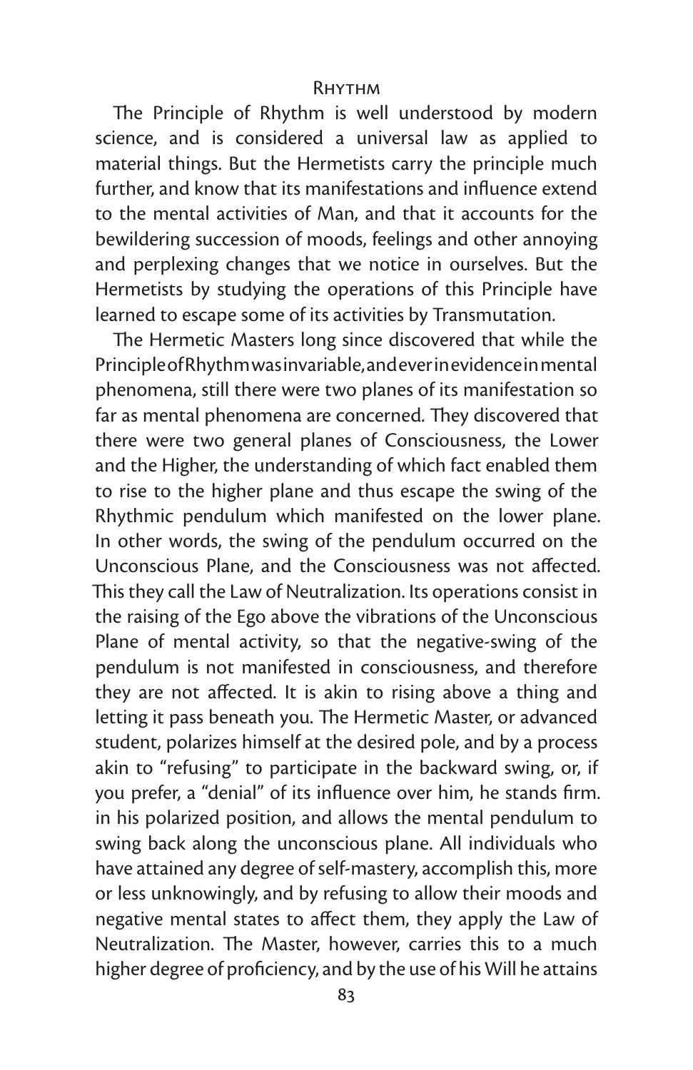## Rhythm

The Principle of Rhythm is well understood by modern science, and is considered a universal law as applied to material things. But the Hermetists carry the principle much further, and know that its manifestations and influence extend to the mental activities of Man, and that it accounts for the bewildering succession of moods, feelings and other annoying and perplexing changes that we notice in ourselves. But the Hermetists by studying the operations of this Principle have learned to escape some of its activities by Transmutation.

The Hermetic Masters long since discovered that while the Principle of Rhythm was invariable, and ever in evidence in mental phenomena, still there were two planes of its manifestation so far as mental phenomena are concerned. They discovered that there were two general planes of Consciousness, the Lower and the Higher, the understanding of which fact enabled them to rise to the higher plane and thus escape the swing of the Rhythmic pendulum which manifested on the lower plane. In other words, the swing of the pendulum occurred on the Unconscious Plane, and the Consciousness was not affected. This they call the Law of Neutralization. Its operations consist in the raising of the Ego above the vibrations of the Unconscious Plane of mental activity, so that the negative-swing of the pendulum is not manifested in consciousness, and therefore they are not affected. It is akin to rising above a thing and letting it pass beneath you. The Hermetic Master, or advanced student, polarizes himself at the desired pole, and by a process akin to "refusing" to participate in the backward swing, or, if you prefer, a "denial" of its influence over him, he stands firm. in his polarized position, and allows the mental pendulum to swing back along the unconscious plane. All individuals who have attained any degree of self-mastery, accomplish this, more or less unknowingly, and by refusing to allow their moods and negative mental states to affect them, they apply the Law of Neutralization. The Master, however, carries this to a much higher degree of proficiency, and by the use of his Will he attains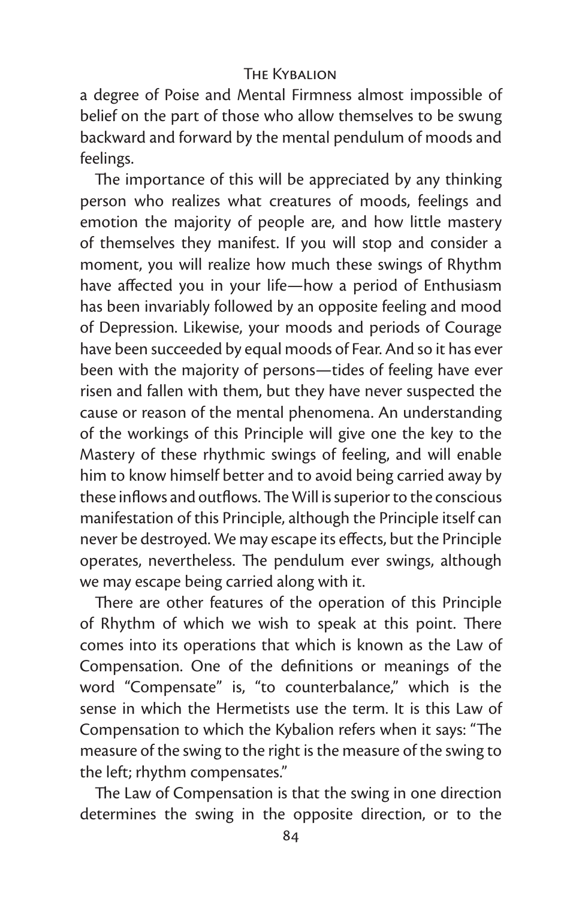a degree of Poise and Mental Firmness almost impossible of belief on the part of those who allow themselves to be swung backward and forward by the mental pendulum of moods and feelings.

The importance of this will be appreciated by any thinking person who realizes what creatures of moods, feelings and emotion the majority of people are, and how little mastery of themselves they manifest. If you will stop and consider a moment, you will realize how much these swings of Rhythm have affected you in your life—how a period of Enthusiasm has been invariably followed by an opposite feeling and mood of Depression. Likewise, your moods and periods of Courage have been succeeded by equal moods of Fear. And so it has ever been with the majority of persons—tides of feeling have ever risen and fallen with them, but they have never suspected the cause or reason of the mental phenomena. An understanding of the workings of this Principle will give one the key to the Mastery of these rhythmic swings of feeling, and will enable him to know himself better and to avoid being carried away by these inflows and outflows. The Will is superior to the conscious manifestation of this Principle, although the Principle itself can never be destroyed. We may escape its effects, but the Principle operates, nevertheless. The pendulum ever swings, although we may escape being carried along with it.

There are other features of the operation of this Principle of Rhythm of which we wish to speak at this point. There comes into its operations that which is known as the Law of Compensation. One of the definitions or meanings of the word "Compensate" is, "to counterbalance," which is the sense in which the Hermetists use the term. It is this Law of Compensation to which the Kybalion refers when it says: "The measure of the swing to the right is the measure of the swing to the left; rhythm compensates."

The Law of Compensation is that the swing in one direction determines the swing in the opposite direction, or to the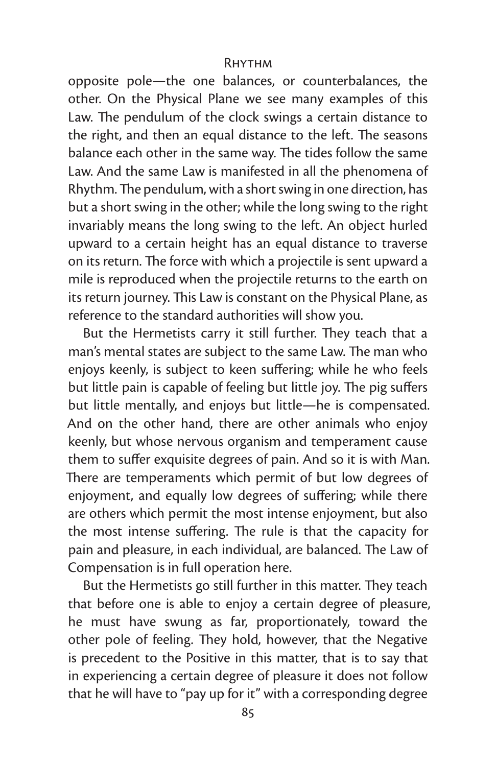opposite pole—the one balances, or counterbalances, the other. On the Physical Plane we see many examples of this Law. The pendulum of the clock swings a certain distance to the right, and then an equal distance to the left. The seasons balance each other in the same way. The tides follow the same Law. And the same Law is manifested in all the phenomena of Rhythm. The pendulum, with a short swing in one direction, has but a short swing in the other; while the long swing to the right invariably means the long swing to the left. An object hurled upward to a certain height has an equal distance to traverse on its return. The force with which a projectile is sent upward a mile is reproduced when the projectile returns to the earth on its return journey. This Law is constant on the Physical Plane, as reference to the standard authorities will show you.

But the Hermetists carry it still further. They teach that a man's mental states are subject to the same Law. The man who enjoys keenly, is subject to keen suffering; while he who feels but little pain is capable of feeling but little joy. The pig suffers but little mentally, and enjoys but little—he is compensated. And on the other hand, there are other animals who enjoy keenly, but whose nervous organism and temperament cause them to suffer exquisite degrees of pain. And so it is with Man. There are temperaments which permit of but low degrees of enjoyment, and equally low degrees of suffering; while there are others which permit the most intense enjoyment, but also the most intense suffering. The rule is that the capacity for pain and pleasure, in each individual, are balanced. The Law of Compensation is in full operation here.

But the Hermetists go still further in this matter. They teach that before one is able to enjoy a certain degree of pleasure, he must have swung as far, proportionately, toward the other pole of feeling. They hold, however, that the Negative is precedent to the Positive in this matter, that is to say that in experiencing a certain degree of pleasure it does not follow that he will have to "pay up for it" with a corresponding degree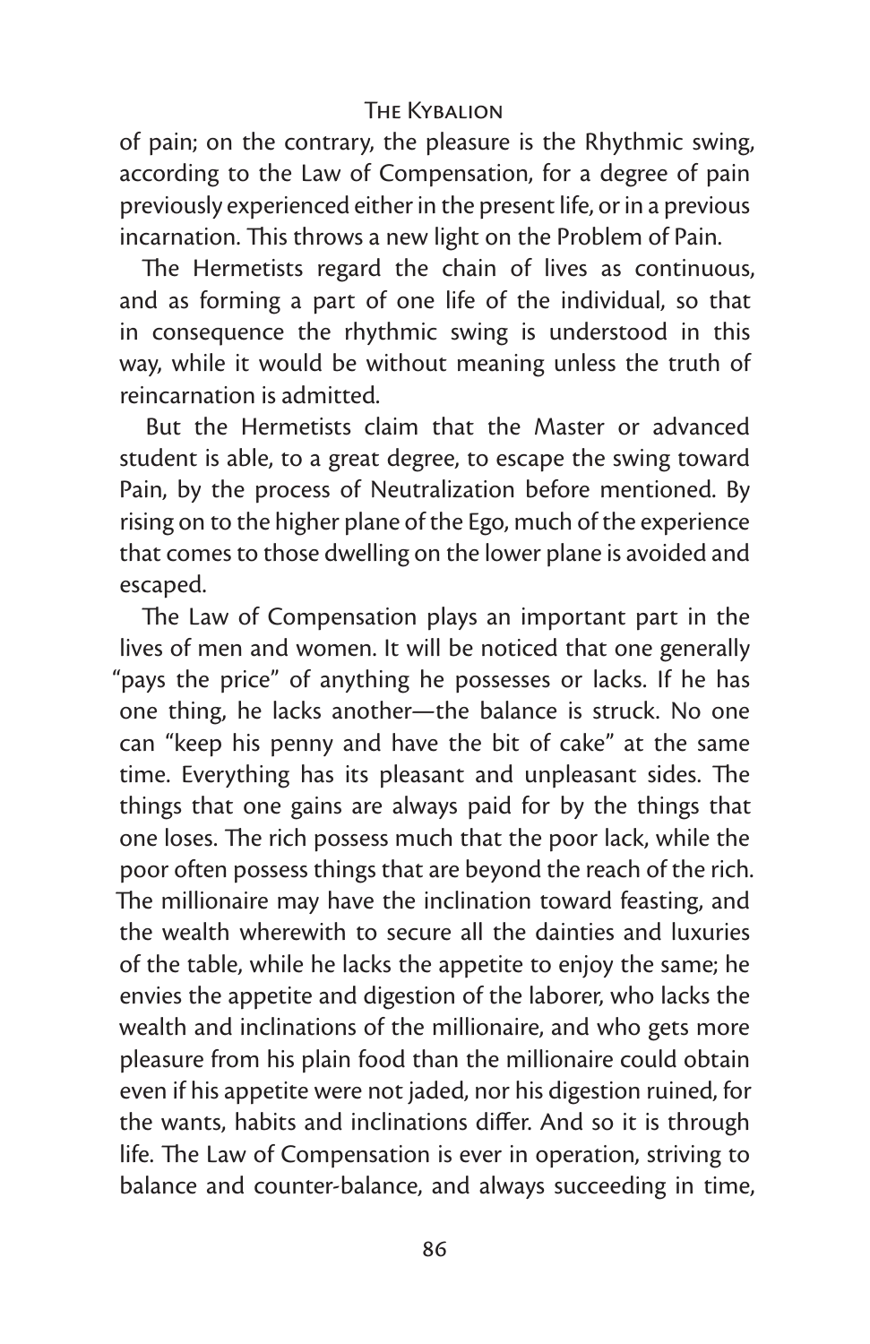of pain; on the contrary, the pleasure is the Rhythmic swing, according to the Law of Compensation, for a degree of pain previously experienced either in the present life, or in a previous incarnation. This throws a new light on the Problem of Pain.

The Hermetists regard the chain of lives as continuous, and as forming a part of one life of the individual, so that in consequence the rhythmic swing is understood in this way, while it would be without meaning unless the truth of reincarnation is admitted.

But the Hermetists claim that the Master or advanced student is able, to a great degree, to escape the swing toward Pain, by the process of Neutralization before mentioned. By rising on to the higher plane of the Ego, much of the experience that comes to those dwelling on the lower plane is avoided and escaped.

The Law of Compensation plays an important part in the lives of men and women. It will be noticed that one generally "pays the price" of anything he possesses or lacks. If he has one thing, he lacks another—the balance is struck. No one can "keep his penny and have the bit of cake" at the same time. Everything has its pleasant and unpleasant sides. The things that one gains are always paid for by the things that one loses. The rich possess much that the poor lack, while the poor often possess things that are beyond the reach of the rich. The millionaire may have the inclination toward feasting, and the wealth wherewith to secure all the dainties and luxuries of the table, while he lacks the appetite to enjoy the same; he envies the appetite and digestion of the laborer, who lacks the wealth and inclinations of the millionaire, and who gets more pleasure from his plain food than the millionaire could obtain even if his appetite were not jaded, nor his digestion ruined, for the wants, habits and inclinations differ. And so it is through life. The Law of Compensation is ever in operation, striving to balance and counter-balance, and always succeeding in time,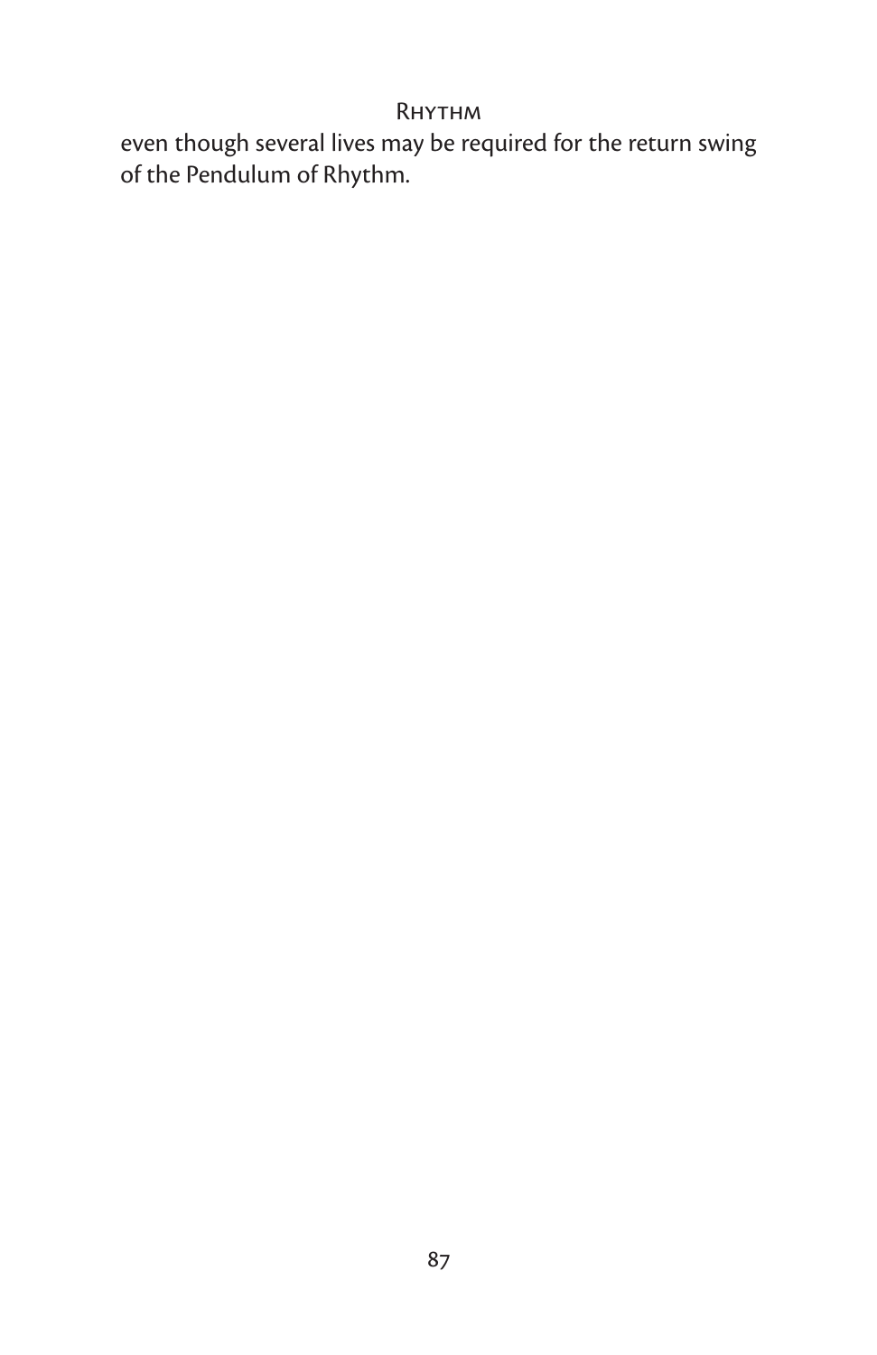even though several lives may be required for the return swing of the Pendulum of Rhythm.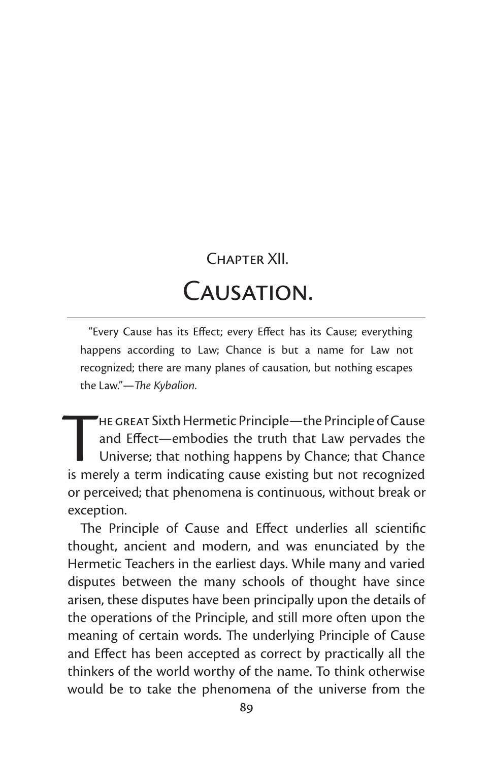## Chapter XII.

# Causation.

> "Every Cause has its Effect; every Effect has its Cause; everything happens according to Law; Chance is but a name for Law not recognized; there are many planes of causation, but nothing escapes the Law."—*The Kybalion.*

The great Sixth Hermetic Principle—the Principle of Cause and Effect—embodies the truth that Law pervades the Universe; that nothing happens by Chance; that Chance is merely a term indicating cause existing but not recognized or perceived; that phenomena is continuous, without break or exception.

The Principle of Cause and Effect underlies all scientific thought, ancient and modern, and was enunciated by the Hermetic Teachers in the earliest days. While many and varied disputes between the many schools of thought have since arisen, these disputes have been principally upon the details of the operations of the Principle, and still more often upon the meaning of certain words. The underlying Principle of Cause and Effect has been accepted as correct by practically all the thinkers of the world worthy of the name. To think otherwise would be to take the phenomena of the universe from the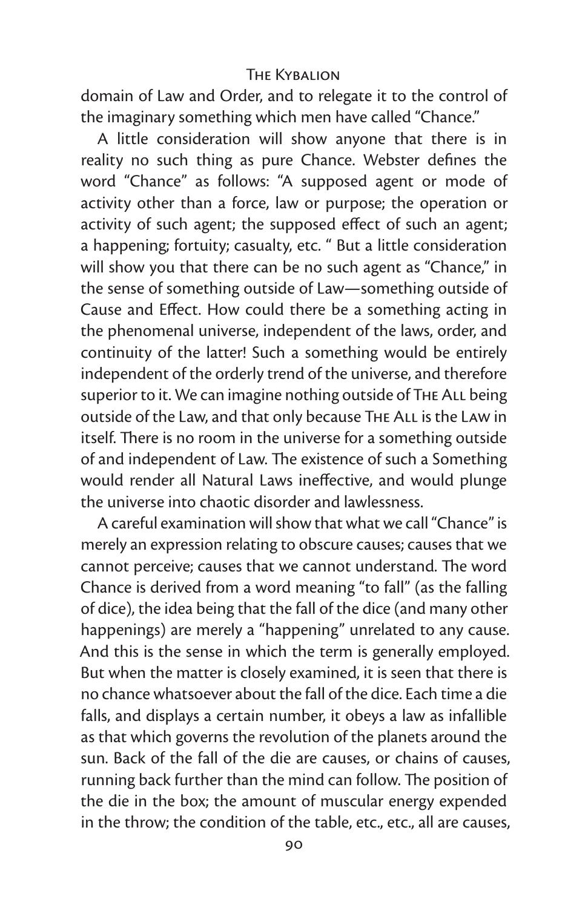domain of Law and Order, and to relegate it to the control of the imaginary something which men have called "Chance."

A little consideration will show anyone that there is in reality no such thing as pure Chance. Webster defines the word "Chance" as follows: "A supposed agent or mode of activity other than a force, law or purpose; the operation or activity of such agent; the supposed effect of such an agent; a happening; fortuity; casualty, etc. " But a little consideration will show you that there can be no such agent as "Chance," in the sense of something outside of Law—something outside of Cause and Effect. How could there be a something acting in the phenomenal universe, independent of the laws, order, and continuity of the latter! Such a something would be entirely independent of the orderly trend of the universe, and therefore superior to it. We can imagine nothing outside of The All being outside of the Law, and that only because The All is the Law in itself. There is no room in the universe for a something outside of and independent of Law. The existence of such a Something would render all Natural Laws ineffective, and would plunge the universe into chaotic disorder and lawlessness.

A careful examination will show that what we call "Chance" is merely an expression relating to obscure causes; causes that we cannot perceive; causes that we cannot understand. The word Chance is derived from a word meaning "to fall" (as the falling of dice), the idea being that the fall of the dice (and many other happenings) are merely a "happening" unrelated to any cause. And this is the sense in which the term is generally employed. But when the matter is closely examined, it is seen that there is no chance whatsoever about the fall of the dice. Each time a die falls, and displays a certain number, it obeys a law as infallible as that which governs the revolution of the planets around the sun. Back of the fall of the die are causes, or chains of causes, running back further than the mind can follow. The position of the die in the box; the amount of muscular energy expended in the throw; the condition of the table, etc., etc., all are causes,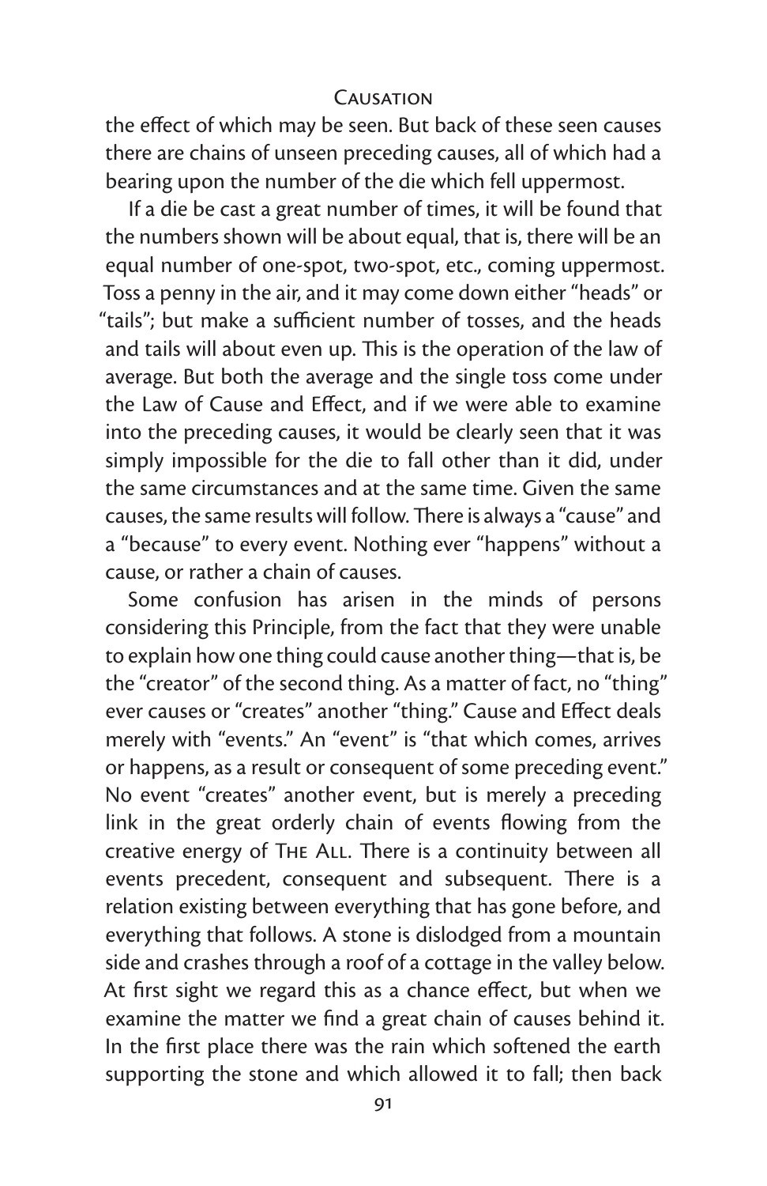the effect of which may be seen. But back of these seen causes there are chains of unseen preceding causes, all of which had a bearing upon the number of the die which fell uppermost.

If a die be cast a great number of times, it will be found that the numbers shown will be about equal, that is, there will be an equal number of one-spot, two-spot, etc., coming uppermost. Toss a penny in the air, and it may come down either "heads" or "tails"; but make a sufficient number of tosses, and the heads and tails will about even up. This is the operation of the law of average. But both the average and the single toss come under the Law of Cause and Effect, and if we were able to examine into the preceding causes, it would be clearly seen that it was simply impossible for the die to fall other than it did, under the same circumstances and at the same time. Given the same causes, the same results will follow. There is always a "cause" and a "because" to every event. Nothing ever "happens" without a cause, or rather a chain of causes.

Some confusion has arisen in the minds of persons considering this Principle, from the fact that they were unable to explain how one thing could cause another thing—that is, be the "creator" of the second thing. As a matter of fact, no "thing" ever causes or "creates" another "thing." Cause and Effect deals merely with "events." An "event" is "that which comes, arrives or happens, as a result or consequent of some preceding event." No event "creates" another event, but is merely a preceding link in the great orderly chain of events flowing from the creative energy of The All. There is a continuity between all events precedent, consequent and subsequent. There is a relation existing between everything that has gone before, and everything that follows. A stone is dislodged from a mountain side and crashes through a roof of a cottage in the valley below. At first sight we regard this as a chance effect, but when we examine the matter we find a great chain of causes behind it. In the first place there was the rain which softened the earth supporting the stone and which allowed it to fall; then back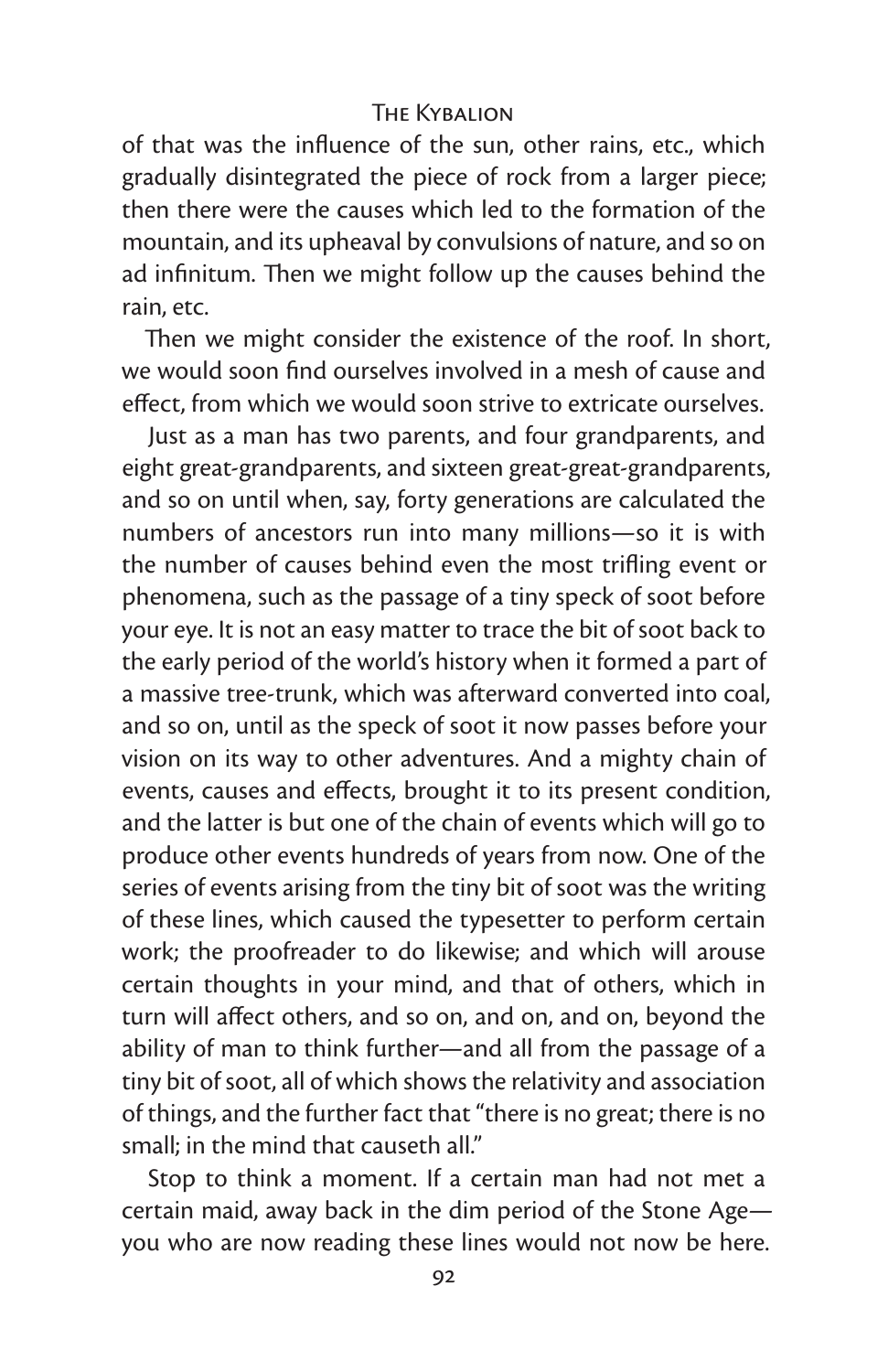of that was the influence of the sun, other rains, etc., which gradually disintegrated the piece of rock from a larger piece; then there were the causes which led to the formation of the mountain, and its upheaval by convulsions of nature, and so on ad infinitum. Then we might follow up the causes behind the rain, etc.

Then we might consider the existence of the roof. In short, we would soon find ourselves involved in a mesh of cause and effect, from which we would soon strive to extricate ourselves.

Just as a man has two parents, and four grandparents, and eight great-grandparents, and sixteen great-great-grandparents, and so on until when, say, forty generations are calculated the numbers of ancestors run into many millions—so it is with the number of causes behind even the most trifling event or phenomena, such as the passage of a tiny speck of soot before your eye. It is not an easy matter to trace the bit of soot back to the early period of the world's history when it formed a part of a massive tree-trunk, which was afterward converted into coal, and so on, until as the speck of soot it now passes before your vision on its way to other adventures. And a mighty chain of events, causes and effects, brought it to its present condition, and the latter is but one of the chain of events which will go to produce other events hundreds of years from now. One of the series of events arising from the tiny bit of soot was the writing of these lines, which caused the typesetter to perform certain work; the proofreader to do likewise; and which will arouse certain thoughts in your mind, and that of others, which in turn will affect others, and so on, and on, and on, beyond the ability of man to think further—and all from the passage of a tiny bit of soot, all of which shows the relativity and association of things, and the further fact that "there is no great; there is no small; in the mind that causeth all."

Stop to think a moment. If a certain man had not met a certain maid, away back in the dim period of the Stone Age—you who are now reading these lines would not now be here.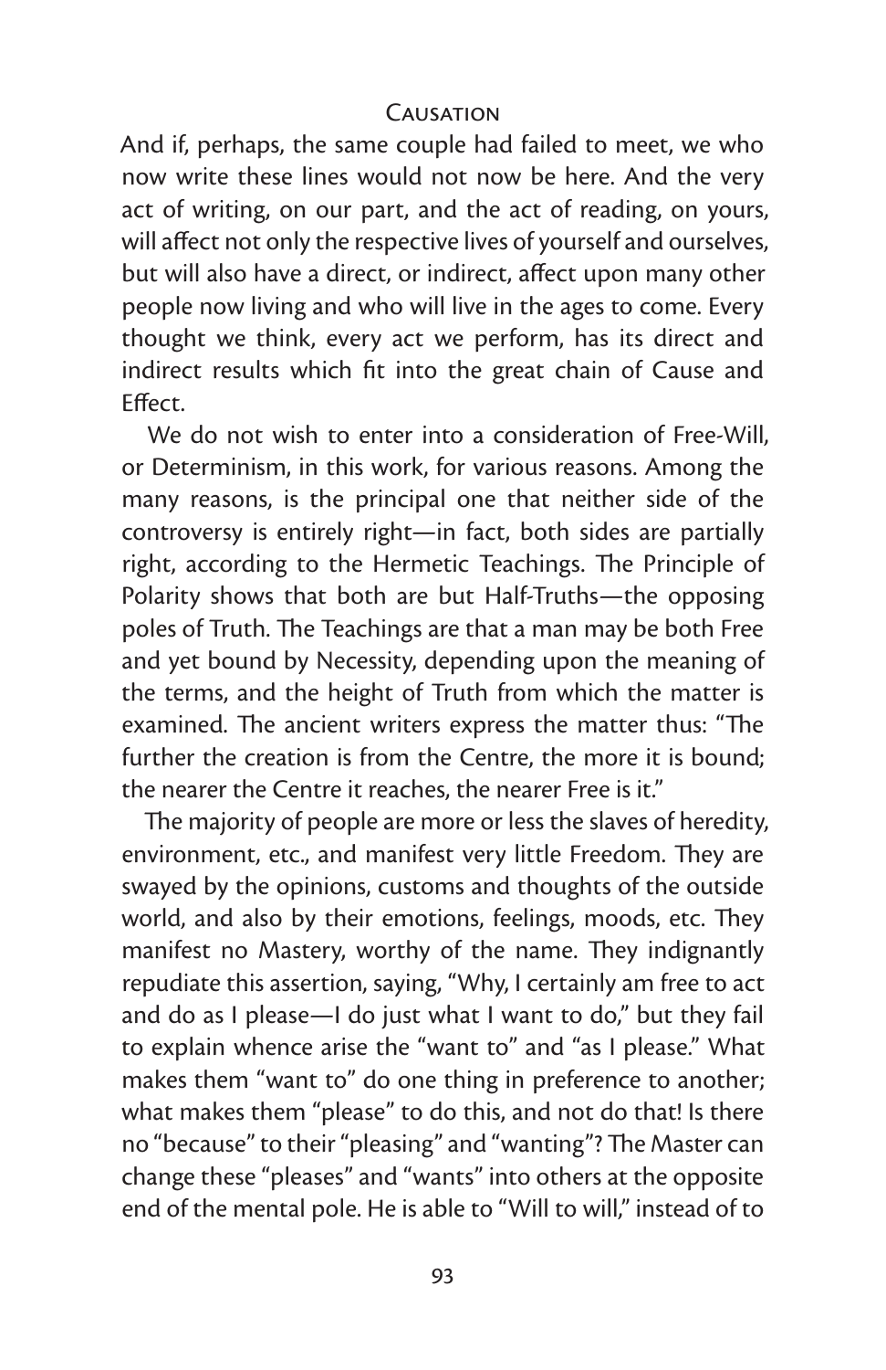And if, perhaps, the same couple had failed to meet, we who now write these lines would not now be here. And the very act of writing, on our part, and the act of reading, on yours, will affect not only the respective lives of yourself and ourselves, but will also have a direct, or indirect, affect upon many other people now living and who will live in the ages to come. Every thought we think, every act we perform, has its direct and indirect results which fit into the great chain of Cause and Effect.

We do not wish to enter into a consideration of Free-Will, or Determinism, in this work, for various reasons. Among the many reasons, is the principal one that neither side of the controversy is entirely right—in fact, both sides are partially right, according to the Hermetic Teachings. The Principle of Polarity shows that both are but Half-Truths—the opposing poles of Truth. The Teachings are that a man may be both Free and yet bound by Necessity, depending upon the meaning of the terms, and the height of Truth from which the matter is examined. The ancient writers express the matter thus: "The further the creation is from the Centre, the more it is bound; the nearer the Centre it reaches, the nearer Free is it."

The majority of people are more or less the slaves of heredity, environment, etc., and manifest very little Freedom. They are swayed by the opinions, customs and thoughts of the outside world, and also by their emotions, feelings, moods, etc. They manifest no Mastery, worthy of the name. They indignantly repudiate this assertion, saying, "Why, I certainly am free to act and do as I please—I do just what I want to do," but they fail to explain whence arise the "want to" and "as I please." What makes them "want to" do one thing in preference to another; what makes them "please" to do this, and not do that! Is there no "because" to their "pleasing" and "wanting"? The Master can change these "pleases" and "wants" into others at the opposite end of the mental pole. He is able to "Will to will," instead of to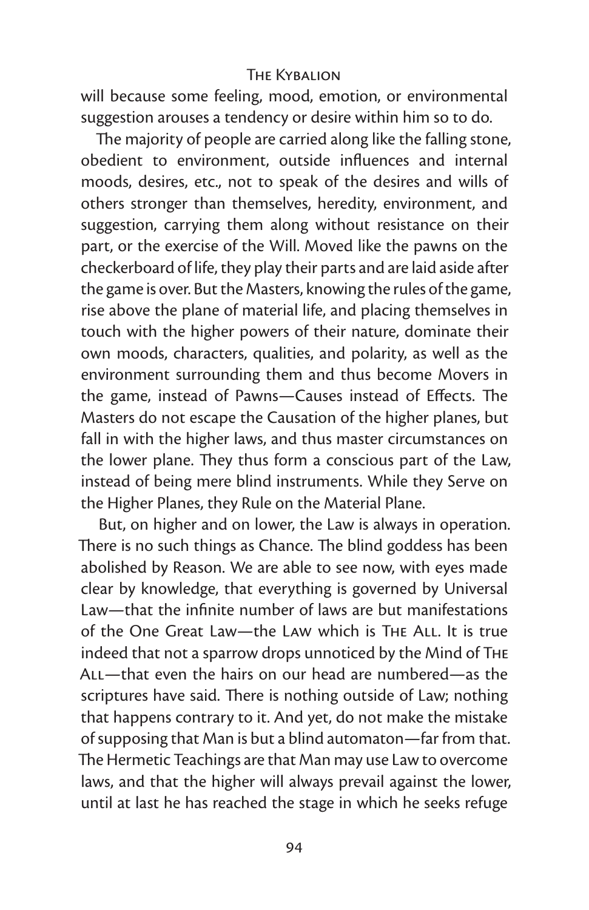will because some feeling, mood, emotion, or environmental suggestion arouses a tendency or desire within him so to do.

The majority of people are carried along like the falling stone, obedient to environment, outside influences and internal moods, desires, etc., not to speak of the desires and wills of others stronger than themselves, heredity, environment, and suggestion, carrying them along without resistance on their part, or the exercise of the Will. Moved like the pawns on the checkerboard of life, they play their parts and are laid aside after the game is over. But the Masters, knowing the rules of the game, rise above the plane of material life, and placing themselves in touch with the higher powers of their nature, dominate their own moods, characters, qualities, and polarity, as well as the environment surrounding them and thus become Movers in the game, instead of Pawns—Causes instead of Effects. The Masters do not escape the Causation of the higher planes, but fall in with the higher laws, and thus master circumstances on the lower plane. They thus form a conscious part of the Law, instead of being mere blind instruments. While they Serve on the Higher Planes, they Rule on the Material Plane.

But, on higher and on lower, the Law is always in operation. There is no such things as Chance. The blind goddess has been abolished by Reason. We are able to see now, with eyes made clear by knowledge, that everything is governed by Universal Law—that the infinite number of laws are but manifestations of the One Great Law—the Law which is The All. It is true indeed that not a sparrow drops unnoticed by the Mind of The All—that even the hairs on our head are numbered—as the scriptures have said. There is nothing outside of Law; nothing that happens contrary to it. And yet, do not make the mistake of supposing that Man is but a blind automaton—far from that. The Hermetic Teachings are that Man may use Law to overcome laws, and that the higher will always prevail against the lower, until at last he has reached the stage in which he seeks refuge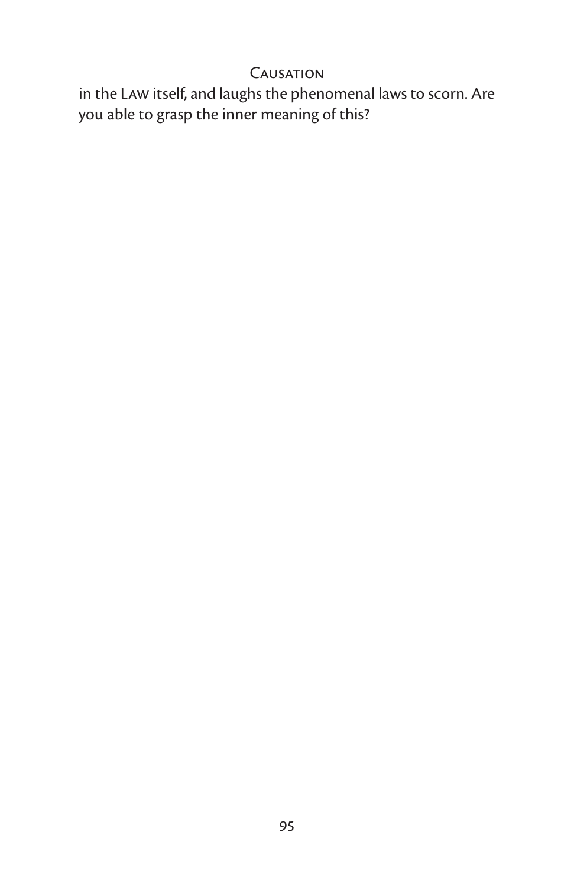in the LAW itself, and laughs the phenomenal laws to scorn. Are you able to grasp the inner meaning of this?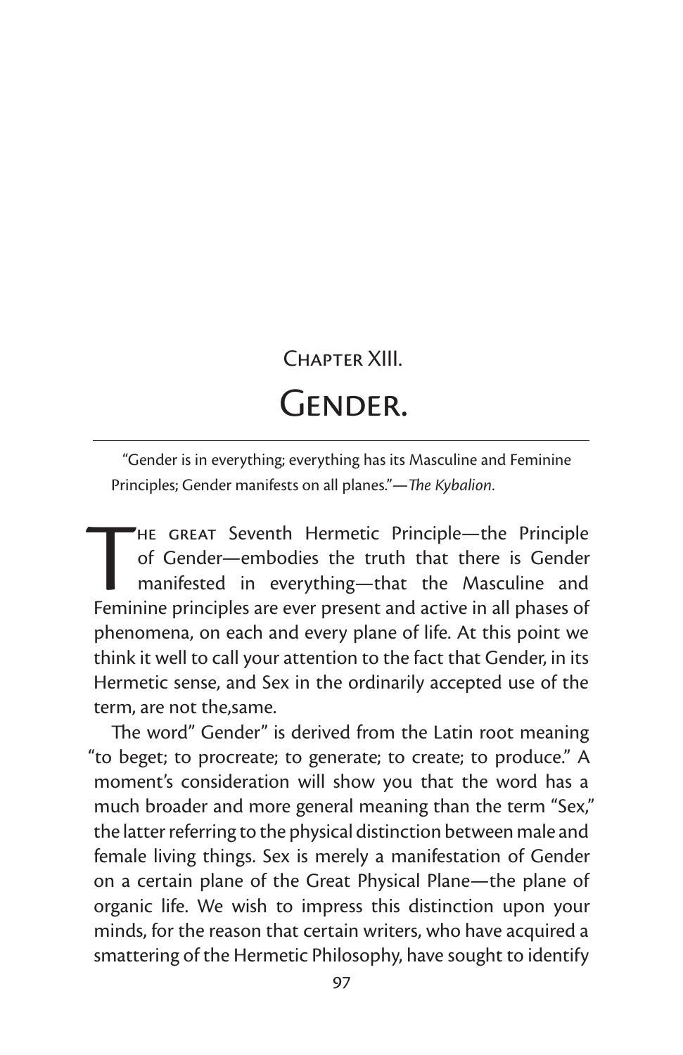# Chapter XIII.

## Gender.

"Gender is in everything; everything has its Masculine and Feminine Principles; Gender manifests on all planes."—*The Kybalion*.

The great Seventh Hermetic Principle—the Principle of Gender—embodies the truth that there is Gender manifested in everything—that the Masculine and Feminine principles are ever present and active in all phases of phenomena, on each and every plane of life. At this point we think it well to call your attention to the fact that Gender, in its Hermetic sense, and Sex in the ordinarily accepted use of the term, are not the,same.

The word" Gender" is derived from the Latin root meaning "to beget; to procreate; to generate; to create; to produce." A moment's consideration will show you that the word has a much broader and more general meaning than the term "Sex," the latter referring to the physical distinction between male and female living things. Sex is merely a manifestation of Gender on a certain plane of the Great Physical Plane—the plane of organic life. We wish to impress this distinction upon your minds, for the reason that certain writers, who have acquired a smattering of the Hermetic Philosophy, have sought to identify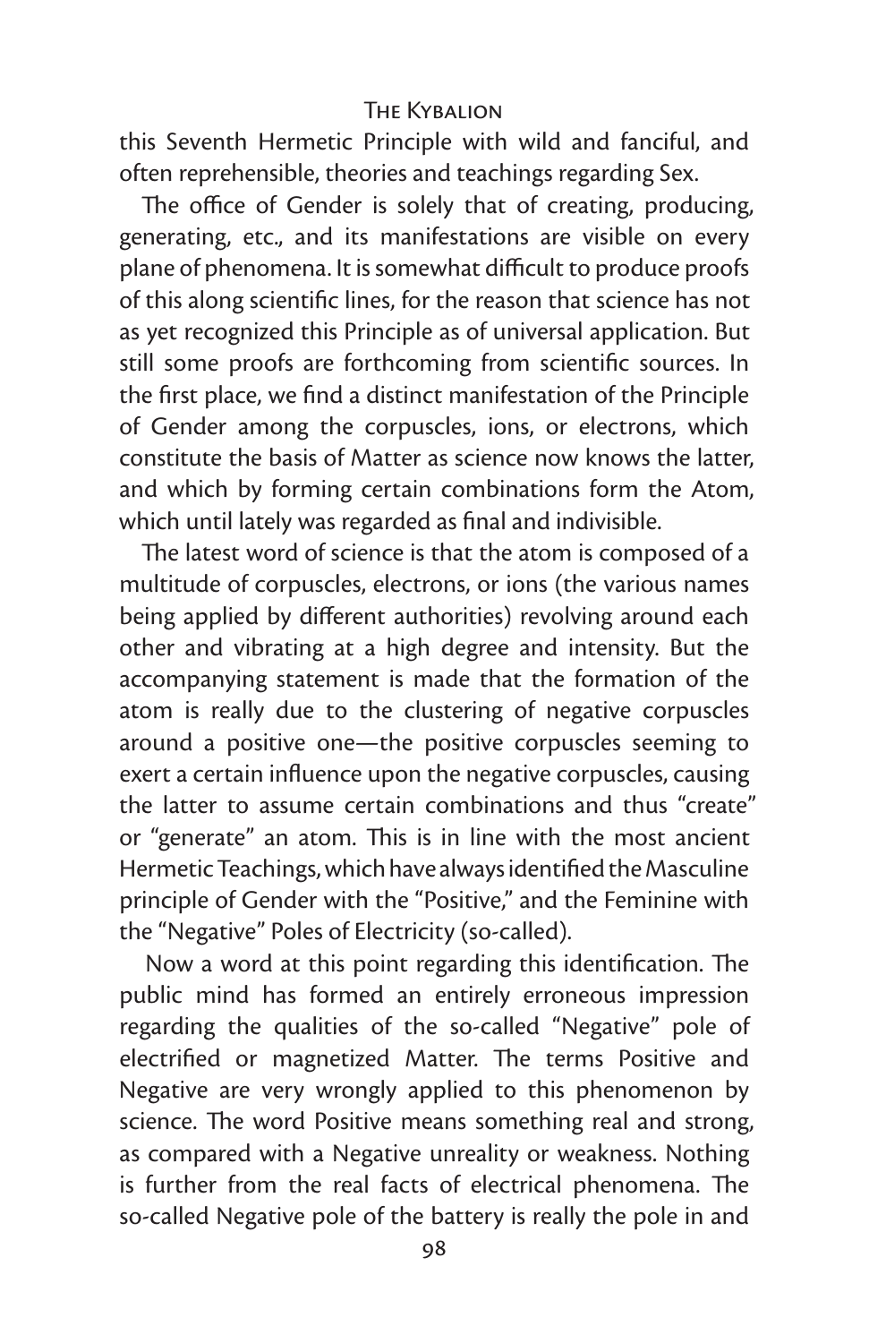this Seventh Hermetic Principle with wild and fanciful, and often reprehensible, theories and teachings regarding Sex.

The office of Gender is solely that of creating, producing, generating, etc., and its manifestations are visible on every plane of phenomena. It is somewhat difficult to produce proofs of this along scientific lines, for the reason that science has not as yet recognized this Principle as of universal application. But still some proofs are forthcoming from scientific sources. In the first place, we find a distinct manifestation of the Principle of Gender among the corpuscles, ions, or electrons, which constitute the basis of Matter as science now knows the latter, and which by forming certain combinations form the Atom, which until lately was regarded as final and indivisible.

The latest word of science is that the atom is composed of a multitude of corpuscles, electrons, or ions (the various names being applied by different authorities) revolving around each other and vibrating at a high degree and intensity. But the accompanying statement is made that the formation of the atom is really due to the clustering of negative corpuscles around a positive one—the positive corpuscles seeming to exert a certain influence upon the negative corpuscles, causing the latter to assume certain combinations and thus "create" or "generate" an atom. This is in line with the most ancient Hermetic Teachings, which have always identified the Masculine principle of Gender with the "Positive," and the Feminine with the "Negative" Poles of Electricity (so-called).

Now a word at this point regarding this identification. The public mind has formed an entirely erroneous impression regarding the qualities of the so-called "Negative" pole of electrified or magnetized Matter. The terms Positive and Negative are very wrongly applied to this phenomenon by science. The word Positive means something real and strong, as compared with a Negative unreality or weakness. Nothing is further from the real facts of electrical phenomena. The so-called Negative pole of the battery is really the pole in and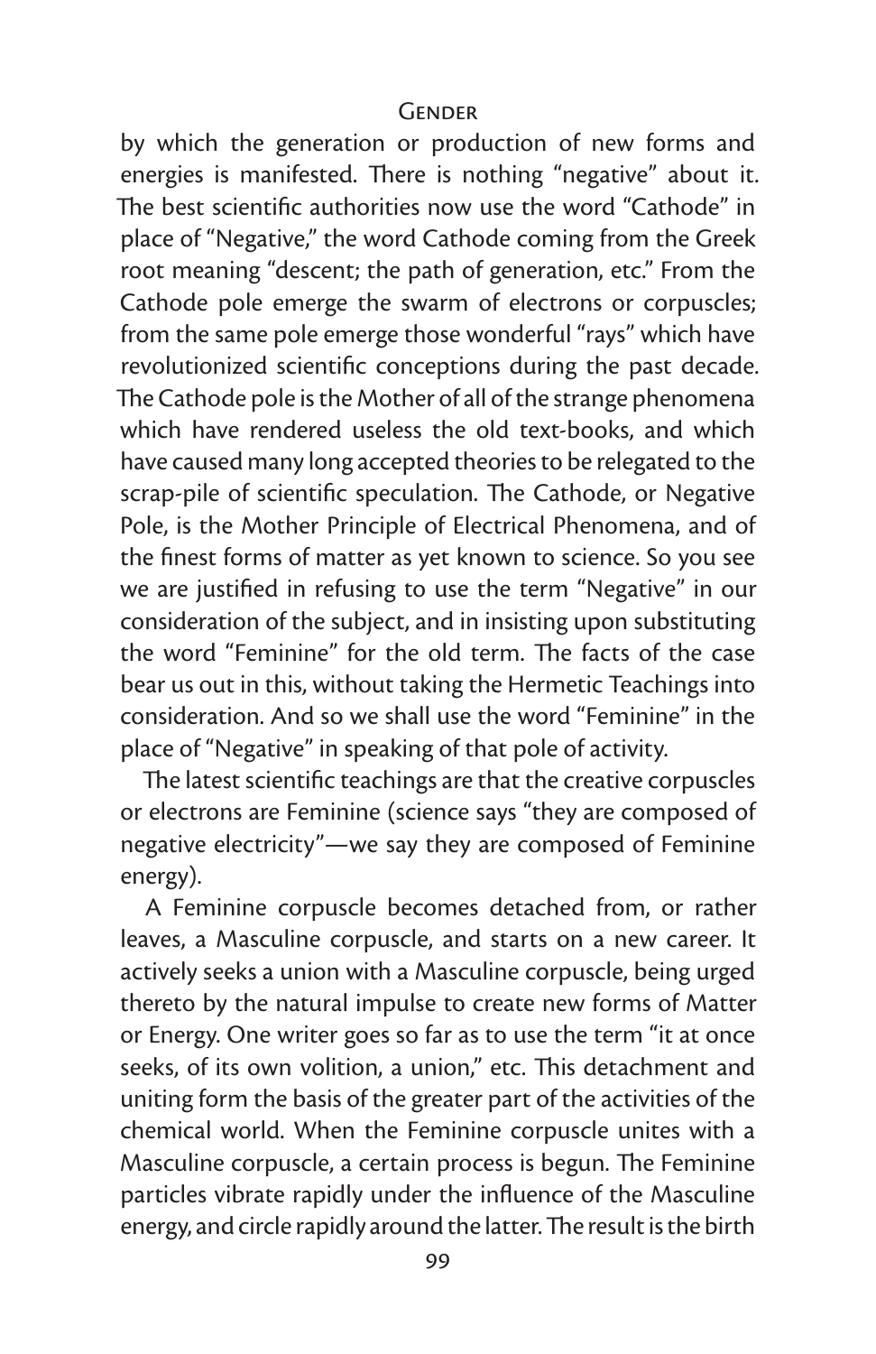by which the generation or production of new forms and energies is manifested. There is nothing "negative" about it. The best scientific authorities now use the word "Cathode" in place of "Negative," the word Cathode coming from the Greek root meaning "descent; the path of generation, etc." From the Cathode pole emerge the swarm of electrons or corpuscles; from the same pole emerge those wonderful "rays" which have revolutionized scientific conceptions during the past decade. The Cathode pole is the Mother of all of the strange phenomena which have rendered useless the old text-books, and which have caused many long accepted theories to be relegated to the scrap-pile of scientific speculation. The Cathode, or Negative Pole, is the Mother Principle of Electrical Phenomena, and of the finest forms of matter as yet known to science. So you see we are justified in refusing to use the term "Negative" in our consideration of the subject, and in insisting upon substituting the word "Feminine" for the old term. The facts of the case bear us out in this, without taking the Hermetic Teachings into consideration. And so we shall use the word "Feminine" in the place of "Negative" in speaking of that pole of activity.

The latest scientific teachings are that the creative corpuscles or electrons are Feminine (science says "they are composed of negative electricity"—we say they are composed of Feminine energy).

A Feminine corpuscle becomes detached from, or rather leaves, a Masculine corpuscle, and starts on a new career. It actively seeks a union with a Masculine corpuscle, being urged thereto by the natural impulse to create new forms of Matter or Energy. One writer goes so far as to use the term "it at once seeks, of its own volition, a union," etc. This detachment and uniting form the basis of the greater part of the activities of the chemical world. When the Feminine corpuscle unites with a Masculine corpuscle, a certain process is begun. The Feminine particles vibrate rapidly under the influence of the Masculine energy, and circle rapidly around the latter. The result is the birth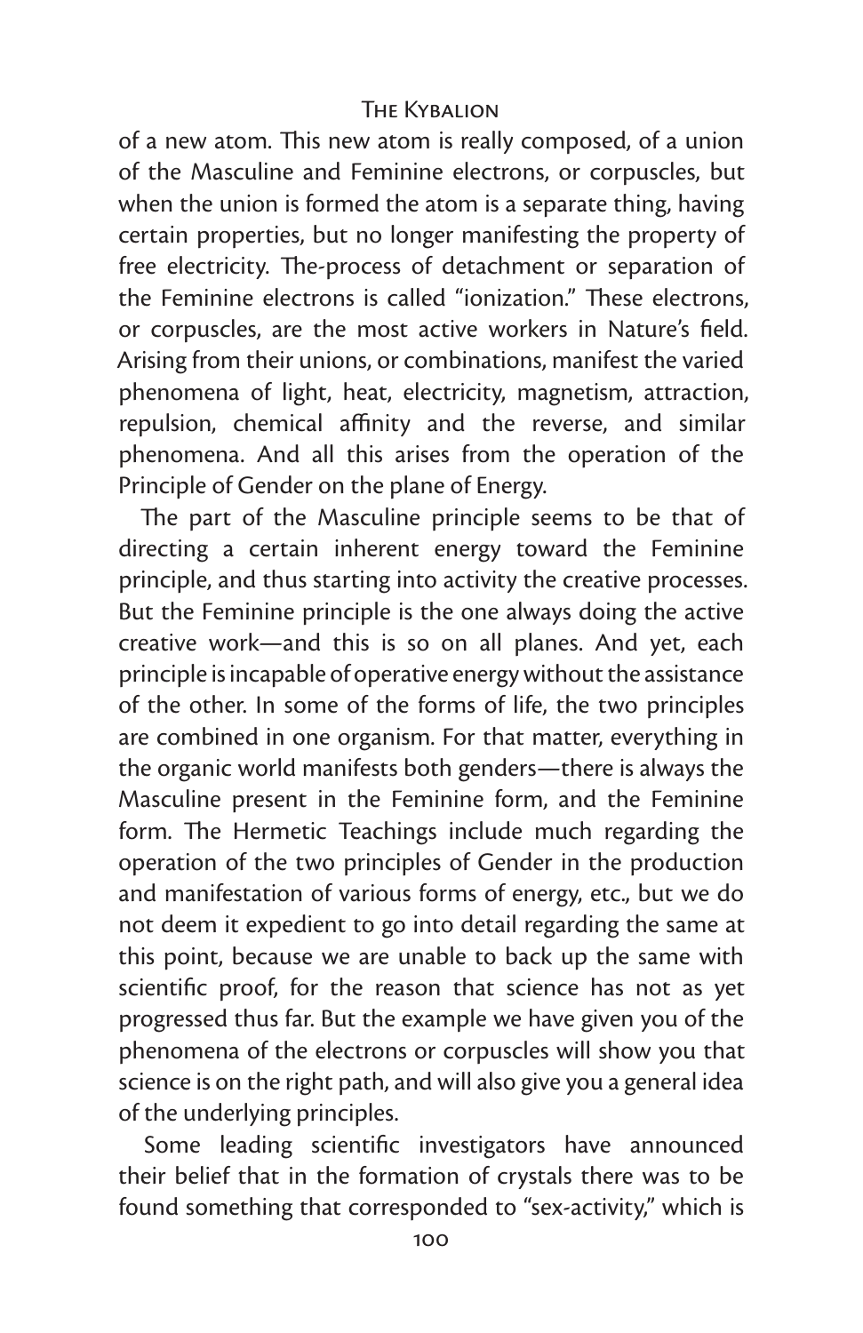of a new atom. This new atom is really composed, of a union of the Masculine and Feminine electrons, or corpuscles, but when the union is formed the atom is a separate thing, having certain properties, but no longer manifesting the property of free electricity. The-process of detachment or separation of the Feminine electrons is called "ionization." These electrons, or corpuscles, are the most active workers in Nature's field. Arising from their unions, or combinations, manifest the varied phenomena of light, heat, electricity, magnetism, attraction, repulsion, chemical affinity and the reverse, and similar phenomena. And all this arises from the operation of the Principle of Gender on the plane of Energy.

The part of the Masculine principle seems to be that of directing a certain inherent energy toward the Feminine principle, and thus starting into activity the creative processes. But the Feminine principle is the one always doing the active creative work—and this is so on all planes. And yet, each principle is incapable of operative energy without the assistance of the other. In some of the forms of life, the two principles are combined in one organism. For that matter, everything in the organic world manifests both genders—there is always the Masculine present in the Feminine form, and the Feminine form. The Hermetic Teachings include much regarding the operation of the two principles of Gender in the production and manifestation of various forms of energy, etc., but we do not deem it expedient to go into detail regarding the same at this point, because we are unable to back up the same with scientific proof, for the reason that science has not as yet progressed thus far. But the example we have given you of the phenomena of the electrons or corpuscles will show you that science is on the right path, and will also give you a general idea of the underlying principles.

Some leading scientific investigators have announced their belief that in the formation of crystals there was to be found something that corresponded to "sex-activity," which is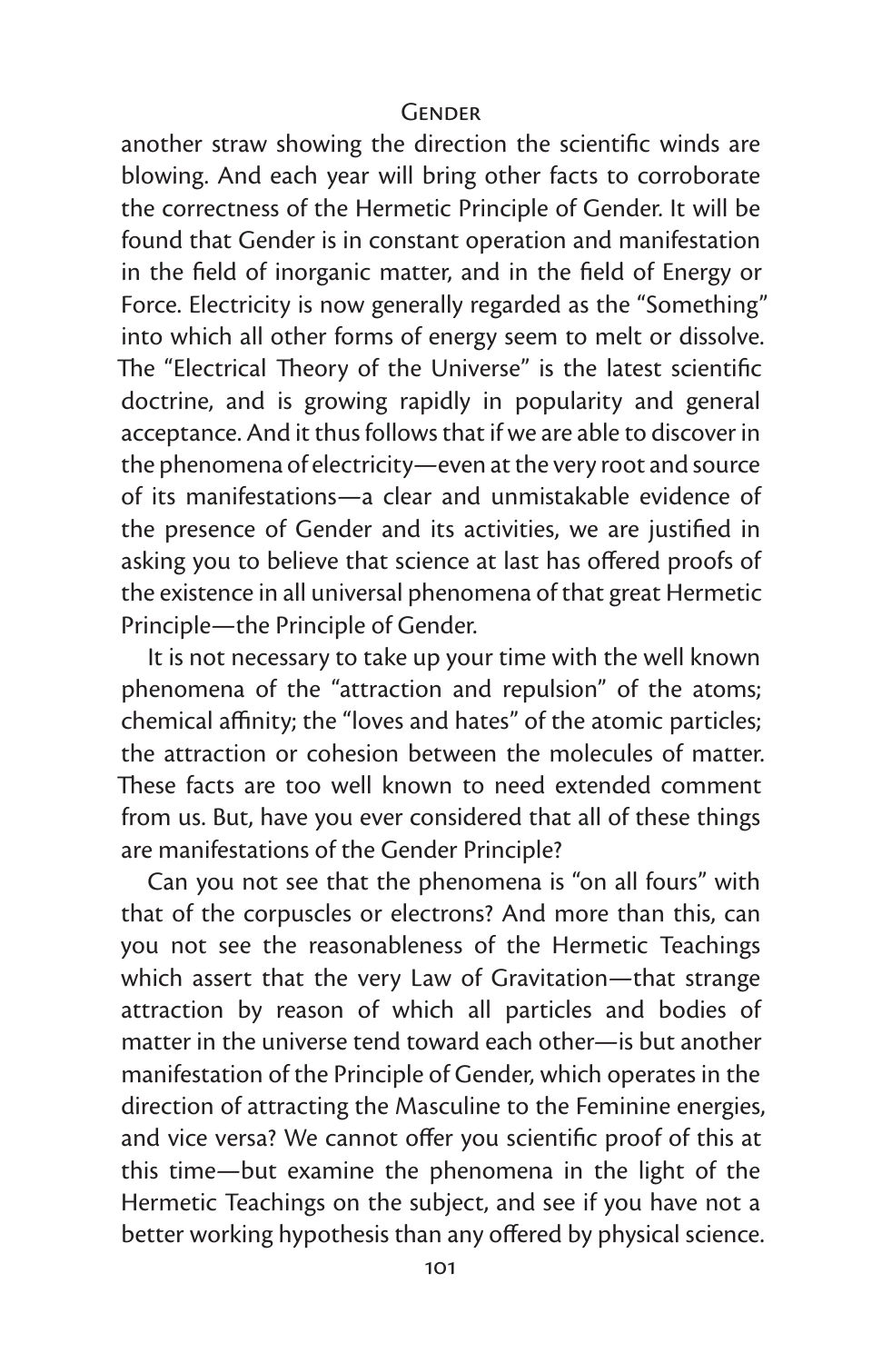another straw showing the direction the scientific winds are blowing. And each year will bring other facts to corroborate the correctness of the Hermetic Principle of Gender. It will be found that Gender is in constant operation and manifestation in the field of inorganic matter, and in the field of Energy or Force. Electricity is now generally regarded as the "Something" into which all other forms of energy seem to melt or dissolve. The "Electrical Theory of the Universe" is the latest scientific doctrine, and is growing rapidly in popularity and general acceptance. And it thus follows that if we are able to discover in the phenomena of electricity—even at the very root and source of its manifestations—a clear and unmistakable evidence of the presence of Gender and its activities, we are justified in asking you to believe that science at last has offered proofs of the existence in all universal phenomena of that great Hermetic Principle—the Principle of Gender.

It is not necessary to take up your time with the well known phenomena of the "attraction and repulsion" of the atoms; chemical affinity; the "loves and hates" of the atomic particles; the attraction or cohesion between the molecules of matter. These facts are too well known to need extended comment from us. But, have you ever considered that all of these things are manifestations of the Gender Principle?

Can you not see that the phenomena is "on all fours" with that of the corpuscles or electrons? And more than this, can you not see the reasonableness of the Hermetic Teachings which assert that the very Law of Gravitation—that strange attraction by reason of which all particles and bodies of matter in the universe tend toward each other—is but another manifestation of the Principle of Gender, which operates in the direction of attracting the Masculine to the Feminine energies, and vice versa? We cannot offer you scientific proof of this at this time—but examine the phenomena in the light of the Hermetic Teachings on the subject, and see if you have not a better working hypothesis than any offered by physical science.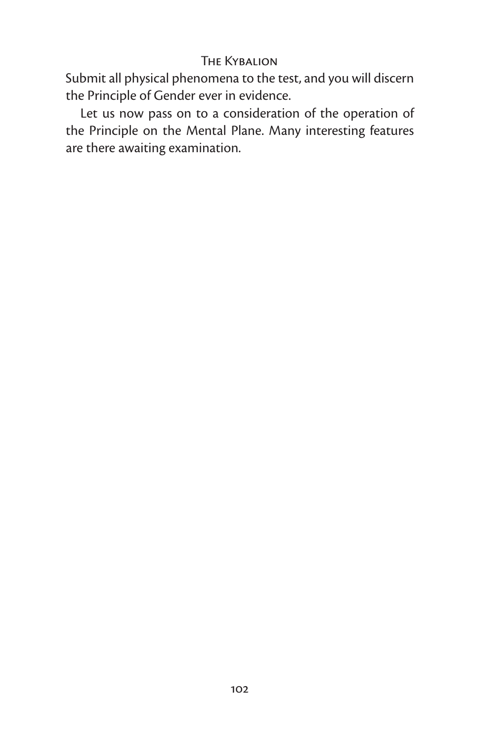Submit all physical phenomena to the test, and you will discern the Principle of Gender ever in evidence.

Let us now pass on to a consideration of the operation of the Principle on the Mental Plane. Many interesting features are there awaiting examination.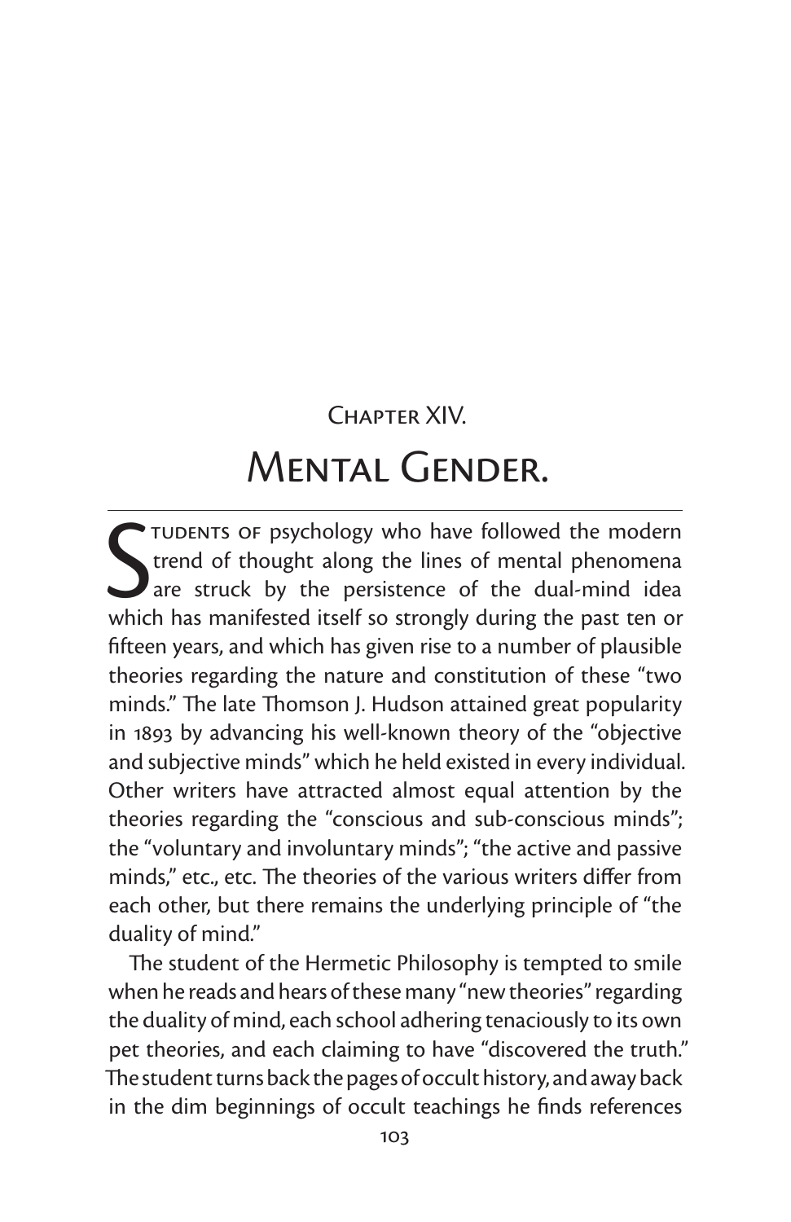# Chapter XIV.

## Mental Gender.

Students of psychology who have followed the modern trend of thought along the lines of mental phenomena are struck by the persistence of the dual-mind idea which has manifested itself so strongly during the past ten or fifteen years, and which has given rise to a number of plausible theories regarding the nature and constitution of these "two minds." The late Thomson J. Hudson attained great popularity in 1893 by advancing his well-known theory of the "objective and subjective minds" which he held existed in every individual. Other writers have attracted almost equal attention by the theories regarding the "conscious and sub-conscious minds"; the "voluntary and involuntary minds"; "the active and passive minds," etc., etc. The theories of the various writers differ from each other, but there remains the underlying principle of "the duality of mind."

The student of the Hermetic Philosophy is tempted to smile when he reads and hears of these many "new theories" regarding the duality of mind, each school adhering tenaciously to its own pet theories, and each claiming to have "discovered the truth." The student turns back the pages of occult history, and away back in the dim beginnings of occult teachings he finds references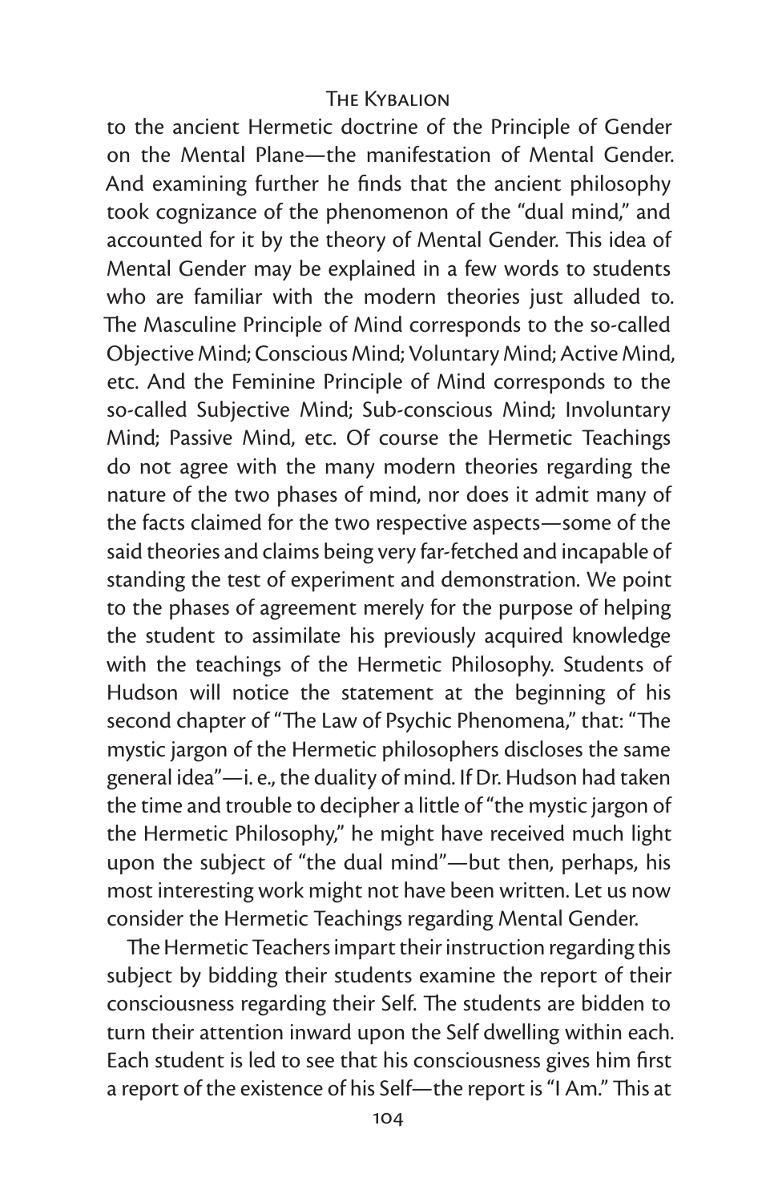to the ancient Hermetic doctrine of the Principle of Gender on the Mental Plane—the manifestation of Mental Gender. And examining further he finds that the ancient philosophy took cognizance of the phenomenon of the "dual mind," and accounted for it by the theory of Mental Gender. This idea of Mental Gender may be explained in a few words to students who are familiar with the modern theories just alluded to. The Masculine Principle of Mind corresponds to the so-called Objective Mind; Conscious Mind; Voluntary Mind; Active Mind, etc. And the Feminine Principle of Mind corresponds to the so-called Subjective Mind; Sub-conscious Mind; Involuntary Mind; Passive Mind, etc. Of course the Hermetic Teachings do not agree with the many modern theories regarding the nature of the two phases of mind, nor does it admit many of the facts claimed for the two respective aspects—some of the said theories and claims being very far-fetched and incapable of standing the test of experiment and demonstration. We point to the phases of agreement merely for the purpose of helping the student to assimilate his previously acquired knowledge with the teachings of the Hermetic Philosophy. Students of Hudson will notice the statement at the beginning of his second chapter of "The Law of Psychic Phenomena," that: "The mystic jargon of the Hermetic philosophers discloses the same general idea"—i. e., the duality of mind. If Dr. Hudson had taken the time and trouble to decipher a little of "the mystic jargon of the Hermetic Philosophy," he might have received much light upon the subject of "the dual mind"—but then, perhaps, his most interesting work might not have been written. Let us now consider the Hermetic Teachings regarding Mental Gender.

The Hermetic Teachers impart their instruction regarding this subject by bidding their students examine the report of their consciousness regarding their Self. The students are bidden to turn their attention inward upon the Self dwelling within each. Each student is led to see that his consciousness gives him first a report of the existence of his Self—the report is "I Am." This at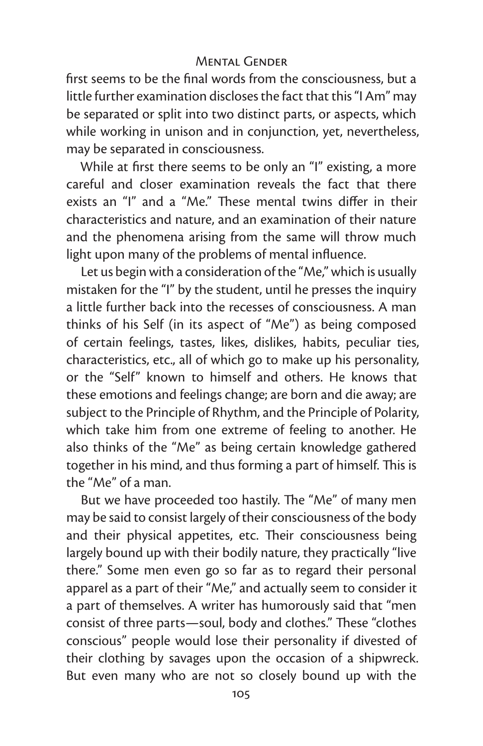first seems to be the final words from the consciousness, but a little further examination discloses the fact that this "I Am" may be separated or split into two distinct parts, or aspects, which while working in unison and in conjunction, yet, nevertheless, may be separated in consciousness.

While at first there seems to be only an "I" existing, a more careful and closer examination reveals the fact that there exists an "I" and a "Me." These mental twins differ in their characteristics and nature, and an examination of their nature and the phenomena arising from the same will throw much light upon many of the problems of mental influence.

Let us begin with a consideration of the "Me," which is usually mistaken for the "I" by the student, until he presses the inquiry a little further back into the recesses of consciousness. A man thinks of his Self (in its aspect of "Me") as being composed of certain feelings, tastes, likes, dislikes, habits, peculiar ties, characteristics, etc., all of which go to make up his personality, or the "Self" known to himself and others. He knows that these emotions and feelings change; are born and die away; are subject to the Principle of Rhythm, and the Principle of Polarity, which take him from one extreme of feeling to another. He also thinks of the "Me" as being certain knowledge gathered together in his mind, and thus forming a part of himself. This is the "Me" of a man.

But we have proceeded too hastily. The "Me" of many men may be said to consist largely of their consciousness of the body and their physical appetites, etc. Their consciousness being largely bound up with their bodily nature, they practically "live there." Some men even go so far as to regard their personal apparel as a part of their "Me," and actually seem to consider it a part of themselves. A writer has humorously said that "men consist of three parts—soul, body and clothes." These "clothes conscious" people would lose their personality if divested of their clothing by savages upon the occasion of a shipwreck. But even many who are not so closely bound up with the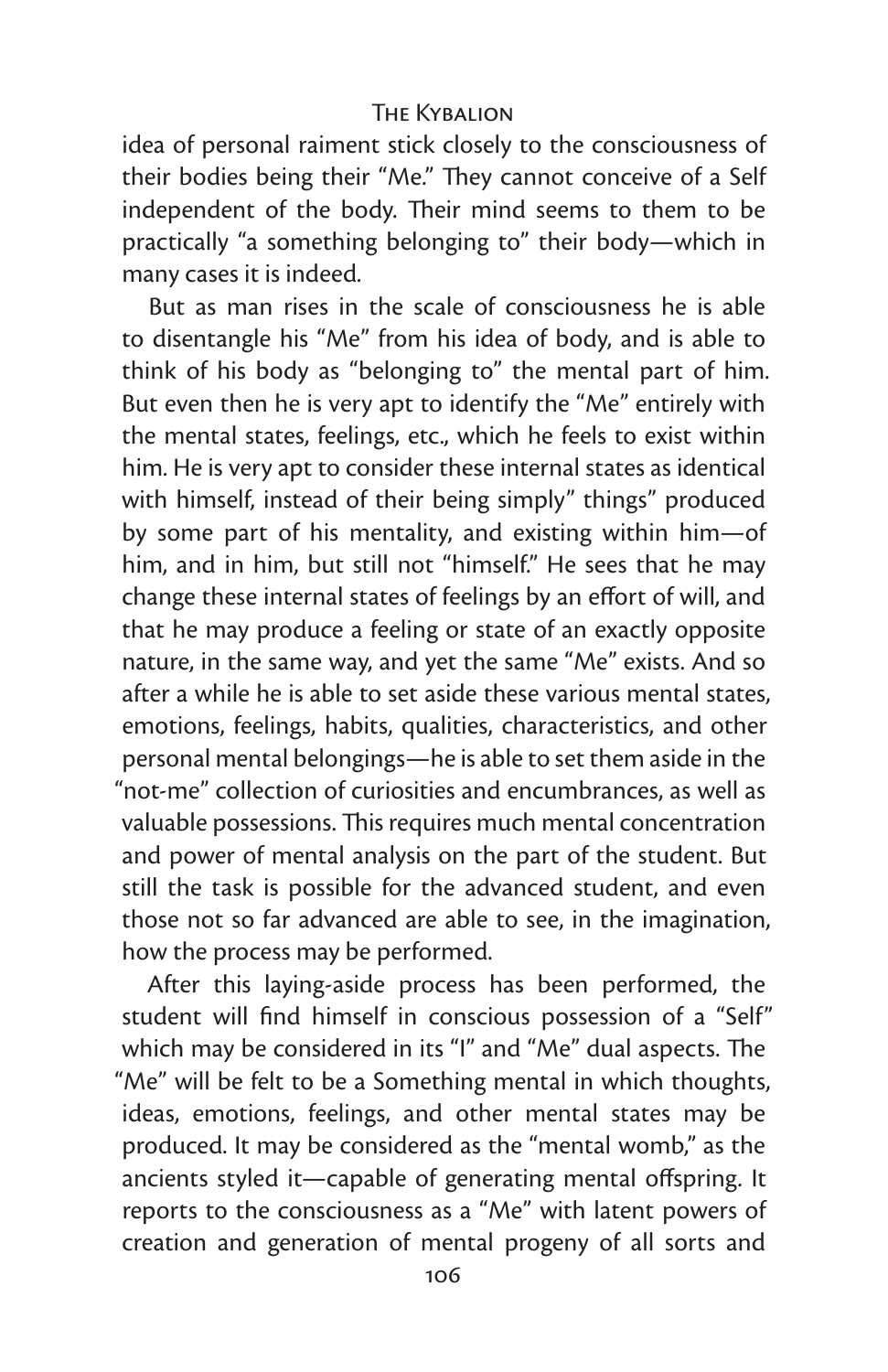idea of personal raiment stick closely to the consciousness of their bodies being their "Me." They cannot conceive of a Self independent of the body. Their mind seems to them to be practically "a something belonging to" their body—which in many cases it is indeed.

But as man rises in the scale of consciousness he is able to disentangle his "Me" from his idea of body, and is able to think of his body as "belonging to" the mental part of him. But even then he is very apt to identify the "Me" entirely with the mental states, feelings, etc., which he feels to exist within him. He is very apt to consider these internal states as identical with himself, instead of their being simply" things" produced by some part of his mentality, and existing within him—of him, and in him, but still not "himself." He sees that he may change these internal states of feelings by an effort of will, and that he may produce a feeling or state of an exactly opposite nature, in the same way, and yet the same "Me" exists. And so after a while he is able to set aside these various mental states, emotions, feelings, habits, qualities, characteristics, and other personal mental belongings—he is able to set them aside in the "not-me" collection of curiosities and encumbrances, as well as valuable possessions. This requires much mental concentration and power of mental analysis on the part of the student. But still the task is possible for the advanced student, and even those not so far advanced are able to see, in the imagination, how the process may be performed.

After this laying-aside process has been performed, the student will find himself in conscious possession of a "Self" which may be considered in its "I" and "Me" dual aspects. The "Me" will be felt to be a Something mental in which thoughts, ideas, emotions, feelings, and other mental states may be produced. It may be considered as the "mental womb," as the ancients styled it—capable of generating mental offspring. It reports to the consciousness as a "Me" with latent powers of creation and generation of mental progeny of all sorts and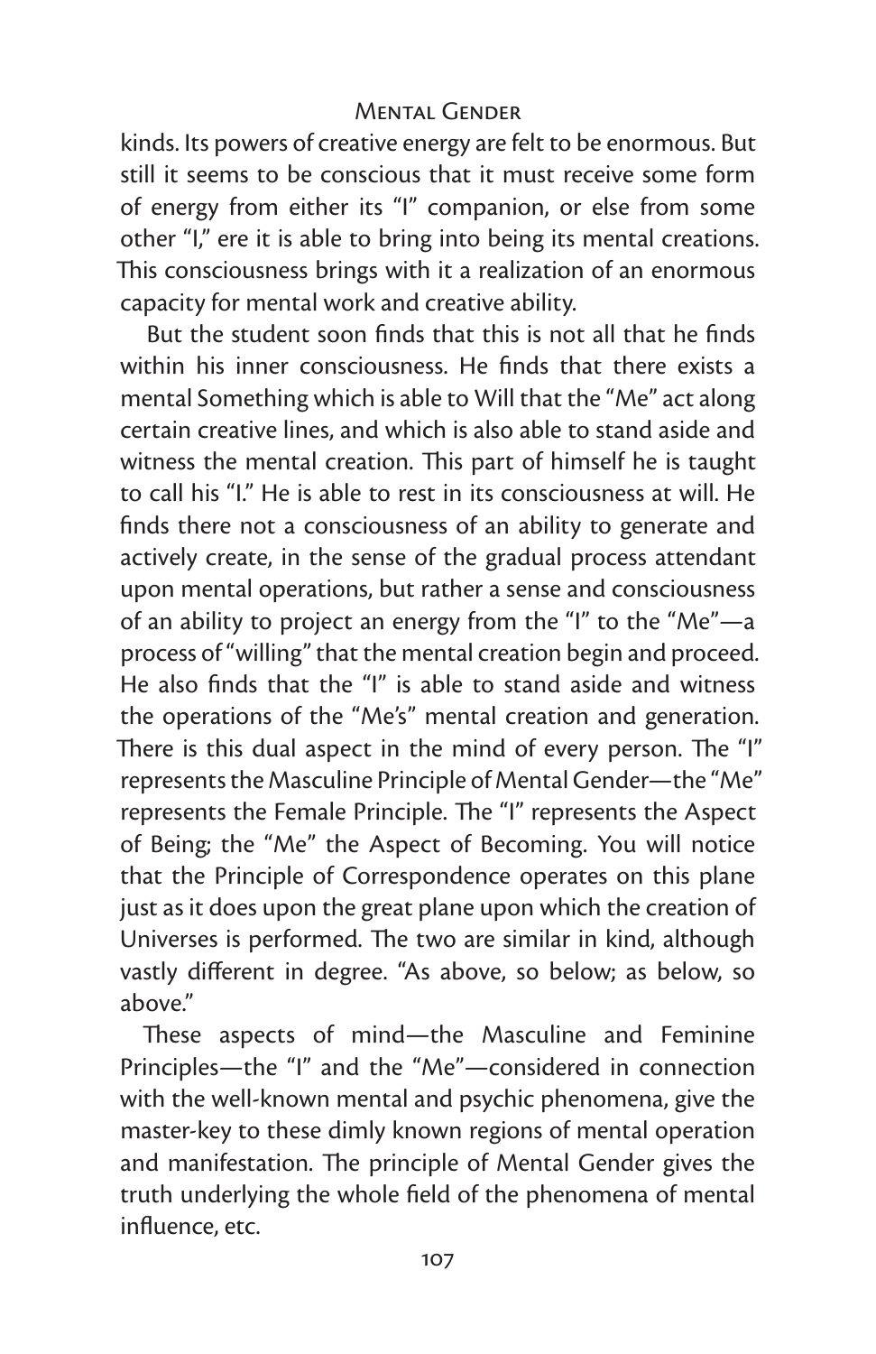kinds. Its powers of creative energy are felt to be enormous. But still it seems to be conscious that it must receive some form of energy from either its "I" companion, or else from some other "I," ere it is able to bring into being its mental creations. This consciousness brings with it a realization of an enormous capacity for mental work and creative ability.

But the student soon finds that this is not all that he finds within his inner consciousness. He finds that there exists a mental Something which is able to Will that the "Me" act along certain creative lines, and which is also able to stand aside and witness the mental creation. This part of himself he is taught to call his "I." He is able to rest in its consciousness at will. He finds there not a consciousness of an ability to generate and actively create, in the sense of the gradual process attendant upon mental operations, but rather a sense and consciousness of an ability to project an energy from the "I" to the "Me"—a process of "willing" that the mental creation begin and proceed. He also finds that the "I" is able to stand aside and witness the operations of the "Me's" mental creation and generation. There is this dual aspect in the mind of every person. The "I" represents the Masculine Principle of Mental Gender—the "Me" represents the Female Principle. The "I" represents the Aspect of Being; the "Me" the Aspect of Becoming. You will notice that the Principle of Correspondence operates on this plane just as it does upon the great plane upon which the creation of Universes is performed. The two are similar in kind, although vastly different in degree. "As above, so below; as below, so above."

These aspects of mind—the Masculine and Feminine Principles—the "I" and the "Me"—considered in connection with the well-known mental and psychic phenomena, give the master-key to these dimly known regions of mental operation and manifestation. The principle of Mental Gender gives the truth underlying the whole field of the phenomena of mental influence, etc.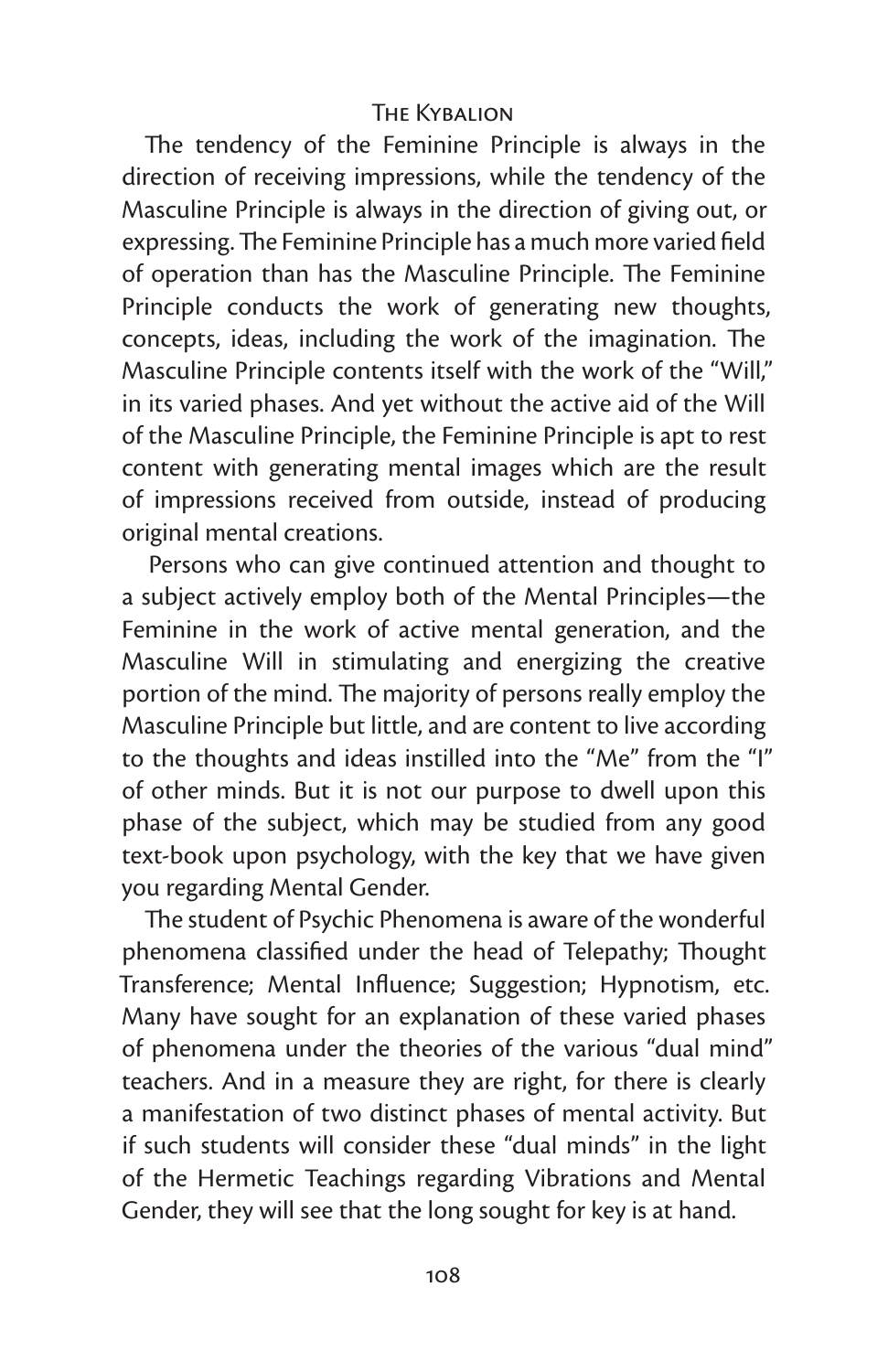The tendency of the Feminine Principle is always in the direction of receiving impressions, while the tendency of the Masculine Principle is always in the direction of giving out, or expressing. The Feminine Principle has a much more varied field of operation than has the Masculine Principle. The Feminine Principle conducts the work of generating new thoughts, concepts, ideas, including the work of the imagination. The Masculine Principle contents itself with the work of the "Will," in its varied phases. And yet without the active aid of the Will of the Masculine Principle, the Feminine Principle is apt to rest content with generating mental images which are the result of impressions received from outside, instead of producing original mental creations.

Persons who can give continued attention and thought to a subject actively employ both of the Mental Principles—the Feminine in the work of active mental generation, and the Masculine Will in stimulating and energizing the creative portion of the mind. The majority of persons really employ the Masculine Principle but little, and are content to live according to the thoughts and ideas instilled into the "Me" from the "I" of other minds. But it is not our purpose to dwell upon this phase of the subject, which may be studied from any good text-book upon psychology, with the key that we have given you regarding Mental Gender.

The student of Psychic Phenomena is aware of the wonderful phenomena classified under the head of Telepathy; Thought Transference; Mental Influence; Suggestion; Hypnotism, etc. Many have sought for an explanation of these varied phases of phenomena under the theories of the various "dual mind" teachers. And in a measure they are right, for there is clearly a manifestation of two distinct phases of mental activity. But if such students will consider these "dual minds" in the light of the Hermetic Teachings regarding Vibrations and Mental Gender, they will see that the long sought for key is at hand.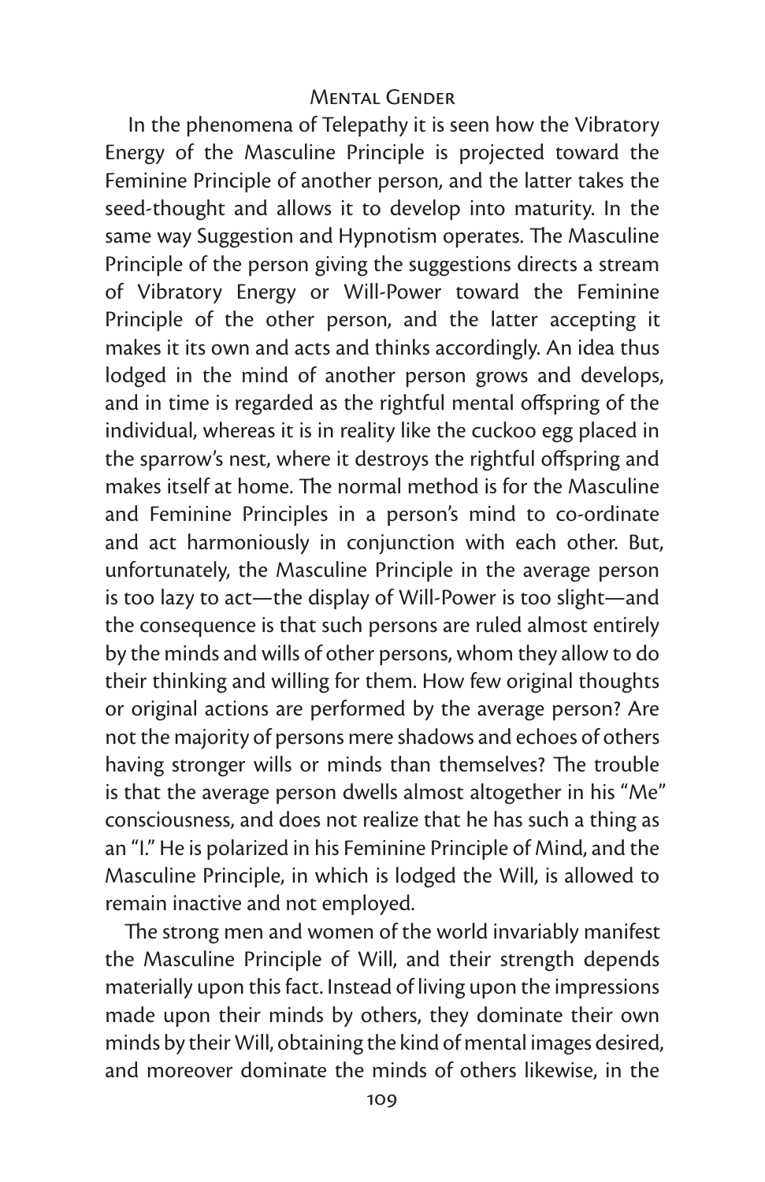In the phenomena of Telepathy it is seen how the Vibratory Energy of the Masculine Principle is projected toward the Feminine Principle of another person, and the latter takes the seed-thought and allows it to develop into maturity. In the same way Suggestion and Hypnotism operates. The Masculine Principle of the person giving the suggestions directs a stream of Vibratory Energy or Will-Power toward the Feminine Principle of the other person, and the latter accepting it makes it its own and acts and thinks accordingly. An idea thus lodged in the mind of another person grows and develops, and in time is regarded as the rightful mental offspring of the individual, whereas it is in reality like the cuckoo egg placed in the sparrow's nest, where it destroys the rightful offspring and makes itself at home. The normal method is for the Masculine and Feminine Principles in a person's mind to co-ordinate and act harmoniously in conjunction with each other. But, unfortunately, the Masculine Principle in the average person is too lazy to act—the display of Will-Power is too slight—and the consequence is that such persons are ruled almost entirely by the minds and wills of other persons, whom they allow to do their thinking and willing for them. How few original thoughts or original actions are performed by the average person? Are not the majority of persons mere shadows and echoes of others having stronger wills or minds than themselves? The trouble is that the average person dwells almost altogether in his "Me" consciousness, and does not realize that he has such a thing as an "I." He is polarized in his Feminine Principle of Mind, and the Masculine Principle, in which is lodged the Will, is allowed to remain inactive and not employed.

The strong men and women of the world invariably manifest the Masculine Principle of Will, and their strength depends materially upon this fact. Instead of living upon the impressions made upon their minds by others, they dominate their own minds by their Will, obtaining the kind of mental images desired, and moreover dominate the minds of others likewise, in the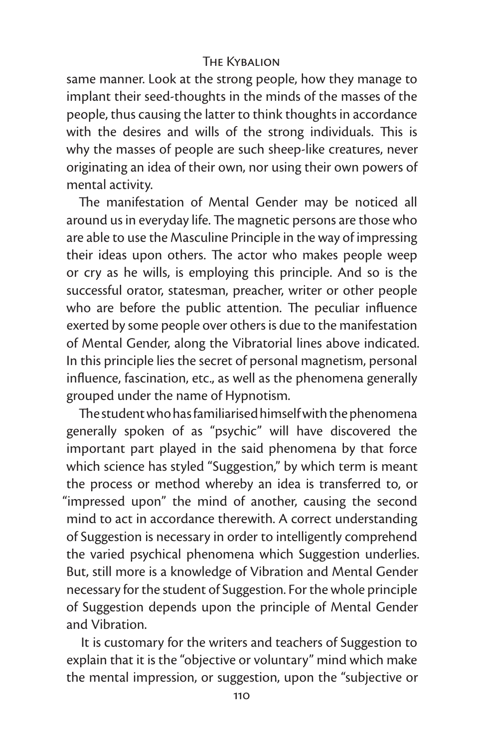same manner. Look at the strong people, how they manage to implant their seed-thoughts in the minds of the masses of the people, thus causing the latter to think thoughts in accordance with the desires and wills of the strong individuals. This is why the masses of people are such sheep-like creatures, never originating an idea of their own, nor using their own powers of mental activity.

The manifestation of Mental Gender may be noticed all around us in everyday life. The magnetic persons are those who are able to use the Masculine Principle in the way of impressing their ideas upon others. The actor who makes people weep or cry as he wills, is employing this principle. And so is the successful orator, statesman, preacher, writer or other people who are before the public attention. The peculiar influence exerted by some people over others is due to the manifestation of Mental Gender, along the Vibratorial lines above indicated. In this principle lies the secret of personal magnetism, personal influence, fascination, etc., as well as the phenomena generally grouped under the name of Hypnotism.

The student who has familiarised himself with the phenomena generally spoken of as "psychic" will have discovered the important part played in the said phenomena by that force which science has styled "Suggestion," by which term is meant the process or method whereby an idea is transferred to, or "impressed upon" the mind of another, causing the second mind to act in accordance therewith. A correct understanding of Suggestion is necessary in order to intelligently comprehend the varied psychical phenomena which Suggestion underlies. But, still more is a knowledge of Vibration and Mental Gender necessary for the student of Suggestion. For the whole principle of Suggestion depends upon the principle of Mental Gender and Vibration.

It is customary for the writers and teachers of Suggestion to explain that it is the "objective or voluntary" mind which make the mental impression, or suggestion, upon the "subjective or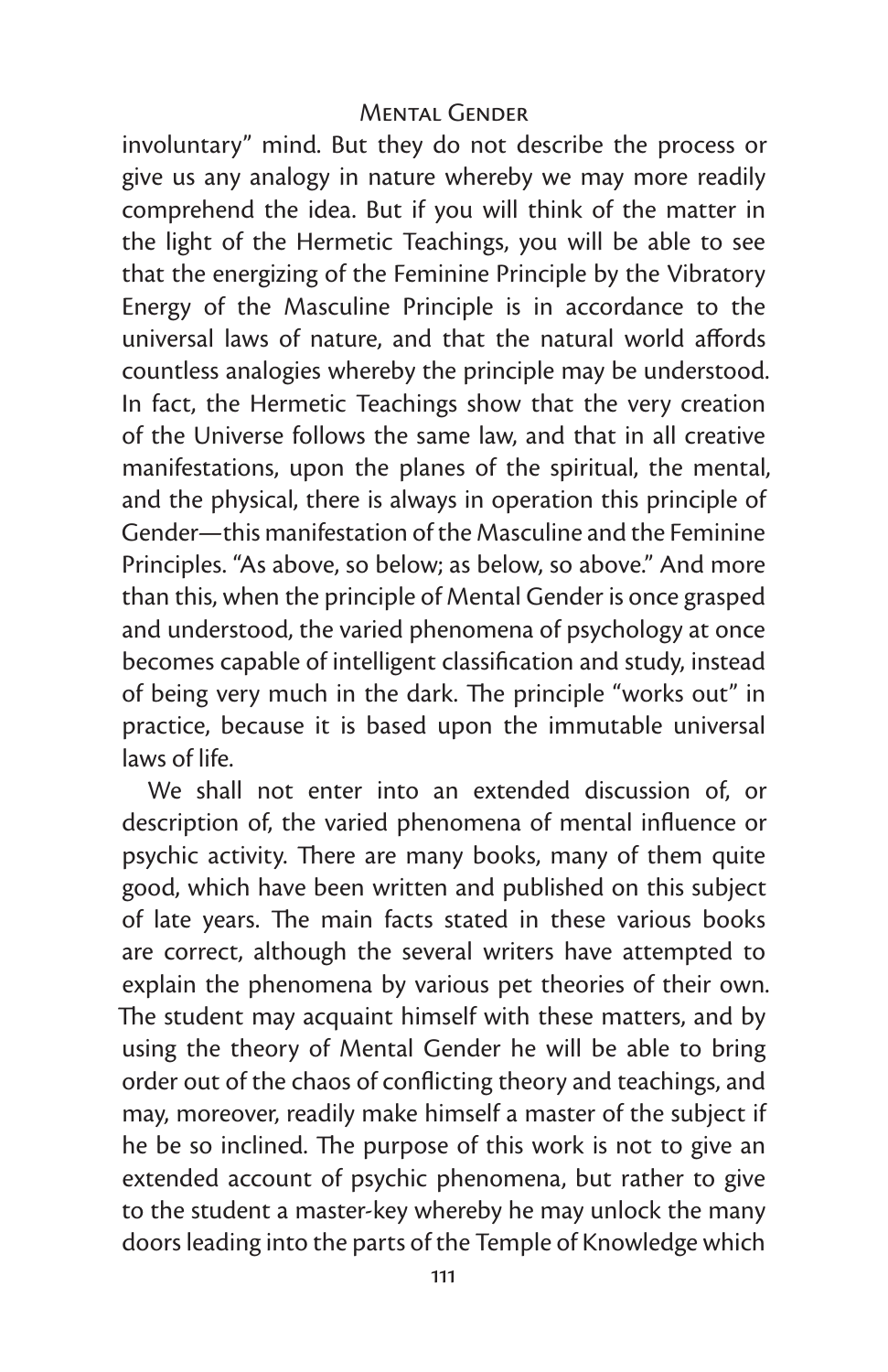involuntary" mind. But they do not describe the process or give us any analogy in nature whereby we may more readily comprehend the idea. But if you will think of the matter in the light of the Hermetic Teachings, you will be able to see that the energizing of the Feminine Principle by the Vibratory Energy of the Masculine Principle is in accordance to the universal laws of nature, and that the natural world affords countless analogies whereby the principle may be understood. In fact, the Hermetic Teachings show that the very creation of the Universe follows the same law, and that in all creative manifestations, upon the planes of the spiritual, the mental, and the physical, there is always in operation this principle of Gender—this manifestation of the Masculine and the Feminine Principles. "As above, so below; as below, so above." And more than this, when the principle of Mental Gender is once grasped and understood, the varied phenomena of psychology at once becomes capable of intelligent classification and study, instead of being very much in the dark. The principle "works out" in practice, because it is based upon the immutable universal laws of life.

We shall not enter into an extended discussion of, or description of, the varied phenomena of mental influence or psychic activity. There are many books, many of them quite good, which have been written and published on this subject of late years. The main facts stated in these various books are correct, although the several writers have attempted to explain the phenomena by various pet theories of their own. The student may acquaint himself with these matters, and by using the theory of Mental Gender he will be able to bring order out of the chaos of conflicting theory and teachings, and may, moreover, readily make himself a master of the subject if he be so inclined. The purpose of this work is not to give an extended account of psychic phenomena, but rather to give to the student a master-key whereby he may unlock the many doors leading into the parts of the Temple of Knowledge which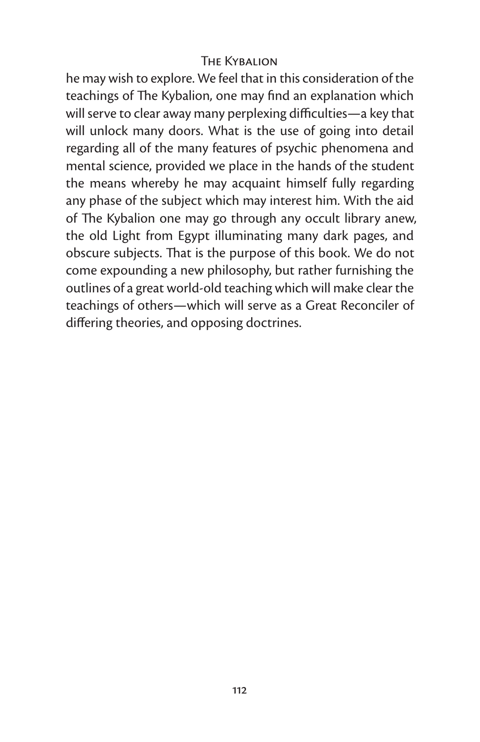he may wish to explore. We feel that in this consideration of the teachings of The Kybalion, one may find an explanation which will serve to clear away many perplexing difficulties—a key that will unlock many doors. What is the use of going into detail regarding all of the many features of psychic phenomena and mental science, provided we place in the hands of the student the means whereby he may acquaint himself fully regarding any phase of the subject which may interest him. With the aid of The Kybalion one may go through any occult library anew, the old Light from Egypt illuminating many dark pages, and obscure subjects. That is the purpose of this book. We do not come expounding a new philosophy, but rather furnishing the outlines of a great world-old teaching which will make clear the teachings of others—which will serve as a Great Reconciler of differing theories, and opposing doctrines.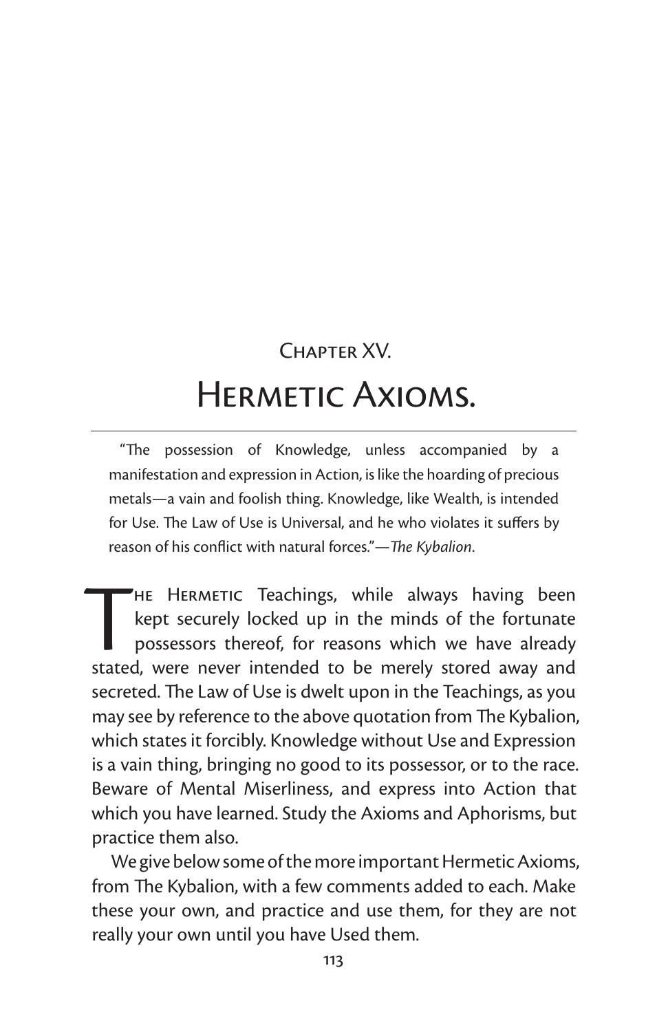# Chapter XV.

## Hermetic Axioms.

"The possession of Knowledge, unless accompanied by a manifestation and expression in Action, is like the hoarding of precious metals—a vain and foolish thing. Knowledge, like Wealth, is intended for Use. The Law of Use is Universal, and he who violates it suffers by reason of his conflict with natural forces."—*The Kybalion*.

The Hermetic Teachings, while always having been kept securely locked up in the minds of the fortunate possessors thereof, for reasons which we have already stated, were never intended to be merely stored away and secreted. The Law of Use is dwelt upon in the Teachings, as you may see by reference to the above quotation from The Kybalion, which states it forcibly. Knowledge without Use and Expression is a vain thing, bringing no good to its possessor, or to the race. Beware of Mental Miserliness, and express into Action that which you have learned. Study the Axioms and Aphorisms, but practice them also.

We give below some of the more important Hermetic Axioms, from The Kybalion, with a few comments added to each. Make these your own, and practice and use them, for they are not really your own until you have Used them.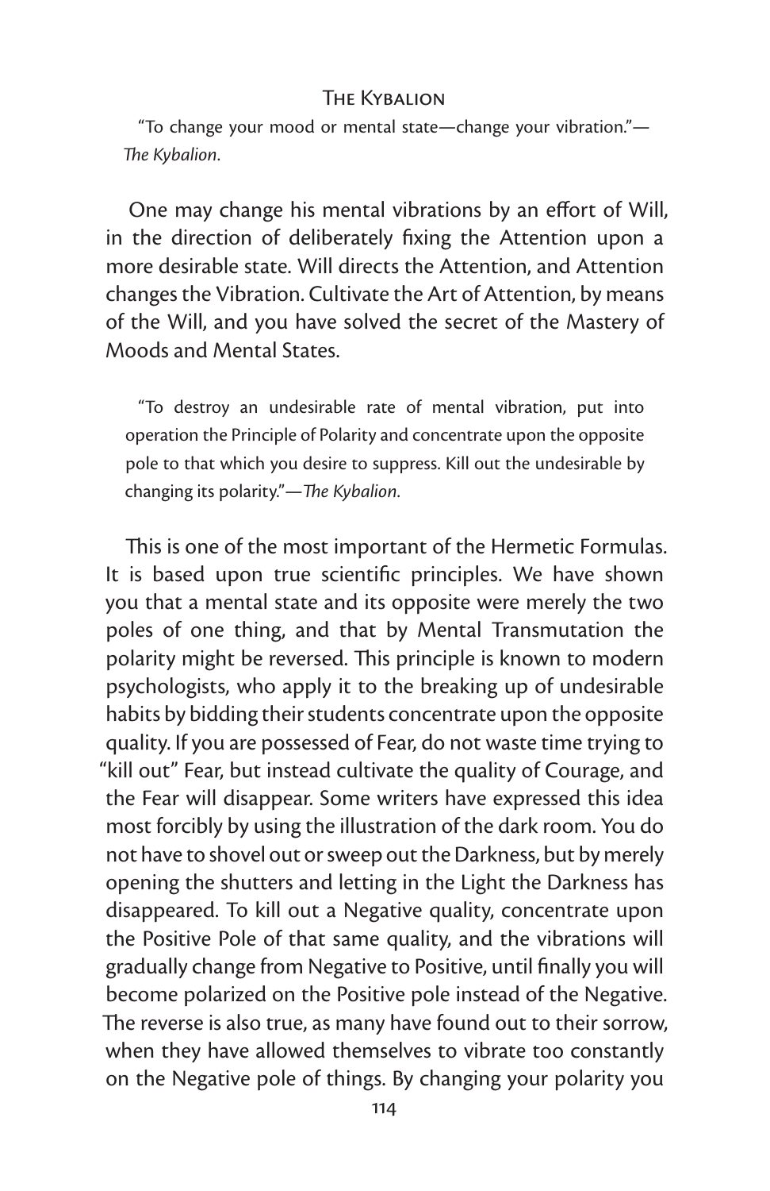> "To change your mood or mental state—change your vibration."—*The Kybalion*.

One may change his mental vibrations by an effort of Will, in the direction of deliberately fixing the Attention upon a more desirable state. Will directs the Attention, and Attention changes the Vibration. Cultivate the Art of Attention, by means of the Will, and you have solved the secret of the Mastery of Moods and Mental States.

> "To destroy an undesirable rate of mental vibration, put into operation the Principle of Polarity and concentrate upon the opposite pole to that which you desire to suppress. Kill out the undesirable by changing its polarity."—*The Kybalion*.

This is one of the most important of the Hermetic Formulas. It is based upon true scientific principles. We have shown you that a mental state and its opposite were merely the two poles of one thing, and that by Mental Transmutation the polarity might be reversed. This principle is known to modern psychologists, who apply it to the breaking up of undesirable habits by bidding their students concentrate upon the opposite quality. If you are possessed of Fear, do not waste time trying to "kill out" Fear, but instead cultivate the quality of Courage, and the Fear will disappear. Some writers have expressed this idea most forcibly by using the illustration of the dark room. You do not have to shovel out or sweep out the Darkness, but by merely opening the shutters and letting in the Light the Darkness has disappeared. To kill out a Negative quality, concentrate upon the Positive Pole of that same quality, and the vibrations will gradually change from Negative to Positive, until finally you will become polarized on the Positive pole instead of the Negative. The reverse is also true, as many have found out to their sorrow, when they have allowed themselves to vibrate too constantly on the Negative pole of things. By changing your polarity you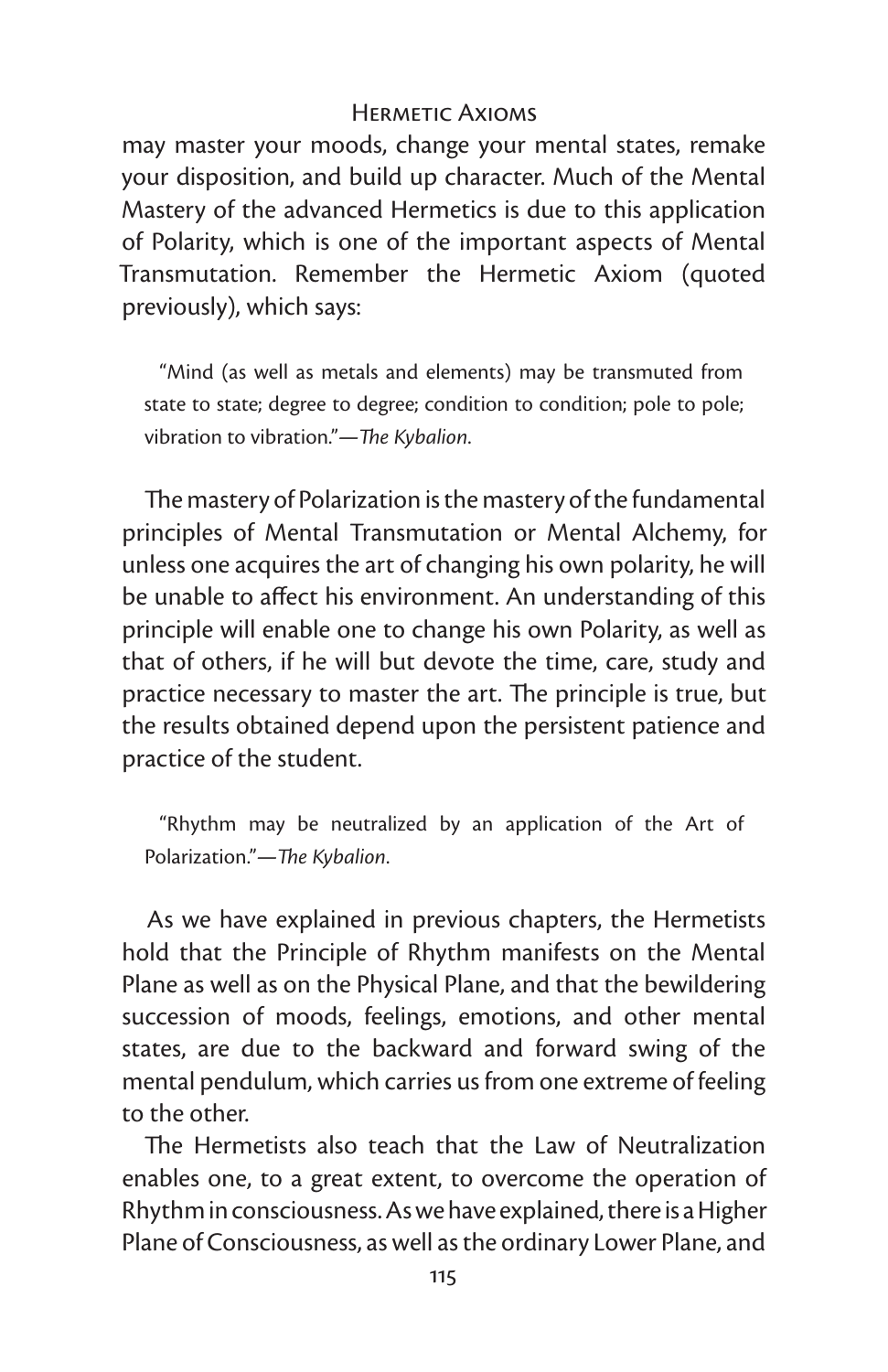may master your moods, change your mental states, remake your disposition, and build up character. Much of the Mental Mastery of the advanced Hermetics is due to this application of Polarity, which is one of the important aspects of Mental Transmutation. Remember the Hermetic Axiom (quoted previously), which says:

> "Mind (as well as metals and elements) may be transmuted from state to state; degree to degree; condition to condition; pole to pole; vibration to vibration."—*The Kybalion*.

The mastery of Polarization is the mastery of the fundamental principles of Mental Transmutation or Mental Alchemy, for unless one acquires the art of changing his own polarity, he will be unable to affect his environment. An understanding of this principle will enable one to change his own Polarity, as well as that of others, if he will but devote the time, care, study and practice necessary to master the art. The principle is true, but the results obtained depend upon the persistent patience and practice of the student.

> "Rhythm may be neutralized by an application of the Art of Polarization."—*The Kybalion*.

As we have explained in previous chapters, the Hermetists hold that the Principle of Rhythm manifests on the Mental Plane as well as on the Physical Plane, and that the bewildering succession of moods, feelings, emotions, and other mental states, are due to the backward and forward swing of the mental pendulum, which carries us from one extreme of feeling to the other.

The Hermetists also teach that the Law of Neutralization enables one, to a great extent, to overcome the operation of Rhythm in consciousness. As we have explained, there is a Higher Plane of Consciousness, as well as the ordinary Lower Plane, and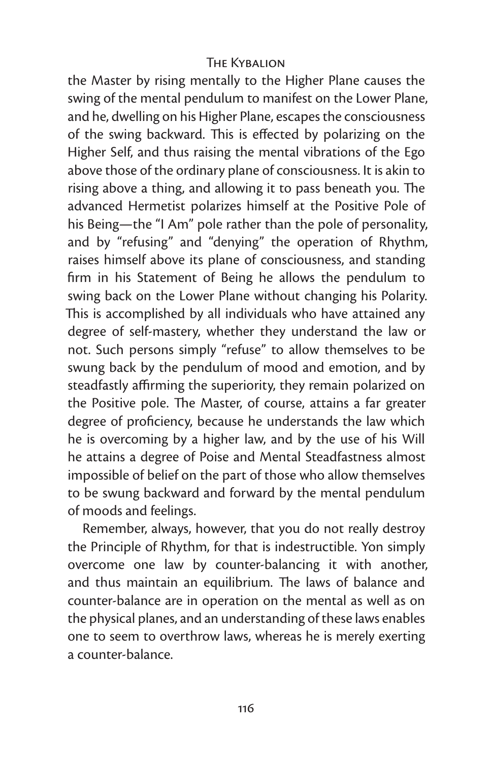the Master by rising mentally to the Higher Plane causes the swing of the mental pendulum to manifest on the Lower Plane, and he, dwelling on his Higher Plane, escapes the consciousness of the swing backward. This is effected by polarizing on the Higher Self, and thus raising the mental vibrations of the Ego above those of the ordinary plane of consciousness. It is akin to rising above a thing, and allowing it to pass beneath you. The advanced Hermetist polarizes himself at the Positive Pole of his Being—the "I Am" pole rather than the pole of personality, and by "refusing" and "denying" the operation of Rhythm, raises himself above its plane of consciousness, and standing firm in his Statement of Being he allows the pendulum to swing back on the Lower Plane without changing his Polarity. This is accomplished by all individuals who have attained any degree of self-mastery, whether they understand the law or not. Such persons simply "refuse" to allow themselves to be swung back by the pendulum of mood and emotion, and by steadfastly affirming the superiority, they remain polarized on the Positive pole. The Master, of course, attains a far greater degree of proficiency, because he understands the law which he is overcoming by a higher law, and by the use of his Will he attains a degree of Poise and Mental Steadfastness almost impossible of belief on the part of those who allow themselves to be swung backward and forward by the mental pendulum of moods and feelings.

Remember, always, however, that you do not really destroy the Principle of Rhythm, for that is indestructible. Yon simply overcome one law by counter-balancing it with another, and thus maintain an equilibrium. The laws of balance and counter-balance are in operation on the mental as well as on the physical planes, and an understanding of these laws enables one to seem to overthrow laws, whereas he is merely exerting a counter-balance.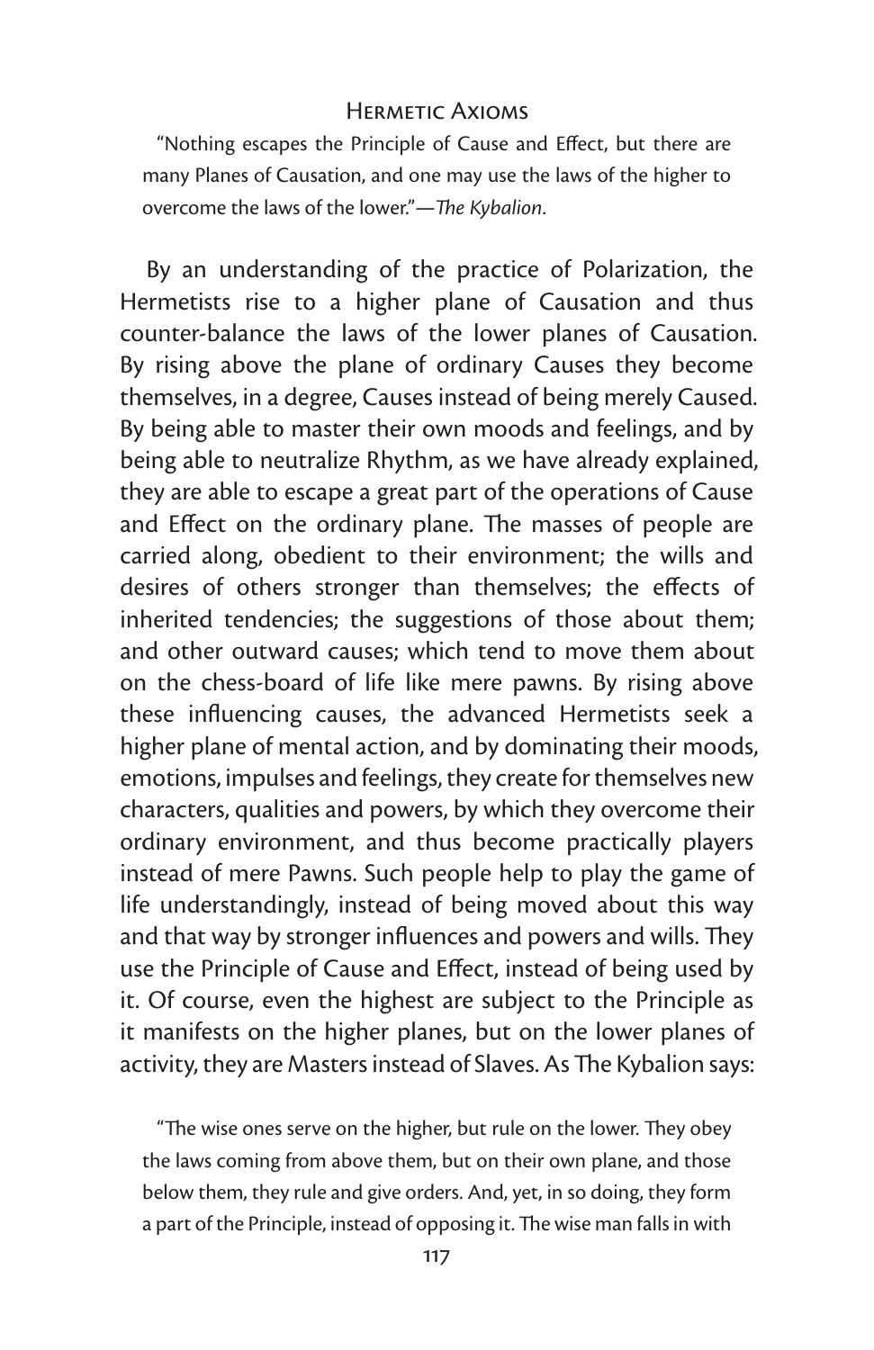### Hermetic Axioms

> "Nothing escapes the Principle of Cause and Effect, but there are many Planes of Causation, and one may use the laws of the higher to overcome the laws of the lower."—*The Kybalion.*

By an understanding of the practice of Polarization, the Hermetists rise to a higher plane of Causation and thus counter-balance the laws of the lower planes of Causation. By rising above the plane of ordinary Causes they become themselves, in a degree, Causes instead of being merely Caused. By being able to master their own moods and feelings, and by being able to neutralize Rhythm, as we have already explained, they are able to escape a great part of the operations of Cause and Effect on the ordinary plane. The masses of people are carried along, obedient to their environment; the wills and desires of others stronger than themselves; the effects of inherited tendencies; the suggestions of those about them; and other outward causes; which tend to move them about on the chess-board of life like mere pawns. By rising above these influencing causes, the advanced Hermetists seek a higher plane of mental action, and by dominating their moods, emotions, impulses and feelings, they create for themselves new characters, qualities and powers, by which they overcome their ordinary environment, and thus become practically players instead of mere Pawns. Such people help to play the game of life understandingly, instead of being moved about this way and that way by stronger influences and powers and wills. They use the Principle of Cause and Effect, instead of being used by it. Of course, even the highest are subject to the Principle as it manifests on the higher planes, but on the lower planes of activity, they are Masters instead of Slaves. As The Kybalion says:

> "The wise ones serve on the higher, but rule on the lower. They obey the laws coming from above them, but on their own plane, and those below them, they rule and give orders. And, yet, in so doing, they form a part of the Principle, instead of opposing it. The wise man falls in with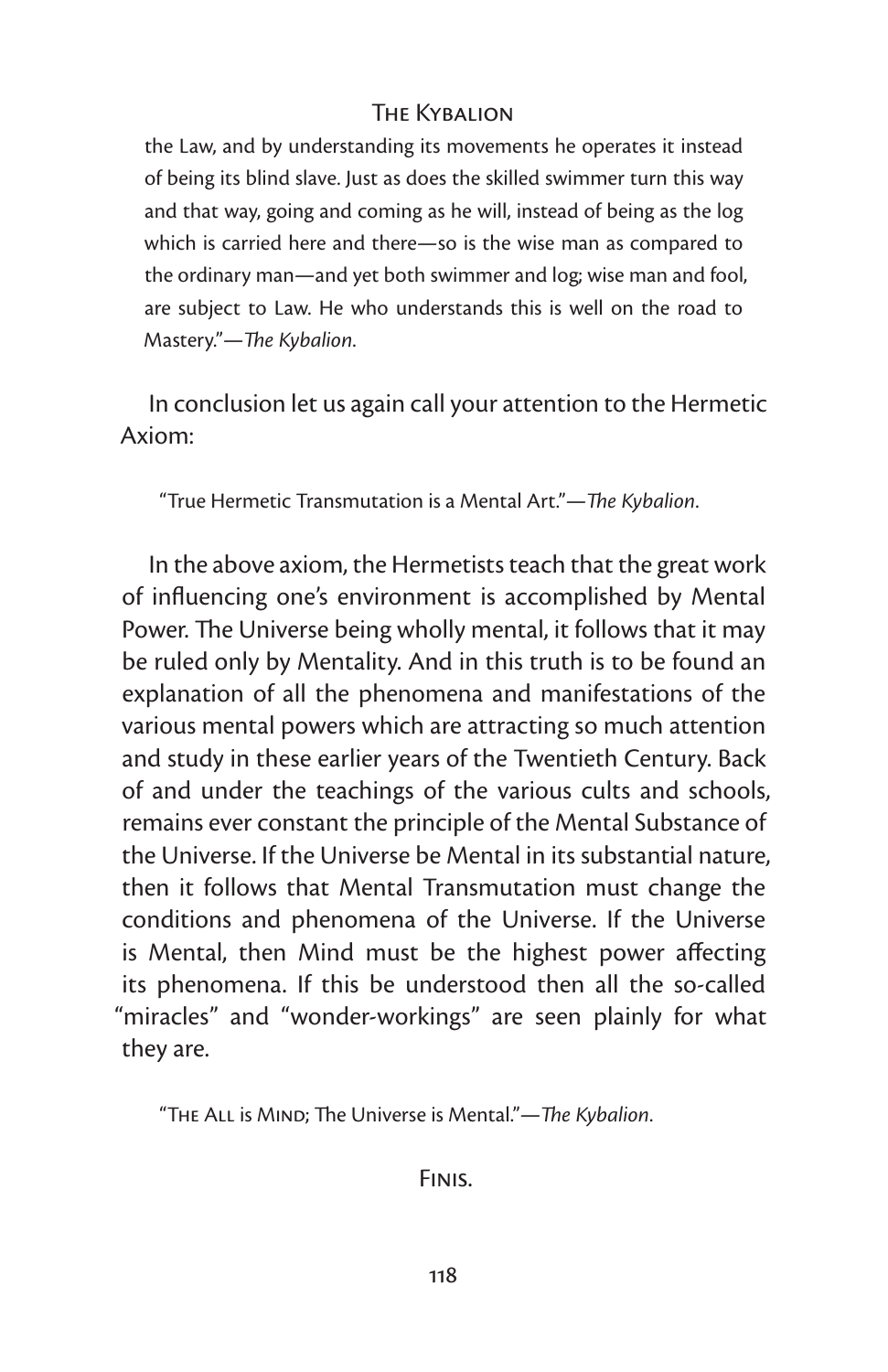> the Law, and by understanding its movements he operates it instead of being its blind slave. Just as does the skilled swimmer turn this way and that way, going and coming as he will, instead of being as the log which is carried here and there—so is the wise man as compared to the ordinary man—and yet both swimmer and log; wise man and fool, are subject to Law. He who understands this is well on the road to Mastery."—*The Kybalion*.

In conclusion let us again call your attention to the Hermetic Axiom:

> "True Hermetic Transmutation is a Mental Art."—*The Kybalion*.

In the above axiom, the Hermetists teach that the great work of influencing one's environment is accomplished by Mental Power. The Universe being wholly mental, it follows that it may be ruled only by Mentality. And in this truth is to be found an explanation of all the phenomena and manifestations of the various mental powers which are attracting so much attention and study in these earlier years of the Twentieth Century. Back of and under the teachings of the various cults and schools, remains ever constant the principle of the Mental Substance of the Universe. If the Universe be Mental in its substantial nature, then it follows that Mental Transmutation must change the conditions and phenomena of the Universe. If the Universe is Mental, then Mind must be the highest power affecting its phenomena. If this be understood then all the so-called "miracles" and "wonder-workings" are seen plainly for what they are.

> "The All is Mind; The Universe is Mental."—*The Kybalion*.

FINIS.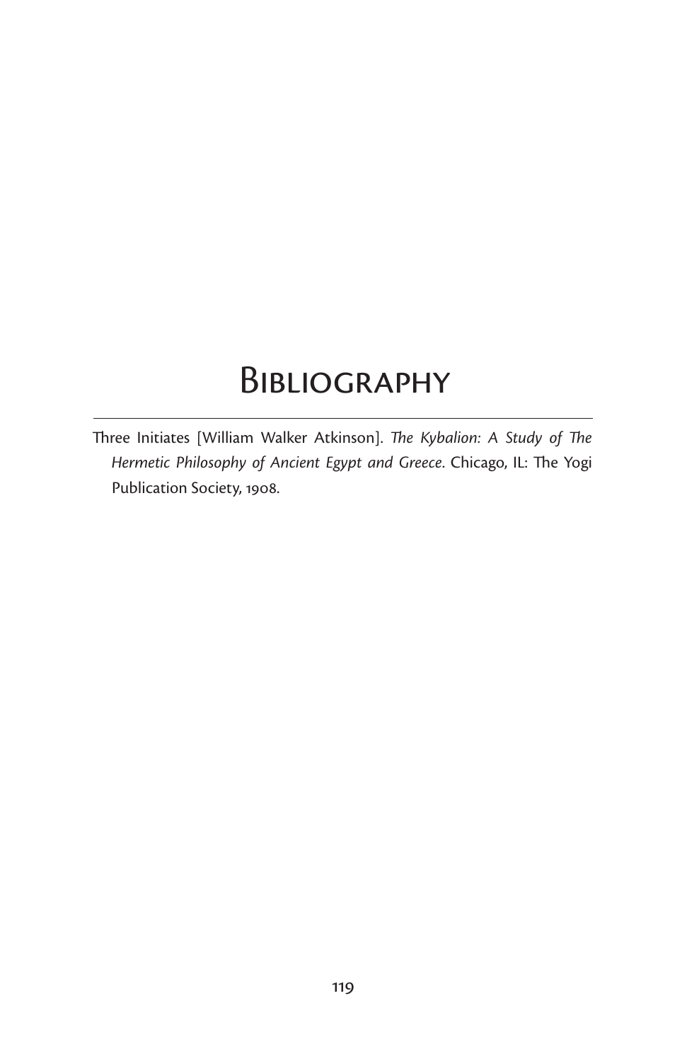# Bibliography

Three Initiates [William Walker Atkinson]. *The Kybalion: A Study of The Hermetic Philosophy of Ancient Egypt and Greece*. Chicago, IL: The Yogi Publication Society, 1908.